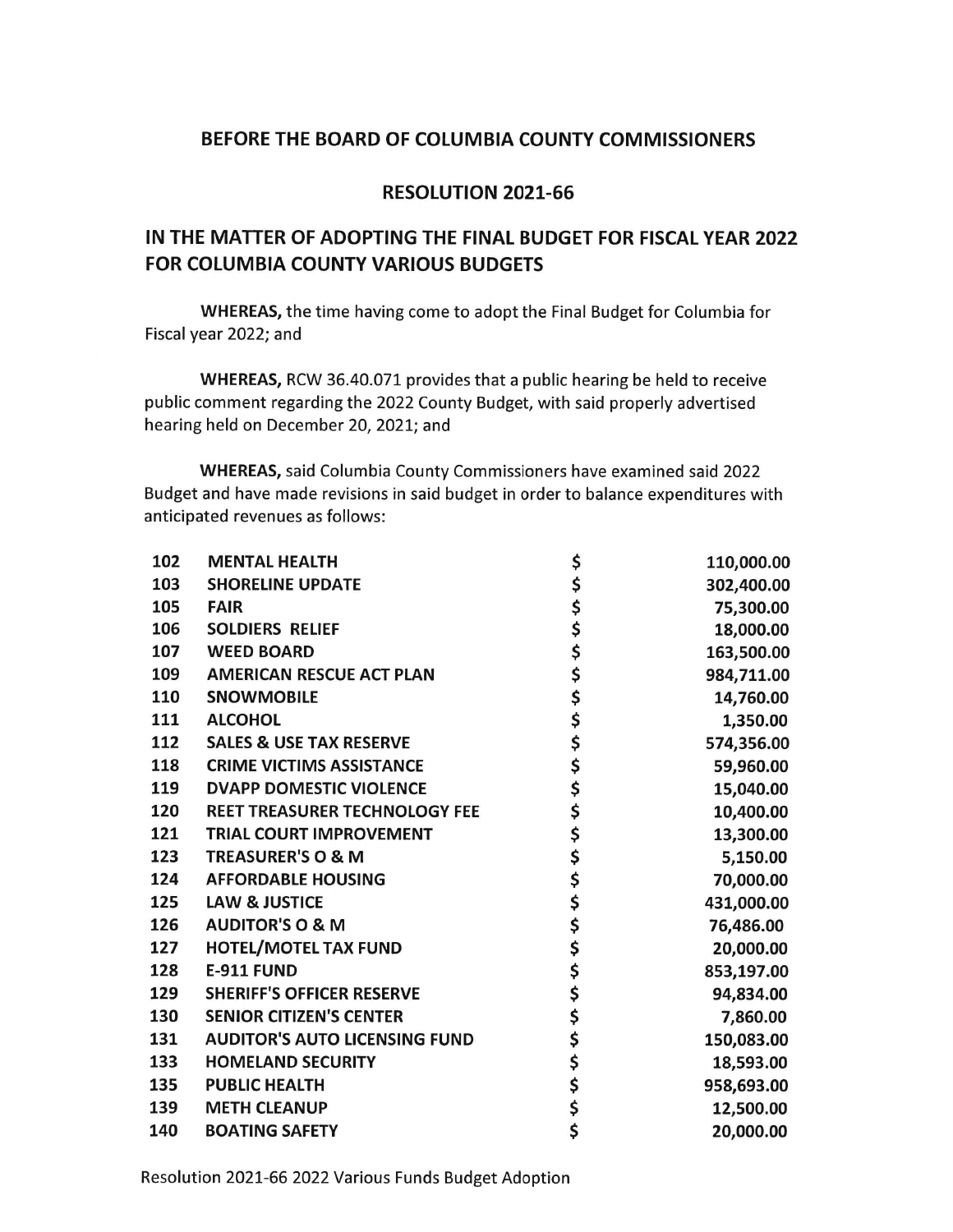## BEFORE THE BOARD OF COLUMBIA COUNTY COMMISSIONERS

## RESOLUTION 2021-66

# IN THE MATTER OF ADOPTING THE FINAL BUDGET FOR FISCAL YEAR 2022 FOR COLUMBIA COUNTY VARIOUS BUDGETS

**WHEREAS,** the time having come to adopt the Final Budget for Columbia for Fiscal year 2022; and

**WHEREAS,** RCW 36.40.071 provides that a public hearing be held to receive public comment regarding the 2022 County Budget, with said properly advertised hearing held on December 20, 2021; and

**WHEREAS,** said Columbia County Commissioners have examined said 2022 Budget and have made revisions in said budget in order to balance expenditures with anticipated revenues as follows:

| | | | |
|---|---|---|---|
| 102 | MENTAL HEALTH | $ | 110,000.00 |
| 103 | SHORELINE UPDATE | $ | 302,400.00 |
| 105 | FAIR | $ | 75,300.00 |
| 106 | SOLDIERS RELIEF | $ | 18,000.00 |
| 107 | WEED BOARD | $ | 163,500.00 |
| 109 | AMERICAN RESCUE ACT PLAN | $ | 984,711.00 |
| 110 | SNOWMOBILE | $ | 14,760.00 |
| 111 | ALCOHOL | $ | 1,350.00 |
| 112 | SALES & USE TAX RESERVE | $ | 574,356.00 |
| 118 | CRIME VICTIMS ASSISTANCE | $ | 59,960.00 |
| 119 | DVAPP DOMESTIC VIOLENCE | $ | 15,040.00 |
| 120 | REET TREASURER TECHNOLOGY FEE | $ | 10,400.00 |
| 121 | TRIAL COURT IMPROVEMENT | $ | 13,300.00 |
| 123 | TREASURER'S O & M | $ | 5,150.00 |
| 124 | AFFORDABLE HOUSING | $ | 70,000.00 |
| 125 | LAW & JUSTICE | $ | 431,000.00 |
| 126 | AUDITOR'S O & M | $ | 76,486.00 |
| 127 | HOTEL/MOTEL TAX FUND | $ | 20,000.00 |
| 128 | E-911 FUND | $ | 853,197.00 |
| 129 | SHERIFF'S OFFICER RESERVE | $ | 94,834.00 |
| 130 | SENIOR CITIZEN'S CENTER | $ | 7,860.00 |
| 131 | AUDITOR'S AUTO LICENSING FUND | $ | 150,083.00 |
| 133 | HOMELAND SECURITY | $ | 18,593.00 |
| 135 | PUBLIC HEALTH | $ | 958,693.00 |
| 139 | METH CLEANUP | $ | 12,500.00 |
| 140 | BOATING SAFETY | $ | 20,000.00 |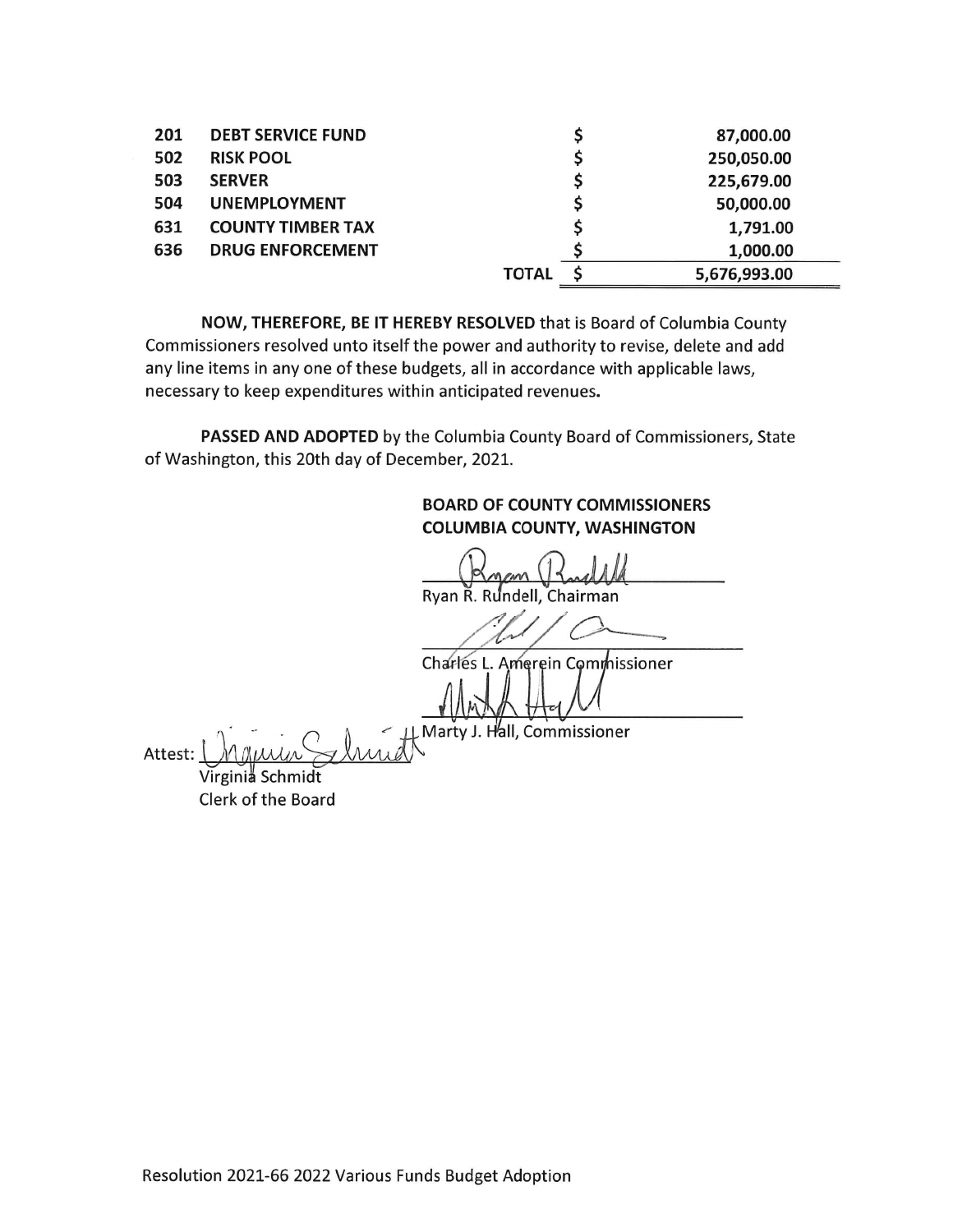| | | | | |
|---|---|---|---|---|
| 201 | **DEBT SERVICE FUND** | | $ | 87,000.00 |
| 502 | **RISK POOL** | | $ | 250,050.00 |
| 503 | **SERVER** | | $ | 225,679.00 |
| 504 | **UNEMPLOYMENT** | | $ | 50,000.00 |
| 631 | **COUNTY TIMBER TAX** | | $ | 1,791.00 |
| 636 | **DRUG ENFORCEMENT** | | $ | 1,000.00 |
| | | **TOTAL** | $ | 5,676,993.00 |

**NOW, THEREFORE, BE IT HEREBY RESOLVED** that is Board of Columbia County Commissioners resolved unto itself the power and authority to revise, delete and add any line items in any one of these budgets, all in accordance with applicable laws, necessary to keep expenditures within anticipated revenues.

**PASSED AND ADOPTED** by the Columbia County Board of Commissioners, State of Washington, this 20th day of December, 2021.

**BOARD OF COUNTY COMMISSIONERS**
**COLUMBIA COUNTY, WASHINGTON**

Ryan R. Rundell, Chairman

Charles L. Amerein Commissioner

Marty J. Hall, Commissioner

Attest:
Virginia Schmidt
Clerk of the Board

Resolution 2021-66 2022 Various Funds Budget Adoption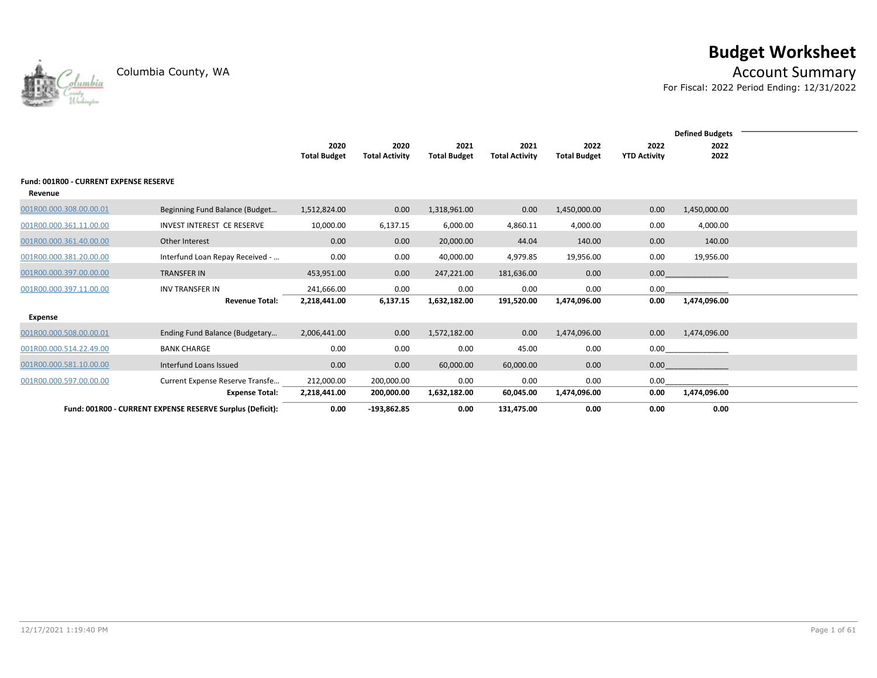# Budget Worksheet

Columbia County, WA

## Account Summary

For Fiscal: 2022 Period Ending: 12/31/2022

| | | 2020 Total Budget | 2020 Total Activity | 2021 Total Budget | 2021 Total Activity | 2022 Total Budget | 2022 YTD Activity | Defined Budgets 2022 2022 |
|---|---|---|---|---|---|---|---|---|
| **Fund: 001R00 - CURRENT EXPENSE RESERVE** | | | | | | | | |
| **Revenue** | | | | | | | | |
| 001R00.000.308.00.00.01 | Beginning Fund Balance (Budget… | 1,512,824.00 | 0.00 | 1,318,961.00 | 0.00 | 1,450,000.00 | 0.00 | 1,450,000.00 |
| 001R00.000.361.11.00.00 | INVEST INTEREST CE RESERVE | 10,000.00 | 6,137.15 | 6,000.00 | 4,860.11 | 4,000.00 | 0.00 | 4,000.00 |
| 001R00.000.361.40.00.00 | Other Interest | 0.00 | 0.00 | 20,000.00 | 44.04 | 140.00 | 0.00 | 140.00 |
| 001R00.000.381.20.00.00 | Interfund Loan Repay Received - … | 0.00 | 0.00 | 40,000.00 | 4,979.85 | 19,956.00 | 0.00 | 19,956.00 |
| 001R00.000.397.00.00.00 | TRANSFER IN | 453,951.00 | 0.00 | 247,221.00 | 181,636.00 | 0.00 | 0.00 | |
| 001R00.000.397.11.00.00 | INV TRANSFER IN | 241,666.00 | 0.00 | 0.00 | 0.00 | 0.00 | 0.00 | |
| | **Revenue Total:** | **2,218,441.00** | **6,137.15** | **1,632,182.00** | **191,520.00** | **1,474,096.00** | **0.00** | **1,474,096.00** |
| **Expense** | | | | | | | | |
| 001R00.000.508.00.00.01 | Ending Fund Balance (Budgetary… | 2,006,441.00 | 0.00 | 1,572,182.00 | 0.00 | 1,474,096.00 | 0.00 | 1,474,096.00 |
| 001R00.000.514.22.49.00 | BANK CHARGE | 0.00 | 0.00 | 0.00 | 45.00 | 0.00 | 0.00 | |
| 001R00.000.581.10.00.00 | Interfund Loans Issued | 0.00 | 0.00 | 60,000.00 | 60,000.00 | 0.00 | 0.00 | |
| 001R00.000.597.00.00.00 | Current Expense Reserve Transfe… | 212,000.00 | 200,000.00 | 0.00 | 0.00 | 0.00 | 0.00 | |
| | **Expense Total:** | **2,218,441.00** | **200,000.00** | **1,632,182.00** | **60,045.00** | **1,474,096.00** | **0.00** | **1,474,096.00** |
| | **Fund: 001R00 - CURRENT EXPENSE RESERVE Surplus (Deficit):** | **0.00** | **-193,862.85** | **0.00** | **131,475.00** | **0.00** | **0.00** | **0.00** |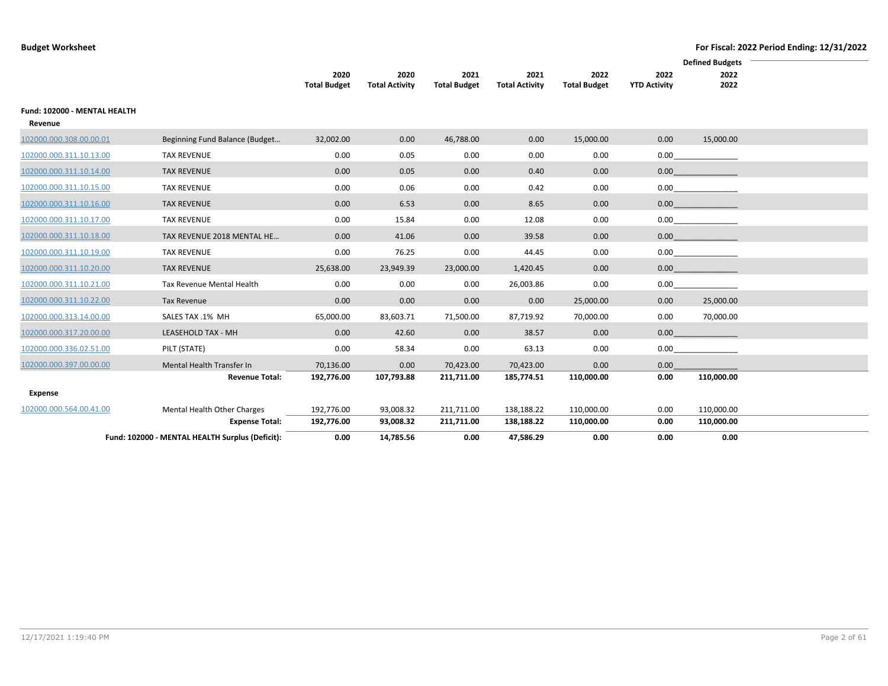**Budget Worksheet** | **For Fiscal: 2022 Period Ending: 12/31/2022**

| | | 2020 Total Budget | 2020 Total Activity | 2021 Total Budget | 2021 Total Activity | 2022 Total Budget | 2022 YTD Activity | Defined Budgets 2022 2022 |
|---|---|---|---|---|---|---|---|---|
| **Fund: 102000 - MENTAL HEALTH** | | | | | | | | |
| **Revenue** | | | | | | | | |
| 102000.000.308.00.00.01 | Beginning Fund Balance (Budget… | 32,002.00 | 0.00 | 46,788.00 | 0.00 | 15,000.00 | 0.00 | 15,000.00 |
| 102000.000.311.10.13.00 | TAX REVENUE | 0.00 | 0.05 | 0.00 | 0.00 | 0.00 | 0.00 | |
| 102000.000.311.10.14.00 | TAX REVENUE | 0.00 | 0.05 | 0.00 | 0.40 | 0.00 | 0.00 | |
| 102000.000.311.10.15.00 | TAX REVENUE | 0.00 | 0.06 | 0.00 | 0.42 | 0.00 | 0.00 | |
| 102000.000.311.10.16.00 | TAX REVENUE | 0.00 | 6.53 | 0.00 | 8.65 | 0.00 | 0.00 | |
| 102000.000.311.10.17.00 | TAX REVENUE | 0.00 | 15.84 | 0.00 | 12.08 | 0.00 | 0.00 | |
| 102000.000.311.10.18.00 | TAX REVENUE 2018 MENTAL HE… | 0.00 | 41.06 | 0.00 | 39.58 | 0.00 | 0.00 | |
| 102000.000.311.10.19.00 | TAX REVENUE | 0.00 | 76.25 | 0.00 | 44.45 | 0.00 | 0.00 | |
| 102000.000.311.10.20.00 | TAX REVENUE | 25,638.00 | 23,949.39 | 23,000.00 | 1,420.45 | 0.00 | 0.00 | |
| 102000.000.311.10.21.00 | Tax Revenue Mental Health | 0.00 | 0.00 | 0.00 | 26,003.86 | 0.00 | 0.00 | |
| 102000.000.311.10.22.00 | Tax Revenue | 0.00 | 0.00 | 0.00 | 0.00 | 25,000.00 | 0.00 | 25,000.00 |
| 102000.000.313.14.00.00 | SALES TAX .1% MH | 65,000.00 | 83,603.71 | 71,500.00 | 87,719.92 | 70,000.00 | 0.00 | 70,000.00 |
| 102000.000.317.20.00.00 | LEASEHOLD TAX - MH | 0.00 | 42.60 | 0.00 | 38.57 | 0.00 | 0.00 | |
| 102000.000.336.02.51.00 | PILT (STATE) | 0.00 | 58.34 | 0.00 | 63.13 | 0.00 | 0.00 | |
| 102000.000.397.00.00.00 | Mental Health Transfer In | 70,136.00 | 0.00 | 70,423.00 | 70,423.00 | 0.00 | 0.00 | |
| | **Revenue Total:** | **192,776.00** | **107,793.88** | **211,711.00** | **185,774.51** | **110,000.00** | **0.00** | **110,000.00** |
| **Expense** | | | | | | | | |
| 102000.000.564.00.41.00 | Mental Health Other Charges | 192,776.00 | 93,008.32 | 211,711.00 | 138,188.22 | 110,000.00 | 0.00 | 110,000.00 |
| | **Expense Total:** | **192,776.00** | **93,008.32** | **211,711.00** | **138,188.22** | **110,000.00** | **0.00** | **110,000.00** |
| | **Fund: 102000 - MENTAL HEALTH Surplus (Deficit):** | **0.00** | **14,785.56** | **0.00** | **47,586.29** | **0.00** | **0.00** | **0.00** |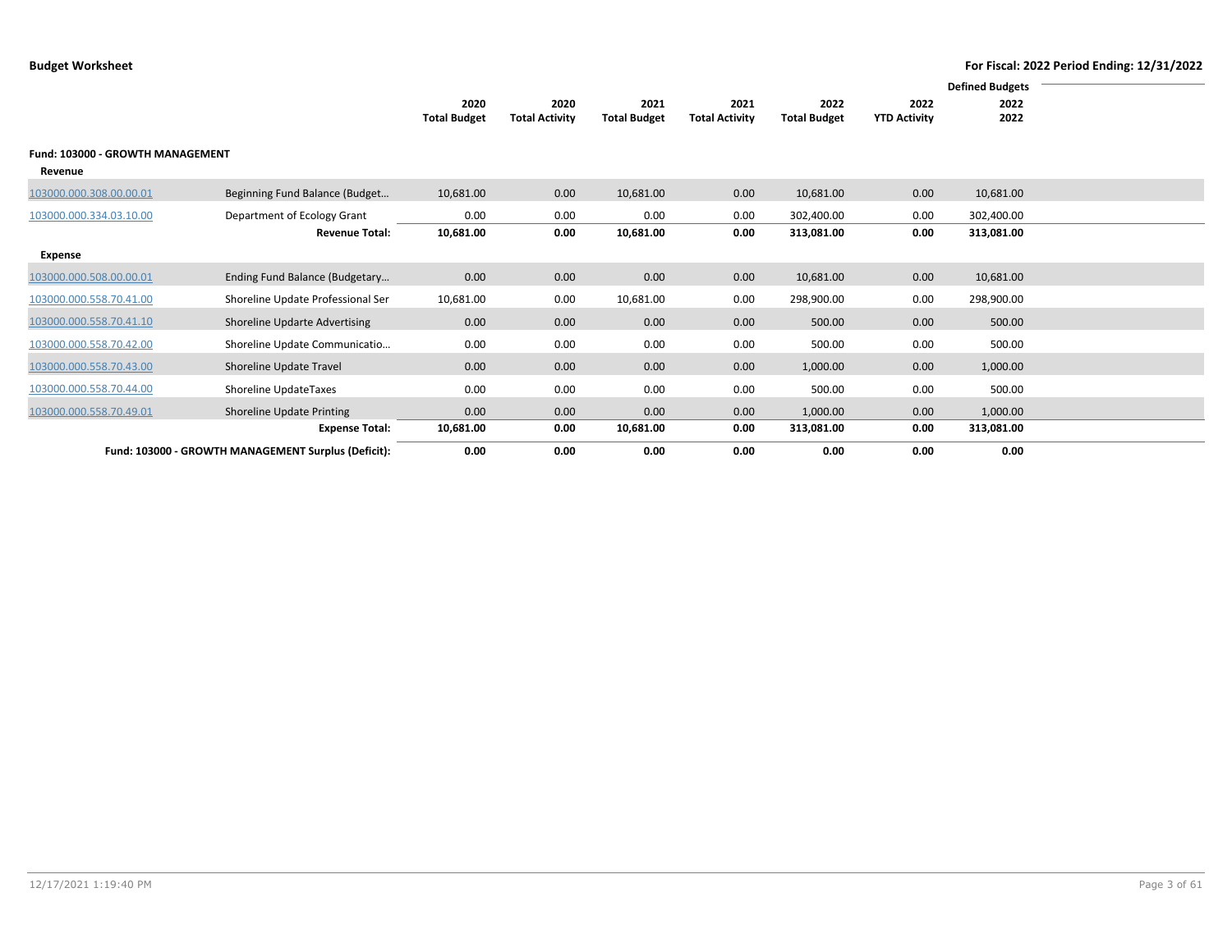**Budget Worksheet**

**For Fiscal: 2022 Period Ending: 12/31/2022**

| | | 2020 Total Budget | 2020 Total Activity | 2021 Total Budget | 2021 Total Activity | 2022 Total Budget | 2022 YTD Activity | Defined Budgets 2022 2022 |
|---|---|---|---|---|---|---|---|---|
| **Fund: 103000 - GROWTH MANAGEMENT** | | | | | | | | |
| **Revenue** | | | | | | | | |
| 103000.000.308.00.00.01 | Beginning Fund Balance (Budget… | 10,681.00 | 0.00 | 10,681.00 | 0.00 | 10,681.00 | 0.00 | 10,681.00 |
| 103000.000.334.03.10.00 | Department of Ecology Grant | 0.00 | 0.00 | 0.00 | 0.00 | 302,400.00 | 0.00 | 302,400.00 |
| | **Revenue Total:** | **10,681.00** | **0.00** | **10,681.00** | **0.00** | **313,081.00** | **0.00** | **313,081.00** |
| **Expense** | | | | | | | | |
| 103000.000.508.00.00.01 | Ending Fund Balance (Budgetary… | 0.00 | 0.00 | 0.00 | 0.00 | 10,681.00 | 0.00 | 10,681.00 |
| 103000.000.558.70.41.00 | Shoreline Update Professional Ser | 10,681.00 | 0.00 | 10,681.00 | 0.00 | 298,900.00 | 0.00 | 298,900.00 |
| 103000.000.558.70.41.10 | Shoreline Updarte Advertising | 0.00 | 0.00 | 0.00 | 0.00 | 500.00 | 0.00 | 500.00 |
| 103000.000.558.70.42.00 | Shoreline Update Communicatio… | 0.00 | 0.00 | 0.00 | 0.00 | 500.00 | 0.00 | 500.00 |
| 103000.000.558.70.43.00 | Shoreline Update Travel | 0.00 | 0.00 | 0.00 | 0.00 | 1,000.00 | 0.00 | 1,000.00 |
| 103000.000.558.70.44.00 | Shoreline UpdateTaxes | 0.00 | 0.00 | 0.00 | 0.00 | 500.00 | 0.00 | 500.00 |
| 103000.000.558.70.49.01 | Shoreline Update Printing | 0.00 | 0.00 | 0.00 | 0.00 | 1,000.00 | 0.00 | 1,000.00 |
| | **Expense Total:** | **10,681.00** | **0.00** | **10,681.00** | **0.00** | **313,081.00** | **0.00** | **313,081.00** |
| | **Fund: 103000 - GROWTH MANAGEMENT Surplus (Deficit):** | **0.00** | **0.00** | **0.00** | **0.00** | **0.00** | **0.00** | **0.00** |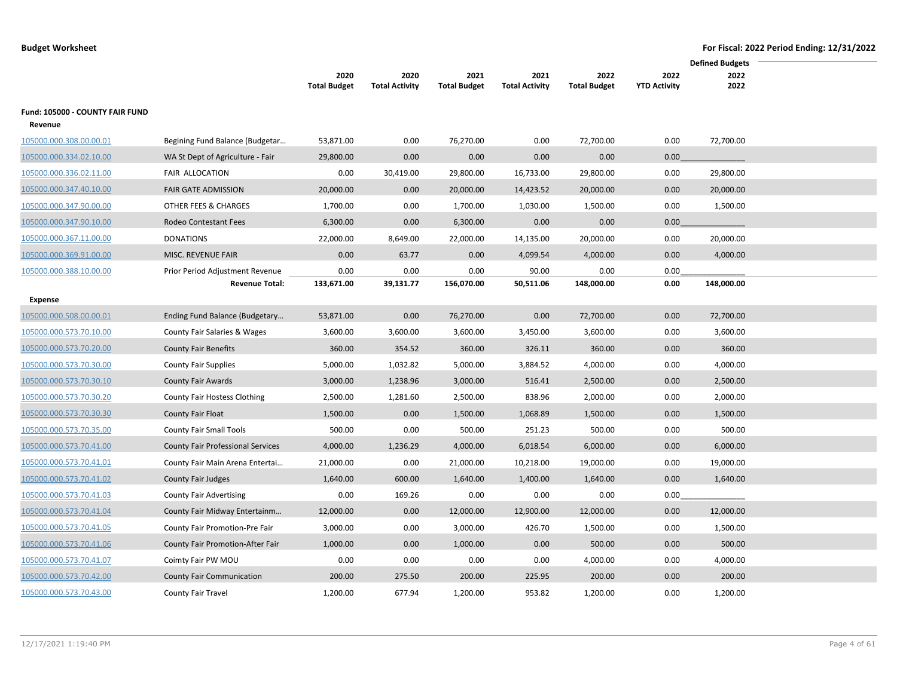**Budget Worksheet** **For Fiscal: 2022 Period Ending: 12/31/2022**

| | | 2020 Total Budget | 2020 Total Activity | 2021 Total Budget | 2021 Total Activity | 2022 Total Budget | 2022 YTD Activity | Defined Budgets 2022 2022 |
|---|---|---|---|---|---|---|---|---|
| **Fund: 105000 - COUNTY FAIR FUND** | | | | | | | | |
| **Revenue** | | | | | | | | |
| 105000.000.308.00.00.01 | Begining Fund Balance (Budgetar… | 53,871.00 | 0.00 | 76,270.00 | 0.00 | 72,700.00 | 0.00 | 72,700.00 |
| 105000.000.334.02.10.00 | WA St Dept of Agriculture - Fair | 29,800.00 | 0.00 | 0.00 | 0.00 | 0.00 | 0.00 | |
| 105000.000.336.02.11.00 | FAIR ALLOCATION | 0.00 | 30,419.00 | 29,800.00 | 16,733.00 | 29,800.00 | 0.00 | 29,800.00 |
| 105000.000.347.40.10.00 | FAIR GATE ADMISSION | 20,000.00 | 0.00 | 20,000.00 | 14,423.52 | 20,000.00 | 0.00 | 20,000.00 |
| 105000.000.347.90.00.00 | OTHER FEES & CHARGES | 1,700.00 | 0.00 | 1,700.00 | 1,030.00 | 1,500.00 | 0.00 | 1,500.00 |
| 105000.000.347.90.10.00 | Rodeo Contestant Fees | 6,300.00 | 0.00 | 6,300.00 | 0.00 | 0.00 | 0.00 | |
| 105000.000.367.11.00.00 | DONATIONS | 22,000.00 | 8,649.00 | 22,000.00 | 14,135.00 | 20,000.00 | 0.00 | 20,000.00 |
| 105000.000.369.91.00.00 | MISC. REVENUE FAIR | 0.00 | 63.77 | 0.00 | 4,099.54 | 4,000.00 | 0.00 | 4,000.00 |
| 105000.000.388.10.00.00 | Prior Period Adjustment Revenue | 0.00 | 0.00 | 0.00 | 90.00 | 0.00 | 0.00 | |
| | **Revenue Total:** | **133,671.00** | **39,131.77** | **156,070.00** | **50,511.06** | **148,000.00** | **0.00** | **148,000.00** |
| **Expense** | | | | | | | | |
| 105000.000.508.00.00.01 | Ending Fund Balance (Budgetary… | 53,871.00 | 0.00 | 76,270.00 | 0.00 | 72,700.00 | 0.00 | 72,700.00 |
| 105000.000.573.70.10.00 | County Fair Salaries & Wages | 3,600.00 | 3,600.00 | 3,600.00 | 3,450.00 | 3,600.00 | 0.00 | 3,600.00 |
| 105000.000.573.70.20.00 | County Fair Benefits | 360.00 | 354.52 | 360.00 | 326.11 | 360.00 | 0.00 | 360.00 |
| 105000.000.573.70.30.00 | County Fair Supplies | 5,000.00 | 1,032.82 | 5,000.00 | 3,884.52 | 4,000.00 | 0.00 | 4,000.00 |
| 105000.000.573.70.30.10 | County Fair Awards | 3,000.00 | 1,238.96 | 3,000.00 | 516.41 | 2,500.00 | 0.00 | 2,500.00 |
| 105000.000.573.70.30.20 | County Fair Hostess Clothing | 2,500.00 | 1,281.60 | 2,500.00 | 838.96 | 2,000.00 | 0.00 | 2,000.00 |
| 105000.000.573.70.30.30 | County Fair Float | 1,500.00 | 0.00 | 1,500.00 | 1,068.89 | 1,500.00 | 0.00 | 1,500.00 |
| 105000.000.573.70.35.00 | County Fair Small Tools | 500.00 | 0.00 | 500.00 | 251.23 | 500.00 | 0.00 | 500.00 |
| 105000.000.573.70.41.00 | County Fair Professional Services | 4,000.00 | 1,236.29 | 4,000.00 | 6,018.54 | 6,000.00 | 0.00 | 6,000.00 |
| 105000.000.573.70.41.01 | County Fair Main Arena Entertai… | 21,000.00 | 0.00 | 21,000.00 | 10,218.00 | 19,000.00 | 0.00 | 19,000.00 |
| 105000.000.573.70.41.02 | County Fair Judges | 1,640.00 | 600.00 | 1,640.00 | 1,400.00 | 1,640.00 | 0.00 | 1,640.00 |
| 105000.000.573.70.41.03 | County Fair Advertising | 0.00 | 169.26 | 0.00 | 0.00 | 0.00 | 0.00 | |
| 105000.000.573.70.41.04 | County Fair Midway Entertainm… | 12,000.00 | 0.00 | 12,000.00 | 12,900.00 | 12,000.00 | 0.00 | 12,000.00 |
| 105000.000.573.70.41.05 | County Fair Promotion-Pre Fair | 3,000.00 | 0.00 | 3,000.00 | 426.70 | 1,500.00 | 0.00 | 1,500.00 |
| 105000.000.573.70.41.06 | County Fair Promotion-After Fair | 1,000.00 | 0.00 | 1,000.00 | 0.00 | 500.00 | 0.00 | 500.00 |
| 105000.000.573.70.41.07 | Coimty Fair PW MOU | 0.00 | 0.00 | 0.00 | 0.00 | 4,000.00 | 0.00 | 4,000.00 |
| 105000.000.573.70.42.00 | County Fair Communication | 200.00 | 275.50 | 200.00 | 225.95 | 200.00 | 0.00 | 200.00 |
| 105000.000.573.70.43.00 | County Fair Travel | 1,200.00 | 677.94 | 1,200.00 | 953.82 | 1,200.00 | 0.00 | 1,200.00 |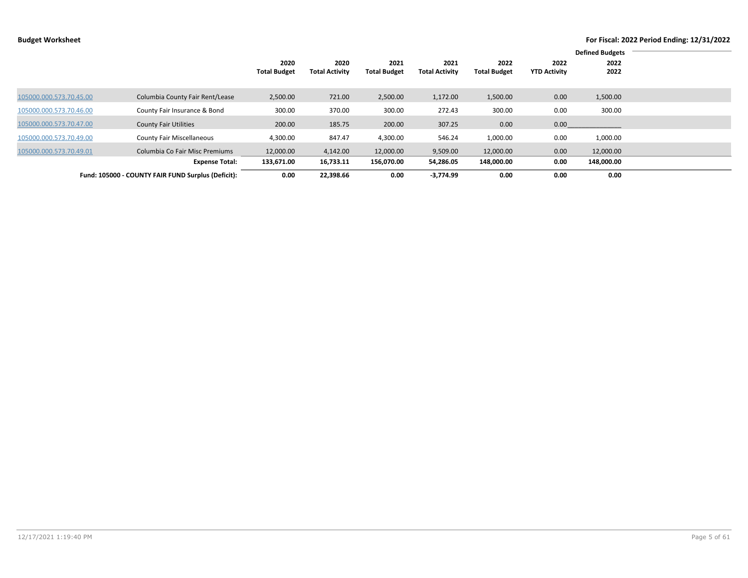**Budget Worksheet**

**For Fiscal: 2022 Period Ending: 12/31/2022**

| | | 2020 Total Budget | 2020 Total Activity | 2021 Total Budget | 2021 Total Activity | 2022 Total Budget | 2022 YTD Activity | Defined Budgets 2022 2022 |
|---|---|---|---|---|---|---|---|---|
| 105000.000.573.70.45.00 | Columbia County Fair Rent/Lease | 2,500.00 | 721.00 | 2,500.00 | 1,172.00 | 1,500.00 | 0.00 | 1,500.00 |
| 105000.000.573.70.46.00 | County Fair Insurance & Bond | 300.00 | 370.00 | 300.00 | 272.43 | 300.00 | 0.00 | 300.00 |
| 105000.000.573.70.47.00 | County Fair Utilities | 200.00 | 185.75 | 200.00 | 307.25 | 0.00 | 0.00 | |
| 105000.000.573.70.49.00 | County Fair Miscellaneous | 4,300.00 | 847.47 | 4,300.00 | 546.24 | 1,000.00 | 0.00 | 1,000.00 |
| 105000.000.573.70.49.01 | Columbia Co Fair Misc Premiums | 12,000.00 | 4,142.00 | 12,000.00 | 9,509.00 | 12,000.00 | 0.00 | 12,000.00 |
| | **Expense Total:** | **133,671.00** | **16,733.11** | **156,070.00** | **54,286.05** | **148,000.00** | **0.00** | **148,000.00** |
| | **Fund: 105000 - COUNTY FAIR FUND Surplus (Deficit):** | **0.00** | **22,398.66** | **0.00** | **-3,774.99** | **0.00** | **0.00** | **0.00** |

12/17/2021 1:19:40 PM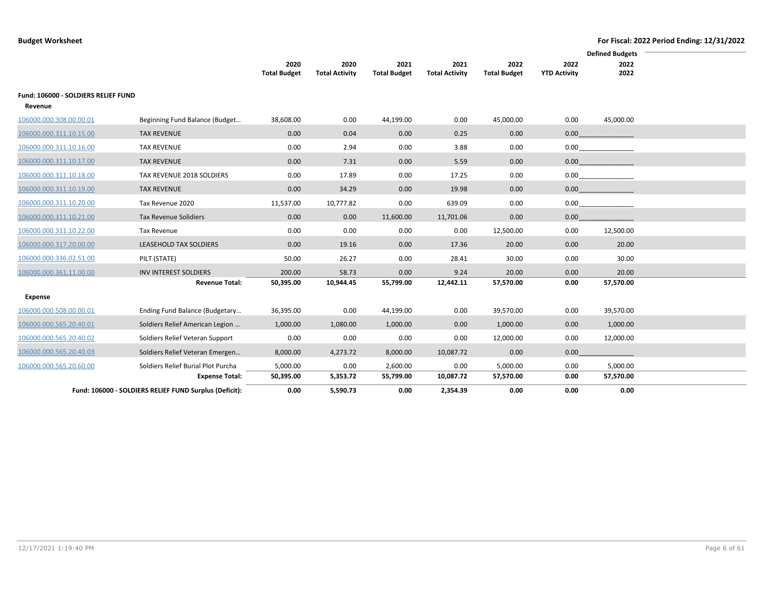**Budget Worksheet** — For Fiscal: 2022 Period Ending: 12/31/2022

| | | 2020 Total Budget | 2020 Total Activity | 2021 Total Budget | 2021 Total Activity | 2022 Total Budget | 2022 YTD Activity | Defined Budgets 2022 2022 |
|---|---|---|---|---|---|---|---|---|
| **Fund: 106000 - SOLDIERS RELIEF FUND** | | | | | | | | |
| **Revenue** | | | | | | | | |
| 106000.000.308.00.00.01 | Beginning Fund Balance (Budget… | 38,608.00 | 0.00 | 44,199.00 | 0.00 | 45,000.00 | 0.00 | 45,000.00 |
| 106000.000.311.10.15.00 | TAX REVENUE | 0.00 | 0.04 | 0.00 | 0.25 | 0.00 | 0.00 | |
| 106000.000.311.10.16.00 | TAX REVENUE | 0.00 | 2.94 | 0.00 | 3.88 | 0.00 | 0.00 | |
| 106000.000.311.10.17.00 | TAX REVENUE | 0.00 | 7.31 | 0.00 | 5.59 | 0.00 | 0.00 | |
| 106000.000.311.10.18.00 | TAX REVENUE 2018 SOLDIERS | 0.00 | 17.89 | 0.00 | 17.25 | 0.00 | 0.00 | |
| 106000.000.311.10.19.00 | TAX REVENUE | 0.00 | 34.29 | 0.00 | 19.98 | 0.00 | 0.00 | |
| 106000.000.311.10.20.00 | Tax Revenue 2020 | 11,537.00 | 10,777.82 | 0.00 | 639.09 | 0.00 | 0.00 | |
| 106000.000.311.10.21.00 | Tax Revenue Solidiers | 0.00 | 0.00 | 11,600.00 | 11,701.06 | 0.00 | 0.00 | |
| 106000.000.311.10.22.00 | Tax Revenue | 0.00 | 0.00 | 0.00 | 0.00 | 12,500.00 | 0.00 | 12,500.00 |
| 106000.000.317.20.00.00 | LEASEHOLD TAX SOLDIERS | 0.00 | 19.16 | 0.00 | 17.36 | 20.00 | 0.00 | 20.00 |
| 106000.000.336.02.51.00 | PILT (STATE) | 50.00 | 26.27 | 0.00 | 28.41 | 30.00 | 0.00 | 30.00 |
| 106000.000.361.11.00.00 | INV INTEREST SOLDIERS | 200.00 | 58.73 | 0.00 | 9.24 | 20.00 | 0.00 | 20.00 |
| | **Revenue Total:** | **50,395.00** | **10,944.45** | **55,799.00** | **12,442.11** | **57,570.00** | **0.00** | **57,570.00** |
| **Expense** | | | | | | | | |
| 106000.000.508.00.00.01 | Ending Fund Balance (Budgetary… | 36,395.00 | 0.00 | 44,199.00 | 0.00 | 39,570.00 | 0.00 | 39,570.00 |
| 106000.000.565.20.40.01 | Soldiers Relief American Legion … | 1,000.00 | 1,080.00 | 1,000.00 | 0.00 | 1,000.00 | 0.00 | 1,000.00 |
| 106000.000.565.20.40.02 | Soldiers Relief Veteran Support | 0.00 | 0.00 | 0.00 | 0.00 | 12,000.00 | 0.00 | 12,000.00 |
| 106000.000.565.20.40.03 | Soldiers Relief Veteran Emergen… | 8,000.00 | 4,273.72 | 8,000.00 | 10,087.72 | 0.00 | 0.00 | |
| 106000.000.565.20.60.00 | Soldiers Relief Burial Plot Purcha | 5,000.00 | 0.00 | 2,600.00 | 0.00 | 5,000.00 | 0.00 | 5,000.00 |
| | **Expense Total:** | **50,395.00** | **5,353.72** | **55,799.00** | **10,087.72** | **57,570.00** | **0.00** | **57,570.00** |
| | **Fund: 106000 - SOLDIERS RELIEF FUND Surplus (Deficit):** | **0.00** | **5,590.73** | **0.00** | **2,354.39** | **0.00** | **0.00** | **0.00** |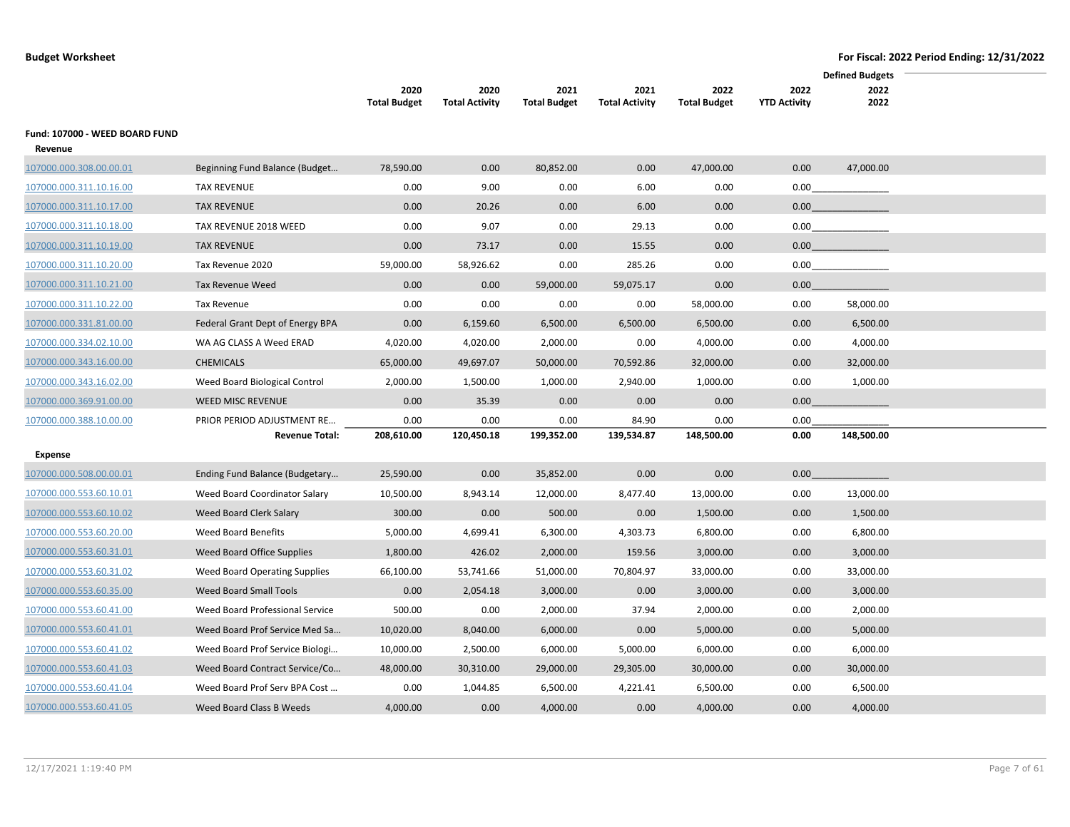**Budget Worksheet** — For Fiscal: 2022 Period Ending: 12/31/2022

|  |  | 2020 Total Budget | 2020 Total Activity | 2021 Total Budget | 2021 Total Activity | 2022 Total Budget | 2022 YTD Activity | Defined Budgets 2022 2022 |
|---|---|---|---|---|---|---|---|---|
| **Fund: 107000 - WEED BOARD FUND** |  |  |  |  |  |  |  |  |
| **Revenue** |  |  |  |  |  |  |  |  |
| 107000.000.308.00.00.01 | Beginning Fund Balance (Budget… | 78,590.00 | 0.00 | 80,852.00 | 0.00 | 47,000.00 | 0.00 | 47,000.00 |
| 107000.000.311.10.16.00 | TAX REVENUE | 0.00 | 9.00 | 0.00 | 6.00 | 0.00 | 0.00 |  |
| 107000.000.311.10.17.00 | TAX REVENUE | 0.00 | 20.26 | 0.00 | 6.00 | 0.00 | 0.00 |  |
| 107000.000.311.10.18.00 | TAX REVENUE 2018 WEED | 0.00 | 9.07 | 0.00 | 29.13 | 0.00 | 0.00 |  |
| 107000.000.311.10.19.00 | TAX REVENUE | 0.00 | 73.17 | 0.00 | 15.55 | 0.00 | 0.00 |  |
| 107000.000.311.10.20.00 | Tax Revenue 2020 | 59,000.00 | 58,926.62 | 0.00 | 285.26 | 0.00 | 0.00 |  |
| 107000.000.311.10.21.00 | Tax Revenue Weed | 0.00 | 0.00 | 59,000.00 | 59,075.17 | 0.00 | 0.00 |  |
| 107000.000.311.10.22.00 | Tax Revenue | 0.00 | 0.00 | 0.00 | 0.00 | 58,000.00 | 0.00 | 58,000.00 |
| 107000.000.331.81.00.00 | Federal Grant Dept of Energy BPA | 0.00 | 6,159.60 | 6,500.00 | 6,500.00 | 6,500.00 | 0.00 | 6,500.00 |
| 107000.000.334.02.10.00 | WA AG CLASS A Weed ERAD | 4,020.00 | 4,020.00 | 2,000.00 | 0.00 | 4,000.00 | 0.00 | 4,000.00 |
| 107000.000.343.16.00.00 | CHEMICALS | 65,000.00 | 49,697.07 | 50,000.00 | 70,592.86 | 32,000.00 | 0.00 | 32,000.00 |
| 107000.000.343.16.02.00 | Weed Board Biological Control | 2,000.00 | 1,500.00 | 1,000.00 | 2,940.00 | 1,000.00 | 0.00 | 1,000.00 |
| 107000.000.369.91.00.00 | WEED MISC REVENUE | 0.00 | 35.39 | 0.00 | 0.00 | 0.00 | 0.00 |  |
| 107000.000.388.10.00.00 | PRIOR PERIOD ADJUSTMENT RE… | 0.00 | 0.00 | 0.00 | 84.90 | 0.00 | 0.00 |  |
|  | **Revenue Total:** | **208,610.00** | **120,450.18** | **199,352.00** | **139,534.87** | **148,500.00** | **0.00** | **148,500.00** |
| **Expense** |  |  |  |  |  |  |  |  |
| 107000.000.508.00.00.01 | Ending Fund Balance (Budgetary… | 25,590.00 | 0.00 | 35,852.00 | 0.00 | 0.00 | 0.00 |  |
| 107000.000.553.60.10.01 | Weed Board Coordinator Salary | 10,500.00 | 8,943.14 | 12,000.00 | 8,477.40 | 13,000.00 | 0.00 | 13,000.00 |
| 107000.000.553.60.10.02 | Weed Board Clerk Salary | 300.00 | 0.00 | 500.00 | 0.00 | 1,500.00 | 0.00 | 1,500.00 |
| 107000.000.553.60.20.00 | Weed Board Benefits | 5,000.00 | 4,699.41 | 6,300.00 | 4,303.73 | 6,800.00 | 0.00 | 6,800.00 |
| 107000.000.553.60.31.01 | Weed Board Office Supplies | 1,800.00 | 426.02 | 2,000.00 | 159.56 | 3,000.00 | 0.00 | 3,000.00 |
| 107000.000.553.60.31.02 | Weed Board Operating Supplies | 66,100.00 | 53,741.66 | 51,000.00 | 70,804.97 | 33,000.00 | 0.00 | 33,000.00 |
| 107000.000.553.60.35.00 | Weed Board Small Tools | 0.00 | 2,054.18 | 3,000.00 | 0.00 | 3,000.00 | 0.00 | 3,000.00 |
| 107000.000.553.60.41.00 | Weed Board Professional Service | 500.00 | 0.00 | 2,000.00 | 37.94 | 2,000.00 | 0.00 | 2,000.00 |
| 107000.000.553.60.41.01 | Weed Board Prof Service Med Sa… | 10,020.00 | 8,040.00 | 6,000.00 | 0.00 | 5,000.00 | 0.00 | 5,000.00 |
| 107000.000.553.60.41.02 | Weed Board Prof Service Biologi… | 10,000.00 | 2,500.00 | 6,000.00 | 5,000.00 | 6,000.00 | 0.00 | 6,000.00 |
| 107000.000.553.60.41.03 | Weed Board Contract Service/Co… | 48,000.00 | 30,310.00 | 29,000.00 | 29,305.00 | 30,000.00 | 0.00 | 30,000.00 |
| 107000.000.553.60.41.04 | Weed Board Prof Serv BPA Cost … | 0.00 | 1,044.85 | 6,500.00 | 4,221.41 | 6,500.00 | 0.00 | 6,500.00 |
| 107000.000.553.60.41.05 | Weed Board Class B Weeds | 4,000.00 | 0.00 | 4,000.00 | 0.00 | 4,000.00 | 0.00 | 4,000.00 |

12/17/2021 1:19:40 PM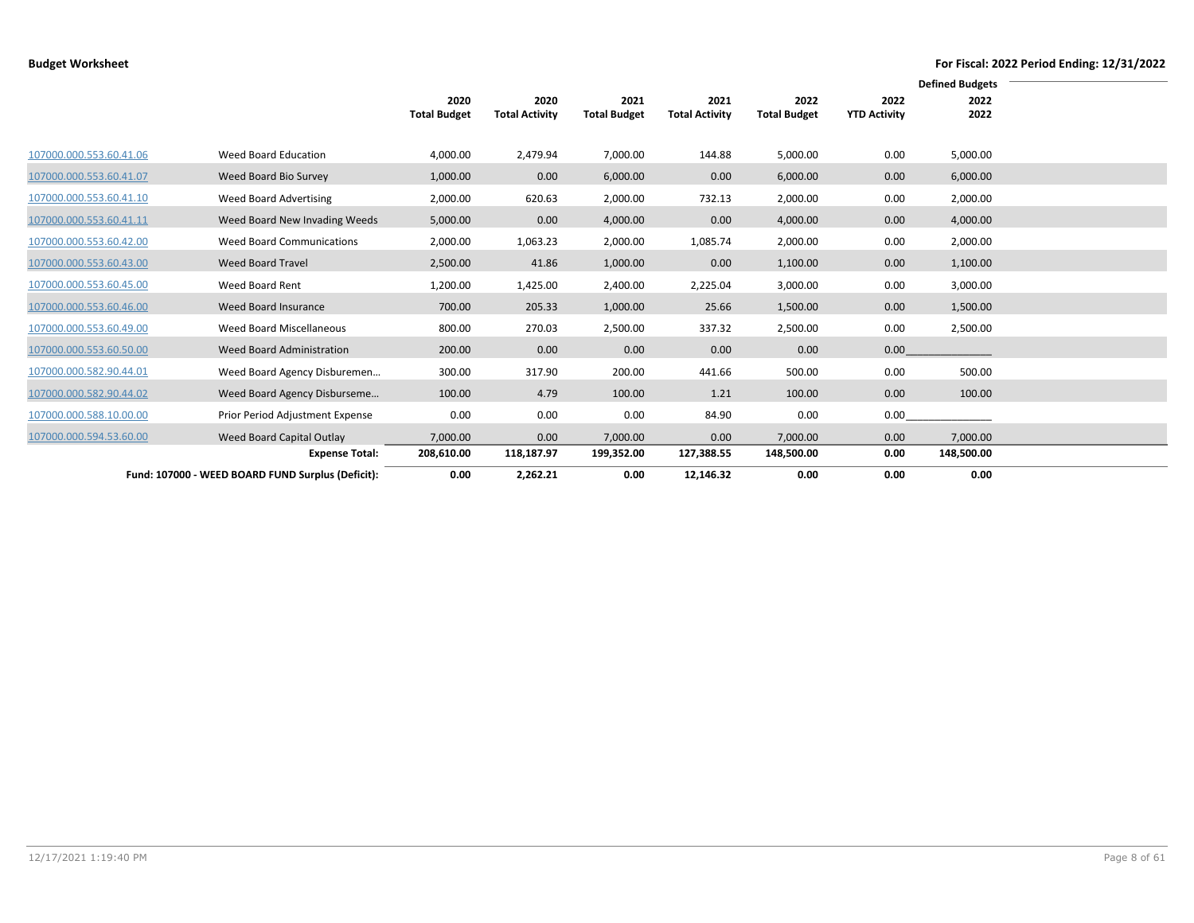**Budget Worksheet**

**For Fiscal: 2022 Period Ending: 12/31/2022**

| | | 2020 Total Budget | 2020 Total Activity | 2021 Total Budget | 2021 Total Activity | 2022 Total Budget | 2022 YTD Activity | Defined Budgets 2022 2022 |
|---|---|---|---|---|---|---|---|---|
| 107000.000.553.60.41.06 | Weed Board Education | 4,000.00 | 2,479.94 | 7,000.00 | 144.88 | 5,000.00 | 0.00 | 5,000.00 |
| 107000.000.553.60.41.07 | Weed Board Bio Survey | 1,000.00 | 0.00 | 6,000.00 | 0.00 | 6,000.00 | 0.00 | 6,000.00 |
| 107000.000.553.60.41.10 | Weed Board Advertising | 2,000.00 | 620.63 | 2,000.00 | 732.13 | 2,000.00 | 0.00 | 2,000.00 |
| 107000.000.553.60.41.11 | Weed Board New Invading Weeds | 5,000.00 | 0.00 | 4,000.00 | 0.00 | 4,000.00 | 0.00 | 4,000.00 |
| 107000.000.553.60.42.00 | Weed Board Communications | 2,000.00 | 1,063.23 | 2,000.00 | 1,085.74 | 2,000.00 | 0.00 | 2,000.00 |
| 107000.000.553.60.43.00 | Weed Board Travel | 2,500.00 | 41.86 | 1,000.00 | 0.00 | 1,100.00 | 0.00 | 1,100.00 |
| 107000.000.553.60.45.00 | Weed Board Rent | 1,200.00 | 1,425.00 | 2,400.00 | 2,225.04 | 3,000.00 | 0.00 | 3,000.00 |
| 107000.000.553.60.46.00 | Weed Board Insurance | 700.00 | 205.33 | 1,000.00 | 25.66 | 1,500.00 | 0.00 | 1,500.00 |
| 107000.000.553.60.49.00 | Weed Board Miscellaneous | 800.00 | 270.03 | 2,500.00 | 337.32 | 2,500.00 | 0.00 | 2,500.00 |
| 107000.000.553.60.50.00 | Weed Board Administration | 200.00 | 0.00 | 0.00 | 0.00 | 0.00 | 0.00 | |
| 107000.000.582.90.44.01 | Weed Board Agency Disburemen… | 300.00 | 317.90 | 200.00 | 441.66 | 500.00 | 0.00 | 500.00 |
| 107000.000.582.90.44.02 | Weed Board Agency Disburseme… | 100.00 | 4.79 | 100.00 | 1.21 | 100.00 | 0.00 | 100.00 |
| 107000.000.588.10.00.00 | Prior Period Adjustment Expense | 0.00 | 0.00 | 0.00 | 84.90 | 0.00 | 0.00 | |
| 107000.000.594.53.60.00 | Weed Board Capital Outlay | 7,000.00 | 0.00 | 7,000.00 | 0.00 | 7,000.00 | 0.00 | 7,000.00 |
| | **Expense Total:** | **208,610.00** | **118,187.97** | **199,352.00** | **127,388.55** | **148,500.00** | **0.00** | **148,500.00** |
| | **Fund: 107000 - WEED BOARD FUND Surplus (Deficit):** | **0.00** | **2,262.21** | **0.00** | **12,146.32** | **0.00** | **0.00** | **0.00** |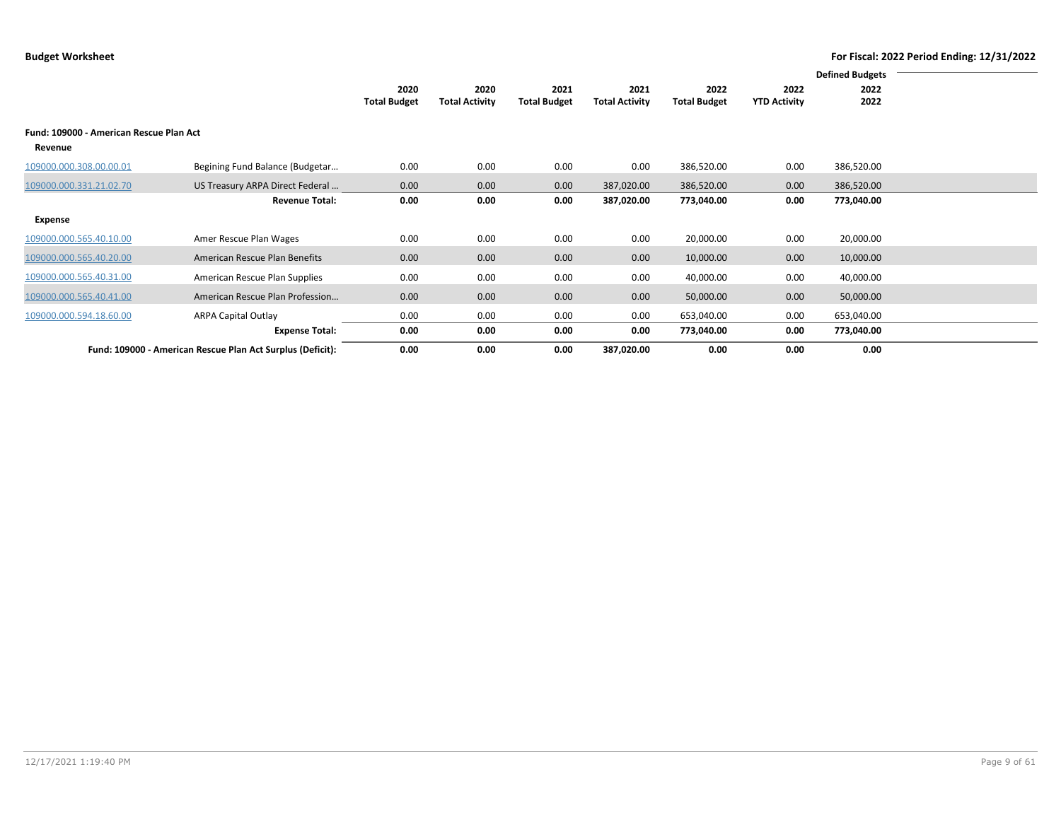## Budget Worksheet

**For Fiscal: 2022 Period Ending: 12/31/2022**

| | | 2020 Total Budget | 2020 Total Activity | 2021 Total Budget | 2021 Total Activity | 2022 Total Budget | 2022 YTD Activity | Defined Budgets 2022 2022 |
|---|---|---|---|---|---|---|---|---|
| **Fund: 109000 - American Rescue Plan Act** | | | | | | | | |
| **Revenue** | | | | | | | | |
| 109000.000.308.00.00.01 | Begining Fund Balance (Budgetar… | 0.00 | 0.00 | 0.00 | 0.00 | 386,520.00 | 0.00 | 386,520.00 |
| 109000.000.331.21.02.70 | US Treasury ARPA Direct Federal … | 0.00 | 0.00 | 0.00 | 387,020.00 | 386,520.00 | 0.00 | 386,520.00 |
| | **Revenue Total:** | **0.00** | **0.00** | **0.00** | **387,020.00** | **773,040.00** | **0.00** | **773,040.00** |
| **Expense** | | | | | | | | |
| 109000.000.565.40.10.00 | Amer Rescue Plan Wages | 0.00 | 0.00 | 0.00 | 0.00 | 20,000.00 | 0.00 | 20,000.00 |
| 109000.000.565.40.20.00 | American Rescue Plan Benefits | 0.00 | 0.00 | 0.00 | 0.00 | 10,000.00 | 0.00 | 10,000.00 |
| 109000.000.565.40.31.00 | American Rescue Plan Supplies | 0.00 | 0.00 | 0.00 | 0.00 | 40,000.00 | 0.00 | 40,000.00 |
| 109000.000.565.40.41.00 | American Rescue Plan Profession… | 0.00 | 0.00 | 0.00 | 0.00 | 50,000.00 | 0.00 | 50,000.00 |
| 109000.000.594.18.60.00 | ARPA Capital Outlay | 0.00 | 0.00 | 0.00 | 0.00 | 653,040.00 | 0.00 | 653,040.00 |
| | **Expense Total:** | **0.00** | **0.00** | **0.00** | **0.00** | **773,040.00** | **0.00** | **773,040.00** |
| | **Fund: 109000 - American Rescue Plan Act Surplus (Deficit):** | **0.00** | **0.00** | **0.00** | **387,020.00** | **0.00** | **0.00** | **0.00** |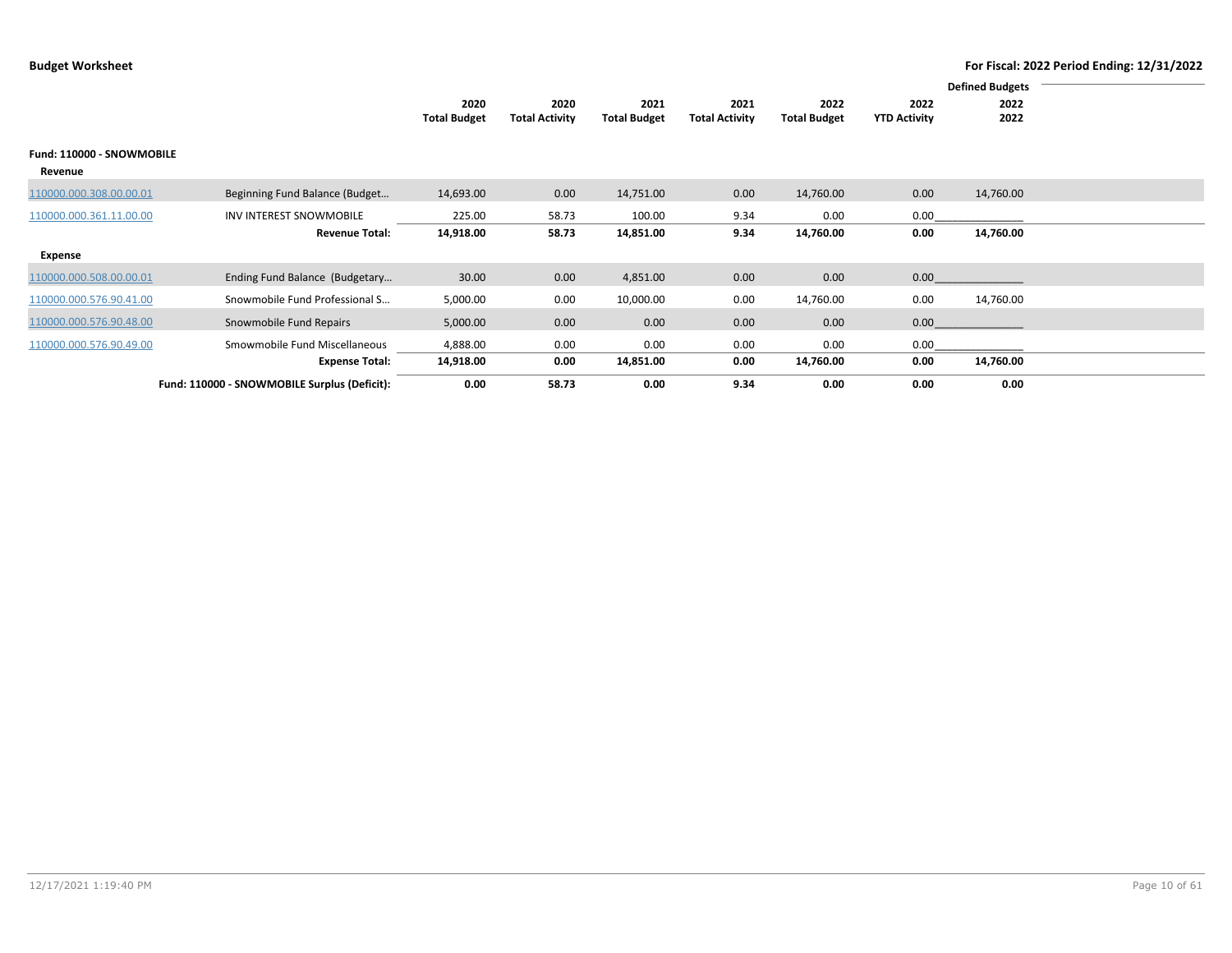**Budget Worksheet**

**For Fiscal: 2022 Period Ending: 12/31/2022**

| | | 2020 Total Budget | 2020 Total Activity | 2021 Total Budget | 2021 Total Activity | 2022 Total Budget | 2022 YTD Activity | Defined Budgets 2022 2022 |
|---|---|---|---|---|---|---|---|---|
| **Fund: 110000 - SNOWMOBILE** | | | | | | | | |
| **Revenue** | | | | | | | | |
| 110000.000.308.00.00.01 | Beginning Fund Balance (Budget… | 14,693.00 | 0.00 | 14,751.00 | 0.00 | 14,760.00 | 0.00 | 14,760.00 |
| 110000.000.361.11.00.00 | INV INTEREST SNOWMOBILE | 225.00 | 58.73 | 100.00 | 9.34 | 0.00 | 0.00 | |
| | **Revenue Total:** | **14,918.00** | **58.73** | **14,851.00** | **9.34** | **14,760.00** | **0.00** | **14,760.00** |
| **Expense** | | | | | | | | |
| 110000.000.508.00.00.01 | Ending Fund Balance (Budgetary… | 30.00 | 0.00 | 4,851.00 | 0.00 | 0.00 | 0.00 | |
| 110000.000.576.90.41.00 | Snowmobile Fund Professional S… | 5,000.00 | 0.00 | 10,000.00 | 0.00 | 14,760.00 | 0.00 | 14,760.00 |
| 110000.000.576.90.48.00 | Snowmobile Fund Repairs | 5,000.00 | 0.00 | 0.00 | 0.00 | 0.00 | 0.00 | |
| 110000.000.576.90.49.00 | Smowmobile Fund Miscellaneous | 4,888.00 | 0.00 | 0.00 | 0.00 | 0.00 | 0.00 | |
| | **Expense Total:** | **14,918.00** | **0.00** | **14,851.00** | **0.00** | **14,760.00** | **0.00** | **14,760.00** |
| | **Fund: 110000 - SNOWMOBILE Surplus (Deficit):** | **0.00** | **58.73** | **0.00** | **9.34** | **0.00** | **0.00** | **0.00** |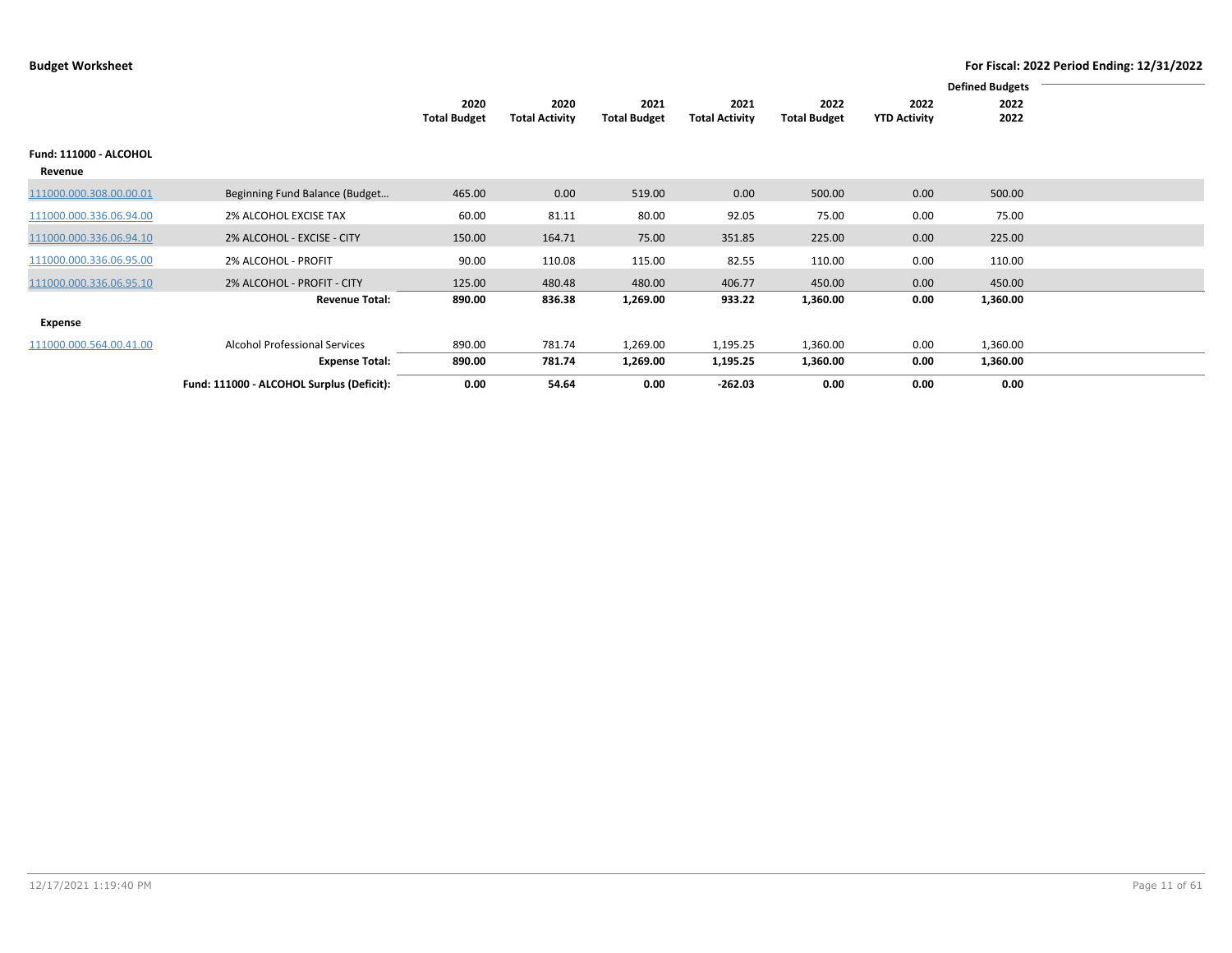**Budget Worksheet**

**For Fiscal: 2022 Period Ending: 12/31/2022**

| | | 2020 Total Budget | 2020 Total Activity | 2021 Total Budget | 2021 Total Activity | 2022 Total Budget | 2022 YTD Activity | Defined Budgets 2022 2022 |
|---|---|---|---|---|---|---|---|---|
| **Fund: 111000 - ALCOHOL** | | | | | | | | |
| **Revenue** | | | | | | | | |
| 111000.000.308.00.00.01 | Beginning Fund Balance (Budget… | 465.00 | 0.00 | 519.00 | 0.00 | 500.00 | 0.00 | 500.00 |
| 111000.000.336.06.94.00 | 2% ALCOHOL EXCISE TAX | 60.00 | 81.11 | 80.00 | 92.05 | 75.00 | 0.00 | 75.00 |
| 111000.000.336.06.94.10 | 2% ALCOHOL - EXCISE - CITY | 150.00 | 164.71 | 75.00 | 351.85 | 225.00 | 0.00 | 225.00 |
| 111000.000.336.06.95.00 | 2% ALCOHOL - PROFIT | 90.00 | 110.08 | 115.00 | 82.55 | 110.00 | 0.00 | 110.00 |
| 111000.000.336.06.95.10 | 2% ALCOHOL - PROFIT - CITY | 125.00 | 480.48 | 480.00 | 406.77 | 450.00 | 0.00 | 450.00 |
| | **Revenue Total:** | **890.00** | **836.38** | **1,269.00** | **933.22** | **1,360.00** | **0.00** | **1,360.00** |
| **Expense** | | | | | | | | |
| 111000.000.564.00.41.00 | Alcohol Professional Services | 890.00 | 781.74 | 1,269.00 | 1,195.25 | 1,360.00 | 0.00 | 1,360.00 |
| | **Expense Total:** | **890.00** | **781.74** | **1,269.00** | **1,195.25** | **1,360.00** | **0.00** | **1,360.00** |
| | **Fund: 111000 - ALCOHOL Surplus (Deficit):** | **0.00** | **54.64** | **0.00** | **-262.03** | **0.00** | **0.00** | **0.00** |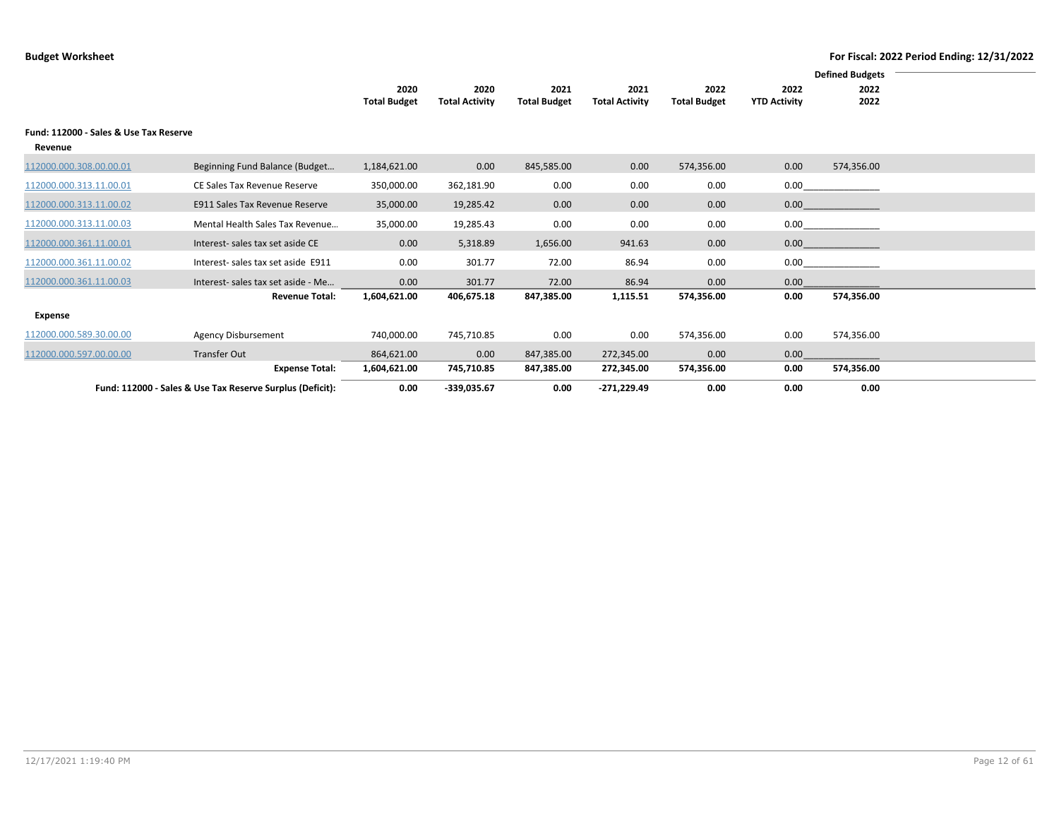**Budget Worksheet** — **For Fiscal: 2022 Period Ending: 12/31/2022**

**Fund: 112000 - Sales & Use Tax Reserve**

| | | 2020 Total Budget | 2020 Total Activity | 2021 Total Budget | 2021 Total Activity | 2022 Total Budget | 2022 YTD Activity | Defined Budgets 2022 2022 |
|---|---|---|---|---|---|---|---|---|
| **Revenue** | | | | | | | | |
| 112000.000.308.00.00.01 | Beginning Fund Balance (Budget… | 1,184,621.00 | 0.00 | 845,585.00 | 0.00 | 574,356.00 | 0.00 | 574,356.00 |
| 112000.000.313.11.00.01 | CE Sales Tax Revenue Reserve | 350,000.00 | 362,181.90 | 0.00 | 0.00 | 0.00 | 0.00 | |
| 112000.000.313.11.00.02 | E911 Sales Tax Revenue Reserve | 35,000.00 | 19,285.42 | 0.00 | 0.00 | 0.00 | 0.00 | |
| 112000.000.313.11.00.03 | Mental Health Sales Tax Revenue… | 35,000.00 | 19,285.43 | 0.00 | 0.00 | 0.00 | 0.00 | |
| 112000.000.361.11.00.01 | Interest- sales tax set aside CE | 0.00 | 5,318.89 | 1,656.00 | 941.63 | 0.00 | 0.00 | |
| 112000.000.361.11.00.02 | Interest- sales tax set aside E911 | 0.00 | 301.77 | 72.00 | 86.94 | 0.00 | 0.00 | |
| 112000.000.361.11.00.03 | Interest- sales tax set aside - Me… | 0.00 | 301.77 | 72.00 | 86.94 | 0.00 | 0.00 | |
| | **Revenue Total:** | **1,604,621.00** | **406,675.18** | **847,385.00** | **1,115.51** | **574,356.00** | **0.00** | **574,356.00** |
| **Expense** | | | | | | | | |
| 112000.000.589.30.00.00 | Agency Disbursement | 740,000.00 | 745,710.85 | 0.00 | 0.00 | 574,356.00 | 0.00 | 574,356.00 |
| 112000.000.597.00.00.00 | Transfer Out | 864,621.00 | 0.00 | 847,385.00 | 272,345.00 | 0.00 | 0.00 | |
| | **Expense Total:** | **1,604,621.00** | **745,710.85** | **847,385.00** | **272,345.00** | **574,356.00** | **0.00** | **574,356.00** |
| | **Fund: 112000 - Sales & Use Tax Reserve Surplus (Deficit):** | **0.00** | **-339,035.67** | **0.00** | **-271,229.49** | **0.00** | **0.00** | **0.00** |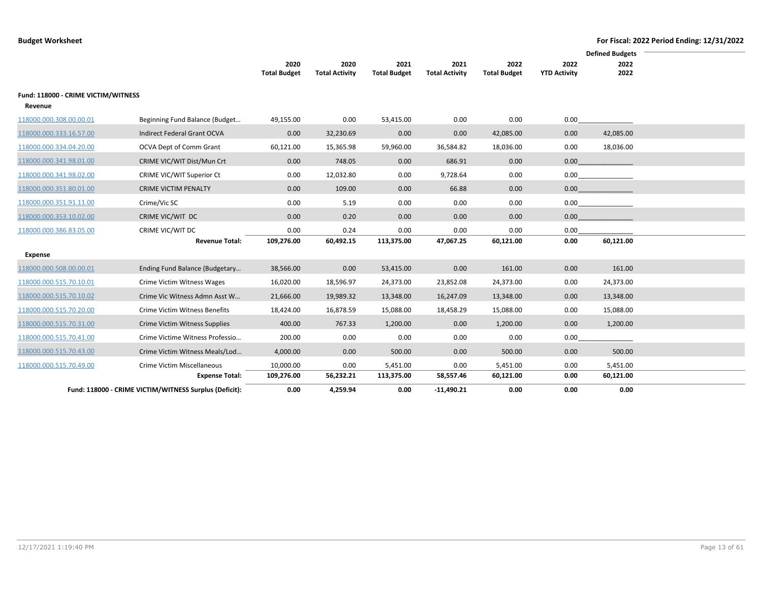**Budget Worksheet** — For Fiscal: 2022 Period Ending: 12/31/2022

| | | 2020 Total Budget | 2020 Total Activity | 2021 Total Budget | 2021 Total Activity | 2022 Total Budget | 2022 YTD Activity | Defined Budgets 2022 2022 |
|---|---|---|---|---|---|---|---|---|
| **Fund: 118000 - CRIME VICTIM/WITNESS** | | | | | | | | |
| **Revenue** | | | | | | | | |
| 118000.000.308.00.00.01 | Beginning Fund Balance (Budget… | 49,155.00 | 0.00 | 53,415.00 | 0.00 | 0.00 | 0.00 | |
| 118000.000.333.16.57.00 | Indirect Federal Grant OCVA | 0.00 | 32,230.69 | 0.00 | 0.00 | 42,085.00 | 0.00 | 42,085.00 |
| 118000.000.334.04.20.00 | OCVA Dept of Comm Grant | 60,121.00 | 15,365.98 | 59,960.00 | 36,584.82 | 18,036.00 | 0.00 | 18,036.00 |
| 118000.000.341.98.01.00 | CRIME VIC/WIT Dist/Mun Crt | 0.00 | 748.05 | 0.00 | 686.91 | 0.00 | 0.00 | |
| 118000.000.341.98.02.00 | CRIME VIC/WIT Superior Ct | 0.00 | 12,032.80 | 0.00 | 9,728.64 | 0.00 | 0.00 | |
| 118000.000.351.80.01.00 | CRIME VICTIM PENALTY | 0.00 | 109.00 | 0.00 | 66.88 | 0.00 | 0.00 | |
| 118000.000.351.91.11.00 | Crime/Vic SC | 0.00 | 5.19 | 0.00 | 0.00 | 0.00 | 0.00 | |
| 118000.000.353.10.02.00 | CRIME VIC/WIT DC | 0.00 | 0.20 | 0.00 | 0.00 | 0.00 | 0.00 | |
| 118000.000.386.83.05.00 | CRIME VIC/WIT DC | 0.00 | 0.24 | 0.00 | 0.00 | 0.00 | 0.00 | |
| | **Revenue Total:** | **109,276.00** | **60,492.15** | **113,375.00** | **47,067.25** | **60,121.00** | **0.00** | **60,121.00** |
| **Expense** | | | | | | | | |
| 118000.000.508.00.00.01 | Ending Fund Balance (Budgetary… | 38,566.00 | 0.00 | 53,415.00 | 0.00 | 161.00 | 0.00 | 161.00 |
| 118000.000.515.70.10.01 | Crime Victim Witness Wages | 16,020.00 | 18,596.97 | 24,373.00 | 23,852.08 | 24,373.00 | 0.00 | 24,373.00 |
| 118000.000.515.70.10.02 | Crime Vic Witness Admn Asst W… | 21,666.00 | 19,989.32 | 13,348.00 | 16,247.09 | 13,348.00 | 0.00 | 13,348.00 |
| 118000.000.515.70.20.00 | Crime Victim Witness Benefits | 18,424.00 | 16,878.59 | 15,088.00 | 18,458.29 | 15,088.00 | 0.00 | 15,088.00 |
| 118000.000.515.70.31.00 | Crime Victim Witness Supplies | 400.00 | 767.33 | 1,200.00 | 0.00 | 1,200.00 | 0.00 | 1,200.00 |
| 118000.000.515.70.41.00 | Crime Victime Witness Professio… | 200.00 | 0.00 | 0.00 | 0.00 | 0.00 | 0.00 | |
| 118000.000.515.70.43.00 | Crime Victim Witness Meals/Lod… | 4,000.00 | 0.00 | 500.00 | 0.00 | 500.00 | 0.00 | 500.00 |
| 118000.000.515.70.49.00 | Crime Victim Miscellaneous | 10,000.00 | 0.00 | 5,451.00 | 0.00 | 5,451.00 | 0.00 | 5,451.00 |
| | **Expense Total:** | **109,276.00** | **56,232.21** | **113,375.00** | **58,557.46** | **60,121.00** | **0.00** | **60,121.00** |
| | **Fund: 118000 - CRIME VICTIM/WITNESS Surplus (Deficit):** | **0.00** | **4,259.94** | **0.00** | **-11,490.21** | **0.00** | **0.00** | **0.00** |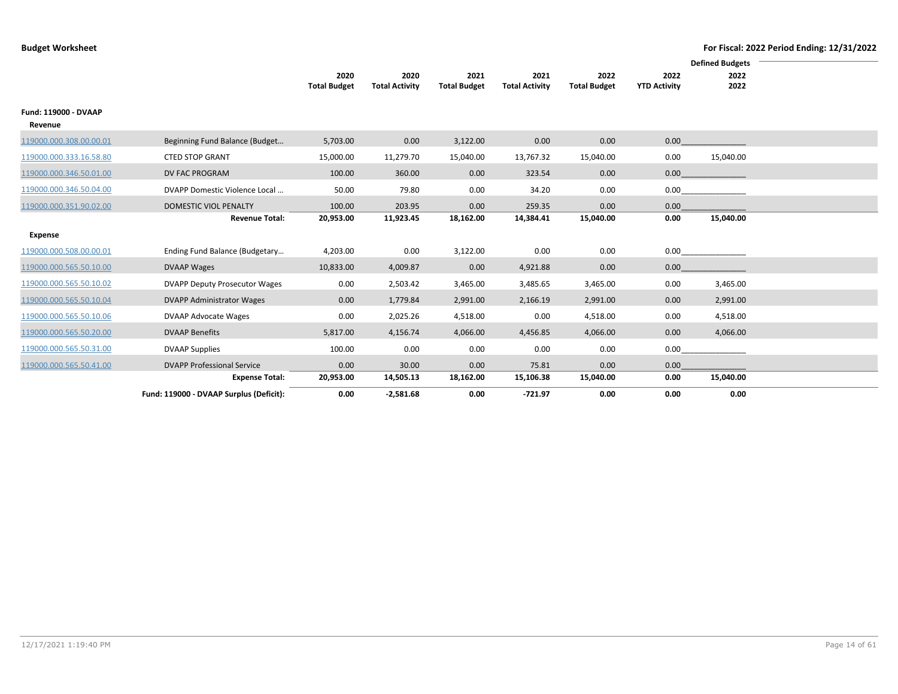**Budget Worksheet**

**For Fiscal: 2022 Period Ending: 12/31/2022**

| | | 2020 Total Budget | 2020 Total Activity | 2021 Total Budget | 2021 Total Activity | 2022 Total Budget | 2022 YTD Activity | Defined Budgets 2022 2022 |
|---|---|---|---|---|---|---|---|---|
| **Fund: 119000 - DVAAP** | | | | | | | | |
| **Revenue** | | | | | | | | |
| 119000.000.308.00.00.01 | Beginning Fund Balance (Budget… | 5,703.00 | 0.00 | 3,122.00 | 0.00 | 0.00 | 0.00 | |
| 119000.000.333.16.58.80 | CTED STOP GRANT | 15,000.00 | 11,279.70 | 15,040.00 | 13,767.32 | 15,040.00 | 0.00 | 15,040.00 |
| 119000.000.346.50.01.00 | DV FAC PROGRAM | 100.00 | 360.00 | 0.00 | 323.54 | 0.00 | 0.00 | |
| 119000.000.346.50.04.00 | DVAPP Domestic Violence Local … | 50.00 | 79.80 | 0.00 | 34.20 | 0.00 | 0.00 | |
| 119000.000.351.90.02.00 | DOMESTIC VIOL PENALTY | 100.00 | 203.95 | 0.00 | 259.35 | 0.00 | 0.00 | |
| | **Revenue Total:** | **20,953.00** | **11,923.45** | **18,162.00** | **14,384.41** | **15,040.00** | **0.00** | **15,040.00** |
| **Expense** | | | | | | | | |
| 119000.000.508.00.00.01 | Ending Fund Balance (Budgetary… | 4,203.00 | 0.00 | 3,122.00 | 0.00 | 0.00 | 0.00 | |
| 119000.000.565.50.10.00 | DVAAP Wages | 10,833.00 | 4,009.87 | 0.00 | 4,921.88 | 0.00 | 0.00 | |
| 119000.000.565.50.10.02 | DVPP Deputy Prosecutor Wages | 0.00 | 2,503.42 | 3,465.00 | 3,485.65 | 3,465.00 | 0.00 | 3,465.00 |
| 119000.000.565.50.10.04 | DVAPP Administrator Wages | 0.00 | 1,779.84 | 2,991.00 | 2,166.19 | 2,991.00 | 0.00 | 2,991.00 |
| 119000.000.565.50.10.06 | DVAAP Advocate Wages | 0.00 | 2,025.26 | 4,518.00 | 0.00 | 4,518.00 | 0.00 | 4,518.00 |
| 119000.000.565.50.20.00 | DVAAP Benefits | 5,817.00 | 4,156.74 | 4,066.00 | 4,456.85 | 4,066.00 | 0.00 | 4,066.00 |
| 119000.000.565.50.31.00 | DVAAP Supplies | 100.00 | 0.00 | 0.00 | 0.00 | 0.00 | 0.00 | |
| 119000.000.565.50.41.00 | DVAPP Professional Service | 0.00 | 30.00 | 0.00 | 75.81 | 0.00 | 0.00 | |
| | **Expense Total:** | **20,953.00** | **14,505.13** | **18,162.00** | **15,106.38** | **15,040.00** | **0.00** | **15,040.00** |
| | **Fund: 119000 - DVAAP Surplus (Deficit):** | **0.00** | **-2,581.68** | **0.00** | **-721.97** | **0.00** | **0.00** | **0.00** |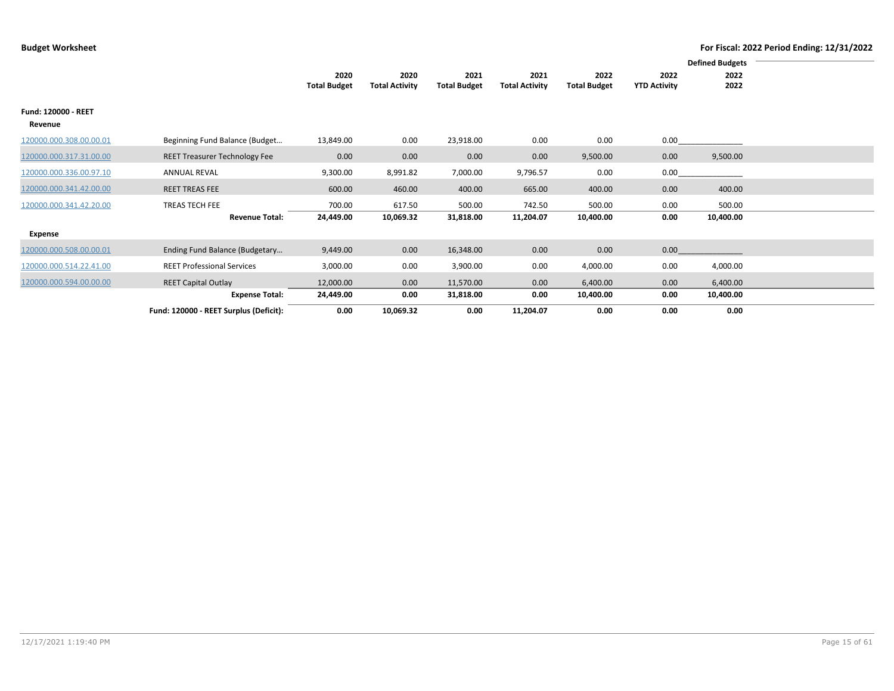**Budget Worksheet**

**For Fiscal: 2022 Period Ending: 12/31/2022**

| | | 2020 Total Budget | 2020 Total Activity | 2021 Total Budget | 2021 Total Activity | 2022 Total Budget | 2022 YTD Activity | Defined Budgets 2022 2022 |
|---|---|---|---|---|---|---|---|---|
| **Fund: 120000 - REET** | | | | | | | | |
| **Revenue** | | | | | | | | |
| 120000.000.308.00.00.01 | Beginning Fund Balance (Budget… | 13,849.00 | 0.00 | 23,918.00 | 0.00 | 0.00 | 0.00 | |
| 120000.000.317.31.00.00 | REET Treasurer Technology Fee | 0.00 | 0.00 | 0.00 | 0.00 | 9,500.00 | 0.00 | 9,500.00 |
| 120000.000.336.00.97.10 | ANNUAL REVAL | 9,300.00 | 8,991.82 | 7,000.00 | 9,796.57 | 0.00 | 0.00 | |
| 120000.000.341.42.00.00 | REET TREAS FEE | 600.00 | 460.00 | 400.00 | 665.00 | 400.00 | 0.00 | 400.00 |
| 120000.000.341.42.20.00 | TREAS TECH FEE | 700.00 | 617.50 | 500.00 | 742.50 | 500.00 | 0.00 | 500.00 |
| | **Revenue Total:** | **24,449.00** | **10,069.32** | **31,818.00** | **11,204.07** | **10,400.00** | **0.00** | **10,400.00** |
| **Expense** | | | | | | | | |
| 120000.000.508.00.00.01 | Ending Fund Balance (Budgetary… | 9,449.00 | 0.00 | 16,348.00 | 0.00 | 0.00 | 0.00 | |
| 120000.000.514.22.41.00 | REET Professional Services | 3,000.00 | 0.00 | 3,900.00 | 0.00 | 4,000.00 | 0.00 | 4,000.00 |
| 120000.000.594.00.00.00 | REET Capital Outlay | 12,000.00 | 0.00 | 11,570.00 | 0.00 | 6,400.00 | 0.00 | 6,400.00 |
| | **Expense Total:** | **24,449.00** | **0.00** | **31,818.00** | **0.00** | **10,400.00** | **0.00** | **10,400.00** |
| | **Fund: 120000 - REET Surplus (Deficit):** | **0.00** | **10,069.32** | **0.00** | **11,204.07** | **0.00** | **0.00** | **0.00** |

12/17/2021 1:19:40 PM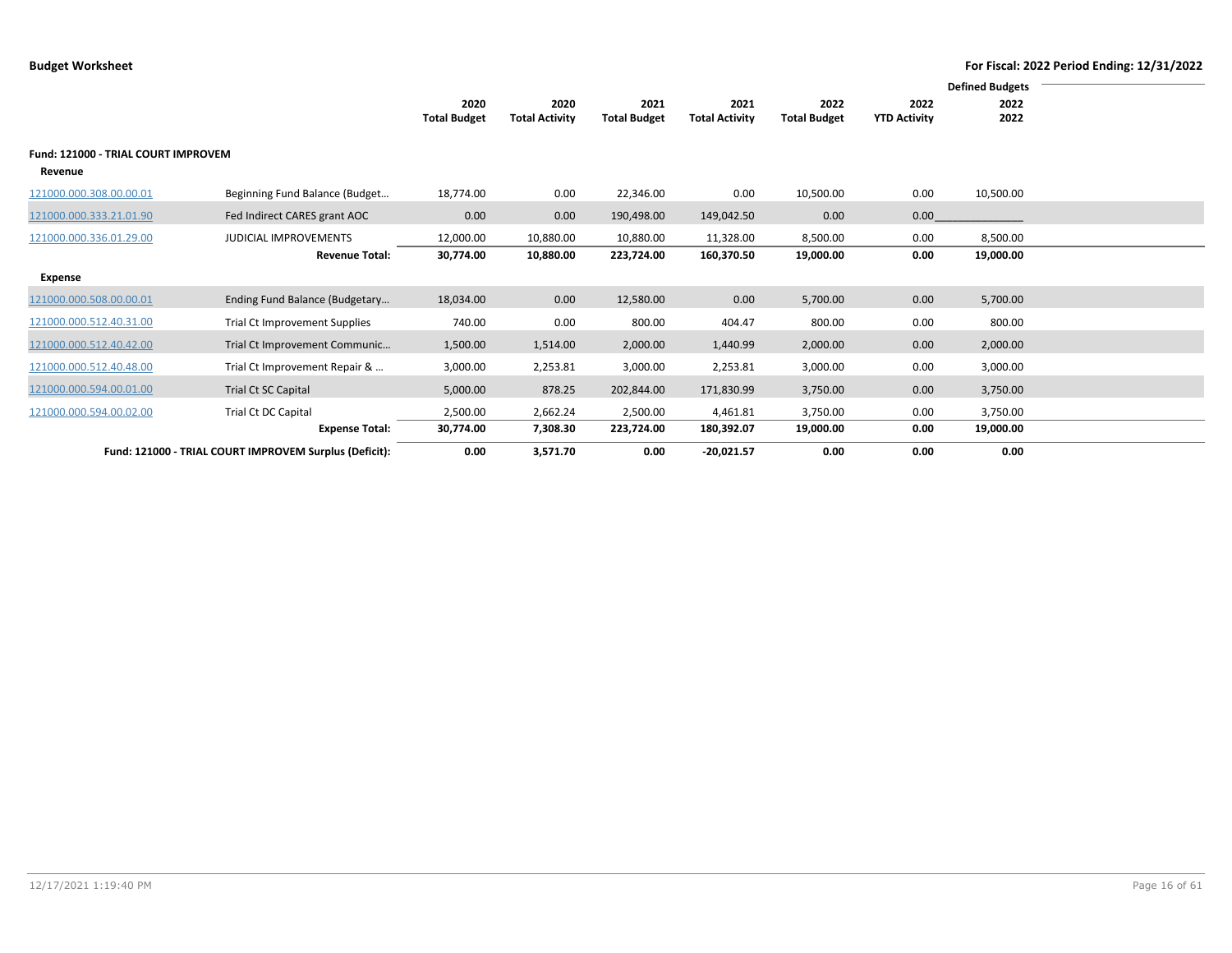**Budget Worksheet** — For Fiscal: 2022 Period Ending: 12/31/2022

| | | 2020 Total Budget | 2020 Total Activity | 2021 Total Budget | 2021 Total Activity | 2022 Total Budget | 2022 YTD Activity | Defined Budgets 2022 2022 |
|---|---|---|---|---|---|---|---|---|
| **Fund: 121000 - TRIAL COURT IMPROVEM** | | | | | | | | |
| **Revenue** | | | | | | | | |
| 121000.000.308.00.00.01 | Beginning Fund Balance (Budget… | 18,774.00 | 0.00 | 22,346.00 | 0.00 | 10,500.00 | 0.00 | 10,500.00 |
| 121000.000.333.21.01.90 | Fed Indirect CARES grant AOC | 0.00 | 0.00 | 190,498.00 | 149,042.50 | 0.00 | 0.00 | |
| 121000.000.336.01.29.00 | JUDICIAL IMPROVEMENTS | 12,000.00 | 10,880.00 | 10,880.00 | 11,328.00 | 8,500.00 | 0.00 | 8,500.00 |
| | **Revenue Total:** | **30,774.00** | **10,880.00** | **223,724.00** | **160,370.50** | **19,000.00** | **0.00** | **19,000.00** |
| **Expense** | | | | | | | | |
| 121000.000.508.00.00.01 | Ending Fund Balance (Budgetary… | 18,034.00 | 0.00 | 12,580.00 | 0.00 | 5,700.00 | 0.00 | 5,700.00 |
| 121000.000.512.40.31.00 | Trial Ct Improvement Supplies | 740.00 | 0.00 | 800.00 | 404.47 | 800.00 | 0.00 | 800.00 |
| 121000.000.512.40.42.00 | Trial Ct Improvement Communic… | 1,500.00 | 1,514.00 | 2,000.00 | 1,440.99 | 2,000.00 | 0.00 | 2,000.00 |
| 121000.000.512.40.48.00 | Trial Ct Improvement Repair & … | 3,000.00 | 2,253.81 | 3,000.00 | 2,253.81 | 3,000.00 | 0.00 | 3,000.00 |
| 121000.000.594.00.01.00 | Trial Ct SC Capital | 5,000.00 | 878.25 | 202,844.00 | 171,830.99 | 3,750.00 | 0.00 | 3,750.00 |
| 121000.000.594.00.02.00 | Trial Ct DC Capital | 2,500.00 | 2,662.24 | 2,500.00 | 4,461.81 | 3,750.00 | 0.00 | 3,750.00 |
| | **Expense Total:** | **30,774.00** | **7,308.30** | **223,724.00** | **180,392.07** | **19,000.00** | **0.00** | **19,000.00** |
| **Fund: 121000 - TRIAL COURT IMPROVEM Surplus (Deficit):** | | **0.00** | **3,571.70** | **0.00** | **-20,021.57** | **0.00** | **0.00** | **0.00** |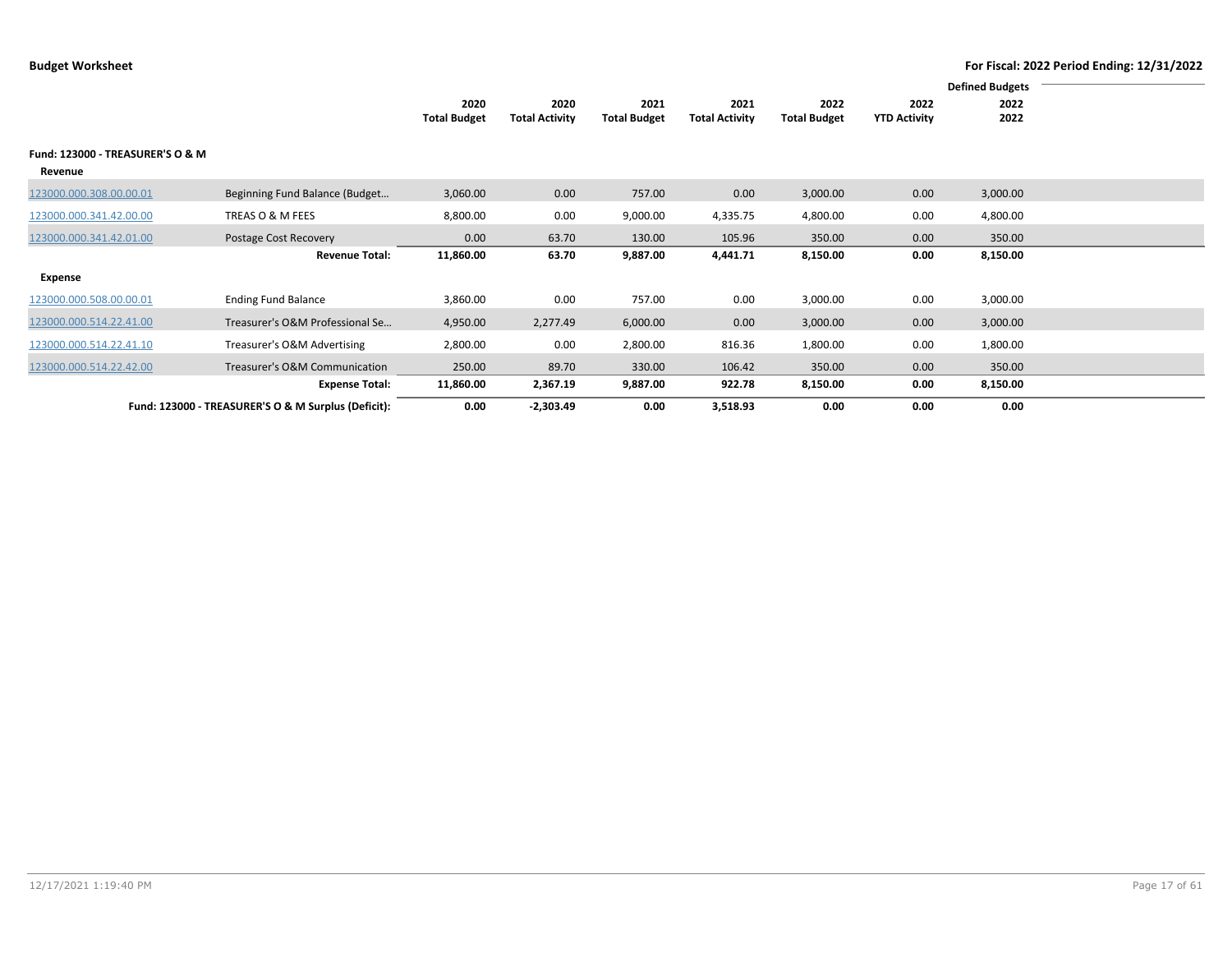**Budget Worksheet**

**For Fiscal: 2022 Period Ending: 12/31/2022**

| | | 2020 Total Budget | 2020 Total Activity | 2021 Total Budget | 2021 Total Activity | 2022 Total Budget | 2022 YTD Activity | Defined Budgets 2022 2022 |
|---|---|---|---|---|---|---|---|---|
| **Fund: 123000 - TREASURER'S O & M** | | | | | | | | |
| **Revenue** | | | | | | | | |
| 123000.000.308.00.00.01 | Beginning Fund Balance (Budget… | 3,060.00 | 0.00 | 757.00 | 0.00 | 3,000.00 | 0.00 | 3,000.00 |
| 123000.000.341.42.00.00 | TREAS O & M FEES | 8,800.00 | 0.00 | 9,000.00 | 4,335.75 | 4,800.00 | 0.00 | 4,800.00 |
| 123000.000.341.42.01.00 | Postage Cost Recovery | 0.00 | 63.70 | 130.00 | 105.96 | 350.00 | 0.00 | 350.00 |
| | **Revenue Total:** | **11,860.00** | **63.70** | **9,887.00** | **4,441.71** | **8,150.00** | **0.00** | **8,150.00** |
| **Expense** | | | | | | | | |
| 123000.000.508.00.00.01 | Ending Fund Balance | 3,860.00 | 0.00 | 757.00 | 0.00 | 3,000.00 | 0.00 | 3,000.00 |
| 123000.000.514.22.41.00 | Treasurer's O&M Professional Se… | 4,950.00 | 2,277.49 | 6,000.00 | 0.00 | 3,000.00 | 0.00 | 3,000.00 |
| 123000.000.514.22.41.10 | Treasurer's O&M Advertising | 2,800.00 | 0.00 | 2,800.00 | 816.36 | 1,800.00 | 0.00 | 1,800.00 |
| 123000.000.514.22.42.00 | Treasurer's O&M Communication | 250.00 | 89.70 | 330.00 | 106.42 | 350.00 | 0.00 | 350.00 |
| | **Expense Total:** | **11,860.00** | **2,367.19** | **9,887.00** | **922.78** | **8,150.00** | **0.00** | **8,150.00** |
| | **Fund: 123000 - TREASURER'S O & M Surplus (Deficit):** | **0.00** | **-2,303.49** | **0.00** | **3,518.93** | **0.00** | **0.00** | **0.00** |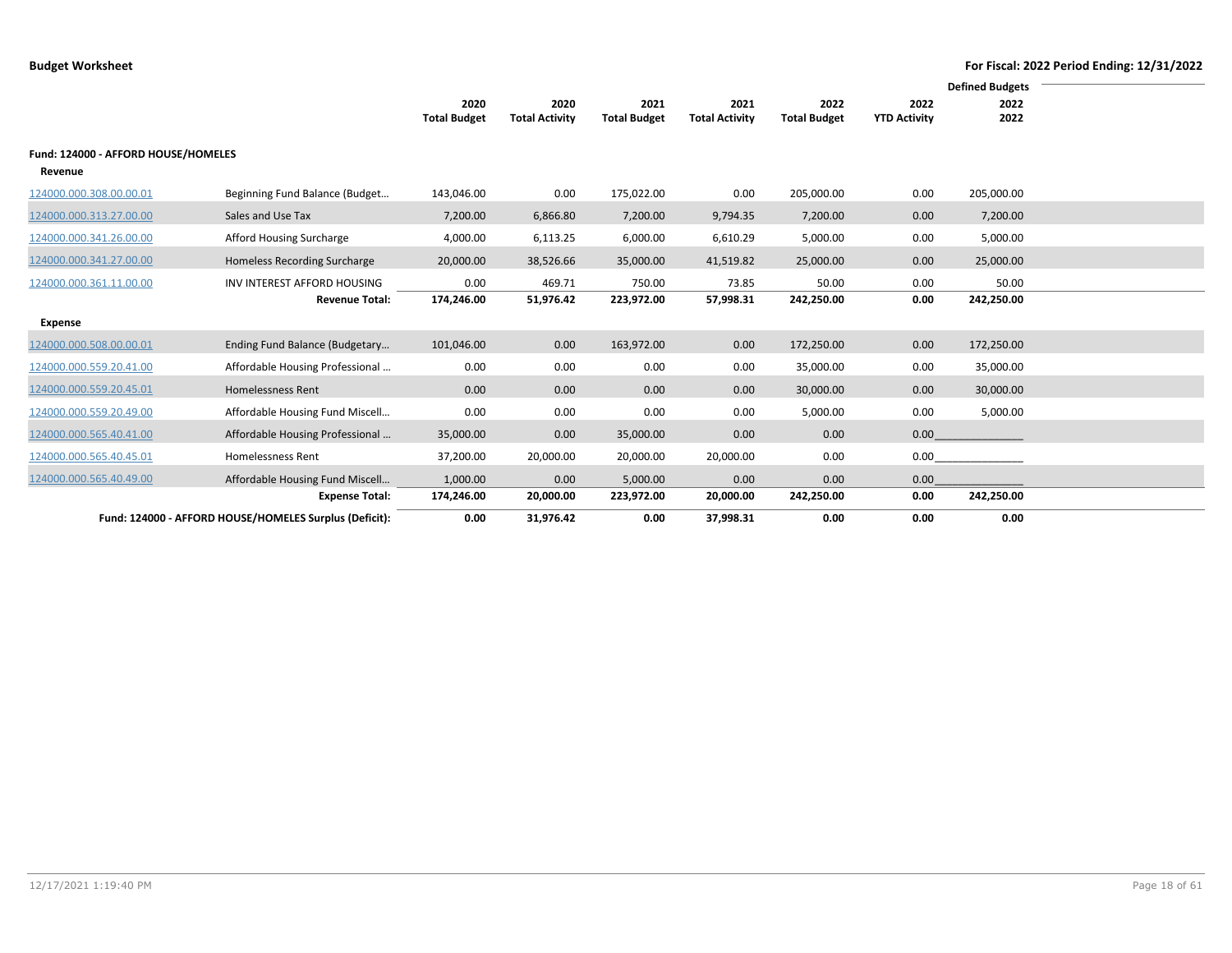**Budget Worksheet** — For Fiscal: 2022 Period Ending: 12/31/2022

| | | 2020 Total Budget | 2020 Total Activity | 2021 Total Budget | 2021 Total Activity | 2022 Total Budget | 2022 YTD Activity | Defined Budgets 2022 2022 |
|---|---|---|---|---|---|---|---|---|
| **Fund: 124000 - AFFORD HOUSE/HOMELES** | | | | | | | | |
| **Revenue** | | | | | | | | |
| 124000.000.308.00.00.01 | Beginning Fund Balance (Budget… | 143,046.00 | 0.00 | 175,022.00 | 0.00 | 205,000.00 | 0.00 | 205,000.00 |
| 124000.000.313.27.00.00 | Sales and Use Tax | 7,200.00 | 6,866.80 | 7,200.00 | 9,794.35 | 7,200.00 | 0.00 | 7,200.00 |
| 124000.000.341.26.00.00 | Afford Housing Surcharge | 4,000.00 | 6,113.25 | 6,000.00 | 6,610.29 | 5,000.00 | 0.00 | 5,000.00 |
| 124000.000.341.27.00.00 | Homeless Recording Surcharge | 20,000.00 | 38,526.66 | 35,000.00 | 41,519.82 | 25,000.00 | 0.00 | 25,000.00 |
| 124000.000.361.11.00.00 | INV INTEREST AFFORD HOUSING | 0.00 | 469.71 | 750.00 | 73.85 | 50.00 | 0.00 | 50.00 |
| | **Revenue Total:** | **174,246.00** | **51,976.42** | **223,972.00** | **57,998.31** | **242,250.00** | **0.00** | **242,250.00** |
| **Expense** | | | | | | | | |
| 124000.000.508.00.00.01 | Ending Fund Balance (Budgetary… | 101,046.00 | 0.00 | 163,972.00 | 0.00 | 172,250.00 | 0.00 | 172,250.00 |
| 124000.000.559.20.41.00 | Affordable Housing Professional … | 0.00 | 0.00 | 0.00 | 0.00 | 35,000.00 | 0.00 | 35,000.00 |
| 124000.000.559.20.45.01 | Homelessness Rent | 0.00 | 0.00 | 0.00 | 0.00 | 30,000.00 | 0.00 | 30,000.00 |
| 124000.000.559.20.49.00 | Affordable Housing Fund Miscell… | 0.00 | 0.00 | 0.00 | 0.00 | 5,000.00 | 0.00 | 5,000.00 |
| 124000.000.565.40.41.00 | Affordable Housing Professional … | 35,000.00 | 0.00 | 35,000.00 | 0.00 | 0.00 | 0.00 | |
| 124000.000.565.40.45.01 | Homelessness Rent | 37,200.00 | 20,000.00 | 20,000.00 | 20,000.00 | 0.00 | 0.00 | |
| 124000.000.565.40.49.00 | Affordable Housing Fund Miscell… | 1,000.00 | 0.00 | 5,000.00 | 0.00 | 0.00 | 0.00 | |
| | **Expense Total:** | **174,246.00** | **20,000.00** | **223,972.00** | **20,000.00** | **242,250.00** | **0.00** | **242,250.00** |
| | **Fund: 124000 - AFFORD HOUSE/HOMELES Surplus (Deficit):** | **0.00** | **31,976.42** | **0.00** | **37,998.31** | **0.00** | **0.00** | **0.00** |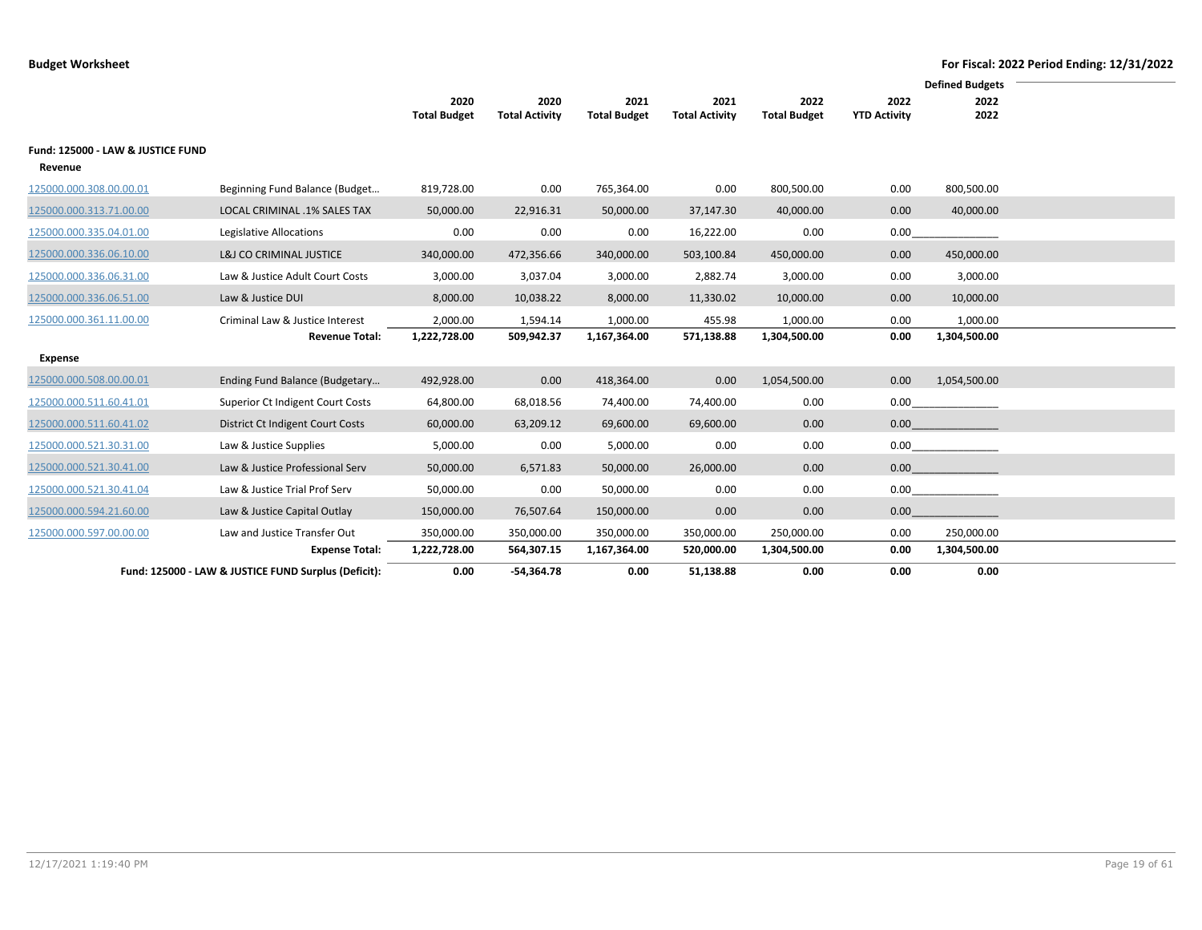**Budget Worksheet** — For Fiscal: 2022 Period Ending: 12/31/2022

| | | 2020 Total Budget | 2020 Total Activity | 2021 Total Budget | 2021 Total Activity | 2022 Total Budget | 2022 YTD Activity | Defined Budgets 2022 2022 |
|---|---|---|---|---|---|---|---|---|
| **Fund: 125000 - LAW & JUSTICE FUND** | | | | | | | | |
| **Revenue** | | | | | | | | |
| 125000.000.308.00.00.01 | Beginning Fund Balance (Budget… | 819,728.00 | 0.00 | 765,364.00 | 0.00 | 800,500.00 | 0.00 | 800,500.00 |
| 125000.000.313.71.00.00 | LOCAL CRIMINAL .1% SALES TAX | 50,000.00 | 22,916.31 | 50,000.00 | 37,147.30 | 40,000.00 | 0.00 | 40,000.00 |
| 125000.000.335.04.01.00 | Legislative Allocations | 0.00 | 0.00 | 0.00 | 16,222.00 | 0.00 | 0.00 | |
| 125000.000.336.06.10.00 | L&J CO CRIMINAL JUSTICE | 340,000.00 | 472,356.66 | 340,000.00 | 503,100.84 | 450,000.00 | 0.00 | 450,000.00 |
| 125000.000.336.06.31.00 | Law & Justice Adult Court Costs | 3,000.00 | 3,037.04 | 3,000.00 | 2,882.74 | 3,000.00 | 0.00 | 3,000.00 |
| 125000.000.336.06.51.00 | Law & Justice DUI | 8,000.00 | 10,038.22 | 8,000.00 | 11,330.02 | 10,000.00 | 0.00 | 10,000.00 |
| 125000.000.361.11.00.00 | Criminal Law & Justice Interest | 2,000.00 | 1,594.14 | 1,000.00 | 455.98 | 1,000.00 | 0.00 | 1,000.00 |
| | **Revenue Total:** | **1,222,728.00** | **509,942.37** | **1,167,364.00** | **571,138.88** | **1,304,500.00** | **0.00** | **1,304,500.00** |
| **Expense** | | | | | | | | |
| 125000.000.508.00.00.01 | Ending Fund Balance (Budgetary… | 492,928.00 | 0.00 | 418,364.00 | 0.00 | 1,054,500.00 | 0.00 | 1,054,500.00 |
| 125000.000.511.60.41.01 | Superior Ct Indigent Court Costs | 64,800.00 | 68,018.56 | 74,400.00 | 74,400.00 | 0.00 | 0.00 | |
| 125000.000.511.60.41.02 | District Ct Indigent Court Costs | 60,000.00 | 63,209.12 | 69,600.00 | 69,600.00 | 0.00 | 0.00 | |
| 125000.000.521.30.31.00 | Law & Justice Supplies | 5,000.00 | 0.00 | 5,000.00 | 0.00 | 0.00 | 0.00 | |
| 125000.000.521.30.41.00 | Law & Justice Professional Serv | 50,000.00 | 6,571.83 | 50,000.00 | 26,000.00 | 0.00 | 0.00 | |
| 125000.000.521.30.41.04 | Law & Justice Trial Prof Serv | 50,000.00 | 0.00 | 50,000.00 | 0.00 | 0.00 | 0.00 | |
| 125000.000.594.21.60.00 | Law & Justice Capital Outlay | 150,000.00 | 76,507.64 | 150,000.00 | 0.00 | 0.00 | 0.00 | |
| 125000.000.597.00.00.00 | Law and Justice Transfer Out | 350,000.00 | 350,000.00 | 350,000.00 | 350,000.00 | 250,000.00 | 0.00 | 250,000.00 |
| | **Expense Total:** | **1,222,728.00** | **564,307.15** | **1,167,364.00** | **520,000.00** | **1,304,500.00** | **0.00** | **1,304,500.00** |
| | **Fund: 125000 - LAW & JUSTICE FUND Surplus (Deficit):** | **0.00** | **-54,364.78** | **0.00** | **51,138.88** | **0.00** | **0.00** | **0.00** |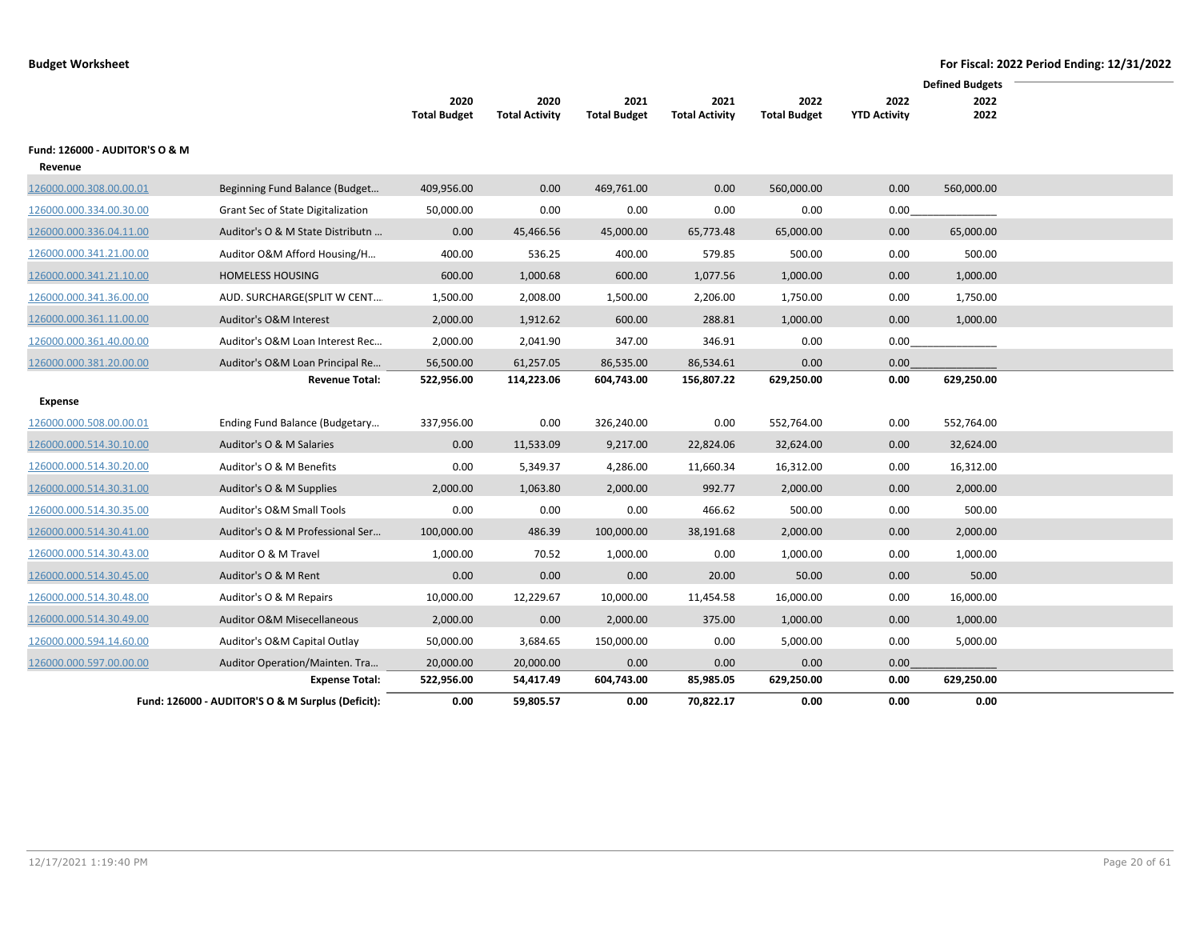**Budget Worksheet** **For Fiscal: 2022 Period Ending: 12/31/2022**

| | | 2020 Total Budget | 2020 Total Activity | 2021 Total Budget | 2021 Total Activity | 2022 Total Budget | 2022 YTD Activity | Defined Budgets 2022 2022 |
|---|---|---|---|---|---|---|---|---|
| **Fund: 126000 - AUDITOR'S O & M** | | | | | | | | |
| **Revenue** | | | | | | | | |
| 126000.000.308.00.00.01 | Beginning Fund Balance (Budget… | 409,956.00 | 0.00 | 469,761.00 | 0.00 | 560,000.00 | 0.00 | 560,000.00 |
| 126000.000.334.00.30.00 | Grant Sec of State Digitalization | 50,000.00 | 0.00 | 0.00 | 0.00 | 0.00 | 0.00 | |
| 126000.000.336.04.11.00 | Auditor's O & M State Distributn … | 0.00 | 45,466.56 | 45,000.00 | 65,773.48 | 65,000.00 | 0.00 | 65,000.00 |
| 126000.000.341.21.00.00 | Auditor O&M Afford Housing/H… | 400.00 | 536.25 | 400.00 | 579.85 | 500.00 | 0.00 | 500.00 |
| 126000.000.341.21.10.00 | HOMELESS HOUSING | 600.00 | 1,000.68 | 600.00 | 1,077.56 | 1,000.00 | 0.00 | 1,000.00 |
| 126000.000.341.36.00.00 | AUD. SURCHARGE(SPLIT W CENT… | 1,500.00 | 2,008.00 | 1,500.00 | 2,206.00 | 1,750.00 | 0.00 | 1,750.00 |
| 126000.000.361.11.00.00 | Auditor's O&M Interest | 2,000.00 | 1,912.62 | 600.00 | 288.81 | 1,000.00 | 0.00 | 1,000.00 |
| 126000.000.361.40.00.00 | Auditor's O&M Loan Interest Rec… | 2,000.00 | 2,041.90 | 347.00 | 346.91 | 0.00 | 0.00 | |
| 126000.000.381.20.00.00 | Auditor's O&M Loan Principal Re… | 56,500.00 | 61,257.05 | 86,535.00 | 86,534.61 | 0.00 | 0.00 | |
| | **Revenue Total:** | **522,956.00** | **114,223.06** | **604,743.00** | **156,807.22** | **629,250.00** | **0.00** | **629,250.00** |
| **Expense** | | | | | | | | |
| 126000.000.508.00.00.01 | Ending Fund Balance (Budgetary… | 337,956.00 | 0.00 | 326,240.00 | 0.00 | 552,764.00 | 0.00 | 552,764.00 |
| 126000.000.514.30.10.00 | Auditor's O & M Salaries | 0.00 | 11,533.09 | 9,217.00 | 22,824.06 | 32,624.00 | 0.00 | 32,624.00 |
| 126000.000.514.30.20.00 | Auditor's O & M Benefits | 0.00 | 5,349.37 | 4,286.00 | 11,660.34 | 16,312.00 | 0.00 | 16,312.00 |
| 126000.000.514.30.31.00 | Auditor's O & M Supplies | 2,000.00 | 1,063.80 | 2,000.00 | 992.77 | 2,000.00 | 0.00 | 2,000.00 |
| 126000.000.514.30.35.00 | Auditor's O&M Small Tools | 0.00 | 0.00 | 0.00 | 466.62 | 500.00 | 0.00 | 500.00 |
| 126000.000.514.30.41.00 | Auditor's O & M Professional Ser… | 100,000.00 | 486.39 | 100,000.00 | 38,191.68 | 2,000.00 | 0.00 | 2,000.00 |
| 126000.000.514.30.43.00 | Auditor O & M Travel | 1,000.00 | 70.52 | 1,000.00 | 0.00 | 1,000.00 | 0.00 | 1,000.00 |
| 126000.000.514.30.45.00 | Auditor's O & M Rent | 0.00 | 0.00 | 0.00 | 20.00 | 50.00 | 0.00 | 50.00 |
| 126000.000.514.30.48.00 | Auditor's O & M Repairs | 10,000.00 | 12,229.67 | 10,000.00 | 11,454.58 | 16,000.00 | 0.00 | 16,000.00 |
| 126000.000.514.30.49.00 | Auditor O&M Misecellaneous | 2,000.00 | 0.00 | 2,000.00 | 375.00 | 1,000.00 | 0.00 | 1,000.00 |
| 126000.000.594.14.60.00 | Auditor's O&M Capital Outlay | 50,000.00 | 3,684.65 | 150,000.00 | 0.00 | 5,000.00 | 0.00 | 5,000.00 |
| 126000.000.597.00.00.00 | Auditor Operation/Mainten. Tra… | 20,000.00 | 20,000.00 | 0.00 | 0.00 | 0.00 | 0.00 | |
| | **Expense Total:** | **522,956.00** | **54,417.49** | **604,743.00** | **85,985.05** | **629,250.00** | **0.00** | **629,250.00** |
| | **Fund: 126000 - AUDITOR'S O & M Surplus (Deficit):** | **0.00** | **59,805.57** | **0.00** | **70,822.17** | **0.00** | **0.00** | **0.00** |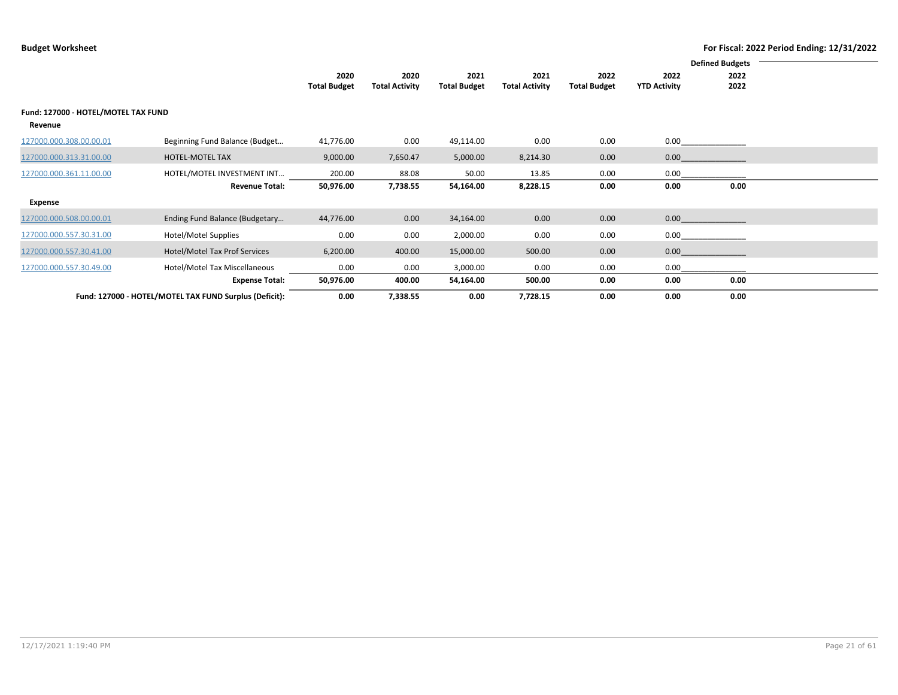## Budget Worksheet

**For Fiscal: 2022 Period Ending: 12/31/2022**

| | | 2020 Total Budget | 2020 Total Activity | 2021 Total Budget | 2021 Total Activity | 2022 Total Budget | 2022 YTD Activity | Defined Budgets 2022 2022 |
|---|---|---|---|---|---|---|---|---|
| **Fund: 127000 - HOTEL/MOTEL TAX FUND** | | | | | | | | |
| **Revenue** | | | | | | | | |
| 127000.000.308.00.00.01 | Beginning Fund Balance (Budget… | 41,776.00 | 0.00 | 49,114.00 | 0.00 | 0.00 | 0.00 | |
| 127000.000.313.31.00.00 | HOTEL-MOTEL TAX | 9,000.00 | 7,650.47 | 5,000.00 | 8,214.30 | 0.00 | 0.00 | |
| 127000.000.361.11.00.00 | HOTEL/MOTEL INVESTMENT INT… | 200.00 | 88.08 | 50.00 | 13.85 | 0.00 | 0.00 | |
| | **Revenue Total:** | **50,976.00** | **7,738.55** | **54,164.00** | **8,228.15** | **0.00** | **0.00** | **0.00** |
| **Expense** | | | | | | | | |
| 127000.000.508.00.00.01 | Ending Fund Balance (Budgetary… | 44,776.00 | 0.00 | 34,164.00 | 0.00 | 0.00 | 0.00 | |
| 127000.000.557.30.31.00 | Hotel/Motel Supplies | 0.00 | 0.00 | 2,000.00 | 0.00 | 0.00 | 0.00 | |
| 127000.000.557.30.41.00 | Hotel/Motel Tax Prof Services | 6,200.00 | 400.00 | 15,000.00 | 500.00 | 0.00 | 0.00 | |
| 127000.000.557.30.49.00 | Hotel/Motel Tax Miscellaneous | 0.00 | 0.00 | 3,000.00 | 0.00 | 0.00 | 0.00 | |
| | **Expense Total:** | **50,976.00** | **400.00** | **54,164.00** | **500.00** | **0.00** | **0.00** | **0.00** |
| | **Fund: 127000 - HOTEL/MOTEL TAX FUND Surplus (Deficit):** | **0.00** | **7,338.55** | **0.00** | **7,728.15** | **0.00** | **0.00** | **0.00** |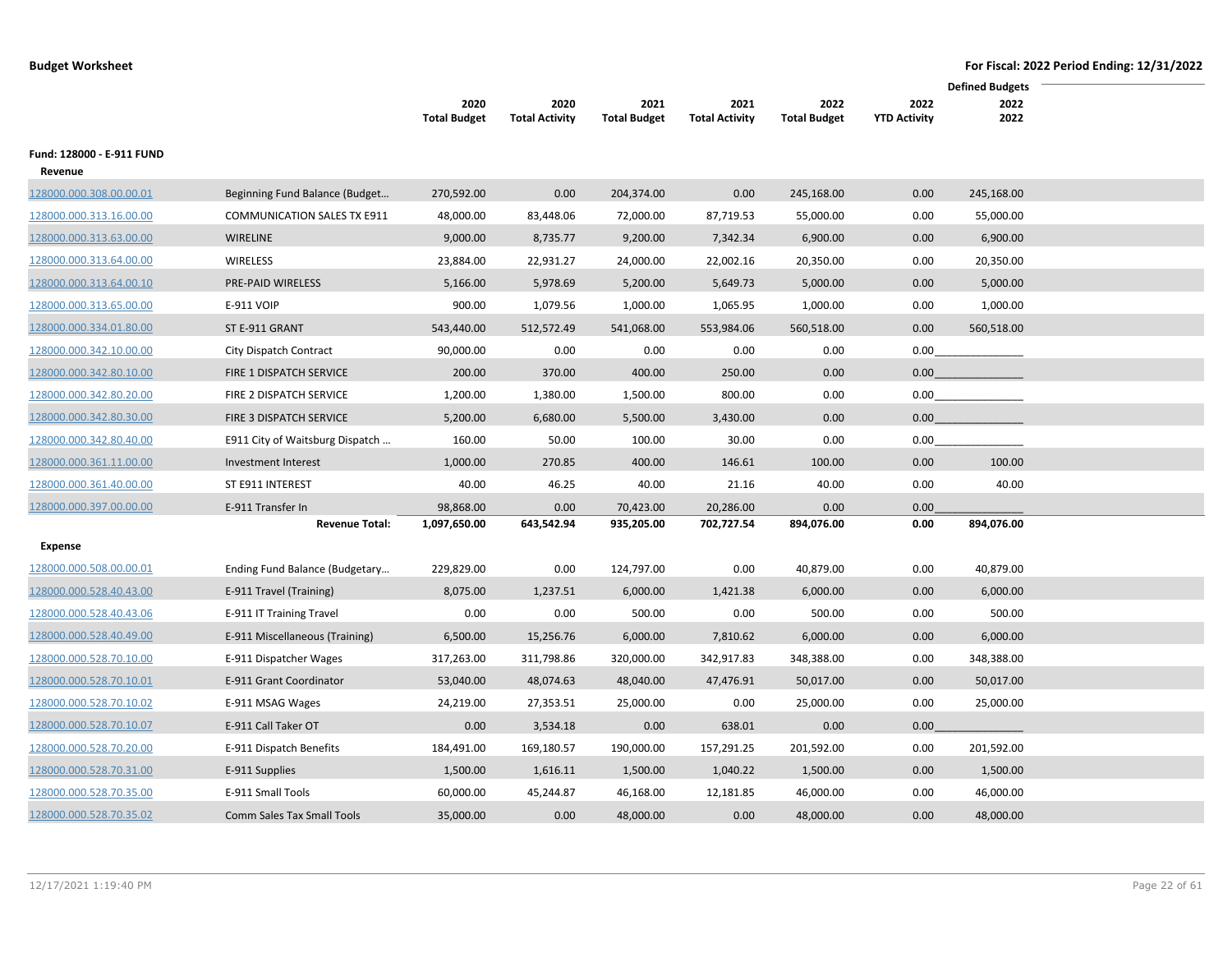**Budget Worksheet** — For Fiscal: 2022 Period Ending: 12/31/2022

| | | 2020 Total Budget | 2020 Total Activity | 2021 Total Budget | 2021 Total Activity | 2022 Total Budget | 2022 YTD Activity | Defined Budgets 2022 2022 |
|---|---|---|---|---|---|---|---|---|
| **Fund: 128000 - E-911 FUND** | | | | | | | | |
| **Revenue** | | | | | | | | |
| 128000.000.308.00.00.01 | Beginning Fund Balance (Budget… | 270,592.00 | 0.00 | 204,374.00 | 0.00 | 245,168.00 | 0.00 | 245,168.00 |
| 128000.000.313.16.00.00 | COMMUNICATION SALES TX E911 | 48,000.00 | 83,448.06 | 72,000.00 | 87,719.53 | 55,000.00 | 0.00 | 55,000.00 |
| 128000.000.313.63.00.00 | WIRELINE | 9,000.00 | 8,735.77 | 9,200.00 | 7,342.34 | 6,900.00 | 0.00 | 6,900.00 |
| 128000.000.313.64.00.00 | WIRELESS | 23,884.00 | 22,931.27 | 24,000.00 | 22,002.16 | 20,350.00 | 0.00 | 20,350.00 |
| 128000.000.313.64.00.10 | PRE-PAID WIRELESS | 5,166.00 | 5,978.69 | 5,200.00 | 5,649.73 | 5,000.00 | 0.00 | 5,000.00 |
| 128000.000.313.65.00.00 | E-911 VOIP | 900.00 | 1,079.56 | 1,000.00 | 1,065.95 | 1,000.00 | 0.00 | 1,000.00 |
| 128000.000.334.01.80.00 | ST E-911 GRANT | 543,440.00 | 512,572.49 | 541,068.00 | 553,984.06 | 560,518.00 | 0.00 | 560,518.00 |
| 128000.000.342.10.00.00 | City Dispatch Contract | 90,000.00 | 0.00 | 0.00 | 0.00 | 0.00 | 0.00 | |
| 128000.000.342.80.10.00 | FIRE 1 DISPATCH SERVICE | 200.00 | 370.00 | 400.00 | 250.00 | 0.00 | 0.00 | |
| 128000.000.342.80.20.00 | FIRE 2 DISPATCH SERVICE | 1,200.00 | 1,380.00 | 1,500.00 | 800.00 | 0.00 | 0.00 | |
| 128000.000.342.80.30.00 | FIRE 3 DISPATCH SERVICE | 5,200.00 | 6,680.00 | 5,500.00 | 3,430.00 | 0.00 | 0.00 | |
| 128000.000.342.80.40.00 | E911 City of Waitsburg Dispatch … | 160.00 | 50.00 | 100.00 | 30.00 | 0.00 | 0.00 | |
| 128000.000.361.11.00.00 | Investment Interest | 1,000.00 | 270.85 | 400.00 | 146.61 | 100.00 | 0.00 | 100.00 |
| 128000.000.361.40.00.00 | ST E911 INTEREST | 40.00 | 46.25 | 40.00 | 21.16 | 40.00 | 0.00 | 40.00 |
| 128000.000.397.00.00.00 | E-911 Transfer In | 98,868.00 | 0.00 | 70,423.00 | 20,286.00 | 0.00 | 0.00 | |
| | **Revenue Total:** | **1,097,650.00** | **643,542.94** | **935,205.00** | **702,727.54** | **894,076.00** | **0.00** | **894,076.00** |
| **Expense** | | | | | | | | |
| 128000.000.508.00.00.01 | Ending Fund Balance (Budgetary… | 229,829.00 | 0.00 | 124,797.00 | 0.00 | 40,879.00 | 0.00 | 40,879.00 |
| 128000.000.528.40.43.00 | E-911 Travel (Training) | 8,075.00 | 1,237.51 | 6,000.00 | 1,421.38 | 6,000.00 | 0.00 | 6,000.00 |
| 128000.000.528.40.43.06 | E-911 IT Training Travel | 0.00 | 0.00 | 500.00 | 0.00 | 500.00 | 0.00 | 500.00 |
| 128000.000.528.40.49.00 | E-911 Miscellaneous (Training) | 6,500.00 | 15,256.76 | 6,000.00 | 7,810.62 | 6,000.00 | 0.00 | 6,000.00 |
| 128000.000.528.70.10.00 | E-911 Dispatcher Wages | 317,263.00 | 311,798.86 | 320,000.00 | 342,917.83 | 348,388.00 | 0.00 | 348,388.00 |
| 128000.000.528.70.10.01 | E-911 Grant Coordinator | 53,040.00 | 48,074.63 | 48,040.00 | 47,476.91 | 50,017.00 | 0.00 | 50,017.00 |
| 128000.000.528.70.10.02 | E-911 MSAG Wages | 24,219.00 | 27,353.51 | 25,000.00 | 0.00 | 25,000.00 | 0.00 | 25,000.00 |
| 128000.000.528.70.10.07 | E-911 Call Taker OT | 0.00 | 3,534.18 | 0.00 | 638.01 | 0.00 | 0.00 | |
| 128000.000.528.70.20.00 | E-911 Dispatch Benefits | 184,491.00 | 169,180.57 | 190,000.00 | 157,291.25 | 201,592.00 | 0.00 | 201,592.00 |
| 128000.000.528.70.31.00 | E-911 Supplies | 1,500.00 | 1,616.11 | 1,500.00 | 1,040.22 | 1,500.00 | 0.00 | 1,500.00 |
| 128000.000.528.70.35.00 | E-911 Small Tools | 60,000.00 | 45,244.87 | 46,168.00 | 12,181.85 | 46,000.00 | 0.00 | 46,000.00 |
| 128000.000.528.70.35.02 | Comm Sales Tax Small Tools | 35,000.00 | 0.00 | 48,000.00 | 0.00 | 48,000.00 | 0.00 | 48,000.00 |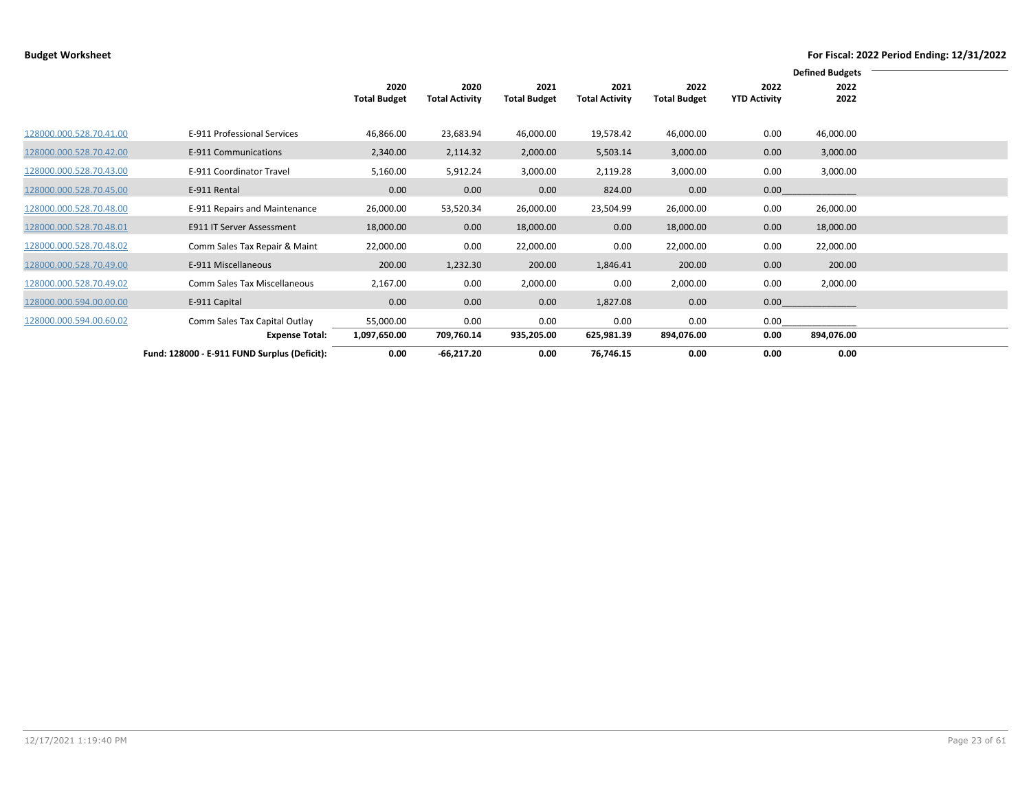**Budget Worksheet**

**For Fiscal: 2022 Period Ending: 12/31/2022**

| | | 2020 Total Budget | 2020 Total Activity | 2021 Total Budget | 2021 Total Activity | 2022 Total Budget | 2022 YTD Activity | Defined Budgets 2022 2022 |
|---|---|---|---|---|---|---|---|---|
| 128000.000.528.70.41.00 | E-911 Professional Services | 46,866.00 | 23,683.94 | 46,000.00 | 19,578.42 | 46,000.00 | 0.00 | 46,000.00 |
| 128000.000.528.70.42.00 | E-911 Communications | 2,340.00 | 2,114.32 | 2,000.00 | 5,503.14 | 3,000.00 | 0.00 | 3,000.00 |
| 128000.000.528.70.43.00 | E-911 Coordinator Travel | 5,160.00 | 5,912.24 | 3,000.00 | 2,119.28 | 3,000.00 | 0.00 | 3,000.00 |
| 128000.000.528.70.45.00 | E-911 Rental | 0.00 | 0.00 | 0.00 | 824.00 | 0.00 | 0.00 | |
| 128000.000.528.70.48.00 | E-911 Repairs and Maintenance | 26,000.00 | 53,520.34 | 26,000.00 | 23,504.99 | 26,000.00 | 0.00 | 26,000.00 |
| 128000.000.528.70.48.01 | E911 IT Server Assessment | 18,000.00 | 0.00 | 18,000.00 | 0.00 | 18,000.00 | 0.00 | 18,000.00 |
| 128000.000.528.70.48.02 | Comm Sales Tax Repair & Maint | 22,000.00 | 0.00 | 22,000.00 | 0.00 | 22,000.00 | 0.00 | 22,000.00 |
| 128000.000.528.70.49.00 | E-911 Miscellaneous | 200.00 | 1,232.30 | 200.00 | 1,846.41 | 200.00 | 0.00 | 200.00 |
| 128000.000.528.70.49.02 | Comm Sales Tax Miscellaneous | 2,167.00 | 0.00 | 2,000.00 | 0.00 | 2,000.00 | 0.00 | 2,000.00 |
| 128000.000.594.00.00.00 | E-911 Capital | 0.00 | 0.00 | 0.00 | 1,827.08 | 0.00 | 0.00 | |
| 128000.000.594.00.60.02 | Comm Sales Tax Capital Outlay | 55,000.00 | 0.00 | 0.00 | 0.00 | 0.00 | 0.00 | |
| | **Expense Total:** | **1,097,650.00** | **709,760.14** | **935,205.00** | **625,981.39** | **894,076.00** | **0.00** | **894,076.00** |
| | **Fund: 128000 - E-911 FUND Surplus (Deficit):** | **0.00** | **-66,217.20** | **0.00** | **76,746.15** | **0.00** | **0.00** | **0.00** |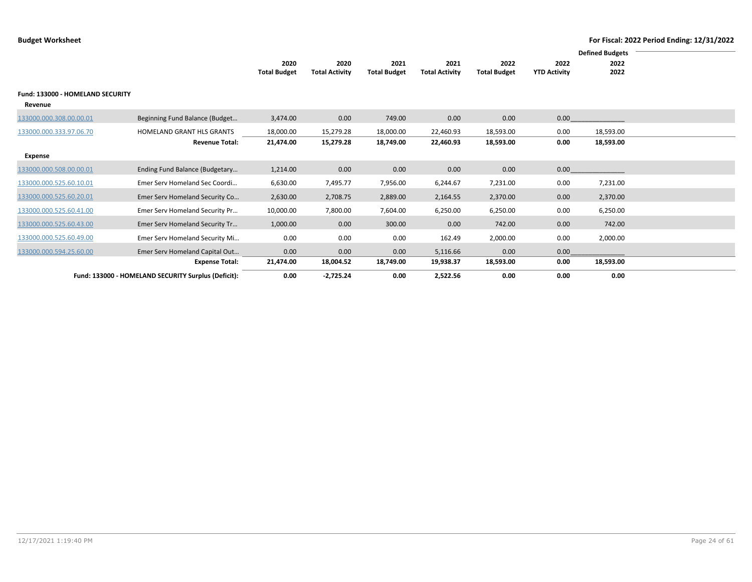## Budget Worksheet

**For Fiscal: 2022 Period Ending: 12/31/2022**

| | | 2020 Total Budget | 2020 Total Activity | 2021 Total Budget | 2021 Total Activity | 2022 Total Budget | 2022 YTD Activity | Defined Budgets 2022 2022 |
|---|---|---|---|---|---|---|---|---|
| **Fund: 133000 - HOMELAND SECURITY** | | | | | | | | |
| **Revenue** | | | | | | | | |
| 133000.000.308.00.00.01 | Beginning Fund Balance (Budget… | 3,474.00 | 0.00 | 749.00 | 0.00 | 0.00 | 0.00 | |
| 133000.000.333.97.06.70 | HOMELAND GRANT HLS GRANTS | 18,000.00 | 15,279.28 | 18,000.00 | 22,460.93 | 18,593.00 | 0.00 | 18,593.00 |
| | **Revenue Total:** | **21,474.00** | **15,279.28** | **18,749.00** | **22,460.93** | **18,593.00** | **0.00** | **18,593.00** |
| **Expense** | | | | | | | | |
| 133000.000.508.00.00.01 | Ending Fund Balance (Budgetary… | 1,214.00 | 0.00 | 0.00 | 0.00 | 0.00 | 0.00 | |
| 133000.000.525.60.10.01 | Emer Serv Homeland Sec Coordi… | 6,630.00 | 7,495.77 | 7,956.00 | 6,244.67 | 7,231.00 | 0.00 | 7,231.00 |
| 133000.000.525.60.20.01 | Emer Serv Homeland Security Co… | 2,630.00 | 2,708.75 | 2,889.00 | 2,164.55 | 2,370.00 | 0.00 | 2,370.00 |
| 133000.000.525.60.41.00 | Emer Serv Homeland Security Pr… | 10,000.00 | 7,800.00 | 7,604.00 | 6,250.00 | 6,250.00 | 0.00 | 6,250.00 |
| 133000.000.525.60.43.00 | Emer Serv Homeland Security Tr… | 1,000.00 | 0.00 | 300.00 | 0.00 | 742.00 | 0.00 | 742.00 |
| 133000.000.525.60.49.00 | Emer Serv Homeland Security Mi… | 0.00 | 0.00 | 0.00 | 162.49 | 2,000.00 | 0.00 | 2,000.00 |
| 133000.000.594.25.60.00 | Emer Serv Homeland Capital Out… | 0.00 | 0.00 | 0.00 | 5,116.66 | 0.00 | 0.00 | |
| | **Expense Total:** | **21,474.00** | **18,004.52** | **18,749.00** | **19,938.37** | **18,593.00** | **0.00** | **18,593.00** |
| | **Fund: 133000 - HOMELAND SECURITY Surplus (Deficit):** | **0.00** | **-2,725.24** | **0.00** | **2,522.56** | **0.00** | **0.00** | **0.00** |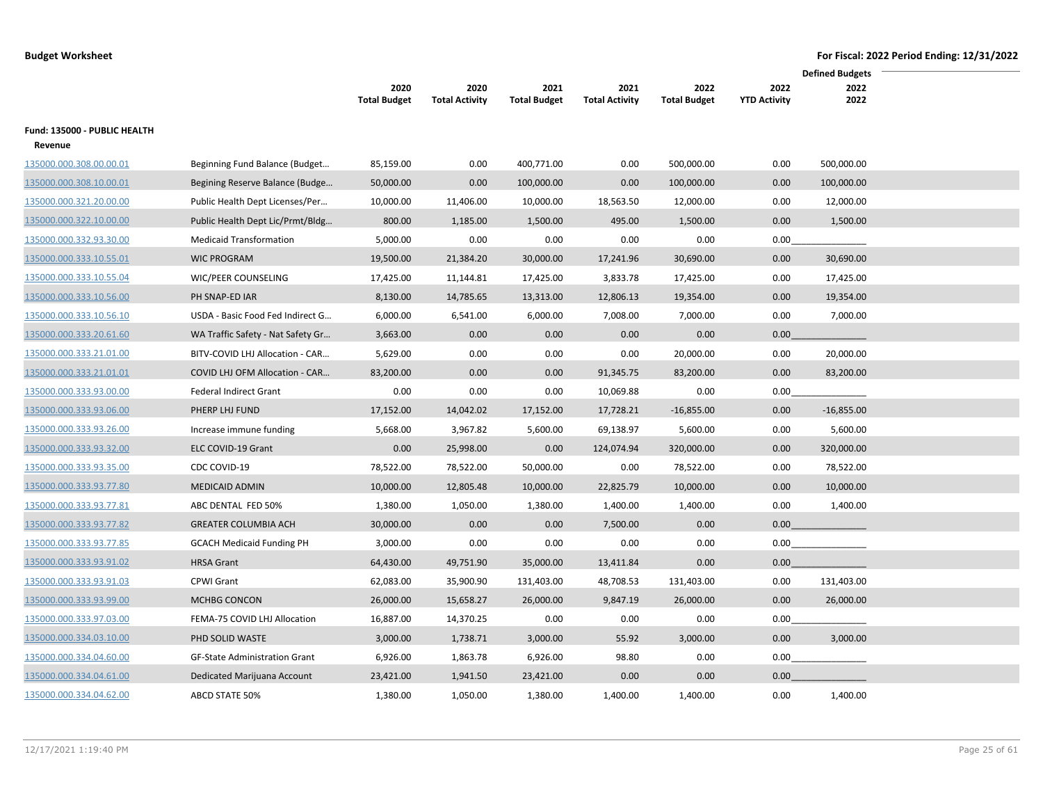**Budget Worksheet** — For Fiscal: 2022 Period Ending: 12/31/2022

**Fund: 135000 - PUBLIC HEALTH**

**Revenue**

| | | 2020 Total Budget | 2020 Total Activity | 2021 Total Budget | 2021 Total Activity | 2022 Total Budget | 2022 YTD Activity | Defined Budgets 2022 2022 |
|---|---|---|---|---|---|---|---|---|
| 135000.000.308.00.00.01 | Beginning Fund Balance (Budget… | 85,159.00 | 0.00 | 400,771.00 | 0.00 | 500,000.00 | 0.00 | 500,000.00 |
| 135000.000.308.10.00.01 | Begining Reserve Balance (Budge… | 50,000.00 | 0.00 | 100,000.00 | 0.00 | 100,000.00 | 0.00 | 100,000.00 |
| 135000.000.321.20.00.00 | Public Health Dept Licenses/Per… | 10,000.00 | 11,406.00 | 10,000.00 | 18,563.50 | 12,000.00 | 0.00 | 12,000.00 |
| 135000.000.322.10.00.00 | Public Health Dept Lic/Prmt/Bldg… | 800.00 | 1,185.00 | 1,500.00 | 495.00 | 1,500.00 | 0.00 | 1,500.00 |
| 135000.000.332.93.30.00 | Medicaid Transformation | 5,000.00 | 0.00 | 0.00 | 0.00 | 0.00 | 0.00 | |
| 135000.000.333.10.55.01 | WIC PROGRAM | 19,500.00 | 21,384.20 | 30,000.00 | 17,241.96 | 30,690.00 | 0.00 | 30,690.00 |
| 135000.000.333.10.55.04 | WIC/PEER COUNSELING | 17,425.00 | 11,144.81 | 17,425.00 | 3,833.78 | 17,425.00 | 0.00 | 17,425.00 |
| 135000.000.333.10.56.00 | PH SNAP-ED IAR | 8,130.00 | 14,785.65 | 13,313.00 | 12,806.13 | 19,354.00 | 0.00 | 19,354.00 |
| 135000.000.333.10.56.10 | USDA - Basic Food Fed Indirect G… | 6,000.00 | 6,541.00 | 6,000.00 | 7,008.00 | 7,000.00 | 0.00 | 7,000.00 |
| 135000.000.333.20.61.60 | WA Traffic Safety - Nat Safety Gr… | 3,663.00 | 0.00 | 0.00 | 0.00 | 0.00 | 0.00 | |
| 135000.000.333.21.01.00 | BITV-COVID LHJ Allocation - CAR… | 5,629.00 | 0.00 | 0.00 | 0.00 | 20,000.00 | 0.00 | 20,000.00 |
| 135000.000.333.21.01.01 | COVID LHJ OFM Allocation - CAR… | 83,200.00 | 0.00 | 0.00 | 91,345.75 | 83,200.00 | 0.00 | 83,200.00 |
| 135000.000.333.93.00.00 | Federal Indirect Grant | 0.00 | 0.00 | 0.00 | 10,069.88 | 0.00 | 0.00 | |
| 135000.000.333.93.06.00 | PHERP LHJ FUND | 17,152.00 | 14,042.02 | 17,152.00 | 17,728.21 | -16,855.00 | 0.00 | -16,855.00 |
| 135000.000.333.93.26.00 | Increase immune funding | 5,668.00 | 3,967.82 | 5,600.00 | 69,138.97 | 5,600.00 | 0.00 | 5,600.00 |
| 135000.000.333.93.32.00 | ELC COVID-19 Grant | 0.00 | 25,998.00 | 0.00 | 124,074.94 | 320,000.00 | 0.00 | 320,000.00 |
| 135000.000.333.93.35.00 | CDC COVID-19 | 78,522.00 | 78,522.00 | 50,000.00 | 0.00 | 78,522.00 | 0.00 | 78,522.00 |
| 135000.000.333.93.77.80 | MEDICAID ADMIN | 10,000.00 | 12,805.48 | 10,000.00 | 22,825.79 | 10,000.00 | 0.00 | 10,000.00 |
| 135000.000.333.93.77.81 | ABC DENTAL FED 50% | 1,380.00 | 1,050.00 | 1,380.00 | 1,400.00 | 1,400.00 | 0.00 | 1,400.00 |
| 135000.000.333.93.77.82 | GREATER COLUMBIA ACH | 30,000.00 | 0.00 | 0.00 | 7,500.00 | 0.00 | 0.00 | |
| 135000.000.333.93.77.85 | GCACH Medicaid Funding PH | 3,000.00 | 0.00 | 0.00 | 0.00 | 0.00 | 0.00 | |
| 135000.000.333.93.91.02 | HRSA Grant | 64,430.00 | 49,751.90 | 35,000.00 | 13,411.84 | 0.00 | 0.00 | |
| 135000.000.333.93.91.03 | CPWI Grant | 62,083.00 | 35,900.90 | 131,403.00 | 48,708.53 | 131,403.00 | 0.00 | 131,403.00 |
| 135000.000.333.93.99.00 | MCHBG CONCON | 26,000.00 | 15,658.27 | 26,000.00 | 9,847.19 | 26,000.00 | 0.00 | 26,000.00 |
| 135000.000.333.97.03.00 | FEMA-75 COVID LHJ Allocation | 16,887.00 | 14,370.25 | 0.00 | 0.00 | 0.00 | 0.00 | |
| 135000.000.334.03.10.00 | PHD SOLID WASTE | 3,000.00 | 1,738.71 | 3,000.00 | 55.92 | 3,000.00 | 0.00 | 3,000.00 |
| 135000.000.334.04.60.00 | GF-State Administration Grant | 6,926.00 | 1,863.78 | 6,926.00 | 98.80 | 0.00 | 0.00 | |
| 135000.000.334.04.61.00 | Dedicated Marijuana Account | 23,421.00 | 1,941.50 | 23,421.00 | 0.00 | 0.00 | 0.00 | |
| 135000.000.334.04.62.00 | ABCD STATE 50% | 1,380.00 | 1,050.00 | 1,380.00 | 1,400.00 | 1,400.00 | 0.00 | 1,400.00 |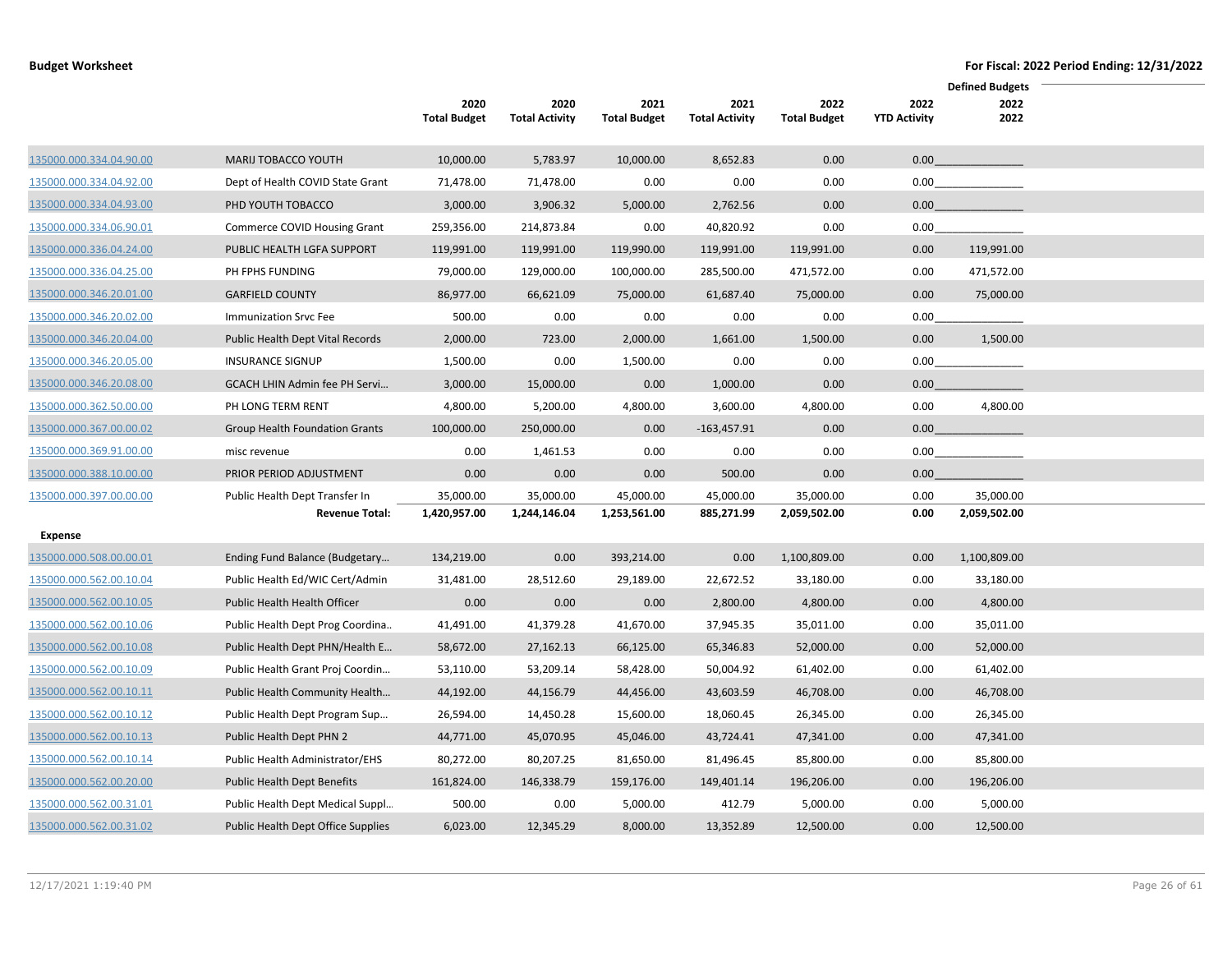**Budget Worksheet** | **For Fiscal: 2022 Period Ending: 12/31/2022**

| | | 2020 Total Budget | 2020 Total Activity | 2021 Total Budget | 2021 Total Activity | 2022 Total Budget | 2022 YTD Activity | Defined Budgets 2022 2022 |
|---|---|---|---|---|---|---|---|---|
| 135000.000.334.04.90.00 | MARIJ TOBACCO YOUTH | 10,000.00 | 5,783.97 | 10,000.00 | 8,652.83 | 0.00 | 0.00 | |
| 135000.000.334.04.92.00 | Dept of Health COVID State Grant | 71,478.00 | 71,478.00 | 0.00 | 0.00 | 0.00 | 0.00 | |
| 135000.000.334.04.93.00 | PHD YOUTH TOBACCO | 3,000.00 | 3,906.32 | 5,000.00 | 2,762.56 | 0.00 | 0.00 | |
| 135000.000.334.06.90.01 | Commerce COVID Housing Grant | 259,356.00 | 214,873.84 | 0.00 | 40,820.92 | 0.00 | 0.00 | |
| 135000.000.336.04.24.00 | PUBLIC HEALTH LGFA SUPPORT | 119,991.00 | 119,991.00 | 119,990.00 | 119,991.00 | 119,991.00 | 0.00 | 119,991.00 |
| 135000.000.336.04.25.00 | PH FPHS FUNDING | 79,000.00 | 129,000.00 | 100,000.00 | 285,500.00 | 471,572.00 | 0.00 | 471,572.00 |
| 135000.000.346.20.01.00 | GARFIELD COUNTY | 86,977.00 | 66,621.09 | 75,000.00 | 61,687.40 | 75,000.00 | 0.00 | 75,000.00 |
| 135000.000.346.20.02.00 | Immunization Srvc Fee | 500.00 | 0.00 | 0.00 | 0.00 | 0.00 | 0.00 | |
| 135000.000.346.20.04.00 | Public Health Dept Vital Records | 2,000.00 | 723.00 | 2,000.00 | 1,661.00 | 1,500.00 | 0.00 | 1,500.00 |
| 135000.000.346.20.05.00 | INSURANCE SIGNUP | 1,500.00 | 0.00 | 1,500.00 | 0.00 | 0.00 | 0.00 | |
| 135000.000.346.20.08.00 | GCACH LHIN Admin fee PH Servi... | 3,000.00 | 15,000.00 | 0.00 | 1,000.00 | 0.00 | 0.00 | |
| 135000.000.362.50.00.00 | PH LONG TERM RENT | 4,800.00 | 5,200.00 | 4,800.00 | 3,600.00 | 4,800.00 | 0.00 | 4,800.00 |
| 135000.000.367.00.00.02 | Group Health Foundation Grants | 100,000.00 | 250,000.00 | 0.00 | -163,457.91 | 0.00 | 0.00 | |
| 135000.000.369.91.00.00 | misc revenue | 0.00 | 1,461.53 | 0.00 | 0.00 | 0.00 | 0.00 | |
| 135000.000.388.10.00.00 | PRIOR PERIOD ADJUSTMENT | 0.00 | 0.00 | 0.00 | 500.00 | 0.00 | 0.00 | |
| 135000.000.397.00.00.00 | Public Health Dept Transfer In | 35,000.00 | 35,000.00 | 45,000.00 | 45,000.00 | 35,000.00 | 0.00 | 35,000.00 |
| | **Revenue Total:** | **1,420,957.00** | **1,244,146.04** | **1,253,561.00** | **885,271.99** | **2,059,502.00** | **0.00** | **2,059,502.00** |
| **Expense** | | | | | | | | |
| 135000.000.508.00.00.01 | Ending Fund Balance (Budgetary... | 134,219.00 | 0.00 | 393,214.00 | 0.00 | 1,100,809.00 | 0.00 | 1,100,809.00 |
| 135000.000.562.00.10.04 | Public Health Ed/WIC Cert/Admin | 31,481.00 | 28,512.60 | 29,189.00 | 22,672.52 | 33,180.00 | 0.00 | 33,180.00 |
| 135000.000.562.00.10.05 | Public Health Health Officer | 0.00 | 0.00 | 0.00 | 2,800.00 | 4,800.00 | 0.00 | 4,800.00 |
| 135000.000.562.00.10.06 | Public Health Dept Prog Coordina.. | 41,491.00 | 41,379.28 | 41,670.00 | 37,945.35 | 35,011.00 | 0.00 | 35,011.00 |
| 135000.000.562.00.10.08 | Public Health Dept PHN/Health E... | 58,672.00 | 27,162.13 | 66,125.00 | 65,346.83 | 52,000.00 | 0.00 | 52,000.00 |
| 135000.000.562.00.10.09 | Public Health Grant Proj Coordin... | 53,110.00 | 53,209.14 | 58,428.00 | 50,004.92 | 61,402.00 | 0.00 | 61,402.00 |
| 135000.000.562.00.10.11 | Public Health Community Health... | 44,192.00 | 44,156.79 | 44,456.00 | 43,603.59 | 46,708.00 | 0.00 | 46,708.00 |
| 135000.000.562.00.10.12 | Public Health Dept Program Sup... | 26,594.00 | 14,450.28 | 15,600.00 | 18,060.45 | 26,345.00 | 0.00 | 26,345.00 |
| 135000.000.562.00.10.13 | Public Health Dept PHN 2 | 44,771.00 | 45,070.95 | 45,046.00 | 43,724.41 | 47,341.00 | 0.00 | 47,341.00 |
| 135000.000.562.00.10.14 | Public Health Administrator/EHS | 80,272.00 | 80,207.25 | 81,650.00 | 81,496.45 | 85,800.00 | 0.00 | 85,800.00 |
| 135000.000.562.00.20.00 | Public Health Dept Benefits | 161,824.00 | 146,338.79 | 159,176.00 | 149,401.14 | 196,206.00 | 0.00 | 196,206.00 |
| 135000.000.562.00.31.01 | Public Health Dept Medical Suppl... | 500.00 | 0.00 | 5,000.00 | 412.79 | 5,000.00 | 0.00 | 5,000.00 |
| 135000.000.562.00.31.02 | Public Health Dept Office Supplies | 6,023.00 | 12,345.29 | 8,000.00 | 13,352.89 | 12,500.00 | 0.00 | 12,500.00 |

12/17/2021 1:19:40 PM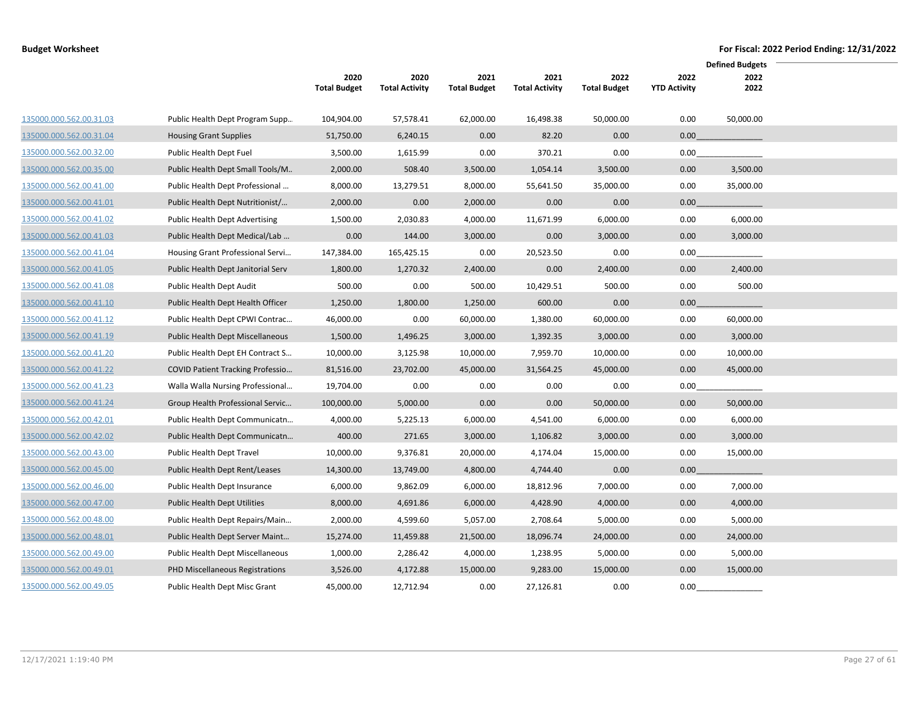**Budget Worksheet** — **For Fiscal: 2022 Period Ending: 12/31/2022**

| | | 2020 Total Budget | 2020 Total Activity | 2021 Total Budget | 2021 Total Activity | 2022 Total Budget | 2022 YTD Activity | Defined Budgets 2022 2022 |
|---|---|---|---|---|---|---|---|---|
| 135000.000.562.00.31.03 | Public Health Dept Program Supp… | 104,904.00 | 57,578.41 | 62,000.00 | 16,498.38 | 50,000.00 | 0.00 | 50,000.00 |
| 135000.000.562.00.31.04 | Housing Grant Supplies | 51,750.00 | 6,240.15 | 0.00 | 82.20 | 0.00 | 0.00 | |
| 135000.000.562.00.32.00 | Public Health Dept Fuel | 3,500.00 | 1,615.99 | 0.00 | 370.21 | 0.00 | 0.00 | |
| 135000.000.562.00.35.00 | Public Health Dept Small Tools/M.. | 2,000.00 | 508.40 | 3,500.00 | 1,054.14 | 3,500.00 | 0.00 | 3,500.00 |
| 135000.000.562.00.41.00 | Public Health Dept Professional … | 8,000.00 | 13,279.51 | 8,000.00 | 55,641.50 | 35,000.00 | 0.00 | 35,000.00 |
| 135000.000.562.00.41.01 | Public Health Dept Nutritionist/… | 2,000.00 | 0.00 | 2,000.00 | 0.00 | 0.00 | 0.00 | |
| 135000.000.562.00.41.02 | Public Health Dept Advertising | 1,500.00 | 2,030.83 | 4,000.00 | 11,671.99 | 6,000.00 | 0.00 | 6,000.00 |
| 135000.000.562.00.41.03 | Public Health Dept Medical/Lab … | 0.00 | 144.00 | 3,000.00 | 0.00 | 3,000.00 | 0.00 | 3,000.00 |
| 135000.000.562.00.41.04 | Housing Grant Professional Servi… | 147,384.00 | 165,425.15 | 0.00 | 20,523.50 | 0.00 | 0.00 | |
| 135000.000.562.00.41.05 | Public Health Dept Janitorial Serv | 1,800.00 | 1,270.32 | 2,400.00 | 0.00 | 2,400.00 | 0.00 | 2,400.00 |
| 135000.000.562.00.41.08 | Public Health Dept Audit | 500.00 | 0.00 | 500.00 | 10,429.51 | 500.00 | 0.00 | 500.00 |
| 135000.000.562.00.41.10 | Public Health Dept Health Officer | 1,250.00 | 1,800.00 | 1,250.00 | 600.00 | 0.00 | 0.00 | |
| 135000.000.562.00.41.12 | Public Health Dept CPWI Contrac… | 46,000.00 | 0.00 | 60,000.00 | 1,380.00 | 60,000.00 | 0.00 | 60,000.00 |
| 135000.000.562.00.41.19 | Public Health Dept Miscellaneous | 1,500.00 | 1,496.25 | 3,000.00 | 1,392.35 | 3,000.00 | 0.00 | 3,000.00 |
| 135000.000.562.00.41.20 | Public Health Dept EH Contract S… | 10,000.00 | 3,125.98 | 10,000.00 | 7,959.70 | 10,000.00 | 0.00 | 10,000.00 |
| 135000.000.562.00.41.22 | COVID Patient Tracking Professio… | 81,516.00 | 23,702.00 | 45,000.00 | 31,564.25 | 45,000.00 | 0.00 | 45,000.00 |
| 135000.000.562.00.41.23 | Walla Walla Nursing Professional… | 19,704.00 | 0.00 | 0.00 | 0.00 | 0.00 | 0.00 | |
| 135000.000.562.00.41.24 | Group Health Professional Servic… | 100,000.00 | 5,000.00 | 0.00 | 0.00 | 50,000.00 | 0.00 | 50,000.00 |
| 135000.000.562.00.42.01 | Public Health Dept Communicatn… | 4,000.00 | 5,225.13 | 6,000.00 | 4,541.00 | 6,000.00 | 0.00 | 6,000.00 |
| 135000.000.562.00.42.02 | Public Health Dept Communicatn… | 400.00 | 271.65 | 3,000.00 | 1,106.82 | 3,000.00 | 0.00 | 3,000.00 |
| 135000.000.562.00.43.00 | Public Health Dept Travel | 10,000.00 | 9,376.81 | 20,000.00 | 4,174.04 | 15,000.00 | 0.00 | 15,000.00 |
| 135000.000.562.00.45.00 | Public Health Dept Rent/Leases | 14,300.00 | 13,749.00 | 4,800.00 | 4,744.40 | 0.00 | 0.00 | |
| 135000.000.562.00.46.00 | Public Health Dept Insurance | 6,000.00 | 9,862.09 | 6,000.00 | 18,812.96 | 7,000.00 | 0.00 | 7,000.00 |
| 135000.000.562.00.47.00 | Public Health Dept Utilities | 8,000.00 | 4,691.86 | 6,000.00 | 4,428.90 | 4,000.00 | 0.00 | 4,000.00 |
| 135000.000.562.00.48.00 | Public Health Dept Repairs/Main… | 2,000.00 | 4,599.60 | 5,057.00 | 2,708.64 | 5,000.00 | 0.00 | 5,000.00 |
| 135000.000.562.00.48.01 | Public Health Dept Server Maint… | 15,274.00 | 11,459.88 | 21,500.00 | 18,096.74 | 24,000.00 | 0.00 | 24,000.00 |
| 135000.000.562.00.49.00 | Public Health Dept Miscellaneous | 1,000.00 | 2,286.42 | 4,000.00 | 1,238.95 | 5,000.00 | 0.00 | 5,000.00 |
| 135000.000.562.00.49.01 | PHD Miscellaneous Registrations | 3,526.00 | 4,172.88 | 15,000.00 | 9,283.00 | 15,000.00 | 0.00 | 15,000.00 |
| 135000.000.562.00.49.05 | Public Health Dept Misc Grant | 45,000.00 | 12,712.94 | 0.00 | 27,126.81 | 0.00 | 0.00 | |

12/17/2021 1:19:40 PM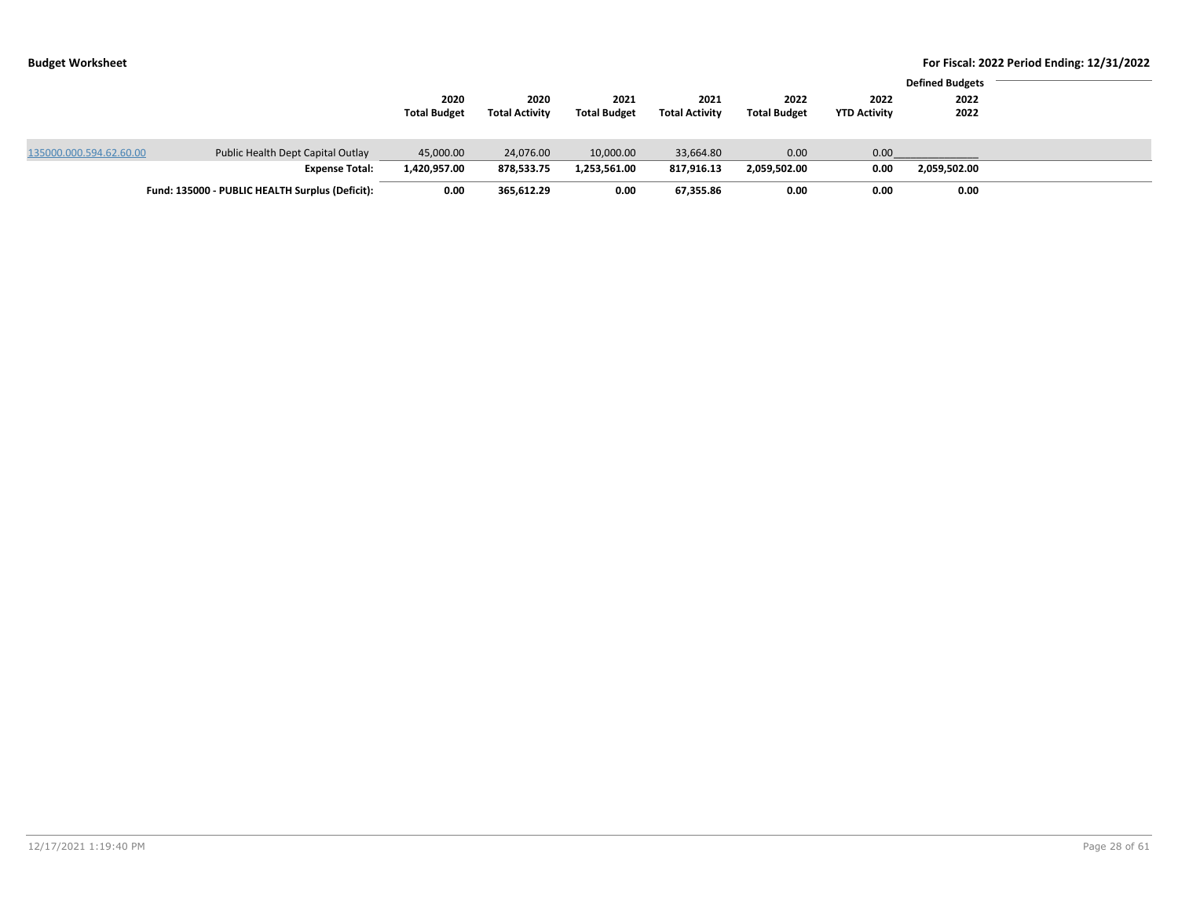**Budget Worksheet** — For Fiscal: 2022 Period Ending: 12/31/2022

| | | 2020 Total Budget | 2020 Total Activity | 2021 Total Budget | 2021 Total Activity | 2022 Total Budget | 2022 YTD Activity | Defined Budgets 2022 2022 |
|---|---|---|---|---|---|---|---|---|
| 135000.000.594.62.60.00 | Public Health Dept Capital Outlay | 45,000.00 | 24,076.00 | 10,000.00 | 33,664.80 | 0.00 | 0.00 | |
| | **Expense Total:** | **1,420,957.00** | **878,533.75** | **1,253,561.00** | **817,916.13** | **2,059,502.00** | **0.00** | **2,059,502.00** |
| | **Fund: 135000 - PUBLIC HEALTH Surplus (Deficit):** | **0.00** | **365,612.29** | **0.00** | **67,355.86** | **0.00** | **0.00** | **0.00** |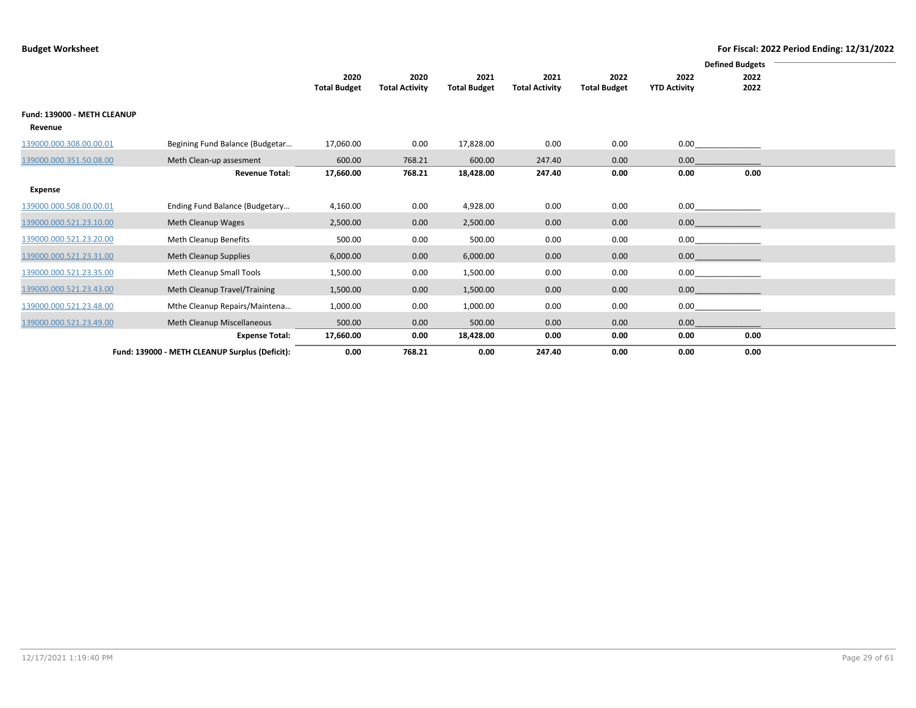**Budget Worksheet** — For Fiscal: 2022 Period Ending: 12/31/2022

| | | 2020 Total Budget | 2020 Total Activity | 2021 Total Budget | 2021 Total Activity | 2022 Total Budget | 2022 YTD Activity | Defined Budgets 2022 2022 |
|---|---|---|---|---|---|---|---|---|
| **Fund: 139000 - METH CLEANUP** | | | | | | | | |
| **Revenue** | | | | | | | | |
| 139000.000.308.00.00.01 | Begining Fund Balance (Budgetar… | 17,060.00 | 0.00 | 17,828.00 | 0.00 | 0.00 | 0.00 | |
| 139000.000.351.50.08.00 | Meth Clean-up assesment | 600.00 | 768.21 | 600.00 | 247.40 | 0.00 | 0.00 | |
| | **Revenue Total:** | **17,660.00** | **768.21** | **18,428.00** | **247.40** | **0.00** | **0.00** | **0.00** |
| **Expense** | | | | | | | | |
| 139000.000.508.00.00.01 | Ending Fund Balance (Budgetary… | 4,160.00 | 0.00 | 4,928.00 | 0.00 | 0.00 | 0.00 | |
| 139000.000.521.23.10.00 | Meth Cleanup Wages | 2,500.00 | 0.00 | 2,500.00 | 0.00 | 0.00 | 0.00 | |
| 139000.000.521.23.20.00 | Meth Cleanup Benefits | 500.00 | 0.00 | 500.00 | 0.00 | 0.00 | 0.00 | |
| 139000.000.521.23.31.00 | Meth Cleanup Supplies | 6,000.00 | 0.00 | 6,000.00 | 0.00 | 0.00 | 0.00 | |
| 139000.000.521.23.35.00 | Meth Cleanup Small Tools | 1,500.00 | 0.00 | 1,500.00 | 0.00 | 0.00 | 0.00 | |
| 139000.000.521.23.43.00 | Meth Cleanup Travel/Training | 1,500.00 | 0.00 | 1,500.00 | 0.00 | 0.00 | 0.00 | |
| 139000.000.521.23.48.00 | Mthe Cleanup Repairs/Maintena… | 1,000.00 | 0.00 | 1,000.00 | 0.00 | 0.00 | 0.00 | |
| 139000.000.521.23.49.00 | Meth Cleanup Miscellaneous | 500.00 | 0.00 | 500.00 | 0.00 | 0.00 | 0.00 | |
| | **Expense Total:** | **17,660.00** | **0.00** | **18,428.00** | **0.00** | **0.00** | **0.00** | **0.00** |
| | **Fund: 139000 - METH CLEANUP Surplus (Deficit):** | **0.00** | **768.21** | **0.00** | **247.40** | **0.00** | **0.00** | **0.00** |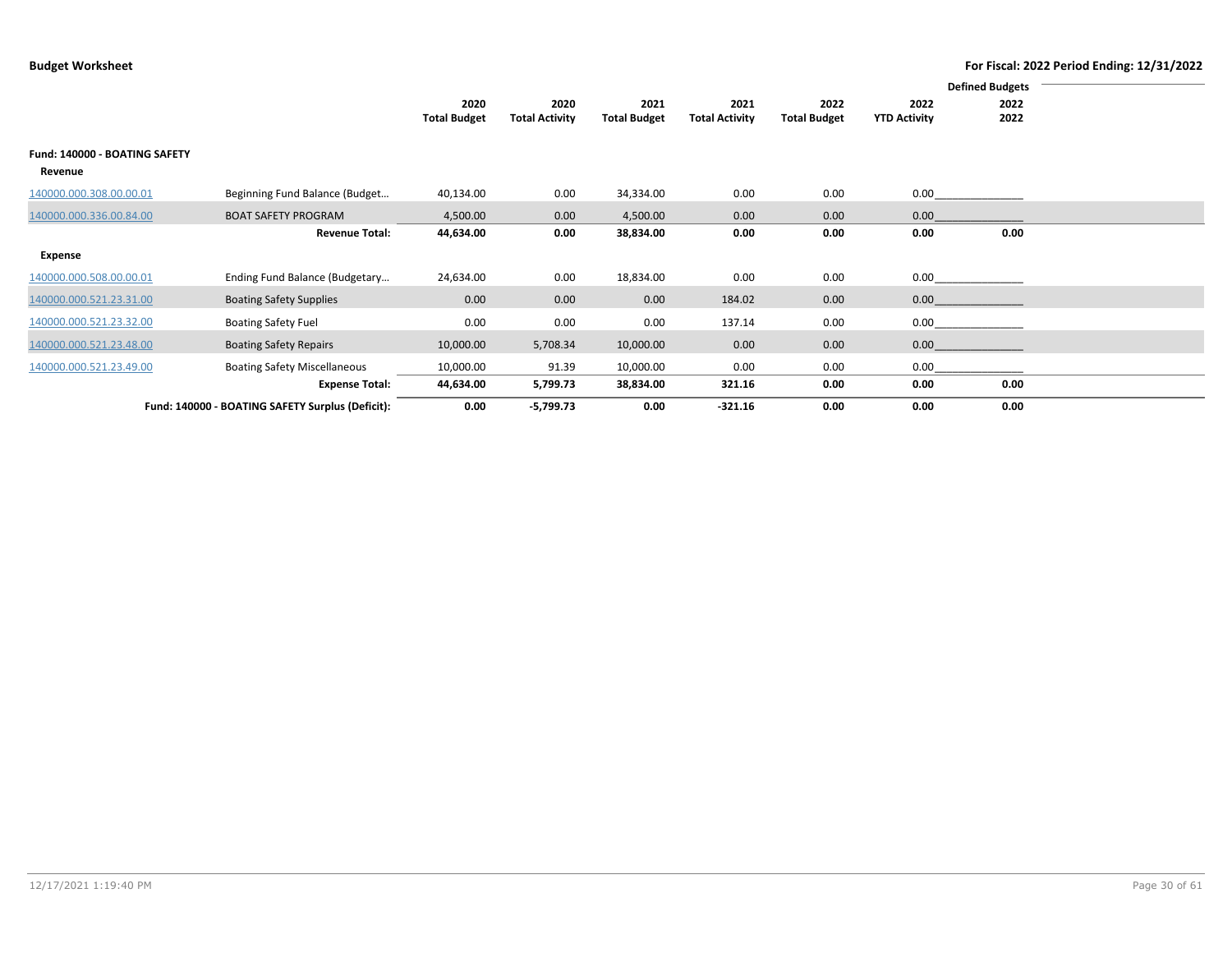**Budget Worksheet** — For Fiscal: 2022 Period Ending: 12/31/2022

| | | 2020 Total Budget | 2020 Total Activity | 2021 Total Budget | 2021 Total Activity | 2022 Total Budget | 2022 YTD Activity | Defined Budgets 2022 2022 |
|---|---|---|---|---|---|---|---|---|
| **Fund: 140000 - BOATING SAFETY** | | | | | | | | |
| **Revenue** | | | | | | | | |
| 140000.000.308.00.00.01 | Beginning Fund Balance (Budget… | 40,134.00 | 0.00 | 34,334.00 | 0.00 | 0.00 | 0.00 | |
| 140000.000.336.00.84.00 | BOAT SAFETY PROGRAM | 4,500.00 | 0.00 | 4,500.00 | 0.00 | 0.00 | 0.00 | |
| | **Revenue Total:** | **44,634.00** | **0.00** | **38,834.00** | **0.00** | **0.00** | **0.00** | **0.00** |
| **Expense** | | | | | | | | |
| 140000.000.508.00.00.01 | Ending Fund Balance (Budgetary… | 24,634.00 | 0.00 | 18,834.00 | 0.00 | 0.00 | 0.00 | |
| 140000.000.521.23.31.00 | Boating Safety Supplies | 0.00 | 0.00 | 0.00 | 184.02 | 0.00 | 0.00 | |
| 140000.000.521.23.32.00 | Boating Safety Fuel | 0.00 | 0.00 | 0.00 | 137.14 | 0.00 | 0.00 | |
| 140000.000.521.23.48.00 | Boating Safety Repairs | 10,000.00 | 5,708.34 | 10,000.00 | 0.00 | 0.00 | 0.00 | |
| 140000.000.521.23.49.00 | Boating Safety Miscellaneous | 10,000.00 | 91.39 | 10,000.00 | 0.00 | 0.00 | 0.00 | |
| | **Expense Total:** | **44,634.00** | **5,799.73** | **38,834.00** | **321.16** | **0.00** | **0.00** | **0.00** |
| | **Fund: 140000 - BOATING SAFETY Surplus (Deficit):** | **0.00** | **-5,799.73** | **0.00** | **-321.16** | **0.00** | **0.00** | **0.00** |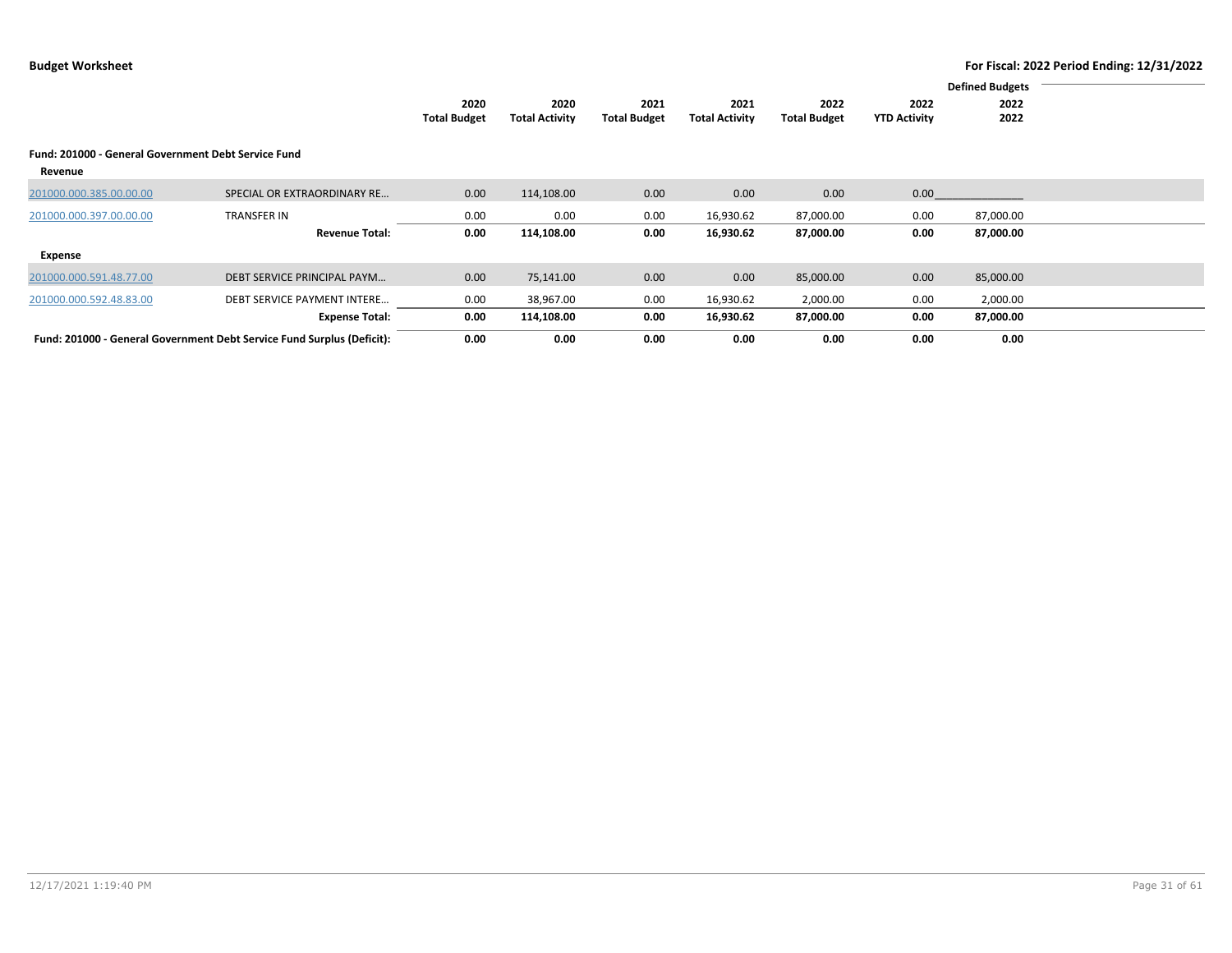**Budget Worksheet**

**For Fiscal: 2022 Period Ending: 12/31/2022**

| | | 2020 Total Budget | 2020 Total Activity | 2021 Total Budget | 2021 Total Activity | 2022 Total Budget | 2022 YTD Activity | Defined Budgets 2022 2022 |
|---|---|---|---|---|---|---|---|---|
| **Fund: 201000 - General Government Debt Service Fund** | | | | | | | | |
| **Revenue** | | | | | | | | |
| 201000.000.385.00.00.00 | SPECIAL OR EXTRAORDINARY RE... | 0.00 | 114,108.00 | 0.00 | 0.00 | 0.00 | 0.00 | |
| 201000.000.397.00.00.00 | TRANSFER IN | 0.00 | 0.00 | 0.00 | 16,930.62 | 87,000.00 | 0.00 | 87,000.00 |
| | **Revenue Total:** | **0.00** | **114,108.00** | **0.00** | **16,930.62** | **87,000.00** | **0.00** | **87,000.00** |
| **Expense** | | | | | | | | |
| 201000.000.591.48.77.00 | DEBT SERVICE PRINCIPAL PAYM... | 0.00 | 75,141.00 | 0.00 | 0.00 | 85,000.00 | 0.00 | 85,000.00 |
| 201000.000.592.48.83.00 | DEBT SERVICE PAYMENT INTERE... | 0.00 | 38,967.00 | 0.00 | 16,930.62 | 2,000.00 | 0.00 | 2,000.00 |
| | **Expense Total:** | **0.00** | **114,108.00** | **0.00** | **16,930.62** | **87,000.00** | **0.00** | **87,000.00** |
| **Fund: 201000 - General Government Debt Service Fund Surplus (Deficit):** | | **0.00** | **0.00** | **0.00** | **0.00** | **0.00** | **0.00** | **0.00** |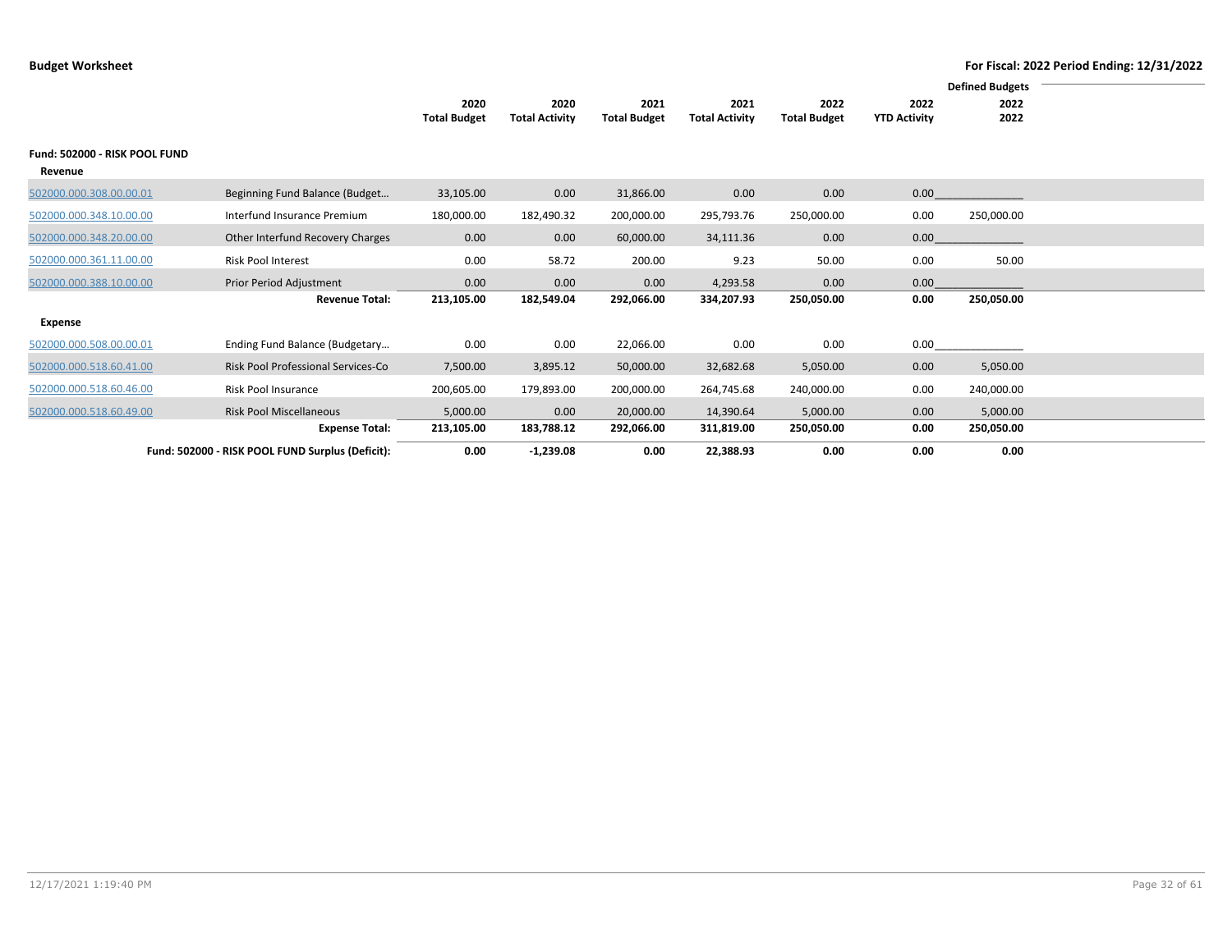**Budget Worksheet** — For Fiscal: 2022 Period Ending: 12/31/2022

| | | 2020 Total Budget | 2020 Total Activity | 2021 Total Budget | 2021 Total Activity | 2022 Total Budget | 2022 YTD Activity | Defined Budgets 2022 2022 |
|---|---|---|---|---|---|---|---|---|
| **Fund: 502000 - RISK POOL FUND** | | | | | | | | |
| **Revenue** | | | | | | | | |
| 502000.000.308.00.00.01 | Beginning Fund Balance (Budget… | 33,105.00 | 0.00 | 31,866.00 | 0.00 | 0.00 | 0.00 | |
| 502000.000.348.10.00.00 | Interfund Insurance Premium | 180,000.00 | 182,490.32 | 200,000.00 | 295,793.76 | 250,000.00 | 0.00 | 250,000.00 |
| 502000.000.348.20.00.00 | Other Interfund Recovery Charges | 0.00 | 0.00 | 60,000.00 | 34,111.36 | 0.00 | 0.00 | |
| 502000.000.361.11.00.00 | Risk Pool Interest | 0.00 | 58.72 | 200.00 | 9.23 | 50.00 | 0.00 | 50.00 |
| 502000.000.388.10.00.00 | Prior Period Adjustment | 0.00 | 0.00 | 0.00 | 4,293.58 | 0.00 | 0.00 | |
| | **Revenue Total:** | **213,105.00** | **182,549.04** | **292,066.00** | **334,207.93** | **250,050.00** | **0.00** | **250,050.00** |
| **Expense** | | | | | | | | |
| 502000.000.508.00.00.01 | Ending Fund Balance (Budgetary… | 0.00 | 0.00 | 22,066.00 | 0.00 | 0.00 | 0.00 | |
| 502000.000.518.60.41.00 | Risk Pool Professional Services-Co | 7,500.00 | 3,895.12 | 50,000.00 | 32,682.68 | 5,050.00 | 0.00 | 5,050.00 |
| 502000.000.518.60.46.00 | Risk Pool Insurance | 200,605.00 | 179,893.00 | 200,000.00 | 264,745.68 | 240,000.00 | 0.00 | 240,000.00 |
| 502000.000.518.60.49.00 | Risk Pool Miscellaneous | 5,000.00 | 0.00 | 20,000.00 | 14,390.64 | 5,000.00 | 0.00 | 5,000.00 |
| | **Expense Total:** | **213,105.00** | **183,788.12** | **292,066.00** | **311,819.00** | **250,050.00** | **0.00** | **250,050.00** |
| | **Fund: 502000 - RISK POOL FUND Surplus (Deficit):** | **0.00** | **-1,239.08** | **0.00** | **22,388.93** | **0.00** | **0.00** | **0.00** |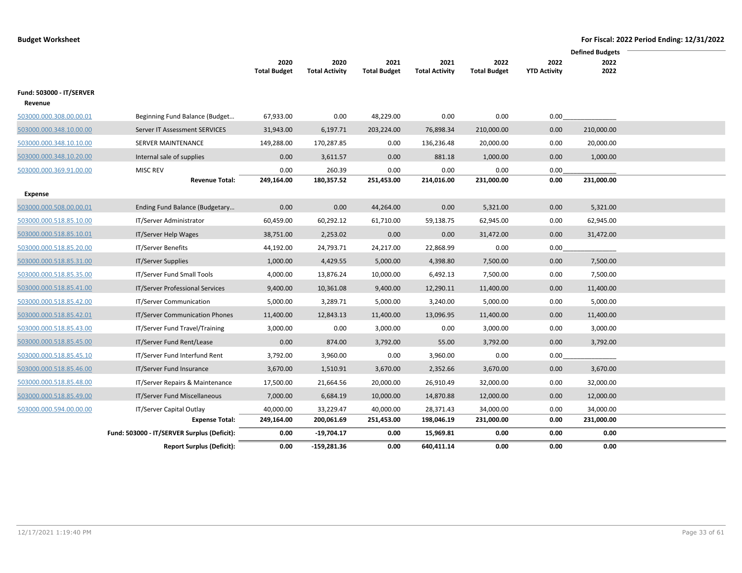**Budget Worksheet**

**For Fiscal: 2022 Period Ending: 12/31/2022**

| | | 2020 Total Budget | 2020 Total Activity | 2021 Total Budget | 2021 Total Activity | 2022 Total Budget | 2022 YTD Activity | Defined Budgets 2022 2022 |
|---|---|---|---|---|---|---|---|---|
| **Fund: 503000 - IT/SERVER** | | | | | | | | |
| **Revenue** | | | | | | | | |
| 503000.000.308.00.00.01 | Beginning Fund Balance (Budget… | 67,933.00 | 0.00 | 48,229.00 | 0.00 | 0.00 | 0.00 | |
| 503000.000.348.10.00.00 | Server IT Assessment SERVICES | 31,943.00 | 6,197.71 | 203,224.00 | 76,898.34 | 210,000.00 | 0.00 | 210,000.00 |
| 503000.000.348.10.10.00 | SERVER MAINTENANCE | 149,288.00 | 170,287.85 | 0.00 | 136,236.48 | 20,000.00 | 0.00 | 20,000.00 |
| 503000.000.348.10.20.00 | Internal sale of supplies | 0.00 | 3,611.57 | 0.00 | 881.18 | 1,000.00 | 0.00 | 1,000.00 |
| 503000.000.369.91.00.00 | MISC REV | 0.00 | 260.39 | 0.00 | 0.00 | 0.00 | 0.00 | |
| | **Revenue Total:** | **249,164.00** | **180,357.52** | **251,453.00** | **214,016.00** | **231,000.00** | **0.00** | **231,000.00** |
| **Expense** | | | | | | | | |
| 503000.000.508.00.00.01 | Ending Fund Balance (Budgetary… | 0.00 | 0.00 | 44,264.00 | 0.00 | 5,321.00 | 0.00 | 5,321.00 |
| 503000.000.518.85.10.00 | IT/Server Administrator | 60,459.00 | 60,292.12 | 61,710.00 | 59,138.75 | 62,945.00 | 0.00 | 62,945.00 |
| 503000.000.518.85.10.01 | IT/Server Help Wages | 38,751.00 | 2,253.02 | 0.00 | 0.00 | 31,472.00 | 0.00 | 31,472.00 |
| 503000.000.518.85.20.00 | IT/Server Benefits | 44,192.00 | 24,793.71 | 24,217.00 | 22,868.99 | 0.00 | 0.00 | |
| 503000.000.518.85.31.00 | IT/Server Supplies | 1,000.00 | 4,429.55 | 5,000.00 | 4,398.80 | 7,500.00 | 0.00 | 7,500.00 |
| 503000.000.518.85.35.00 | IT/Server Fund Small Tools | 4,000.00 | 13,876.24 | 10,000.00 | 6,492.13 | 7,500.00 | 0.00 | 7,500.00 |
| 503000.000.518.85.41.00 | IT/Server Professional Services | 9,400.00 | 10,361.08 | 9,400.00 | 12,290.11 | 11,400.00 | 0.00 | 11,400.00 |
| 503000.000.518.85.42.00 | IT/Server Communication | 5,000.00 | 3,289.71 | 5,000.00 | 3,240.00 | 5,000.00 | 0.00 | 5,000.00 |
| 503000.000.518.85.42.01 | IT/Server Communication Phones | 11,400.00 | 12,843.13 | 11,400.00 | 13,096.95 | 11,400.00 | 0.00 | 11,400.00 |
| 503000.000.518.85.43.00 | IT/Server Fund Travel/Training | 3,000.00 | 0.00 | 3,000.00 | 0.00 | 3,000.00 | 0.00 | 3,000.00 |
| 503000.000.518.85.45.00 | IT/Server Fund Rent/Lease | 0.00 | 874.00 | 3,792.00 | 55.00 | 3,792.00 | 0.00 | 3,792.00 |
| 503000.000.518.85.45.10 | IT/Server Fund Interfund Rent | 3,792.00 | 3,960.00 | 0.00 | 3,960.00 | 0.00 | 0.00 | |
| 503000.000.518.85.46.00 | IT/Server Fund Insurance | 3,670.00 | 1,510.91 | 3,670.00 | 2,352.66 | 3,670.00 | 0.00 | 3,670.00 |
| 503000.000.518.85.48.00 | IT/Server Repairs & Maintenance | 17,500.00 | 21,664.56 | 20,000.00 | 26,910.49 | 32,000.00 | 0.00 | 32,000.00 |
| 503000.000.518.85.49.00 | IT/Server Fund Miscellaneous | 7,000.00 | 6,684.19 | 10,000.00 | 14,870.88 | 12,000.00 | 0.00 | 12,000.00 |
| 503000.000.594.00.00.00 | IT/Server Capital Outlay | 40,000.00 | 33,229.47 | 40,000.00 | 28,371.43 | 34,000.00 | 0.00 | 34,000.00 |
| | **Expense Total:** | **249,164.00** | **200,061.69** | **251,453.00** | **198,046.19** | **231,000.00** | **0.00** | **231,000.00** |
| | **Fund: 503000 - IT/SERVER Surplus (Deficit):** | **0.00** | **-19,704.17** | **0.00** | **15,969.81** | **0.00** | **0.00** | **0.00** |
| | **Report Surplus (Deficit):** | **0.00** | **-159,281.36** | **0.00** | **640,411.14** | **0.00** | **0.00** | **0.00** |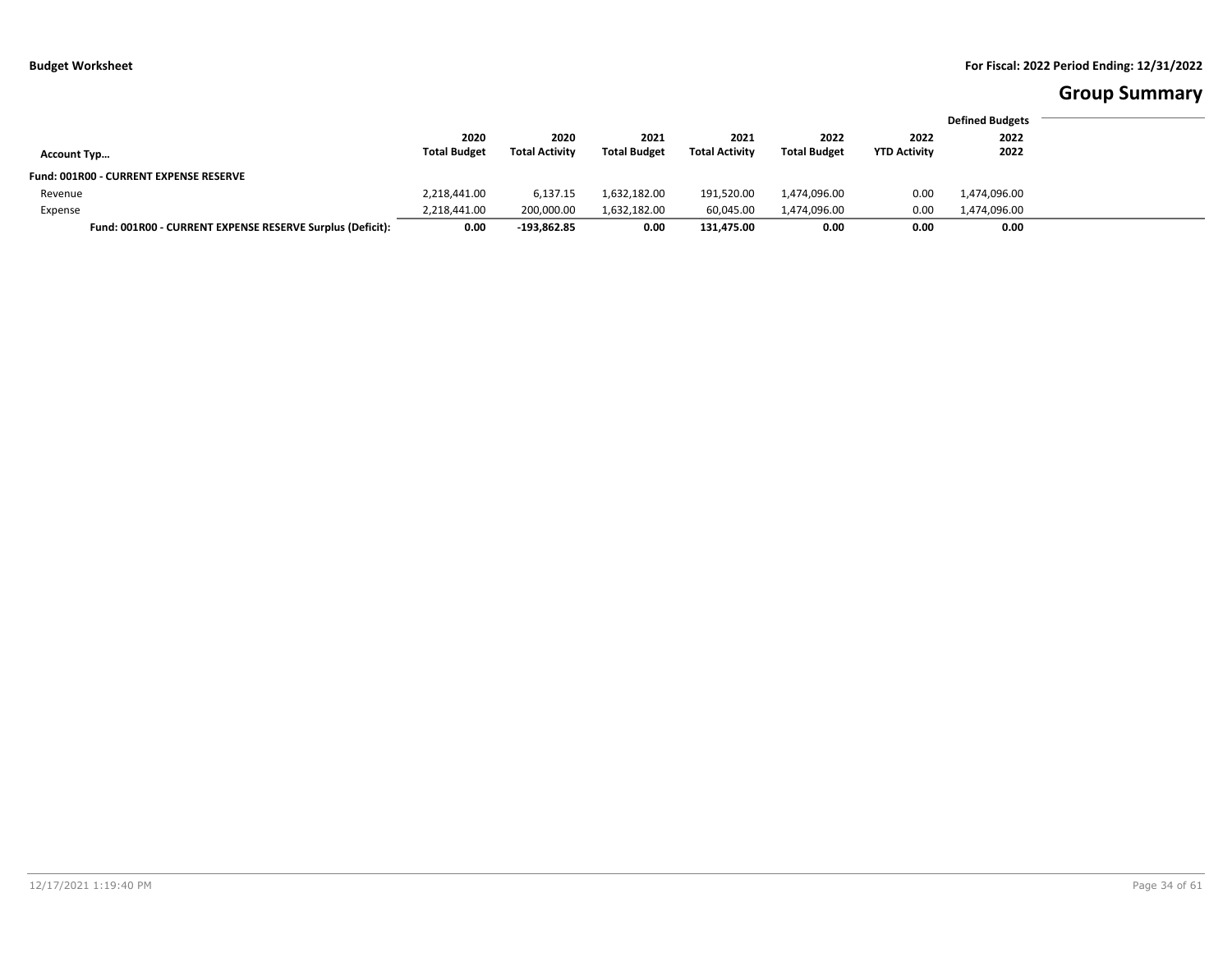## Group Summary

| Account Typ… | 2020 Total Budget | 2020 Total Activity | 2021 Total Budget | 2021 Total Activity | 2022 Total Budget | 2022 YTD Activity | Defined Budgets 2022 2022 |
|---|---|---|---|---|---|---|---|
| **Fund: 001R00 - CURRENT EXPENSE RESERVE** | | | | | | | |
| Revenue | 2,218,441.00 | 6,137.15 | 1,632,182.00 | 191,520.00 | 1,474,096.00 | 0.00 | 1,474,096.00 |
| Expense | 2,218,441.00 | 200,000.00 | 1,632,182.00 | 60,045.00 | 1,474,096.00 | 0.00 | 1,474,096.00 |
| **Fund: 001R00 - CURRENT EXPENSE RESERVE Surplus (Deficit):** | **0.00** | **-193,862.85** | **0.00** | **131,475.00** | **0.00** | **0.00** | **0.00** |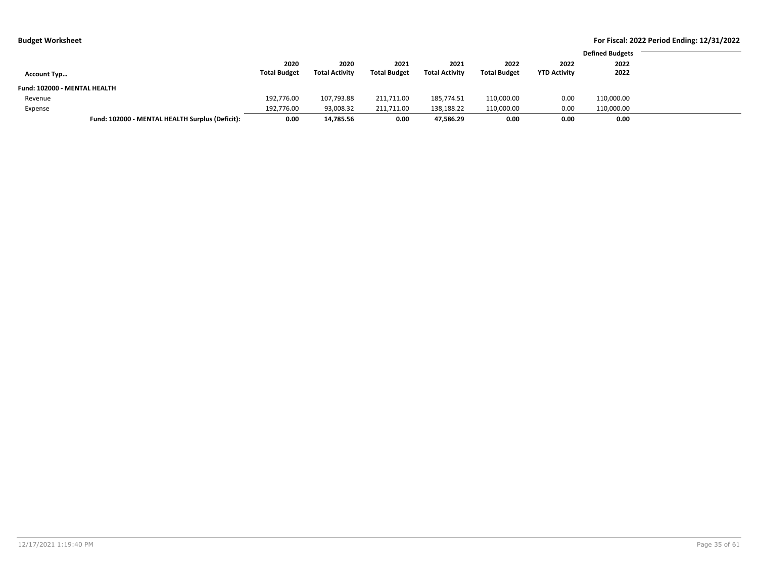**Budget Worksheet**

**For Fiscal: 2022 Period Ending: 12/31/2022**

| Account Typ… | 2020 Total Budget | 2020 Total Activity | 2021 Total Budget | 2021 Total Activity | 2022 Total Budget | 2022 YTD Activity | Defined Budgets 2022 2022 |
|---|---|---|---|---|---|---|---|
| **Fund: 102000 - MENTAL HEALTH** | | | | | | | |
| Revenue | 192,776.00 | 107,793.88 | 211,711.00 | 185,774.51 | 110,000.00 | 0.00 | 110,000.00 |
| Expense | 192,776.00 | 93,008.32 | 211,711.00 | 138,188.22 | 110,000.00 | 0.00 | 110,000.00 |
| **Fund: 102000 - MENTAL HEALTH Surplus (Deficit):** | **0.00** | **14,785.56** | **0.00** | **47,586.29** | **0.00** | **0.00** | **0.00** |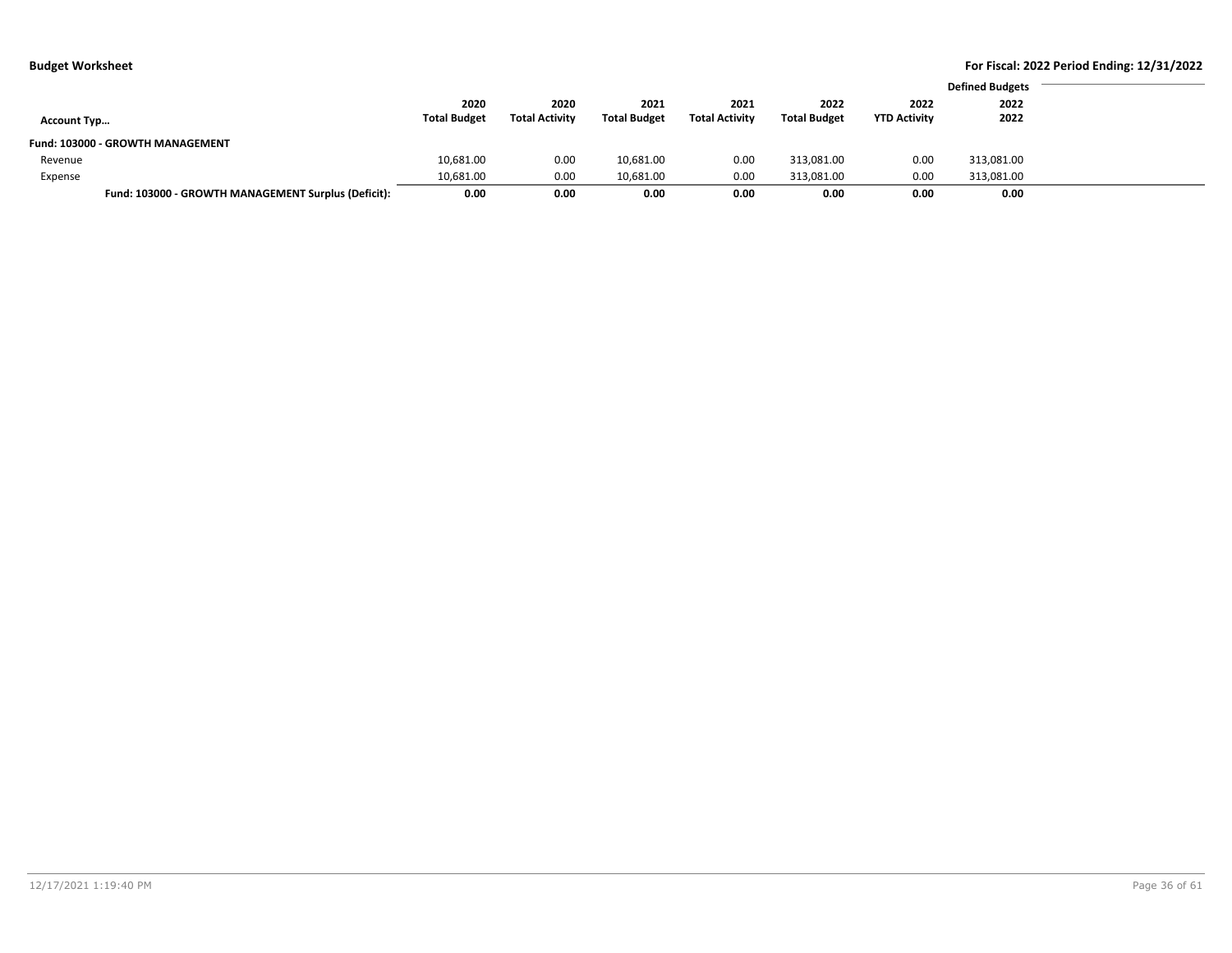**Budget Worksheet**

**For Fiscal: 2022 Period Ending: 12/31/2022**

| Account Typ… | 2020 Total Budget | 2020 Total Activity | 2021 Total Budget | 2021 Total Activity | 2022 Total Budget | 2022 YTD Activity | Defined Budgets 2022 2022 |
|---|---|---|---|---|---|---|---|
| **Fund: 103000 - GROWTH MANAGEMENT** | | | | | | | |
| Revenue | 10,681.00 | 0.00 | 10,681.00 | 0.00 | 313,081.00 | 0.00 | 313,081.00 |
| Expense | 10,681.00 | 0.00 | 10,681.00 | 0.00 | 313,081.00 | 0.00 | 313,081.00 |
| **Fund: 103000 - GROWTH MANAGEMENT Surplus (Deficit):** | **0.00** | **0.00** | **0.00** | **0.00** | **0.00** | **0.00** | **0.00** |

12/17/2021 1:19:40 PM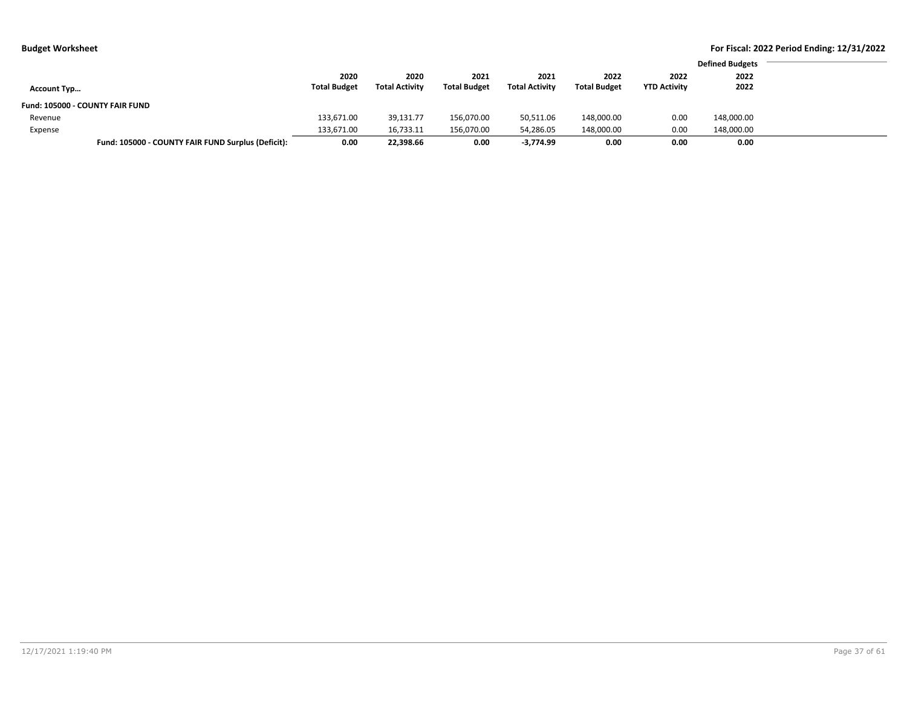**Budget Worksheet**

**For Fiscal: 2022 Period Ending: 12/31/2022**

| Account Typ… | 2020 Total Budget | 2020 Total Activity | 2021 Total Budget | 2021 Total Activity | 2022 Total Budget | 2022 YTD Activity | Defined Budgets 2022 2022 |
|---|---|---|---|---|---|---|---|
| **Fund: 105000 - COUNTY FAIR FUND** | | | | | | | |
| Revenue | 133,671.00 | 39,131.77 | 156,070.00 | 50,511.06 | 148,000.00 | 0.00 | 148,000.00 |
| Expense | 133,671.00 | 16,733.11 | 156,070.00 | 54,286.05 | 148,000.00 | 0.00 | 148,000.00 |
| **Fund: 105000 - COUNTY FAIR FUND Surplus (Deficit):** | **0.00** | **22,398.66** | **0.00** | **-3,774.99** | **0.00** | **0.00** | **0.00** |

12/17/2021 1:19:40 PM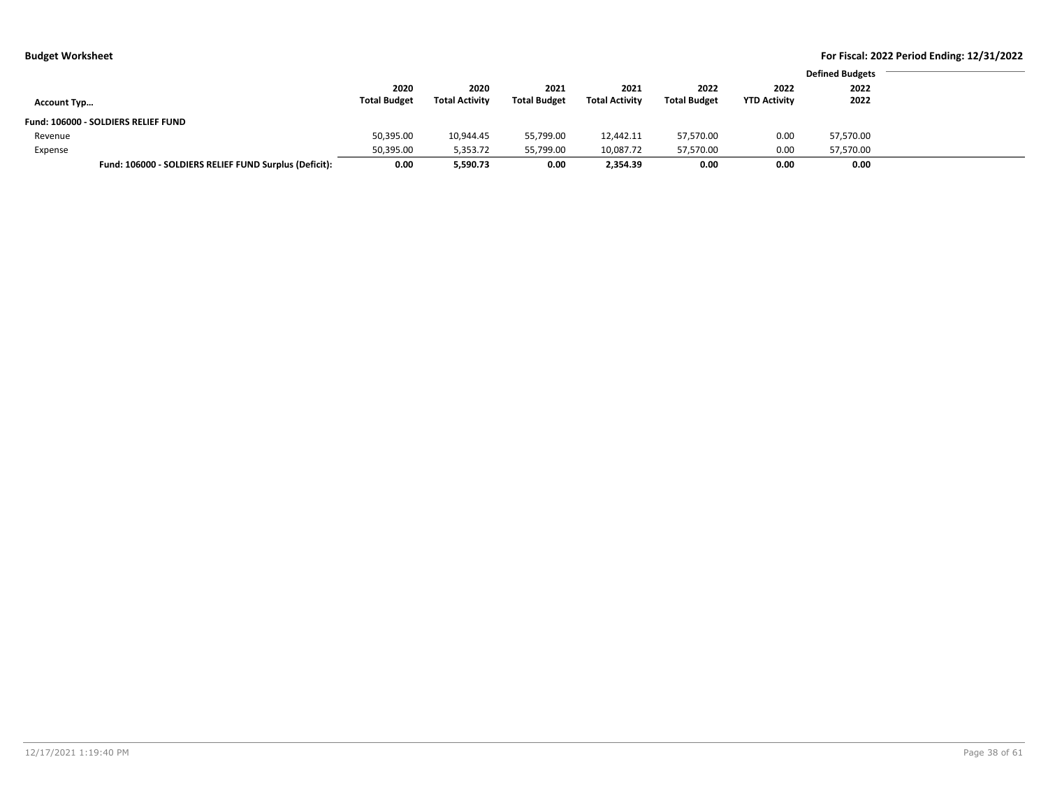**Budget Worksheet**

**For Fiscal: 2022 Period Ending: 12/31/2022**

| Account Typ... | 2020 Total Budget | 2020 Total Activity | 2021 Total Budget | 2021 Total Activity | 2022 Total Budget | 2022 YTD Activity | Defined Budgets 2022 2022 |
|---|---|---|---|---|---|---|---|
| **Fund: 106000 - SOLDIERS RELIEF FUND** | | | | | | | |
| Revenue | 50,395.00 | 10,944.45 | 55,799.00 | 12,442.11 | 57,570.00 | 0.00 | 57,570.00 |
| Expense | 50,395.00 | 5,353.72 | 55,799.00 | 10,087.72 | 57,570.00 | 0.00 | 57,570.00 |
| **Fund: 106000 - SOLDIERS RELIEF FUND Surplus (Deficit):** | **0.00** | **5,590.73** | **0.00** | **2,354.39** | **0.00** | **0.00** | **0.00** |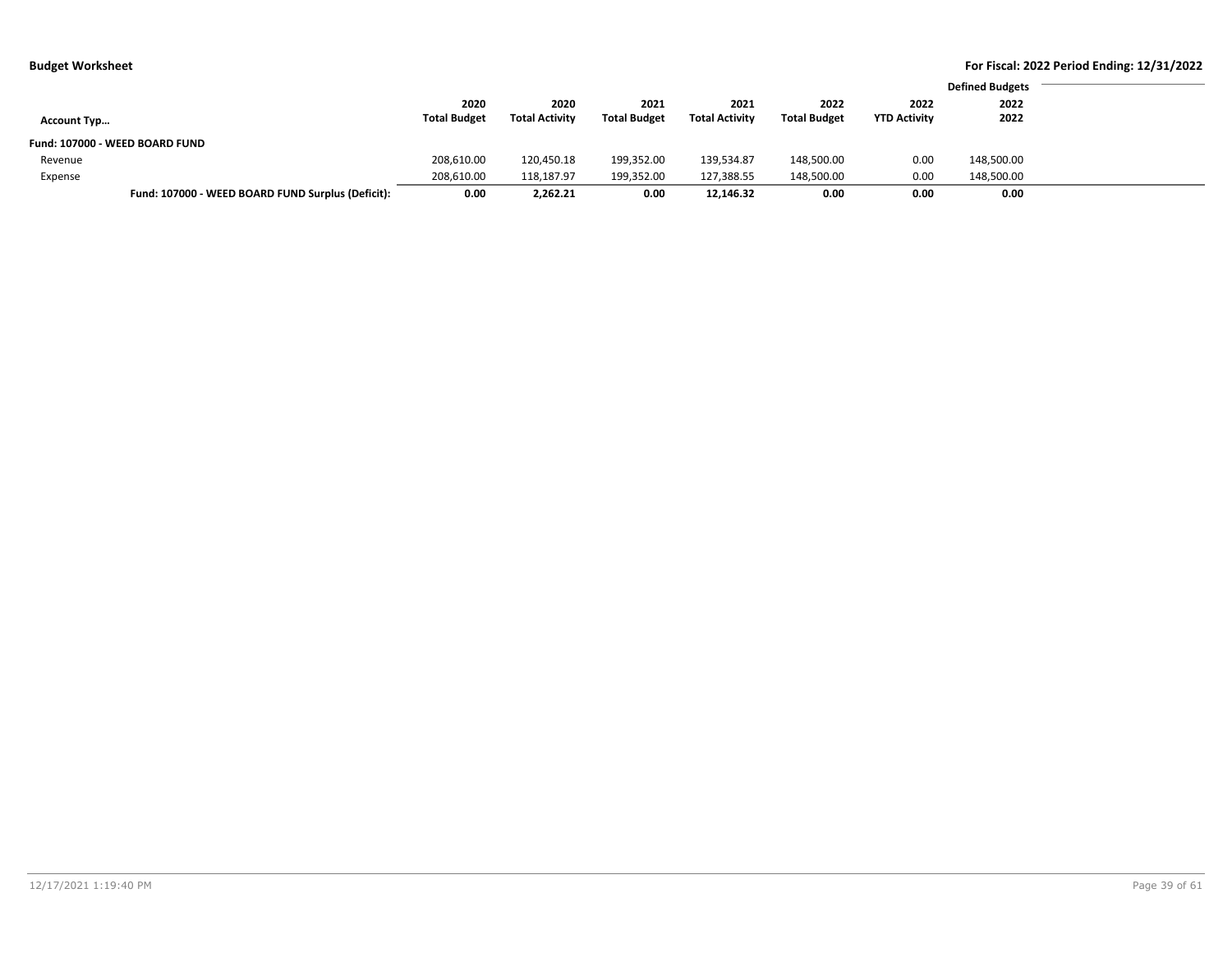## Budget Worksheet

**For Fiscal: 2022 Period Ending: 12/31/2022**

| Account Typ… | 2020 Total Budget | 2020 Total Activity | 2021 Total Budget | 2021 Total Activity | 2022 Total Budget | 2022 YTD Activity | Defined Budgets 2022 2022 |
|---|---|---|---|---|---|---|---|
| **Fund: 107000 - WEED BOARD FUND** | | | | | | | |
| Revenue | 208,610.00 | 120,450.18 | 199,352.00 | 139,534.87 | 148,500.00 | 0.00 | 148,500.00 |
| Expense | 208,610.00 | 118,187.97 | 199,352.00 | 127,388.55 | 148,500.00 | 0.00 | 148,500.00 |
| **Fund: 107000 - WEED BOARD FUND Surplus (Deficit):** | **0.00** | **2,262.21** | **0.00** | **12,146.32** | **0.00** | **0.00** | **0.00** |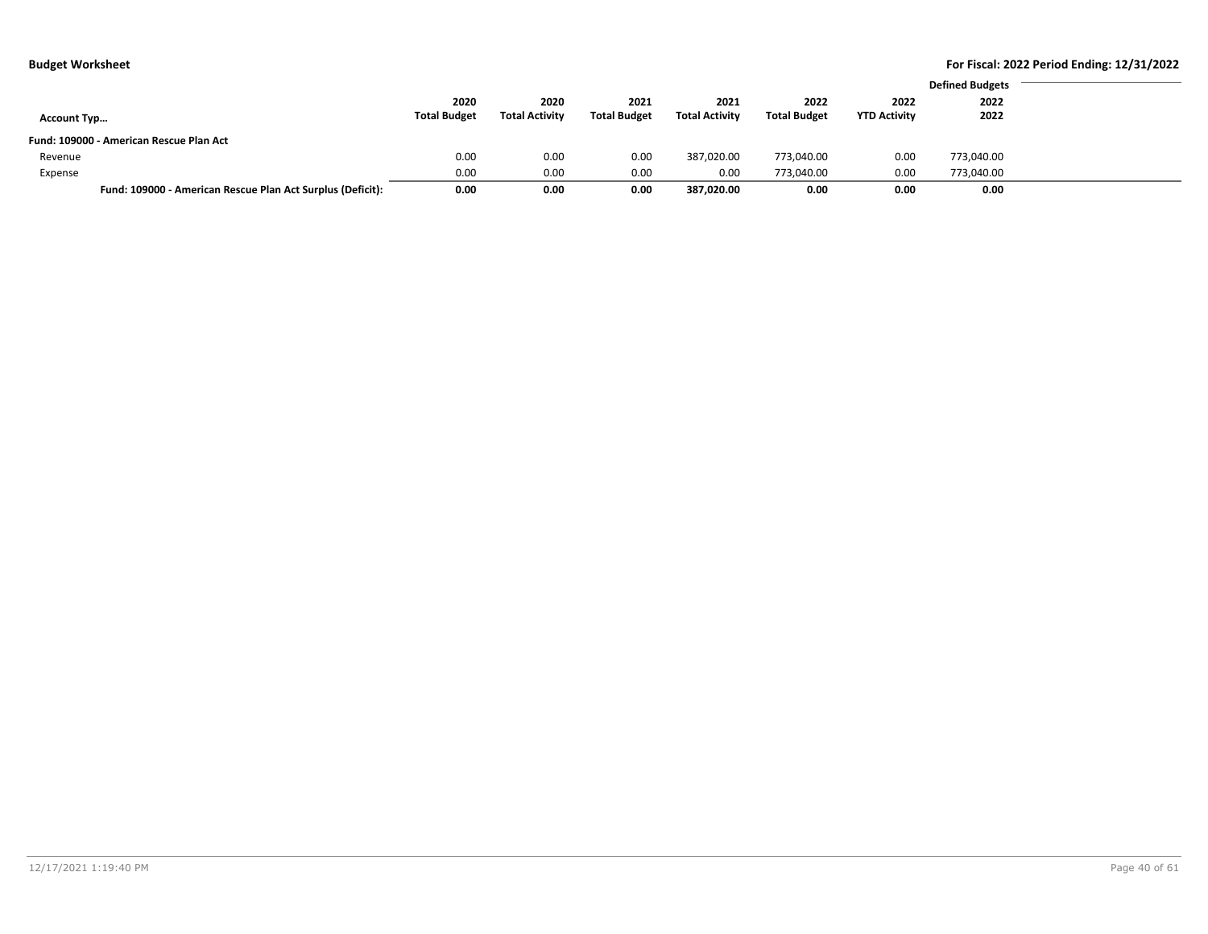**Budget Worksheet** **For Fiscal: 2022 Period Ending: 12/31/2022**

| Account Typ… | 2020 Total Budget | 2020 Total Activity | 2021 Total Budget | 2021 Total Activity | 2022 Total Budget | 2022 YTD Activity | Defined Budgets 2022 2022 |
|---|---|---|---|---|---|---|---|
| **Fund: 109000 - American Rescue Plan Act** | | | | | | | |
| Revenue | 0.00 | 0.00 | 0.00 | 387,020.00 | 773,040.00 | 0.00 | 773,040.00 |
| Expense | 0.00 | 0.00 | 0.00 | 0.00 | 773,040.00 | 0.00 | 773,040.00 |
| **Fund: 109000 - American Rescue Plan Act Surplus (Deficit):** | **0.00** | **0.00** | **0.00** | **387,020.00** | **0.00** | **0.00** | **0.00** |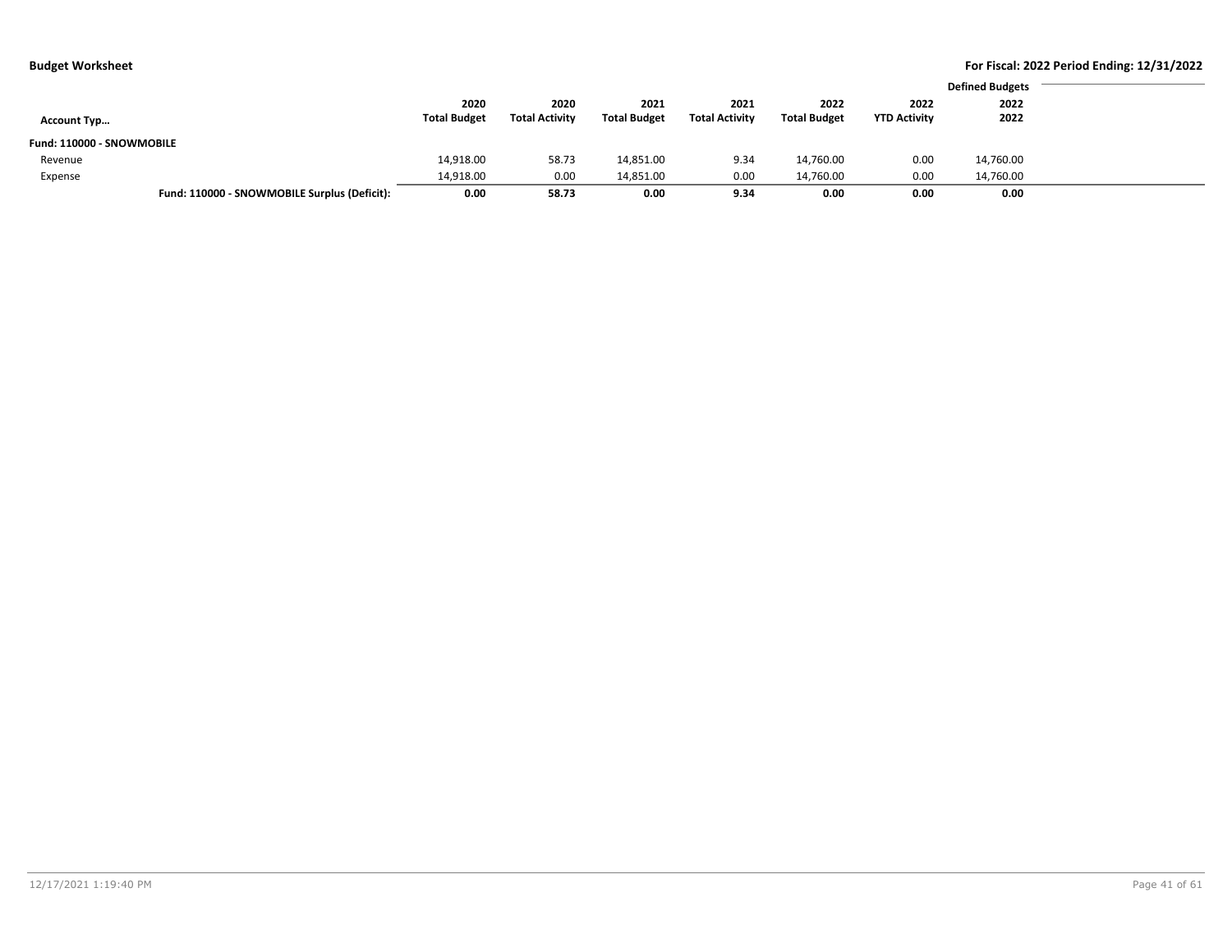**Budget Worksheet** | **For Fiscal: 2022 Period Ending: 12/31/2022**

| Account Typ… | 2020 Total Budget | 2020 Total Activity | 2021 Total Budget | 2021 Total Activity | 2022 Total Budget | 2022 YTD Activity | Defined Budgets 2022 2022 |
|---|---|---|---|---|---|---|---|
| **Fund: 110000 - SNOWMOBILE** | | | | | | | |
| Revenue | 14,918.00 | 58.73 | 14,851.00 | 9.34 | 14,760.00 | 0.00 | 14,760.00 |
| Expense | 14,918.00 | 0.00 | 14,851.00 | 0.00 | 14,760.00 | 0.00 | 14,760.00 |
| **Fund: 110000 - SNOWMOBILE Surplus (Deficit):** | **0.00** | **58.73** | **0.00** | **9.34** | **0.00** | **0.00** | **0.00** |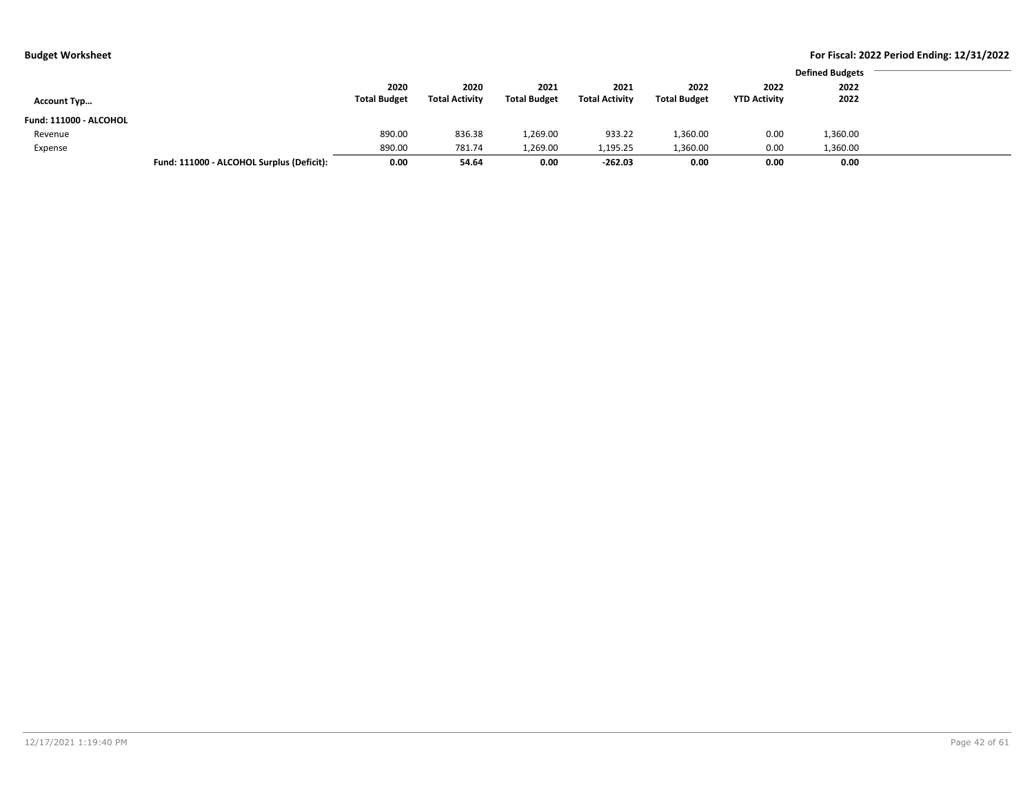**Budget Worksheet**

**For Fiscal: 2022 Period Ending: 12/31/2022**

| Account Typ… | | 2020 Total Budget | 2020 Total Activity | 2021 Total Budget | 2021 Total Activity | 2022 Total Budget | 2022 YTD Activity | Defined Budgets 2022 2022 |
|---|---|---|---|---|---|---|---|---|
| **Fund: 111000 - ALCOHOL** | | | | | | | | |
| Revenue | | 890.00 | 836.38 | 1,269.00 | 933.22 | 1,360.00 | 0.00 | 1,360.00 |
| Expense | | 890.00 | 781.74 | 1,269.00 | 1,195.25 | 1,360.00 | 0.00 | 1,360.00 |
| | **Fund: 111000 - ALCOHOL Surplus (Deficit):** | **0.00** | **54.64** | **0.00** | **-262.03** | **0.00** | **0.00** | **0.00** |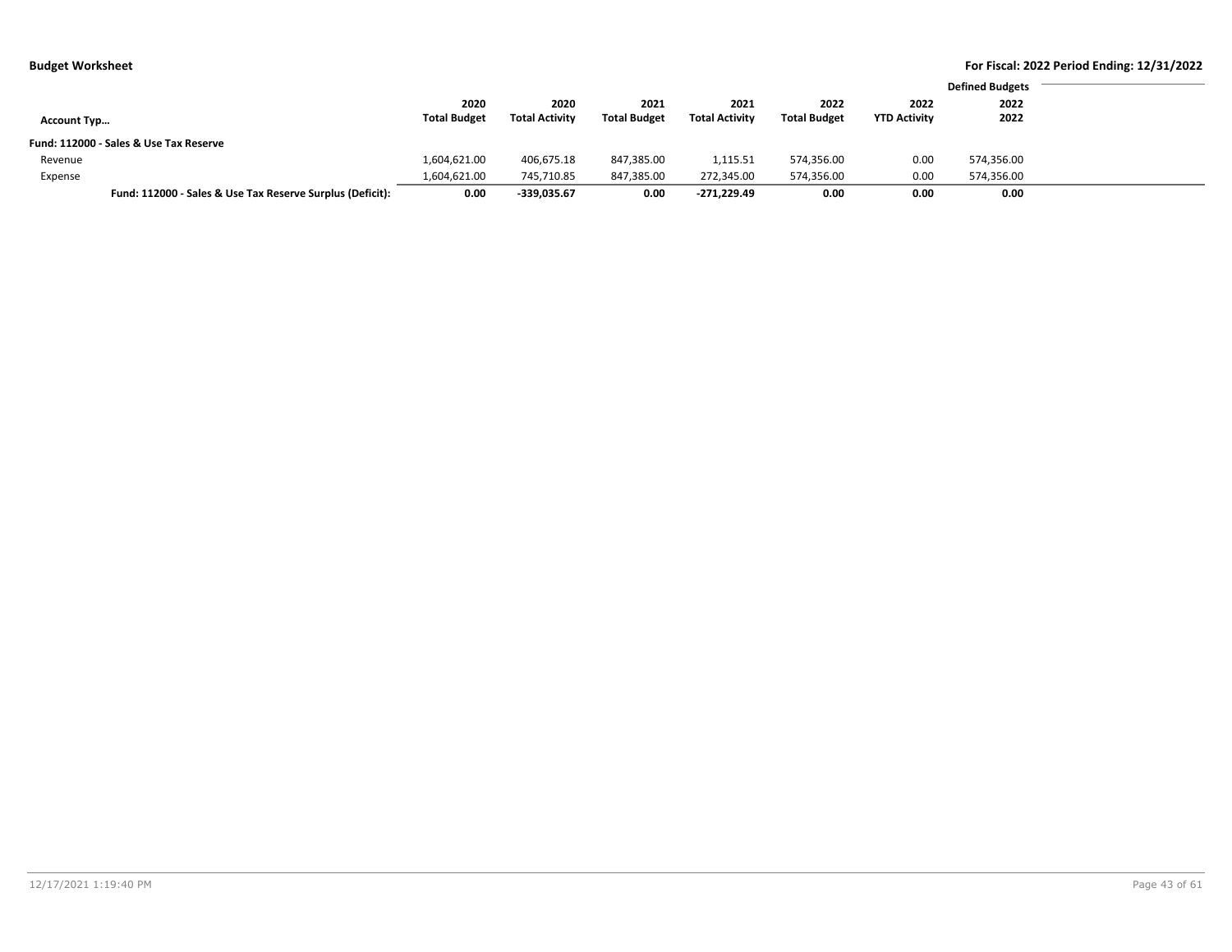## Budget Worksheet

**For Fiscal: 2022 Period Ending: 12/31/2022**

| Account Typ… | 2020 Total Budget | 2020 Total Activity | 2021 Total Budget | 2021 Total Activity | 2022 Total Budget | 2022 YTD Activity | Defined Budgets 2022 2022 |
|---|---|---|---|---|---|---|---|
| **Fund: 112000 - Sales & Use Tax Reserve** | | | | | | | |
| Revenue | 1,604,621.00 | 406,675.18 | 847,385.00 | 1,115.51 | 574,356.00 | 0.00 | 574,356.00 |
| Expense | 1,604,621.00 | 745,710.85 | 847,385.00 | 272,345.00 | 574,356.00 | 0.00 | 574,356.00 |
| **Fund: 112000 - Sales & Use Tax Reserve Surplus (Deficit):** | **0.00** | **-339,035.67** | **0.00** | **-271,229.49** | **0.00** | **0.00** | **0.00** |

12/17/2021 1:19:40 PM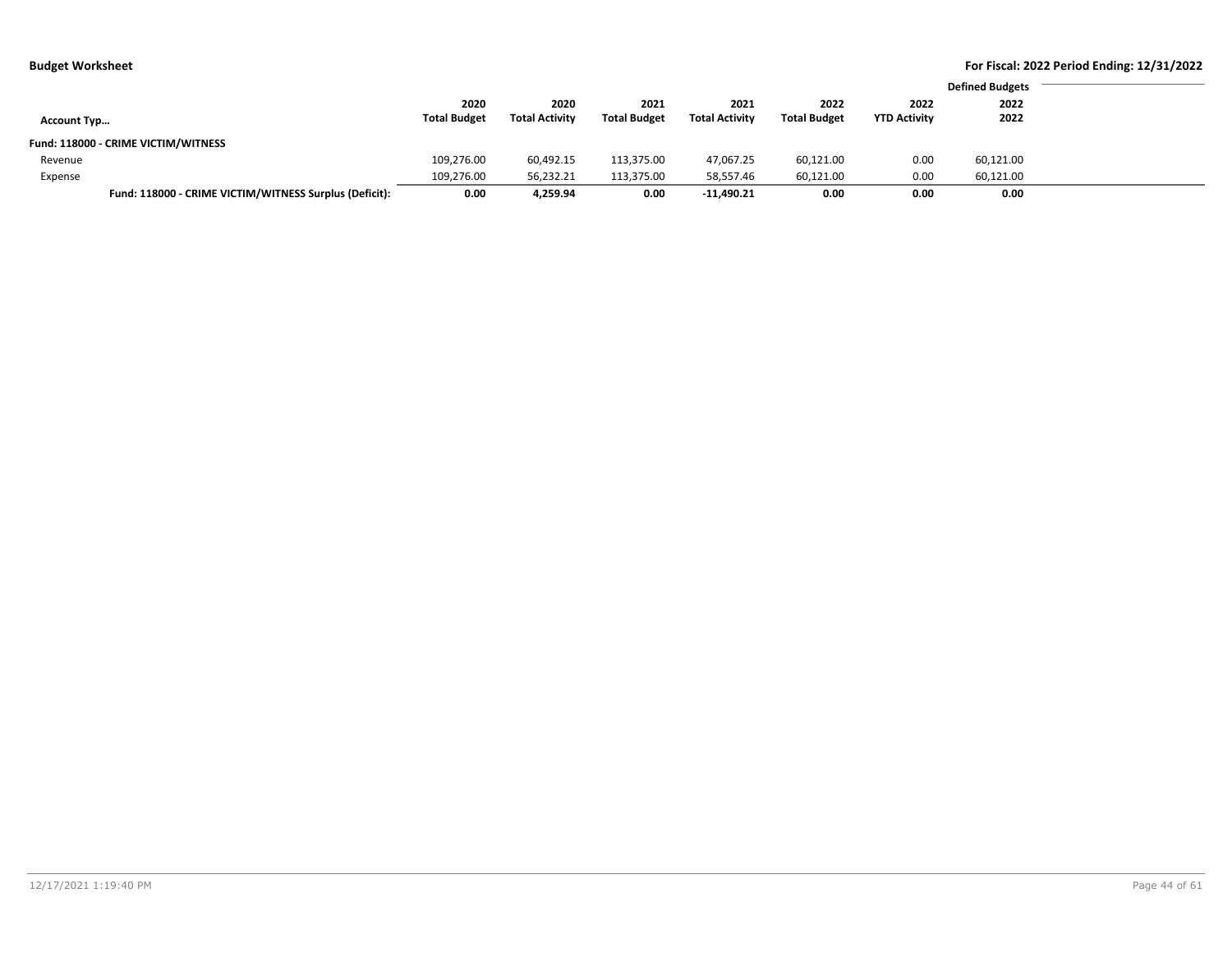**Budget Worksheet** — **For Fiscal: 2022 Period Ending: 12/31/2022**

| Account Typ… | 2020 Total Budget | 2020 Total Activity | 2021 Total Budget | 2021 Total Activity | 2022 Total Budget | 2022 YTD Activity | Defined Budgets 2022 2022 |
|---|---|---|---|---|---|---|---|
| **Fund: 118000 - CRIME VICTIM/WITNESS** | | | | | | | |
| Revenue | 109,276.00 | 60,492.15 | 113,375.00 | 47,067.25 | 60,121.00 | 0.00 | 60,121.00 |
| Expense | 109,276.00 | 56,232.21 | 113,375.00 | 58,557.46 | 60,121.00 | 0.00 | 60,121.00 |
| **Fund: 118000 - CRIME VICTIM/WITNESS Surplus (Deficit):** | **0.00** | **4,259.94** | **0.00** | **-11,490.21** | **0.00** | **0.00** | **0.00** |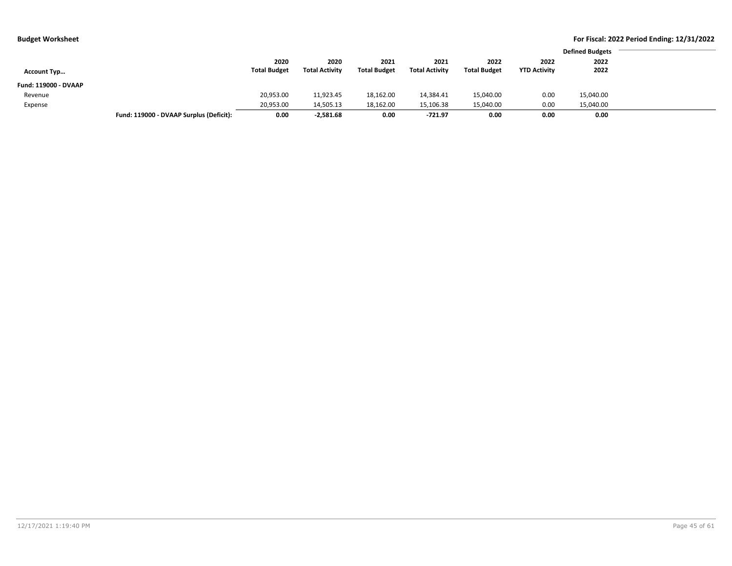| Account Typ… | | 2020 Total Budget | 2020 Total Activity | 2021 Total Budget | 2021 Total Activity | 2022 Total Budget | 2022 YTD Activity | Defined Budgets 2022 2022 |
|---|---|---|---|---|---|---|---|---|
| **Fund: 119000 - DVAAP** | | | | | | | | |
| Revenue | | 20,953.00 | 11,923.45 | 18,162.00 | 14,384.41 | 15,040.00 | 0.00 | 15,040.00 |
| Expense | | 20,953.00 | 14,505.13 | 18,162.00 | 15,106.38 | 15,040.00 | 0.00 | 15,040.00 |
| | **Fund: 119000 - DVAAP Surplus (Deficit):** | **0.00** | **-2,581.68** | **0.00** | **-721.97** | **0.00** | **0.00** | **0.00** |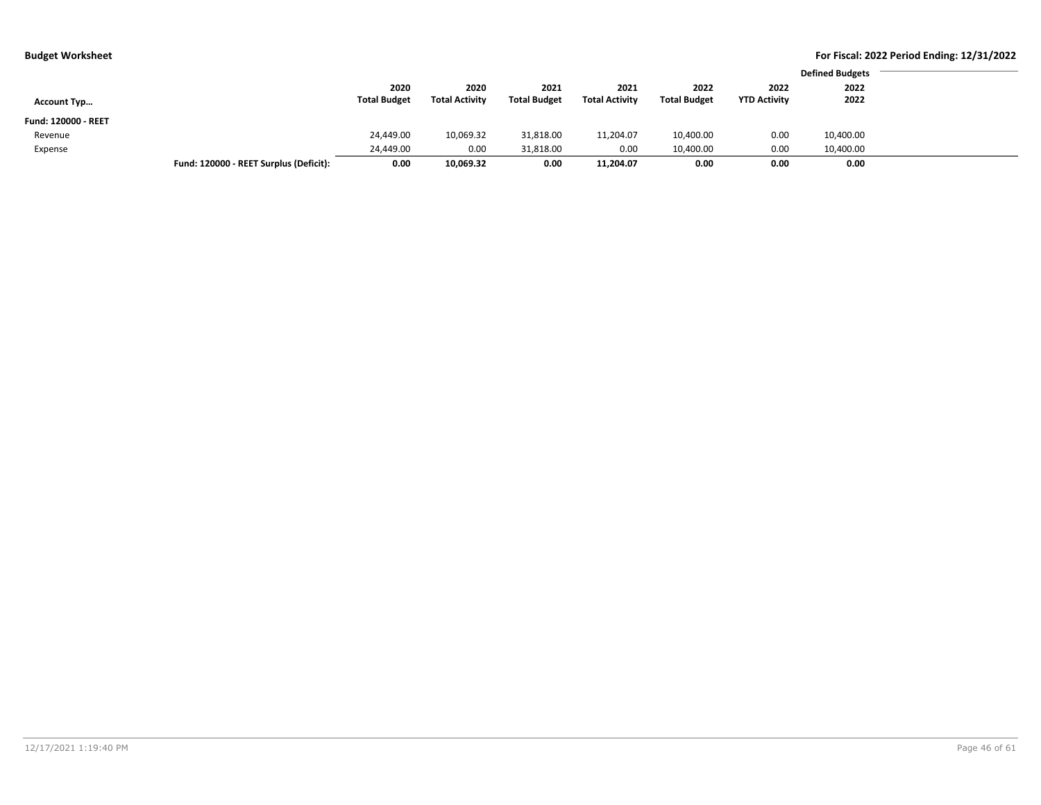## Budget Worksheet

**For Fiscal: 2022 Period Ending: 12/31/2022**

| Account Typ… | 2020 Total Budget | 2020 Total Activity | 2021 Total Budget | 2021 Total Activity | 2022 Total Budget | 2022 YTD Activity | Defined Budgets 2022 2022 |
|---|---|---|---|---|---|---|---|
| **Fund: 120000 - REET** | | | | | | | |
| Revenue | 24,449.00 | 10,069.32 | 31,818.00 | 11,204.07 | 10,400.00 | 0.00 | 10,400.00 |
| Expense | 24,449.00 | 0.00 | 31,818.00 | 0.00 | 10,400.00 | 0.00 | 10,400.00 |
| **Fund: 120000 - REET Surplus (Deficit):** | **0.00** | **10,069.32** | **0.00** | **11,204.07** | **0.00** | **0.00** | **0.00** |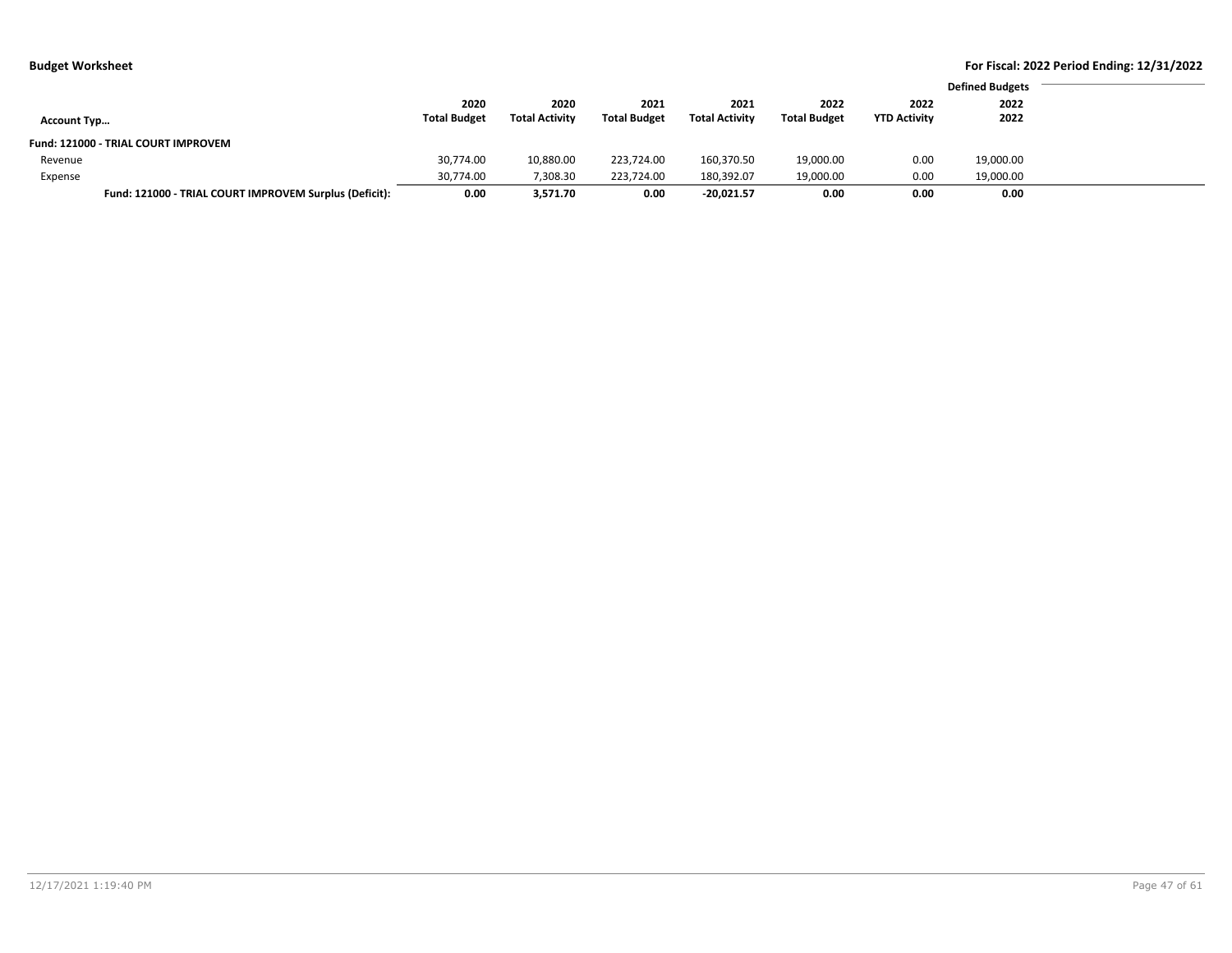**Budget Worksheet**

**For Fiscal: 2022 Period Ending: 12/31/2022**

| Account Typ… | 2020 Total Budget | 2020 Total Activity | 2021 Total Budget | 2021 Total Activity | 2022 Total Budget | 2022 YTD Activity | Defined Budgets 2022 2022 |
|---|---|---|---|---|---|---|---|
| **Fund: 121000 - TRIAL COURT IMPROVEM** | | | | | | | |
| Revenue | 30,774.00 | 10,880.00 | 223,724.00 | 160,370.50 | 19,000.00 | 0.00 | 19,000.00 |
| Expense | 30,774.00 | 7,308.30 | 223,724.00 | 180,392.07 | 19,000.00 | 0.00 | 19,000.00 |
| **Fund: 121000 - TRIAL COURT IMPROVEM Surplus (Deficit):** | **0.00** | **3,571.70** | **0.00** | **-20,021.57** | **0.00** | **0.00** | **0.00** |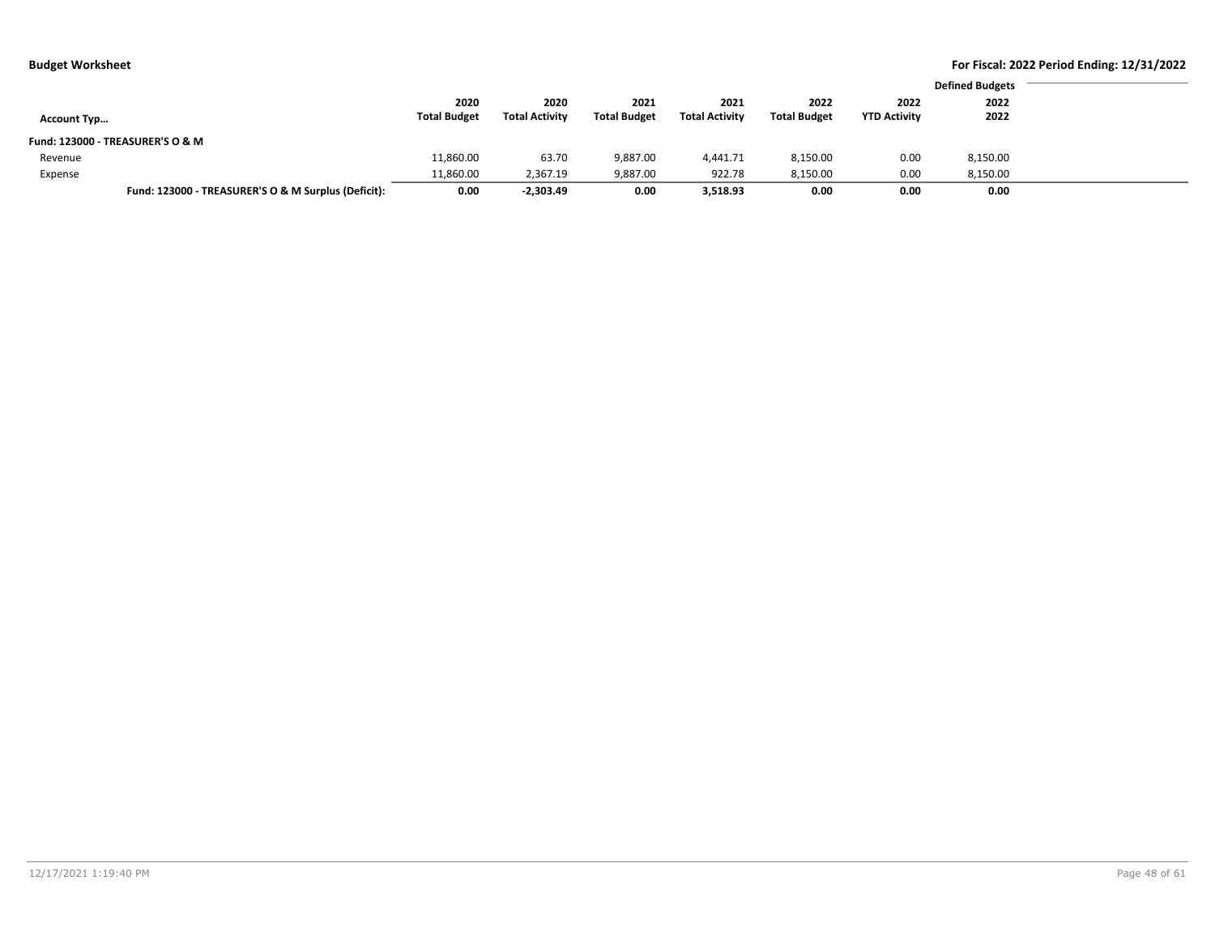## Budget Worksheet

**For Fiscal: 2022 Period Ending: 12/31/2022**

| Account Typ... | 2020 Total Budget | 2020 Total Activity | 2021 Total Budget | 2021 Total Activity | 2022 Total Budget | 2022 YTD Activity | Defined Budgets 2022 2022 |
|---|---|---|---|---|---|---|---|
| **Fund: 123000 - TREASURER'S O & M** | | | | | | | |
| Revenue | 11,860.00 | 63.70 | 9,887.00 | 4,441.71 | 8,150.00 | 0.00 | 8,150.00 |
| Expense | 11,860.00 | 2,367.19 | 9,887.00 | 922.78 | 8,150.00 | 0.00 | 8,150.00 |
| **Fund: 123000 - TREASURER'S O & M Surplus (Deficit):** | **0.00** | **-2,303.49** | **0.00** | **3,518.93** | **0.00** | **0.00** | **0.00** |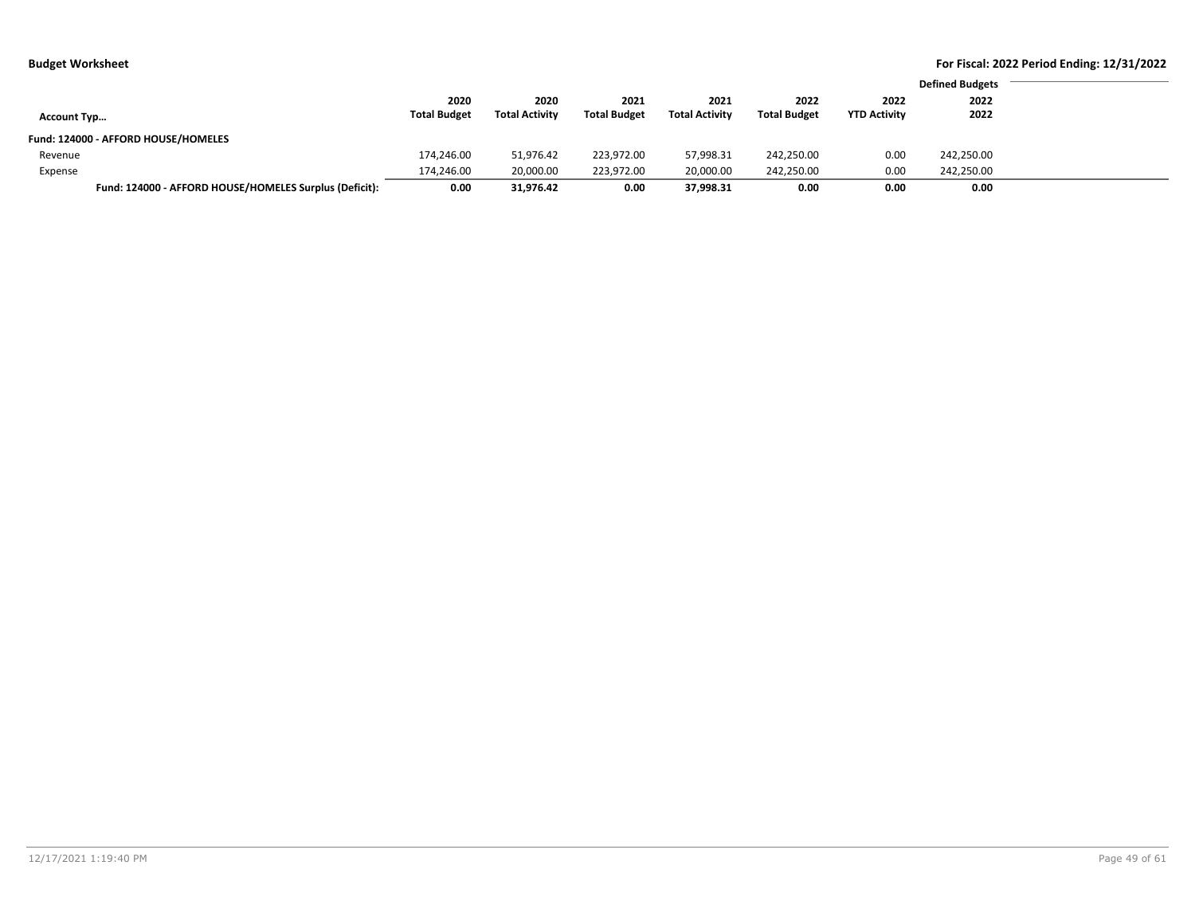**Budget Worksheet**

**For Fiscal: 2022 Period Ending: 12/31/2022**

| Account Typ... | 2020 Total Budget | 2020 Total Activity | 2021 Total Budget | 2021 Total Activity | 2022 Total Budget | 2022 YTD Activity | Defined Budgets 2022 2022 |
|---|---|---|---|---|---|---|---|
| **Fund: 124000 - AFFORD HOUSE/HOMELES** | | | | | | | |
| Revenue | 174,246.00 | 51,976.42 | 223,972.00 | 57,998.31 | 242,250.00 | 0.00 | 242,250.00 |
| Expense | 174,246.00 | 20,000.00 | 223,972.00 | 20,000.00 | 242,250.00 | 0.00 | 242,250.00 |
| **Fund: 124000 - AFFORD HOUSE/HOMELES Surplus (Deficit):** | **0.00** | **31,976.42** | **0.00** | **37,998.31** | **0.00** | **0.00** | **0.00** |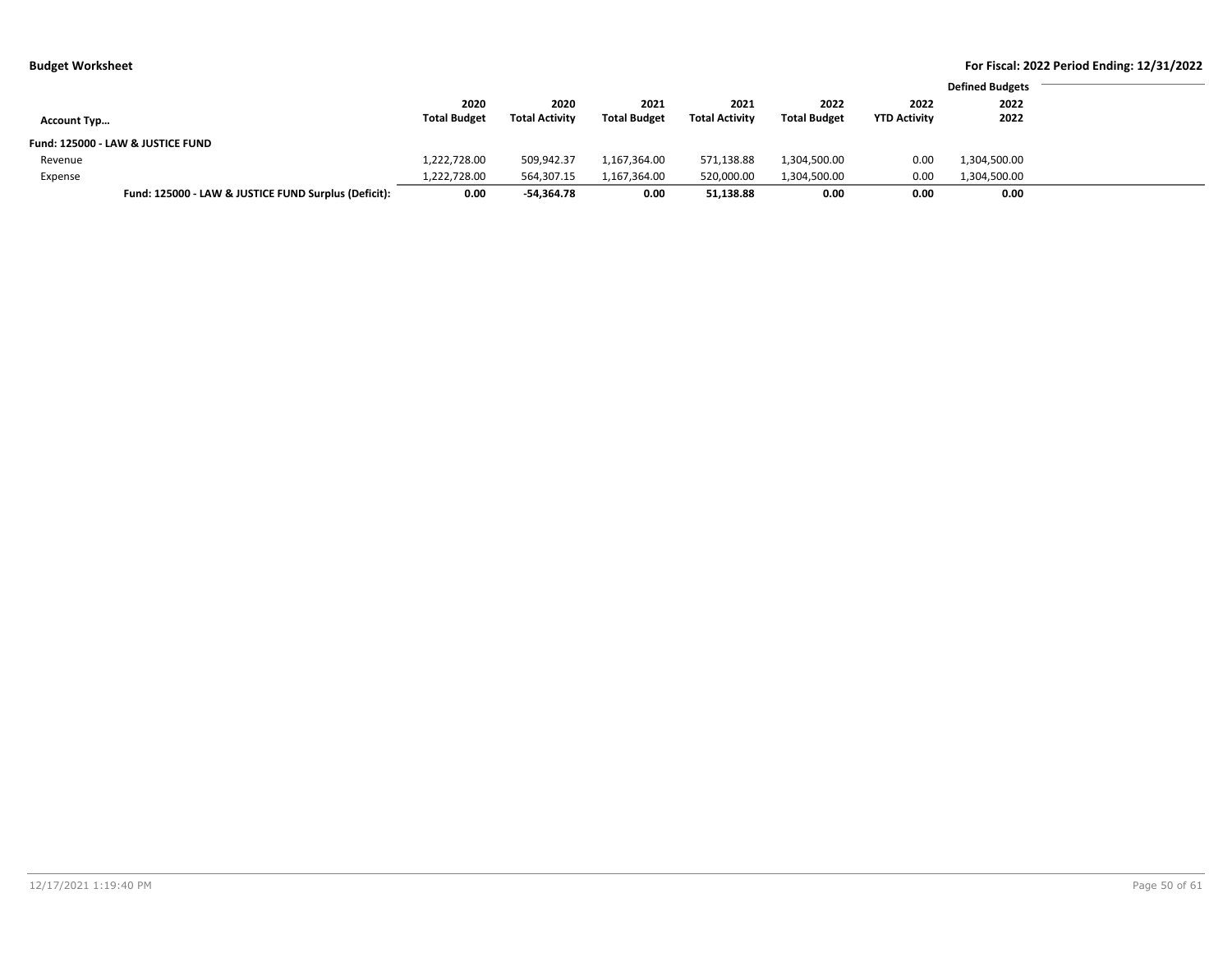**Budget Worksheet**

**For Fiscal: 2022 Period Ending: 12/31/2022**

| Account Typ… | 2020 Total Budget | 2020 Total Activity | 2021 Total Budget | 2021 Total Activity | 2022 Total Budget | 2022 YTD Activity | Defined Budgets 2022 2022 |
|---|---|---|---|---|---|---|---|
| **Fund: 125000 - LAW & JUSTICE FUND** | | | | | | | |
| Revenue | 1,222,728.00 | 509,942.37 | 1,167,364.00 | 571,138.88 | 1,304,500.00 | 0.00 | 1,304,500.00 |
| Expense | 1,222,728.00 | 564,307.15 | 1,167,364.00 | 520,000.00 | 1,304,500.00 | 0.00 | 1,304,500.00 |
| **Fund: 125000 - LAW & JUSTICE FUND Surplus (Deficit):** | **0.00** | **-54,364.78** | **0.00** | **51,138.88** | **0.00** | **0.00** | **0.00** |

12/17/2021 1:19:40 PM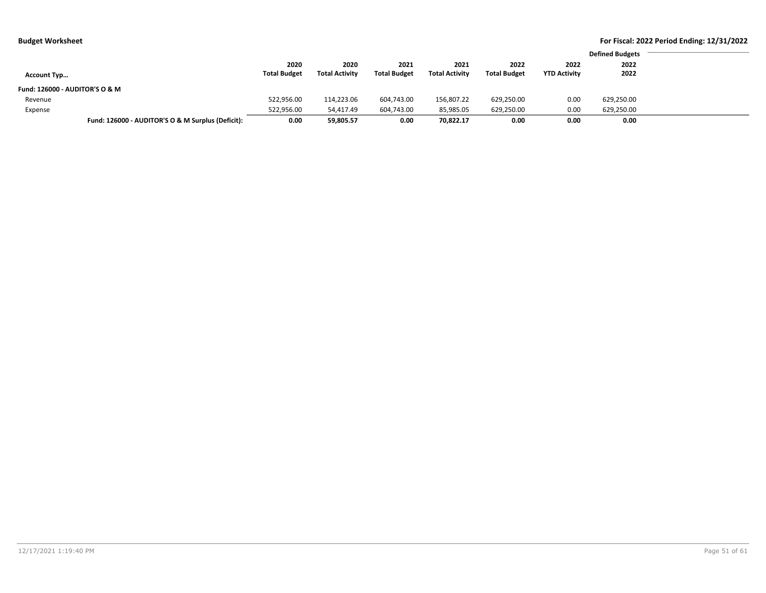**Budget Worksheet**

**For Fiscal: 2022 Period Ending: 12/31/2022**

| Account Typ… | 2020 Total Budget | 2020 Total Activity | 2021 Total Budget | 2021 Total Activity | 2022 Total Budget | 2022 YTD Activity | Defined Budgets 2022 2022 |
|---|---|---|---|---|---|---|---|
| **Fund: 126000 - AUDITOR'S O & M** | | | | | | | |
| Revenue | 522,956.00 | 114,223.06 | 604,743.00 | 156,807.22 | 629,250.00 | 0.00 | 629,250.00 |
| Expense | 522,956.00 | 54,417.49 | 604,743.00 | 85,985.05 | 629,250.00 | 0.00 | 629,250.00 |
| **Fund: 126000 - AUDITOR'S O & M Surplus (Deficit):** | **0.00** | **59,805.57** | **0.00** | **70,822.17** | **0.00** | **0.00** | **0.00** |

12/17/2021 1:19:40 PM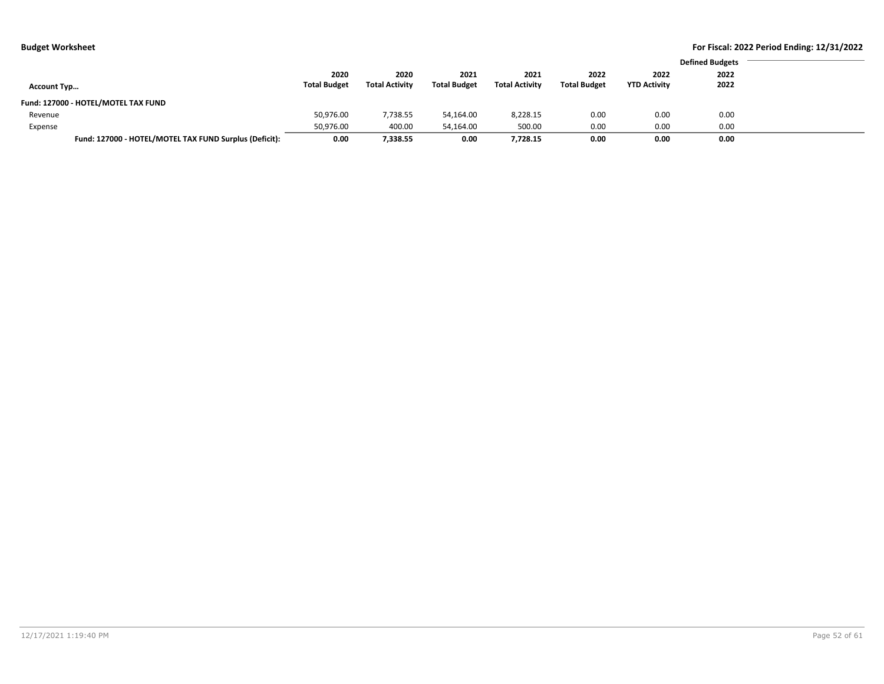**Budget Worksheet**

**For Fiscal: 2022 Period Ending: 12/31/2022**

| Account Typ… | 2020 Total Budget | 2020 Total Activity | 2021 Total Budget | 2021 Total Activity | 2022 Total Budget | 2022 YTD Activity | Defined Budgets 2022 2022 |
|---|---|---|---|---|---|---|---|
| **Fund: 127000 - HOTEL/MOTEL TAX FUND** | | | | | | | |
| Revenue | 50,976.00 | 7,738.55 | 54,164.00 | 8,228.15 | 0.00 | 0.00 | 0.00 |
| Expense | 50,976.00 | 400.00 | 54,164.00 | 500.00 | 0.00 | 0.00 | 0.00 |
| **Fund: 127000 - HOTEL/MOTEL TAX FUND Surplus (Deficit):** | **0.00** | **7,338.55** | **0.00** | **7,728.15** | **0.00** | **0.00** | **0.00** |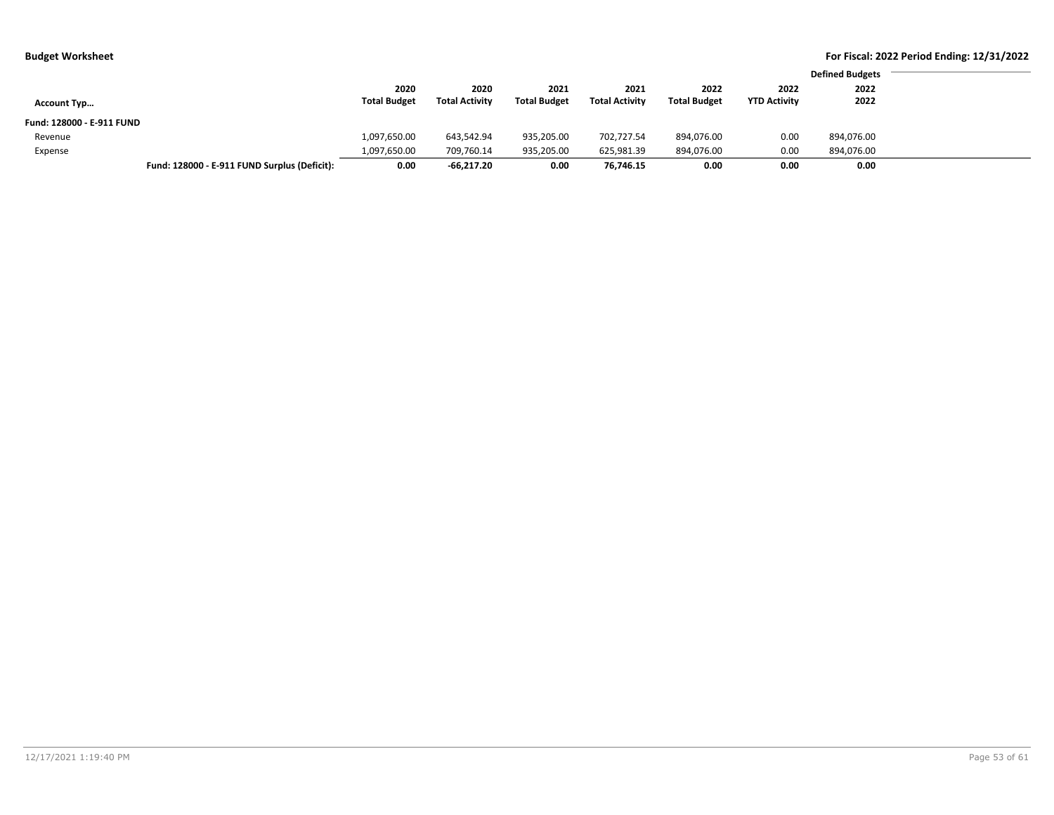**Budget Worksheet**

**For Fiscal: 2022 Period Ending: 12/31/2022**

| Account Typ… | 2020 Total Budget | 2020 Total Activity | 2021 Total Budget | 2021 Total Activity | 2022 Total Budget | 2022 YTD Activity | Defined Budgets 2022 2022 |
|---|---|---|---|---|---|---|---|
| **Fund: 128000 - E-911 FUND** | | | | | | | |
| Revenue | 1,097,650.00 | 643,542.94 | 935,205.00 | 702,727.54 | 894,076.00 | 0.00 | 894,076.00 |
| Expense | 1,097,650.00 | 709,760.14 | 935,205.00 | 625,981.39 | 894,076.00 | 0.00 | 894,076.00 |
| **Fund: 128000 - E-911 FUND Surplus (Deficit):** | **0.00** | **-66,217.20** | **0.00** | **76,746.15** | **0.00** | **0.00** | **0.00** |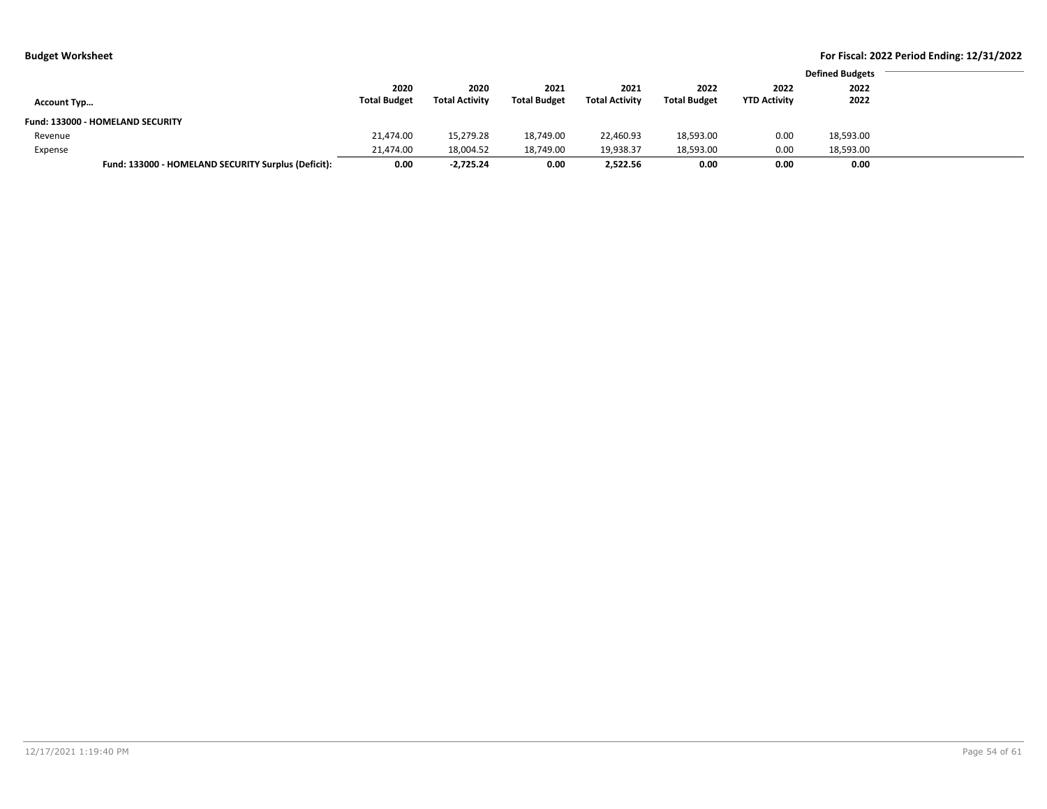**Budget Worksheet**

**For Fiscal: 2022 Period Ending: 12/31/2022**

| Account Typ... | 2020 Total Budget | 2020 Total Activity | 2021 Total Budget | 2021 Total Activity | 2022 Total Budget | 2022 YTD Activity | Defined Budgets 2022 2022 |
|---|---|---|---|---|---|---|---|
| **Fund: 133000 - HOMELAND SECURITY** | | | | | | | |
| Revenue | 21,474.00 | 15,279.28 | 18,749.00 | 22,460.93 | 18,593.00 | 0.00 | 18,593.00 |
| Expense | 21,474.00 | 18,004.52 | 18,749.00 | 19,938.37 | 18,593.00 | 0.00 | 18,593.00 |
| **Fund: 133000 - HOMELAND SECURITY Surplus (Deficit):** | **0.00** | **-2,725.24** | **0.00** | **2,522.56** | **0.00** | **0.00** | **0.00** |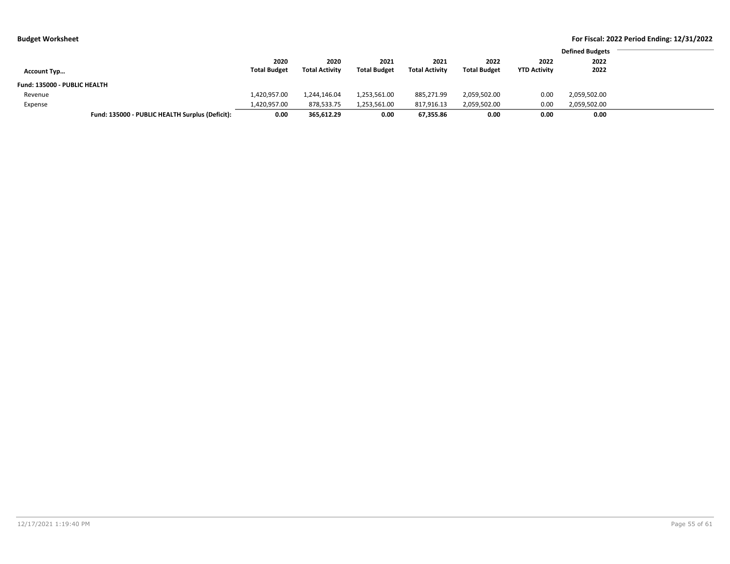**Budget Worksheet**

**For Fiscal: 2022 Period Ending: 12/31/2022**

| Account Typ… | 2020 Total Budget | 2020 Total Activity | 2021 Total Budget | 2021 Total Activity | 2022 Total Budget | 2022 YTD Activity | Defined Budgets 2022 2022 |
|---|---|---|---|---|---|---|---|
| **Fund: 135000 - PUBLIC HEALTH** | | | | | | | |
| Revenue | 1,420,957.00 | 1,244,146.04 | 1,253,561.00 | 885,271.99 | 2,059,502.00 | 0.00 | 2,059,502.00 |
| Expense | 1,420,957.00 | 878,533.75 | 1,253,561.00 | 817,916.13 | 2,059,502.00 | 0.00 | 2,059,502.00 |
| **Fund: 135000 - PUBLIC HEALTH Surplus (Deficit):** | **0.00** | **365,612.29** | **0.00** | **67,355.86** | **0.00** | **0.00** | **0.00** |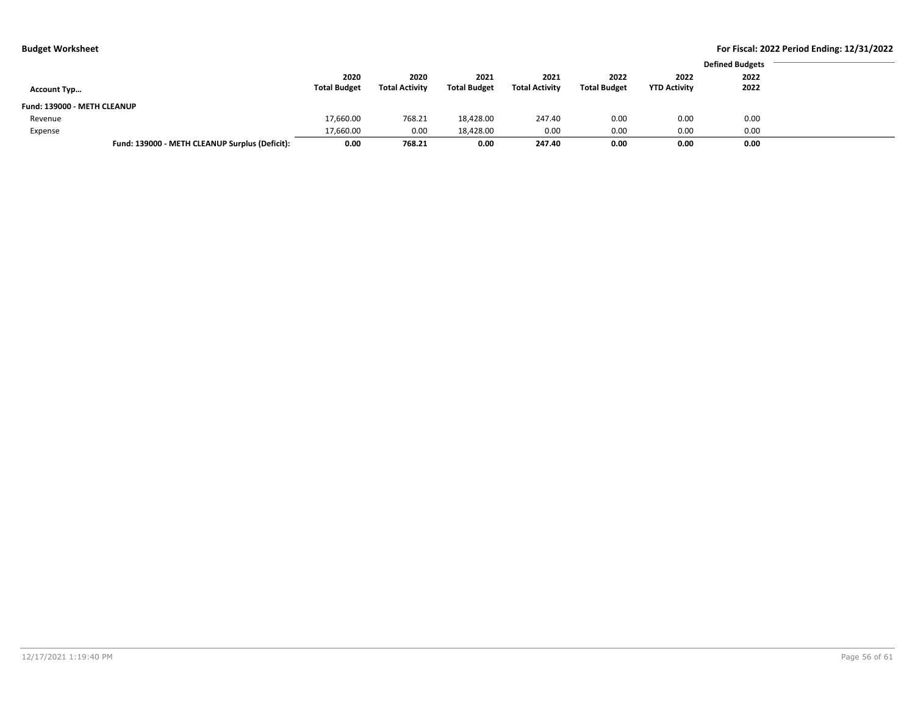| Account Typ… | 2020 Total Budget | 2020 Total Activity | 2021 Total Budget | 2021 Total Activity | 2022 Total Budget | 2022 YTD Activity | Defined Budgets 2022 2022 |
|---|---|---|---|---|---|---|---|
| **Fund: 139000 - METH CLEANUP** | | | | | | | |
| Revenue | 17,660.00 | 768.21 | 18,428.00 | 247.40 | 0.00 | 0.00 | 0.00 |
| Expense | 17,660.00 | 0.00 | 18,428.00 | 0.00 | 0.00 | 0.00 | 0.00 |
| **Fund: 139000 - METH CLEANUP Surplus (Deficit):** | **0.00** | **768.21** | **0.00** | **247.40** | **0.00** | **0.00** | **0.00** |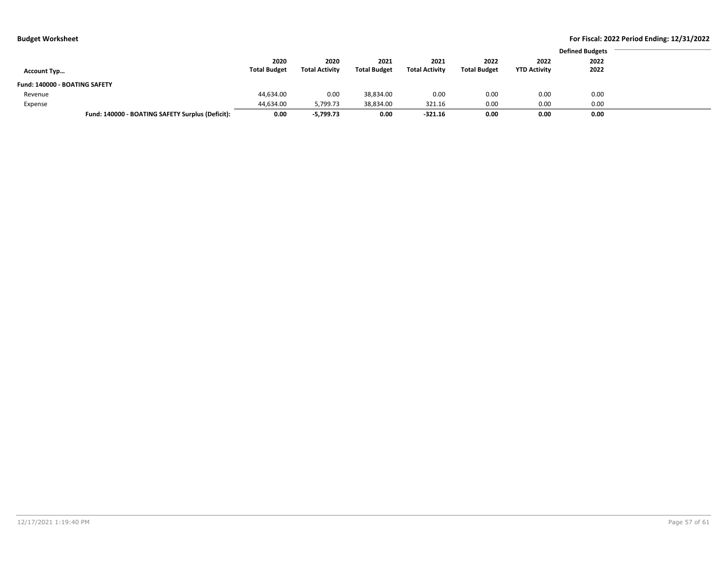## Budget Worksheet

**For Fiscal: 2022 Period Ending: 12/31/2022**

| Account Typ… | 2020 Total Budget | 2020 Total Activity | 2021 Total Budget | 2021 Total Activity | 2022 Total Budget | 2022 YTD Activity | Defined Budgets 2022 2022 |
|---|---|---|---|---|---|---|---|
| **Fund: 140000 - BOATING SAFETY** | | | | | | | |
| Revenue | 44,634.00 | 0.00 | 38,834.00 | 0.00 | 0.00 | 0.00 | 0.00 |
| Expense | 44,634.00 | 5,799.73 | 38,834.00 | 321.16 | 0.00 | 0.00 | 0.00 |
| **Fund: 140000 - BOATING SAFETY Surplus (Deficit):** | **0.00** | **-5,799.73** | **0.00** | **-321.16** | **0.00** | **0.00** | **0.00** |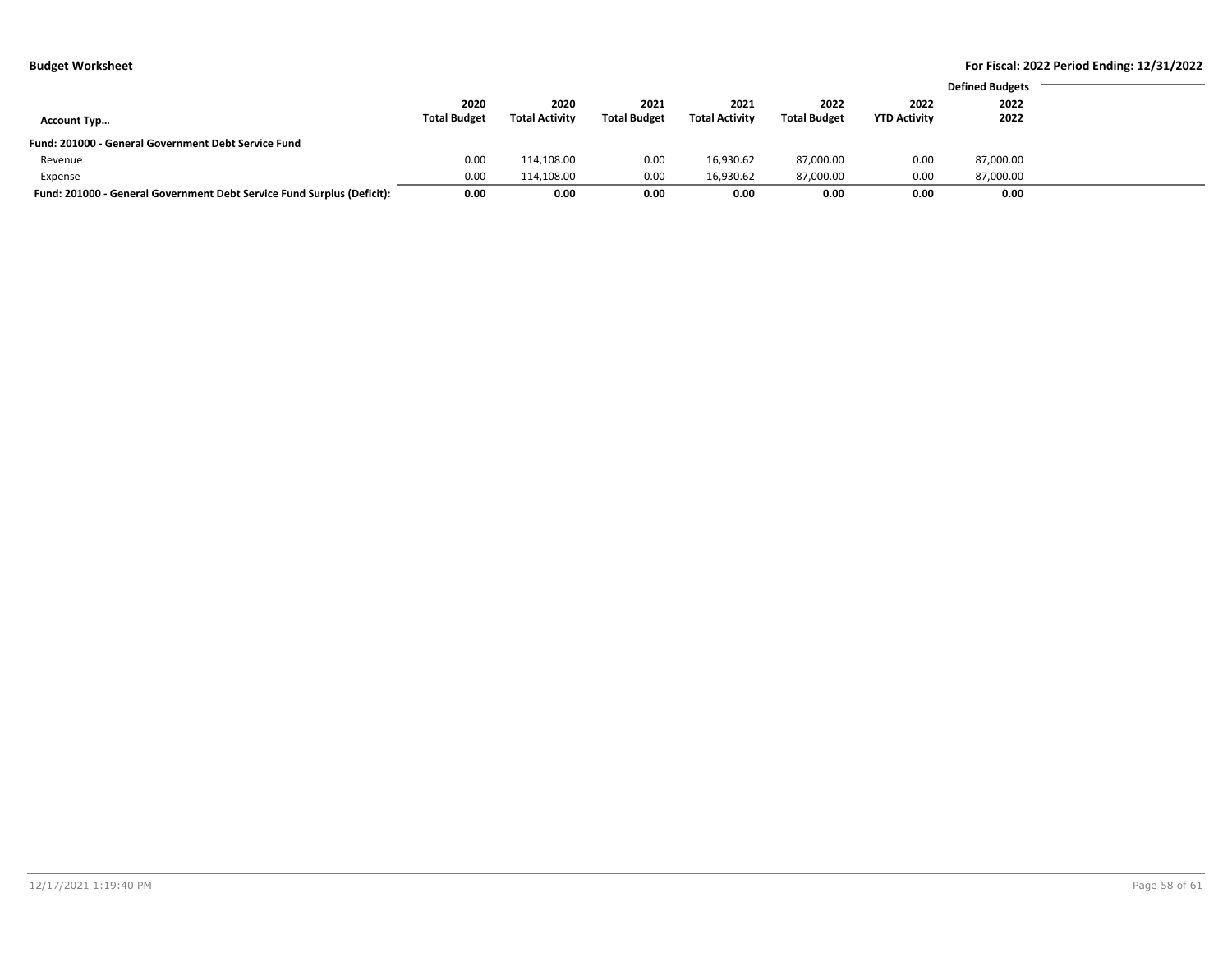**Budget Worksheet**

**For Fiscal: 2022 Period Ending: 12/31/2022**

| Account Typ… | 2020 Total Budget | 2020 Total Activity | 2021 Total Budget | 2021 Total Activity | 2022 Total Budget | 2022 YTD Activity | Defined Budgets 2022 2022 |
|---|---|---|---|---|---|---|---|
| **Fund: 201000 - General Government Debt Service Fund** | | | | | | | |
| Revenue | 0.00 | 114,108.00 | 0.00 | 16,930.62 | 87,000.00 | 0.00 | 87,000.00 |
| Expense | 0.00 | 114,108.00 | 0.00 | 16,930.62 | 87,000.00 | 0.00 | 87,000.00 |
| **Fund: 201000 - General Government Debt Service Fund Surplus (Deficit):** | **0.00** | **0.00** | **0.00** | **0.00** | **0.00** | **0.00** | **0.00** |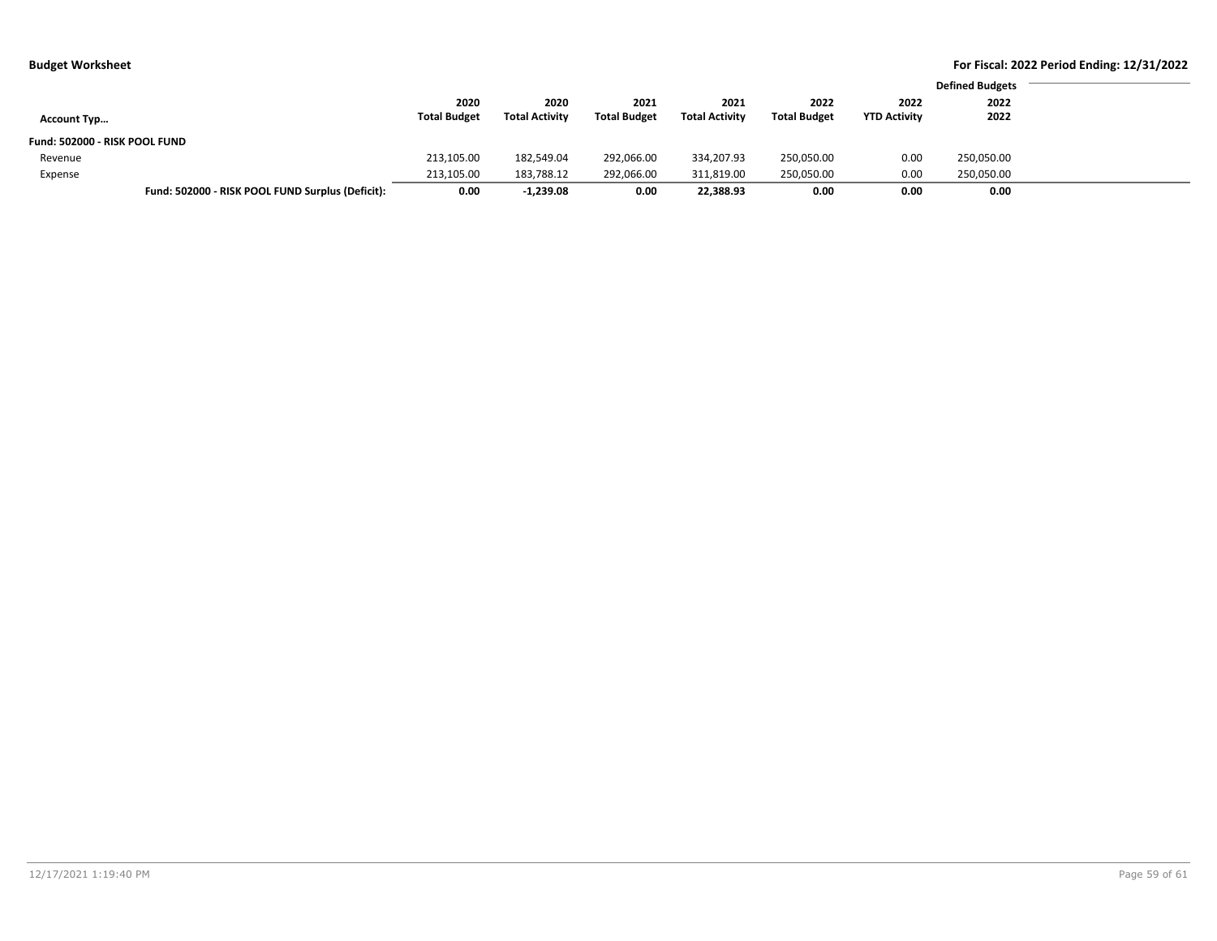| Account Typ… | 2020 Total Budget | 2020 Total Activity | 2021 Total Budget | 2021 Total Activity | 2022 Total Budget | 2022 YTD Activity | Defined Budgets 2022 2022 |
|---|---|---|---|---|---|---|---|
| **Fund: 502000 - RISK POOL FUND** | | | | | | | |
| Revenue | 213,105.00 | 182,549.04 | 292,066.00 | 334,207.93 | 250,050.00 | 0.00 | 250,050.00 |
| Expense | 213,105.00 | 183,788.12 | 292,066.00 | 311,819.00 | 250,050.00 | 0.00 | 250,050.00 |
| **Fund: 502000 - RISK POOL FUND Surplus (Deficit):** | **0.00** | **-1,239.08** | **0.00** | **22,388.93** | **0.00** | **0.00** | **0.00** |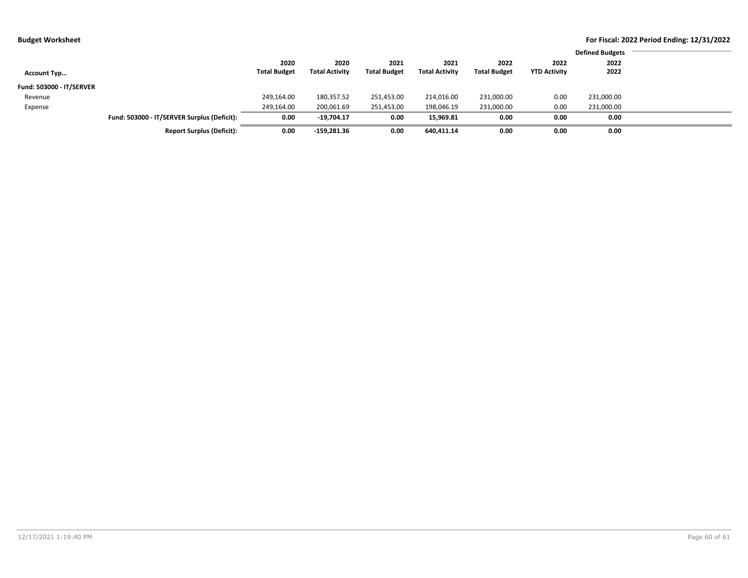**Budget Worksheet**

**For Fiscal: 2022 Period Ending: 12/31/2022**

| Account Typ… | | 2020 Total Budget | 2020 Total Activity | 2021 Total Budget | 2021 Total Activity | 2022 Total Budget | 2022 YTD Activity | Defined Budgets 2022 2022 |
|---|---|---|---|---|---|---|---|---|
| **Fund: 503000 - IT/SERVER** | | | | | | | | |
| Revenue | | 249,164.00 | 180,357.52 | 251,453.00 | 214,016.00 | 231,000.00 | 0.00 | 231,000.00 |
| Expense | | 249,164.00 | 200,061.69 | 251,453.00 | 198,046.19 | 231,000.00 | 0.00 | 231,000.00 |
| | **Fund: 503000 - IT/SERVER Surplus (Deficit):** | **0.00** | **-19,704.17** | **0.00** | **15,969.81** | **0.00** | **0.00** | **0.00** |
| | **Report Surplus (Deficit):** | **0.00** | **-159,281.36** | **0.00** | **640,411.14** | **0.00** | **0.00** | **0.00** |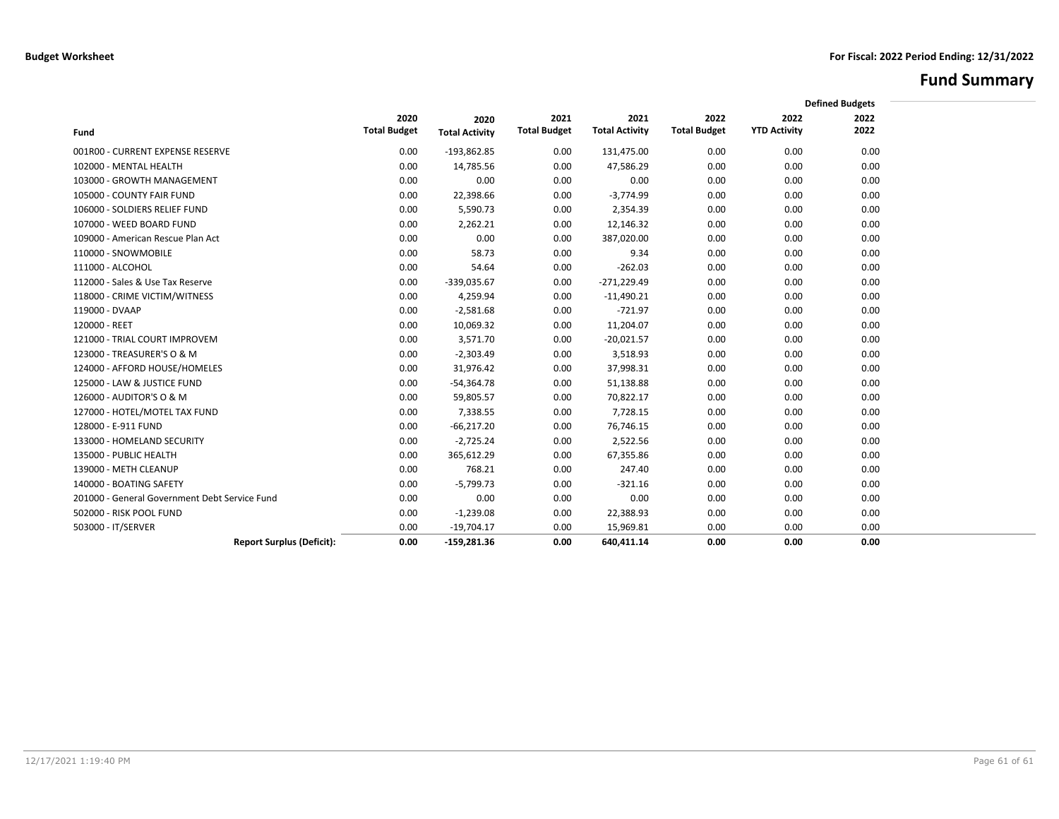# Fund Summary

| Fund | 2020 Total Budget | 2020 Total Activity | 2021 Total Budget | 2021 Total Activity | 2022 Total Budget | 2022 YTD Activity | Defined Budgets 2022 2022 |
|---|---|---|---|---|---|---|---|
| 001R00 - CURRENT EXPENSE RESERVE | 0.00 | -193,862.85 | 0.00 | 131,475.00 | 0.00 | 0.00 | 0.00 |
| 102000 - MENTAL HEALTH | 0.00 | 14,785.56 | 0.00 | 47,586.29 | 0.00 | 0.00 | 0.00 |
| 103000 - GROWTH MANAGEMENT | 0.00 | 0.00 | 0.00 | 0.00 | 0.00 | 0.00 | 0.00 |
| 105000 - COUNTY FAIR FUND | 0.00 | 22,398.66 | 0.00 | -3,774.99 | 0.00 | 0.00 | 0.00 |
| 106000 - SOLDIERS RELIEF FUND | 0.00 | 5,590.73 | 0.00 | 2,354.39 | 0.00 | 0.00 | 0.00 |
| 107000 - WEED BOARD FUND | 0.00 | 2,262.21 | 0.00 | 12,146.32 | 0.00 | 0.00 | 0.00 |
| 109000 - American Rescue Plan Act | 0.00 | 0.00 | 0.00 | 387,020.00 | 0.00 | 0.00 | 0.00 |
| 110000 - SNOWMOBILE | 0.00 | 58.73 | 0.00 | 9.34 | 0.00 | 0.00 | 0.00 |
| 111000 - ALCOHOL | 0.00 | 54.64 | 0.00 | -262.03 | 0.00 | 0.00 | 0.00 |
| 112000 - Sales & Use Tax Reserve | 0.00 | -339,035.67 | 0.00 | -271,229.49 | 0.00 | 0.00 | 0.00 |
| 118000 - CRIME VICTIM/WITNESS | 0.00 | 4,259.94 | 0.00 | -11,490.21 | 0.00 | 0.00 | 0.00 |
| 119000 - DVAAP | 0.00 | -2,581.68 | 0.00 | -721.97 | 0.00 | 0.00 | 0.00 |
| 120000 - REET | 0.00 | 10,069.32 | 0.00 | 11,204.07 | 0.00 | 0.00 | 0.00 |
| 121000 - TRIAL COURT IMPROVEM | 0.00 | 3,571.70 | 0.00 | -20,021.57 | 0.00 | 0.00 | 0.00 |
| 123000 - TREASURER'S O & M | 0.00 | -2,303.49 | 0.00 | 3,518.93 | 0.00 | 0.00 | 0.00 |
| 124000 - AFFORD HOUSE/HOMELES | 0.00 | 31,976.42 | 0.00 | 37,998.31 | 0.00 | 0.00 | 0.00 |
| 125000 - LAW & JUSTICE FUND | 0.00 | -54,364.78 | 0.00 | 51,138.88 | 0.00 | 0.00 | 0.00 |
| 126000 - AUDITOR'S O & M | 0.00 | 59,805.57 | 0.00 | 70,822.17 | 0.00 | 0.00 | 0.00 |
| 127000 - HOTEL/MOTEL TAX FUND | 0.00 | 7,338.55 | 0.00 | 7,728.15 | 0.00 | 0.00 | 0.00 |
| 128000 - E-911 FUND | 0.00 | -66,217.20 | 0.00 | 76,746.15 | 0.00 | 0.00 | 0.00 |
| 133000 - HOMELAND SECURITY | 0.00 | -2,725.24 | 0.00 | 2,522.56 | 0.00 | 0.00 | 0.00 |
| 135000 - PUBLIC HEALTH | 0.00 | 365,612.29 | 0.00 | 67,355.86 | 0.00 | 0.00 | 0.00 |
| 139000 - METH CLEANUP | 0.00 | 768.21 | 0.00 | 247.40 | 0.00 | 0.00 | 0.00 |
| 140000 - BOATING SAFETY | 0.00 | -5,799.73 | 0.00 | -321.16 | 0.00 | 0.00 | 0.00 |
| 201000 - General Government Debt Service Fund | 0.00 | 0.00 | 0.00 | 0.00 | 0.00 | 0.00 | 0.00 |
| 502000 - RISK POOL FUND | 0.00 | -1,239.08 | 0.00 | 22,388.93 | 0.00 | 0.00 | 0.00 |
| 503000 - IT/SERVER | 0.00 | -19,704.17 | 0.00 | 15,969.81 | 0.00 | 0.00 | 0.00 |
| **Report Surplus (Deficit):** | **0.00** | **-159,281.36** | **0.00** | **640,411.14** | **0.00** | **0.00** | **0.00** |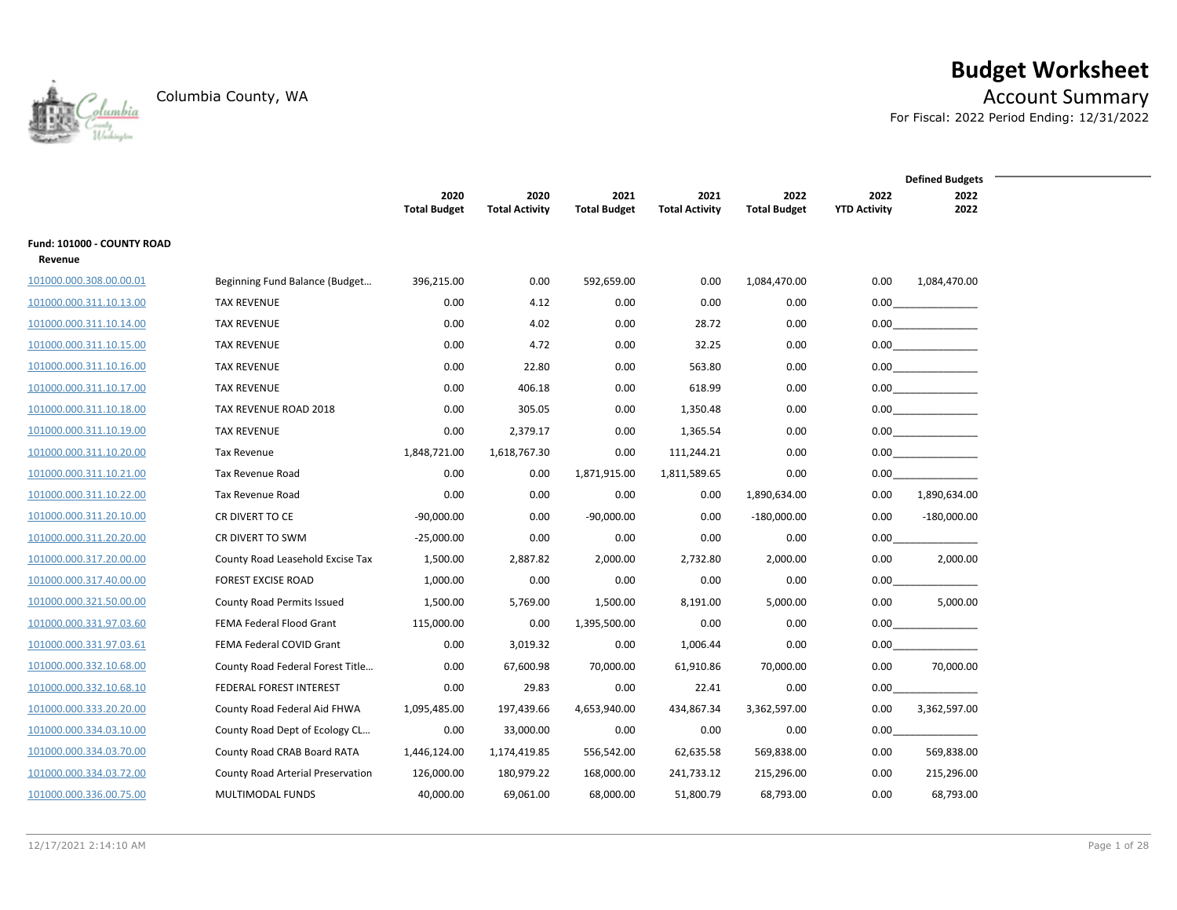# Budget Worksheet

Columbia County, WA

**Account Summary**

For Fiscal: 2022 Period Ending: 12/31/2022

| | | 2020 Total Budget | 2020 Total Activity | 2021 Total Budget | 2021 Total Activity | 2022 Total Budget | 2022 YTD Activity | Defined Budgets 2022 2022 |
|---|---|---|---|---|---|---|---|---|
| **Fund: 101000 - COUNTY ROAD** | | | | | | | | |
| **Revenue** | | | | | | | | |
| 101000.000.308.00.00.01 | Beginning Fund Balance (Budget… | 396,215.00 | 0.00 | 592,659.00 | 0.00 | 1,084,470.00 | 0.00 | 1,084,470.00 |
| 101000.000.311.10.13.00 | TAX REVENUE | 0.00 | 4.12 | 0.00 | 0.00 | 0.00 | 0.00 | |
| 101000.000.311.10.14.00 | TAX REVENUE | 0.00 | 4.02 | 0.00 | 28.72 | 0.00 | 0.00 | |
| 101000.000.311.10.15.00 | TAX REVENUE | 0.00 | 4.72 | 0.00 | 32.25 | 0.00 | 0.00 | |
| 101000.000.311.10.16.00 | TAX REVENUE | 0.00 | 22.80 | 0.00 | 563.80 | 0.00 | 0.00 | |
| 101000.000.311.10.17.00 | TAX REVENUE | 0.00 | 406.18 | 0.00 | 618.99 | 0.00 | 0.00 | |
| 101000.000.311.10.18.00 | TAX REVENUE ROAD 2018 | 0.00 | 305.05 | 0.00 | 1,350.48 | 0.00 | 0.00 | |
| 101000.000.311.10.19.00 | TAX REVENUE | 0.00 | 2,379.17 | 0.00 | 1,365.54 | 0.00 | 0.00 | |
| 101000.000.311.10.20.00 | Tax Revenue | 1,848,721.00 | 1,618,767.30 | 0.00 | 111,244.21 | 0.00 | 0.00 | |
| 101000.000.311.10.21.00 | Tax Revenue Road | 0.00 | 0.00 | 1,871,915.00 | 1,811,589.65 | 0.00 | 0.00 | |
| 101000.000.311.10.22.00 | Tax Revenue Road | 0.00 | 0.00 | 0.00 | 0.00 | 1,890,634.00 | 0.00 | 1,890,634.00 |
| 101000.000.311.20.10.00 | CR DIVERT TO CE | -90,000.00 | 0.00 | -90,000.00 | 0.00 | -180,000.00 | 0.00 | -180,000.00 |
| 101000.000.311.20.20.00 | CR DIVERT TO SWM | -25,000.00 | 0.00 | 0.00 | 0.00 | 0.00 | 0.00 | |
| 101000.000.317.20.00.00 | County Road Leasehold Excise Tax | 1,500.00 | 2,887.82 | 2,000.00 | 2,732.80 | 2,000.00 | 0.00 | 2,000.00 |
| 101000.000.317.40.00.00 | FOREST EXCISE ROAD | 1,000.00 | 0.00 | 0.00 | 0.00 | 0.00 | 0.00 | |
| 101000.000.321.50.00.00 | County Road Permits Issued | 1,500.00 | 5,769.00 | 1,500.00 | 8,191.00 | 5,000.00 | 0.00 | 5,000.00 |
| 101000.000.331.97.03.60 | FEMA Federal Flood Grant | 115,000.00 | 0.00 | 1,395,500.00 | 0.00 | 0.00 | 0.00 | |
| 101000.000.331.97.03.61 | FEMA Federal COVID Grant | 0.00 | 3,019.32 | 0.00 | 1,006.44 | 0.00 | 0.00 | |
| 101000.000.332.10.68.00 | County Road Federal Forest Title… | 0.00 | 67,600.98 | 70,000.00 | 61,910.86 | 70,000.00 | 0.00 | 70,000.00 |
| 101000.000.332.10.68.10 | FEDERAL FOREST INTEREST | 0.00 | 29.83 | 0.00 | 22.41 | 0.00 | 0.00 | |
| 101000.000.333.20.20.00 | County Road Federal Aid FHWA | 1,095,485.00 | 197,439.66 | 4,653,940.00 | 434,867.34 | 3,362,597.00 | 0.00 | 3,362,597.00 |
| 101000.000.334.03.10.00 | County Road Dept of Ecology CL… | 0.00 | 33,000.00 | 0.00 | 0.00 | 0.00 | 0.00 | |
| 101000.000.334.03.70.00 | County Road CRAB Board RATA | 1,446,124.00 | 1,174,419.85 | 556,542.00 | 62,635.58 | 569,838.00 | 0.00 | 569,838.00 |
| 101000.000.334.03.72.00 | County Road Arterial Preservation | 126,000.00 | 180,979.22 | 168,000.00 | 241,733.12 | 215,296.00 | 0.00 | 215,296.00 |
| 101000.000.336.00.75.00 | MULTIMODAL FUNDS | 40,000.00 | 69,061.00 | 68,000.00 | 51,800.79 | 68,793.00 | 0.00 | 68,793.00 |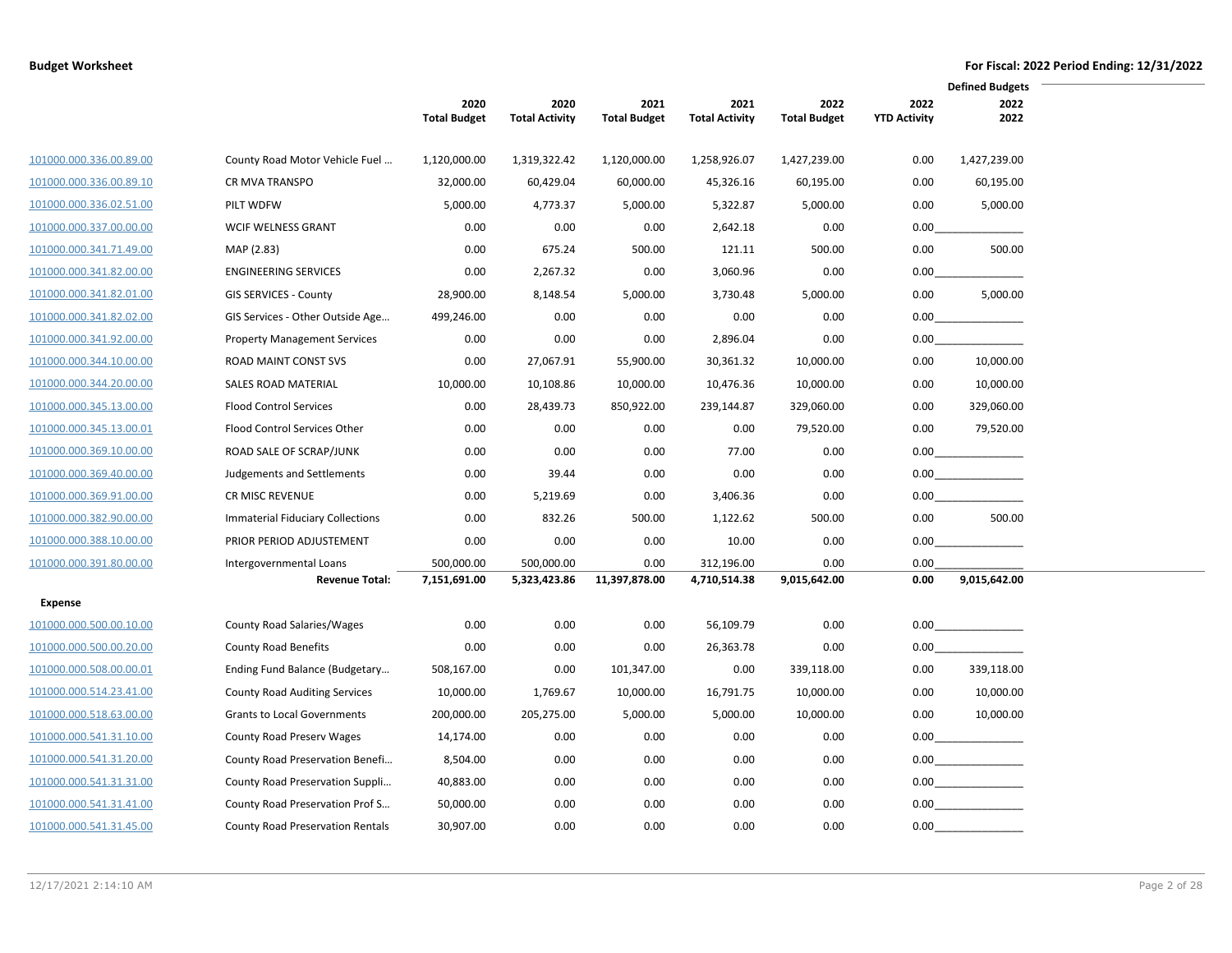**Budget Worksheet**

**For Fiscal: 2022 Period Ending: 12/31/2022**

| | | 2020 Total Budget | 2020 Total Activity | 2021 Total Budget | 2021 Total Activity | 2022 Total Budget | 2022 YTD Activity | Defined Budgets 2022 2022 |
|---|---|---|---|---|---|---|---|---|
| 101000.000.336.00.89.00 | County Road Motor Vehicle Fuel … | 1,120,000.00 | 1,319,322.42 | 1,120,000.00 | 1,258,926.07 | 1,427,239.00 | 0.00 | 1,427,239.00 |
| 101000.000.336.00.89.10 | CR MVA TRANSPO | 32,000.00 | 60,429.04 | 60,000.00 | 45,326.16 | 60,195.00 | 0.00 | 60,195.00 |
| 101000.000.336.02.51.00 | PILT WDFW | 5,000.00 | 4,773.37 | 5,000.00 | 5,322.87 | 5,000.00 | 0.00 | 5,000.00 |
| 101000.000.337.00.00.00 | WCIF WELNESS GRANT | 0.00 | 0.00 | 0.00 | 2,642.18 | 0.00 | 0.00 | |
| 101000.000.341.71.49.00 | MAP (2.83) | 0.00 | 675.24 | 500.00 | 121.11 | 500.00 | 0.00 | 500.00 |
| 101000.000.341.82.00.00 | ENGINEERING SERVICES | 0.00 | 2,267.32 | 0.00 | 3,060.96 | 0.00 | 0.00 | |
| 101000.000.341.82.01.00 | GIS SERVICES - County | 28,900.00 | 8,148.54 | 5,000.00 | 3,730.48 | 5,000.00 | 0.00 | 5,000.00 |
| 101000.000.341.82.02.00 | GIS Services - Other Outside Age… | 499,246.00 | 0.00 | 0.00 | 0.00 | 0.00 | 0.00 | |
| 101000.000.341.92.00.00 | Property Management Services | 0.00 | 0.00 | 0.00 | 2,896.04 | 0.00 | 0.00 | |
| 101000.000.344.10.00.00 | ROAD MAINT CONST SVS | 0.00 | 27,067.91 | 55,900.00 | 30,361.32 | 10,000.00 | 0.00 | 10,000.00 |
| 101000.000.344.20.00.00 | SALES ROAD MATERIAL | 10,000.00 | 10,108.86 | 10,000.00 | 10,476.36 | 10,000.00 | 0.00 | 10,000.00 |
| 101000.000.345.13.00.00 | Flood Control Services | 0.00 | 28,439.73 | 850,922.00 | 239,144.87 | 329,060.00 | 0.00 | 329,060.00 |
| 101000.000.345.13.00.01 | Flood Control Services Other | 0.00 | 0.00 | 0.00 | 0.00 | 79,520.00 | 0.00 | 79,520.00 |
| 101000.000.369.10.00.00 | ROAD SALE OF SCRAP/JUNK | 0.00 | 0.00 | 0.00 | 77.00 | 0.00 | 0.00 | |
| 101000.000.369.40.00.00 | Judgements and Settlements | 0.00 | 39.44 | 0.00 | 0.00 | 0.00 | 0.00 | |
| 101000.000.369.91.00.00 | CR MISC REVENUE | 0.00 | 5,219.69 | 0.00 | 3,406.36 | 0.00 | 0.00 | |
| 101000.000.382.90.00.00 | Immaterial Fiduciary Collections | 0.00 | 832.26 | 500.00 | 1,122.62 | 500.00 | 0.00 | 500.00 |
| 101000.000.388.10.00.00 | PRIOR PERIOD ADJUSTEMENT | 0.00 | 0.00 | 0.00 | 10.00 | 0.00 | 0.00 | |
| 101000.000.391.80.00.00 | Intergovernmental Loans | 500,000.00 | 500,000.00 | 0.00 | 312,196.00 | 0.00 | 0.00 | |
| | **Revenue Total:** | **7,151,691.00** | **5,323,423.86** | **11,397,878.00** | **4,710,514.38** | **9,015,642.00** | **0.00** | **9,015,642.00** |
| **Expense** | | | | | | | | |
| 101000.000.500.00.10.00 | County Road Salaries/Wages | 0.00 | 0.00 | 0.00 | 56,109.79 | 0.00 | 0.00 | |
| 101000.000.500.00.20.00 | County Road Benefits | 0.00 | 0.00 | 0.00 | 26,363.78 | 0.00 | 0.00 | |
| 101000.000.508.00.00.01 | Ending Fund Balance (Budgetary… | 508,167.00 | 0.00 | 101,347.00 | 0.00 | 339,118.00 | 0.00 | 339,118.00 |
| 101000.000.514.23.41.00 | County Road Auditing Services | 10,000.00 | 1,769.67 | 10,000.00 | 16,791.75 | 10,000.00 | 0.00 | 10,000.00 |
| 101000.000.518.63.00.00 | Grants to Local Governments | 200,000.00 | 205,275.00 | 5,000.00 | 5,000.00 | 10,000.00 | 0.00 | 10,000.00 |
| 101000.000.541.31.10.00 | County Road Preserv Wages | 14,174.00 | 0.00 | 0.00 | 0.00 | 0.00 | 0.00 | |
| 101000.000.541.31.20.00 | County Road Preservation Benefi… | 8,504.00 | 0.00 | 0.00 | 0.00 | 0.00 | 0.00 | |
| 101000.000.541.31.31.00 | County Road Preservation Suppli… | 40,883.00 | 0.00 | 0.00 | 0.00 | 0.00 | 0.00 | |
| 101000.000.541.31.41.00 | County Road Preservation Prof S… | 50,000.00 | 0.00 | 0.00 | 0.00 | 0.00 | 0.00 | |
| 101000.000.541.31.45.00 | County Road Preservation Rentals | 30,907.00 | 0.00 | 0.00 | 0.00 | 0.00 | 0.00 | |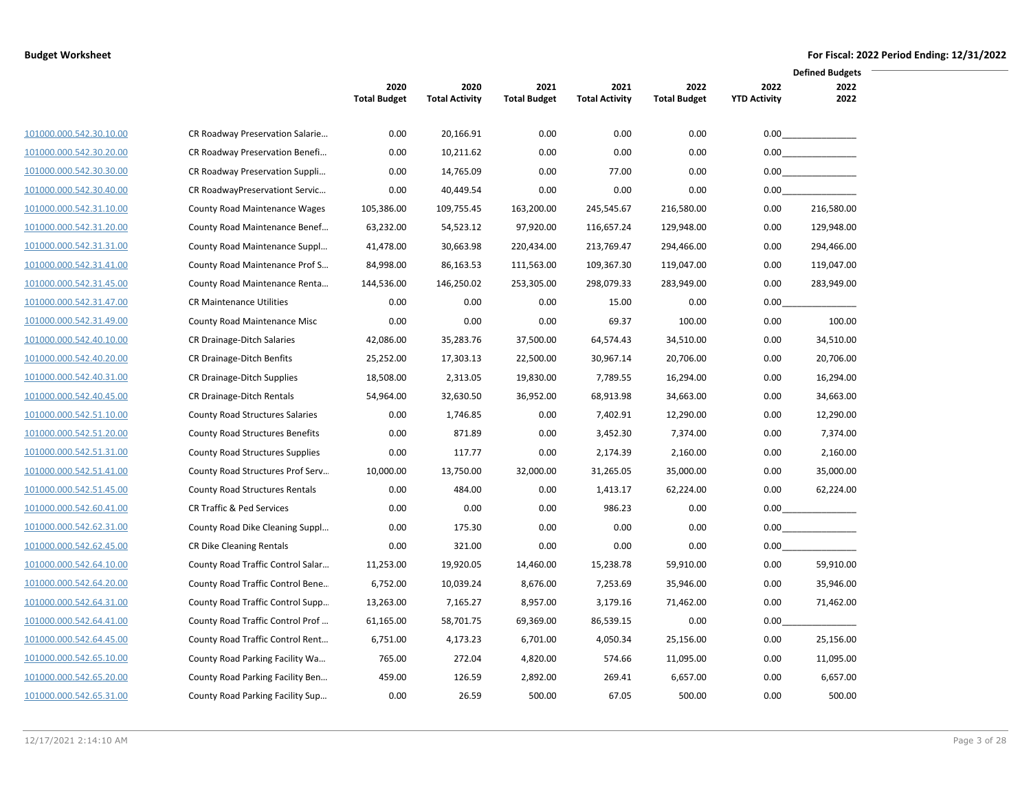**Budget Worksheet**

**For Fiscal: 2022 Period Ending: 12/31/2022**

| | | 2020 Total Budget | 2020 Total Activity | 2021 Total Budget | 2021 Total Activity | 2022 Total Budget | 2022 YTD Activity | Defined Budgets 2022 2022 |
|---|---|---|---|---|---|---|---|---|
| 101000.000.542.30.10.00 | CR Roadway Preservation Salarie... | 0.00 | 20,166.91 | 0.00 | 0.00 | 0.00 | 0.00 | |
| 101000.000.542.30.20.00 | CR Roadway Preservation Benefi... | 0.00 | 10,211.62 | 0.00 | 0.00 | 0.00 | 0.00 | |
| 101000.000.542.30.30.00 | CR Roadway Preservation Suppli... | 0.00 | 14,765.09 | 0.00 | 77.00 | 0.00 | 0.00 | |
| 101000.000.542.30.40.00 | CR RoadwayPreservationt Servic... | 0.00 | 40,449.54 | 0.00 | 0.00 | 0.00 | 0.00 | |
| 101000.000.542.31.10.00 | County Road Maintenance Wages | 105,386.00 | 109,755.45 | 163,200.00 | 245,545.67 | 216,580.00 | 0.00 | 216,580.00 |
| 101000.000.542.31.20.00 | County Road Maintenance Benef... | 63,232.00 | 54,523.12 | 97,920.00 | 116,657.24 | 129,948.00 | 0.00 | 129,948.00 |
| 101000.000.542.31.31.00 | County Road Maintenance Suppl... | 41,478.00 | 30,663.98 | 220,434.00 | 213,769.47 | 294,466.00 | 0.00 | 294,466.00 |
| 101000.000.542.31.41.00 | County Road Maintenance Prof S... | 84,998.00 | 86,163.53 | 111,563.00 | 109,367.30 | 119,047.00 | 0.00 | 119,047.00 |
| 101000.000.542.31.45.00 | County Road Maintenance Renta... | 144,536.00 | 146,250.02 | 253,305.00 | 298,079.33 | 283,949.00 | 0.00 | 283,949.00 |
| 101000.000.542.31.47.00 | CR Maintenance Utilities | 0.00 | 0.00 | 0.00 | 15.00 | 0.00 | 0.00 | |
| 101000.000.542.31.49.00 | County Road Maintenance Misc | 0.00 | 0.00 | 0.00 | 69.37 | 100.00 | 0.00 | 100.00 |
| 101000.000.542.40.10.00 | CR Drainage-Ditch Salaries | 42,086.00 | 35,283.76 | 37,500.00 | 64,574.43 | 34,510.00 | 0.00 | 34,510.00 |
| 101000.000.542.40.20.00 | CR Drainage-Ditch Benfits | 25,252.00 | 17,303.13 | 22,500.00 | 30,967.14 | 20,706.00 | 0.00 | 20,706.00 |
| 101000.000.542.40.31.00 | CR Drainage-Ditch Supplies | 18,508.00 | 2,313.05 | 19,830.00 | 7,789.55 | 16,294.00 | 0.00 | 16,294.00 |
| 101000.000.542.40.45.00 | CR Drainage-Ditch Rentals | 54,964.00 | 32,630.50 | 36,952.00 | 68,913.98 | 34,663.00 | 0.00 | 34,663.00 |
| 101000.000.542.51.10.00 | County Road Structures Salaries | 0.00 | 1,746.85 | 0.00 | 7,402.91 | 12,290.00 | 0.00 | 12,290.00 |
| 101000.000.542.51.20.00 | County Road Structures Benefits | 0.00 | 871.89 | 0.00 | 3,452.30 | 7,374.00 | 0.00 | 7,374.00 |
| 101000.000.542.51.31.00 | County Road Structures Supplies | 0.00 | 117.77 | 0.00 | 2,174.39 | 2,160.00 | 0.00 | 2,160.00 |
| 101000.000.542.51.41.00 | County Road Structures Prof Serv... | 10,000.00 | 13,750.00 | 32,000.00 | 31,265.05 | 35,000.00 | 0.00 | 35,000.00 |
| 101000.000.542.51.45.00 | County Road Structures Rentals | 0.00 | 484.00 | 0.00 | 1,413.17 | 62,224.00 | 0.00 | 62,224.00 |
| 101000.000.542.60.41.00 | CR Traffic & Ped Services | 0.00 | 0.00 | 0.00 | 986.23 | 0.00 | 0.00 | |
| 101000.000.542.62.31.00 | County Road Dike Cleaning Suppl... | 0.00 | 175.30 | 0.00 | 0.00 | 0.00 | 0.00 | |
| 101000.000.542.62.45.00 | CR Dike Cleaning Rentals | 0.00 | 321.00 | 0.00 | 0.00 | 0.00 | 0.00 | |
| 101000.000.542.64.10.00 | County Road Traffic Control Salar... | 11,253.00 | 19,920.05 | 14,460.00 | 15,238.78 | 59,910.00 | 0.00 | 59,910.00 |
| 101000.000.542.64.20.00 | County Road Traffic Control Bene... | 6,752.00 | 10,039.24 | 8,676.00 | 7,253.69 | 35,946.00 | 0.00 | 35,946.00 |
| 101000.000.542.64.31.00 | County Road Traffic Control Supp... | 13,263.00 | 7,165.27 | 8,957.00 | 3,179.16 | 71,462.00 | 0.00 | 71,462.00 |
| 101000.000.542.64.41.00 | County Road Traffic Control Prof ... | 61,165.00 | 58,701.75 | 69,369.00 | 86,539.15 | 0.00 | 0.00 | |
| 101000.000.542.64.45.00 | County Road Traffic Control Rent... | 6,751.00 | 4,173.23 | 6,701.00 | 4,050.34 | 25,156.00 | 0.00 | 25,156.00 |
| 101000.000.542.65.10.00 | County Road Parking Facility Wa... | 765.00 | 272.04 | 4,820.00 | 574.66 | 11,095.00 | 0.00 | 11,095.00 |
| 101000.000.542.65.20.00 | County Road Parking Facility Ben... | 459.00 | 126.59 | 2,892.00 | 269.41 | 6,657.00 | 0.00 | 6,657.00 |
| 101000.000.542.65.31.00 | County Road Parking Facility Sup... | 0.00 | 26.59 | 500.00 | 67.05 | 500.00 | 0.00 | 500.00 |

12/17/2021 2:14:10 AM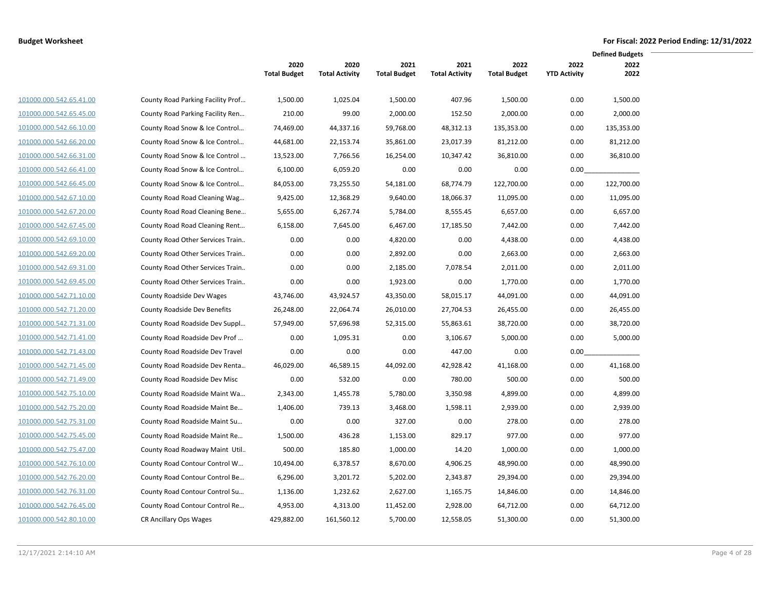**Budget Worksheet**

**For Fiscal: 2022 Period Ending: 12/31/2022**

| | | 2020 Total Budget | 2020 Total Activity | 2021 Total Budget | 2021 Total Activity | 2022 Total Budget | 2022 YTD Activity | Defined Budgets 2022 2022 |
|---|---|---|---|---|---|---|---|---|
| 101000.000.542.65.41.00 | County Road Parking Facility Prof… | 1,500.00 | 1,025.04 | 1,500.00 | 407.96 | 1,500.00 | 0.00 | 1,500.00 |
| 101000.000.542.65.45.00 | County Road Parking Facility Ren… | 210.00 | 99.00 | 2,000.00 | 152.50 | 2,000.00 | 0.00 | 2,000.00 |
| 101000.000.542.66.10.00 | County Road Snow & Ice Control… | 74,469.00 | 44,337.16 | 59,768.00 | 48,312.13 | 135,353.00 | 0.00 | 135,353.00 |
| 101000.000.542.66.20.00 | County Road Snow & Ice Control… | 44,681.00 | 22,153.74 | 35,861.00 | 23,017.39 | 81,212.00 | 0.00 | 81,212.00 |
| 101000.000.542.66.31.00 | County Road Snow & Ice Control … | 13,523.00 | 7,766.56 | 16,254.00 | 10,347.42 | 36,810.00 | 0.00 | 36,810.00 |
| 101000.000.542.66.41.00 | County Road Snow & Ice Control… | 6,100.00 | 6,059.20 | 0.00 | 0.00 | 0.00 | 0.00 | |
| 101000.000.542.66.45.00 | County Road Snow & Ice Control… | 84,053.00 | 73,255.50 | 54,181.00 | 68,774.79 | 122,700.00 | 0.00 | 122,700.00 |
| 101000.000.542.67.10.00 | County Road Road Cleaning Wag… | 9,425.00 | 12,368.29 | 9,640.00 | 18,066.37 | 11,095.00 | 0.00 | 11,095.00 |
| 101000.000.542.67.20.00 | County Road Road Cleaning Bene… | 5,655.00 | 6,267.74 | 5,784.00 | 8,555.45 | 6,657.00 | 0.00 | 6,657.00 |
| 101000.000.542.67.45.00 | County Road Road Cleaning Rent… | 6,158.00 | 7,645.00 | 6,467.00 | 17,185.50 | 7,442.00 | 0.00 | 7,442.00 |
| 101000.000.542.69.10.00 | County Road Other Services Train.. | 0.00 | 0.00 | 4,820.00 | 0.00 | 4,438.00 | 0.00 | 4,438.00 |
| 101000.000.542.69.20.00 | County Road Other Services Train.. | 0.00 | 0.00 | 2,892.00 | 0.00 | 2,663.00 | 0.00 | 2,663.00 |
| 101000.000.542.69.31.00 | County Road Other Services Train.. | 0.00 | 0.00 | 2,185.00 | 7,078.54 | 2,011.00 | 0.00 | 2,011.00 |
| 101000.000.542.69.45.00 | County Road Other Services Train.. | 0.00 | 0.00 | 1,923.00 | 0.00 | 1,770.00 | 0.00 | 1,770.00 |
| 101000.000.542.71.10.00 | County Roadside Dev Wages | 43,746.00 | 43,924.57 | 43,350.00 | 58,015.17 | 44,091.00 | 0.00 | 44,091.00 |
| 101000.000.542.71.20.00 | County Roadside Dev Benefits | 26,248.00 | 22,064.74 | 26,010.00 | 27,704.53 | 26,455.00 | 0.00 | 26,455.00 |
| 101000.000.542.71.31.00 | County Road Roadside Dev Suppl… | 57,949.00 | 57,696.98 | 52,315.00 | 55,863.61 | 38,720.00 | 0.00 | 38,720.00 |
| 101000.000.542.71.41.00 | County Road Roadside Dev Prof … | 0.00 | 1,095.31 | 0.00 | 3,106.67 | 5,000.00 | 0.00 | 5,000.00 |
| 101000.000.542.71.43.00 | County Road Roadside Dev Travel | 0.00 | 0.00 | 0.00 | 447.00 | 0.00 | 0.00 | |
| 101000.000.542.71.45.00 | County Road Roadside Dev Renta… | 46,029.00 | 46,589.15 | 44,092.00 | 42,928.42 | 41,168.00 | 0.00 | 41,168.00 |
| 101000.000.542.71.49.00 | County Road Roadside Dev Misc | 0.00 | 532.00 | 0.00 | 780.00 | 500.00 | 0.00 | 500.00 |
| 101000.000.542.75.10.00 | County Road Roadside Maint Wa… | 2,343.00 | 1,455.78 | 5,780.00 | 3,350.98 | 4,899.00 | 0.00 | 4,899.00 |
| 101000.000.542.75.20.00 | County Road Roadside Maint Be… | 1,406.00 | 739.13 | 3,468.00 | 1,598.11 | 2,939.00 | 0.00 | 2,939.00 |
| 101000.000.542.75.31.00 | County Road Roadside Maint Su… | 0.00 | 0.00 | 327.00 | 0.00 | 278.00 | 0.00 | 278.00 |
| 101000.000.542.75.45.00 | County Road Roadside Maint Re… | 1,500.00 | 436.28 | 1,153.00 | 829.17 | 977.00 | 0.00 | 977.00 |
| 101000.000.542.75.47.00 | County Road Roadway Maint Util.. | 500.00 | 185.80 | 1,000.00 | 14.20 | 1,000.00 | 0.00 | 1,000.00 |
| 101000.000.542.76.10.00 | County Road Contour Control W… | 10,494.00 | 6,378.57 | 8,670.00 | 4,906.25 | 48,990.00 | 0.00 | 48,990.00 |
| 101000.000.542.76.20.00 | County Road Contour Control Be… | 6,296.00 | 3,201.72 | 5,202.00 | 2,343.87 | 29,394.00 | 0.00 | 29,394.00 |
| 101000.000.542.76.31.00 | County Road Contour Control Su… | 1,136.00 | 1,232.62 | 2,627.00 | 1,165.75 | 14,846.00 | 0.00 | 14,846.00 |
| 101000.000.542.76.45.00 | County Road Contour Control Re… | 4,953.00 | 4,313.00 | 11,452.00 | 2,928.00 | 64,712.00 | 0.00 | 64,712.00 |
| 101000.000.542.80.10.00 | CR Ancillary Ops Wages | 429,882.00 | 161,560.12 | 5,700.00 | 12,558.05 | 51,300.00 | 0.00 | 51,300.00 |

12/17/2021 2:14:10 AM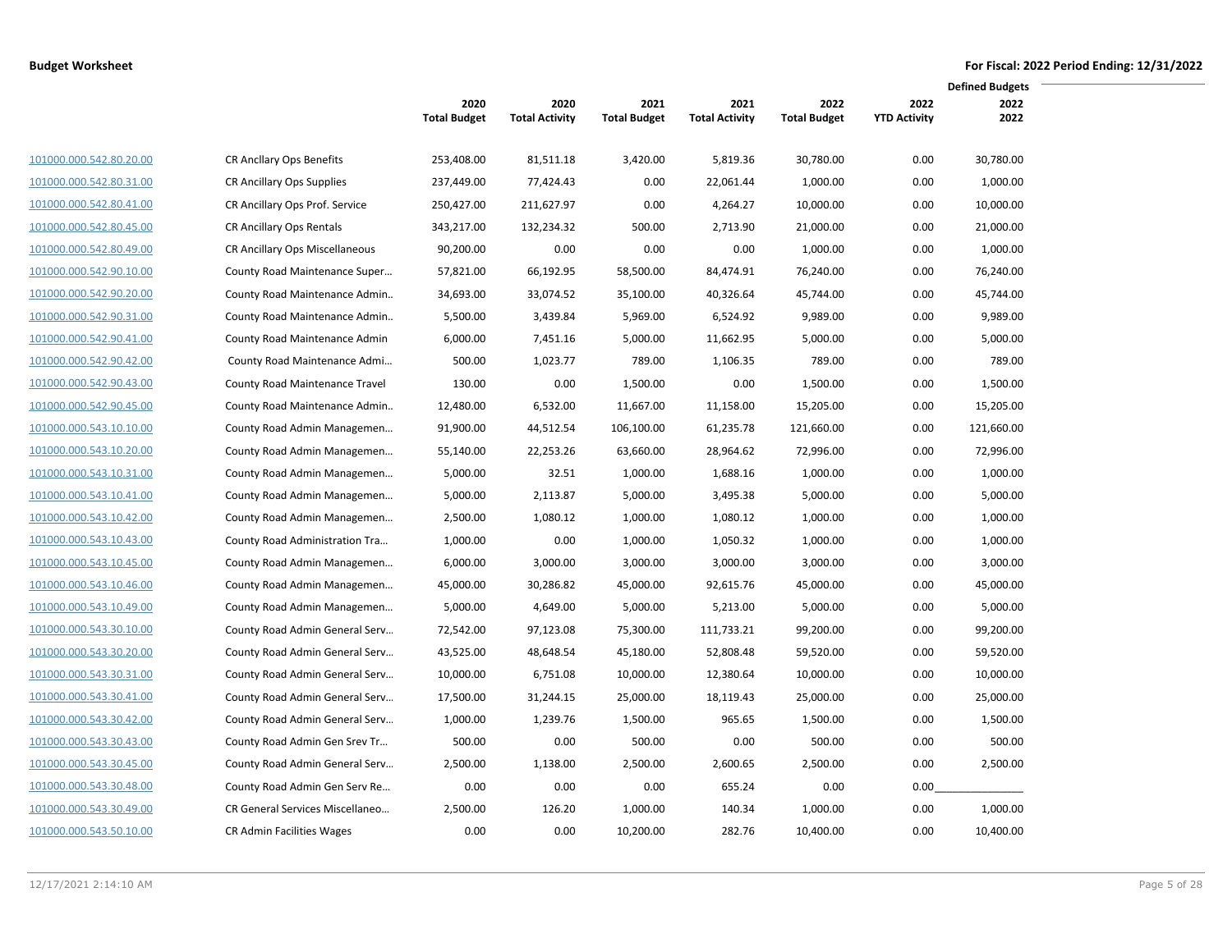**Budget Worksheet**

**For Fiscal: 2022 Period Ending: 12/31/2022**

| | | 2020 Total Budget | 2020 Total Activity | 2021 Total Budget | 2021 Total Activity | 2022 Total Budget | 2022 YTD Activity | Defined Budgets 2022 2022 |
|---|---|---|---|---|---|---|---|---|
| 101000.000.542.80.20.00 | CR Ancllary Ops Benefits | 253,408.00 | 81,511.18 | 3,420.00 | 5,819.36 | 30,780.00 | 0.00 | 30,780.00 |
| 101000.000.542.80.31.00 | CR Ancillary Ops Supplies | 237,449.00 | 77,424.43 | 0.00 | 22,061.44 | 1,000.00 | 0.00 | 1,000.00 |
| 101000.000.542.80.41.00 | CR Ancillary Ops Prof. Service | 250,427.00 | 211,627.97 | 0.00 | 4,264.27 | 10,000.00 | 0.00 | 10,000.00 |
| 101000.000.542.80.45.00 | CR Ancillary Ops Rentals | 343,217.00 | 132,234.32 | 500.00 | 2,713.90 | 21,000.00 | 0.00 | 21,000.00 |
| 101000.000.542.80.49.00 | CR Ancillary Ops Miscellaneous | 90,200.00 | 0.00 | 0.00 | 0.00 | 1,000.00 | 0.00 | 1,000.00 |
| 101000.000.542.90.10.00 | County Road Maintenance Super… | 57,821.00 | 66,192.95 | 58,500.00 | 84,474.91 | 76,240.00 | 0.00 | 76,240.00 |
| 101000.000.542.90.20.00 | County Road Maintenance Admin.. | 34,693.00 | 33,074.52 | 35,100.00 | 40,326.64 | 45,744.00 | 0.00 | 45,744.00 |
| 101000.000.542.90.31.00 | County Road Maintenance Admin.. | 5,500.00 | 3,439.84 | 5,969.00 | 6,524.92 | 9,989.00 | 0.00 | 9,989.00 |
| 101000.000.542.90.41.00 | County Road Maintenance Admin | 6,000.00 | 7,451.16 | 5,000.00 | 11,662.95 | 5,000.00 | 0.00 | 5,000.00 |
| 101000.000.542.90.42.00 | County Road Maintenance Admi… | 500.00 | 1,023.77 | 789.00 | 1,106.35 | 789.00 | 0.00 | 789.00 |
| 101000.000.542.90.43.00 | County Road Maintenance Travel | 130.00 | 0.00 | 1,500.00 | 0.00 | 1,500.00 | 0.00 | 1,500.00 |
| 101000.000.542.90.45.00 | County Road Maintenance Admin.. | 12,480.00 | 6,532.00 | 11,667.00 | 11,158.00 | 15,205.00 | 0.00 | 15,205.00 |
| 101000.000.543.10.10.00 | County Road Admin Managemen… | 91,900.00 | 44,512.54 | 106,100.00 | 61,235.78 | 121,660.00 | 0.00 | 121,660.00 |
| 101000.000.543.10.20.00 | County Road Admin Managemen… | 55,140.00 | 22,253.26 | 63,660.00 | 28,964.62 | 72,996.00 | 0.00 | 72,996.00 |
| 101000.000.543.10.31.00 | County Road Admin Managemen… | 5,000.00 | 32.51 | 1,000.00 | 1,688.16 | 1,000.00 | 0.00 | 1,000.00 |
| 101000.000.543.10.41.00 | County Road Admin Managemen… | 5,000.00 | 2,113.87 | 5,000.00 | 3,495.38 | 5,000.00 | 0.00 | 5,000.00 |
| 101000.000.543.10.42.00 | County Road Admin Managemen… | 2,500.00 | 1,080.12 | 1,000.00 | 1,080.12 | 1,000.00 | 0.00 | 1,000.00 |
| 101000.000.543.10.43.00 | County Road Administration Tra… | 1,000.00 | 0.00 | 1,000.00 | 1,050.32 | 1,000.00 | 0.00 | 1,000.00 |
| 101000.000.543.10.45.00 | County Road Admin Managemen… | 6,000.00 | 3,000.00 | 3,000.00 | 3,000.00 | 3,000.00 | 0.00 | 3,000.00 |
| 101000.000.543.10.46.00 | County Road Admin Managemen… | 45,000.00 | 30,286.82 | 45,000.00 | 92,615.76 | 45,000.00 | 0.00 | 45,000.00 |
| 101000.000.543.10.49.00 | County Road Admin Managemen… | 5,000.00 | 4,649.00 | 5,000.00 | 5,213.00 | 5,000.00 | 0.00 | 5,000.00 |
| 101000.000.543.30.10.00 | County Road Admin General Serv… | 72,542.00 | 97,123.08 | 75,300.00 | 111,733.21 | 99,200.00 | 0.00 | 99,200.00 |
| 101000.000.543.30.20.00 | County Road Admin General Serv… | 43,525.00 | 48,648.54 | 45,180.00 | 52,808.48 | 59,520.00 | 0.00 | 59,520.00 |
| 101000.000.543.30.31.00 | County Road Admin General Serv… | 10,000.00 | 6,751.08 | 10,000.00 | 12,380.64 | 10,000.00 | 0.00 | 10,000.00 |
| 101000.000.543.30.41.00 | County Road Admin General Serv… | 17,500.00 | 31,244.15 | 25,000.00 | 18,119.43 | 25,000.00 | 0.00 | 25,000.00 |
| 101000.000.543.30.42.00 | County Road Admin General Serv… | 1,000.00 | 1,239.76 | 1,500.00 | 965.65 | 1,500.00 | 0.00 | 1,500.00 |
| 101000.000.543.30.43.00 | County Road Admin Gen Srev Tr… | 500.00 | 0.00 | 500.00 | 0.00 | 500.00 | 0.00 | 500.00 |
| 101000.000.543.30.45.00 | County Road Admin General Serv… | 2,500.00 | 1,138.00 | 2,500.00 | 2,600.65 | 2,500.00 | 0.00 | 2,500.00 |
| 101000.000.543.30.48.00 | County Road Admin Gen Serv Re… | 0.00 | 0.00 | 0.00 | 655.24 | 0.00 | 0.00 | |
| 101000.000.543.30.49.00 | CR General Services Miscellaneo… | 2,500.00 | 126.20 | 1,000.00 | 140.34 | 1,000.00 | 0.00 | 1,000.00 |
| 101000.000.543.50.10.00 | CR Admin Facilities Wages | 0.00 | 0.00 | 10,200.00 | 282.76 | 10,400.00 | 0.00 | 10,400.00 |

12/17/2021 2:14:10 AM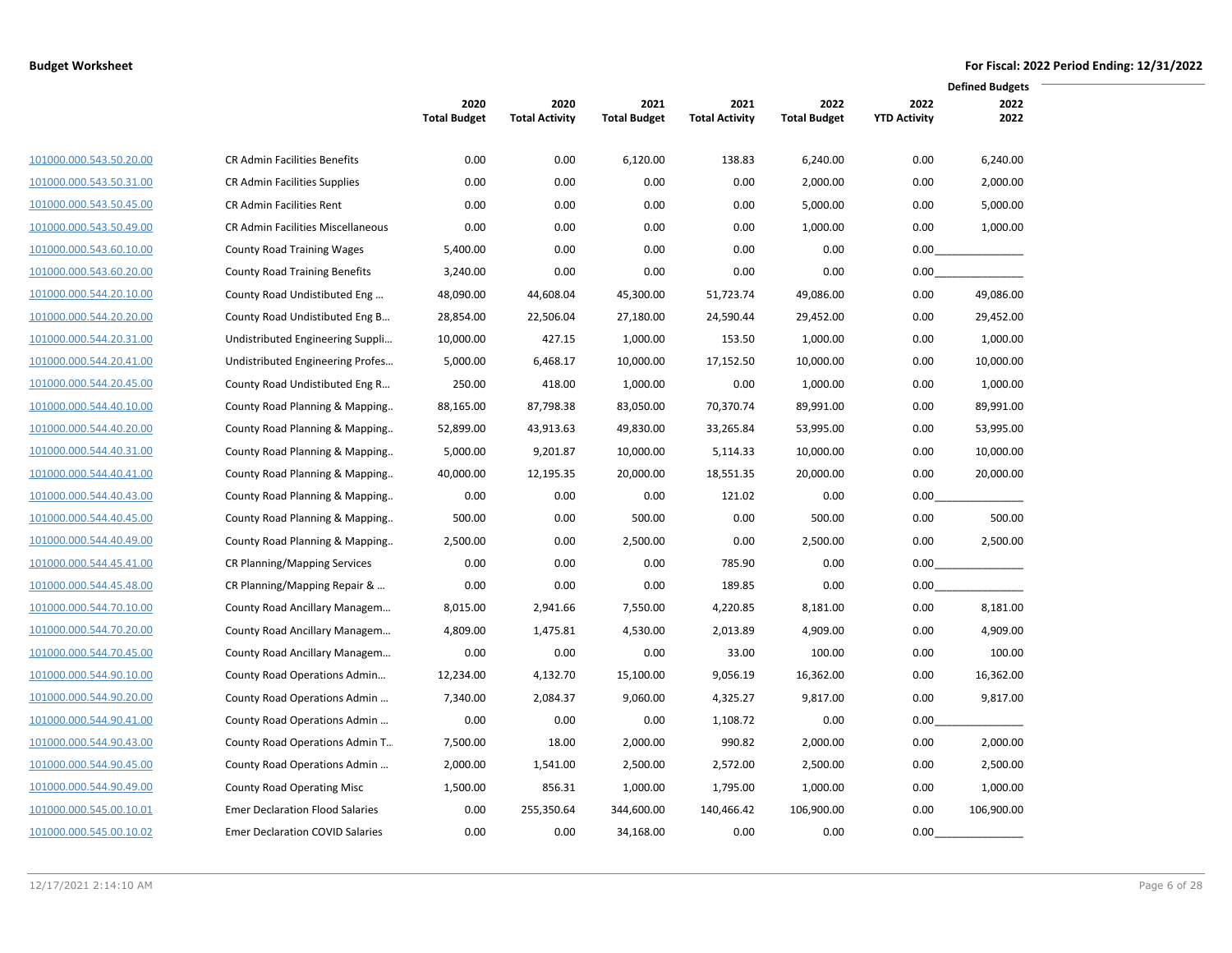**Budget Worksheet**

**For Fiscal: 2022 Period Ending: 12/31/2022**

| | | 2020 Total Budget | 2020 Total Activity | 2021 Total Budget | 2021 Total Activity | 2022 Total Budget | 2022 YTD Activity | Defined Budgets 2022 2022 |
|---|---|---|---|---|---|---|---|---|
| 101000.000.543.50.20.00 | CR Admin Facilities Benefits | 0.00 | 0.00 | 6,120.00 | 138.83 | 6,240.00 | 0.00 | 6,240.00 |
| 101000.000.543.50.31.00 | CR Admin Facilities Supplies | 0.00 | 0.00 | 0.00 | 0.00 | 2,000.00 | 0.00 | 2,000.00 |
| 101000.000.543.50.45.00 | CR Admin Facilities Rent | 0.00 | 0.00 | 0.00 | 0.00 | 5,000.00 | 0.00 | 5,000.00 |
| 101000.000.543.50.49.00 | CR Admin Facilities Miscellaneous | 0.00 | 0.00 | 0.00 | 0.00 | 1,000.00 | 0.00 | 1,000.00 |
| 101000.000.543.60.10.00 | County Road Training Wages | 5,400.00 | 0.00 | 0.00 | 0.00 | 0.00 | 0.00 | ______________ |
| 101000.000.543.60.20.00 | County Road Training Benefits | 3,240.00 | 0.00 | 0.00 | 0.00 | 0.00 | 0.00 | ______________ |
| 101000.000.544.20.10.00 | County Road Undistibuted Eng … | 48,090.00 | 44,608.04 | 45,300.00 | 51,723.74 | 49,086.00 | 0.00 | 49,086.00 |
| 101000.000.544.20.20.00 | County Road Undistibuted Eng B… | 28,854.00 | 22,506.04 | 27,180.00 | 24,590.44 | 29,452.00 | 0.00 | 29,452.00 |
| 101000.000.544.20.31.00 | Undistributed Engineering Suppli… | 10,000.00 | 427.15 | 1,000.00 | 153.50 | 1,000.00 | 0.00 | 1,000.00 |
| 101000.000.544.20.41.00 | Undistributed Engineering Profes… | 5,000.00 | 6,468.17 | 10,000.00 | 17,152.50 | 10,000.00 | 0.00 | 10,000.00 |
| 101000.000.544.20.45.00 | County Road Undistibuted Eng R… | 250.00 | 418.00 | 1,000.00 | 0.00 | 1,000.00 | 0.00 | 1,000.00 |
| 101000.000.544.40.10.00 | County Road Planning & Mapping.. | 88,165.00 | 87,798.38 | 83,050.00 | 70,370.74 | 89,991.00 | 0.00 | 89,991.00 |
| 101000.000.544.40.20.00 | County Road Planning & Mapping.. | 52,899.00 | 43,913.63 | 49,830.00 | 33,265.84 | 53,995.00 | 0.00 | 53,995.00 |
| 101000.000.544.40.31.00 | County Road Planning & Mapping.. | 5,000.00 | 9,201.87 | 10,000.00 | 5,114.33 | 10,000.00 | 0.00 | 10,000.00 |
| 101000.000.544.40.41.00 | County Road Planning & Mapping.. | 40,000.00 | 12,195.35 | 20,000.00 | 18,551.35 | 20,000.00 | 0.00 | 20,000.00 |
| 101000.000.544.40.43.00 | County Road Planning & Mapping.. | 0.00 | 0.00 | 0.00 | 121.02 | 0.00 | 0.00 | ______________ |
| 101000.000.544.40.45.00 | County Road Planning & Mapping.. | 500.00 | 0.00 | 500.00 | 0.00 | 500.00 | 0.00 | 500.00 |
| 101000.000.544.40.49.00 | County Road Planning & Mapping.. | 2,500.00 | 0.00 | 2,500.00 | 0.00 | 2,500.00 | 0.00 | 2,500.00 |
| 101000.000.544.45.41.00 | CR Planning/Mapping Services | 0.00 | 0.00 | 0.00 | 785.90 | 0.00 | 0.00 | ______________ |
| 101000.000.544.45.48.00 | CR Planning/Mapping Repair & … | 0.00 | 0.00 | 0.00 | 189.85 | 0.00 | 0.00 | ______________ |
| 101000.000.544.70.10.00 | County Road Ancillary Managem… | 8,015.00 | 2,941.66 | 7,550.00 | 4,220.85 | 8,181.00 | 0.00 | 8,181.00 |
| 101000.000.544.70.20.00 | County Road Ancillary Managem… | 4,809.00 | 1,475.81 | 4,530.00 | 2,013.89 | 4,909.00 | 0.00 | 4,909.00 |
| 101000.000.544.70.45.00 | County Road Ancillary Managem… | 0.00 | 0.00 | 0.00 | 33.00 | 100.00 | 0.00 | 100.00 |
| 101000.000.544.90.10.00 | County Road Operations Admin… | 12,234.00 | 4,132.70 | 15,100.00 | 9,056.19 | 16,362.00 | 0.00 | 16,362.00 |
| 101000.000.544.90.20.00 | County Road Operations Admin … | 7,340.00 | 2,084.37 | 9,060.00 | 4,325.27 | 9,817.00 | 0.00 | 9,817.00 |
| 101000.000.544.90.41.00 | County Road Operations Admin … | 0.00 | 0.00 | 0.00 | 1,108.72 | 0.00 | 0.00 | ______________ |
| 101000.000.544.90.43.00 | County Road Operations Admin T… | 7,500.00 | 18.00 | 2,000.00 | 990.82 | 2,000.00 | 0.00 | 2,000.00 |
| 101000.000.544.90.45.00 | County Road Operations Admin … | 2,000.00 | 1,541.00 | 2,500.00 | 2,572.00 | 2,500.00 | 0.00 | 2,500.00 |
| 101000.000.544.90.49.00 | County Road Operating Misc | 1,500.00 | 856.31 | 1,000.00 | 1,795.00 | 1,000.00 | 0.00 | 1,000.00 |
| 101000.000.545.00.10.01 | Emer Declaration Flood Salaries | 0.00 | 255,350.64 | 344,600.00 | 140,466.42 | 106,900.00 | 0.00 | 106,900.00 |
| 101000.000.545.00.10.02 | Emer Declaration COVID Salaries | 0.00 | 0.00 | 34,168.00 | 0.00 | 0.00 | 0.00 | ______________ |

12/17/2021 2:14:10 AM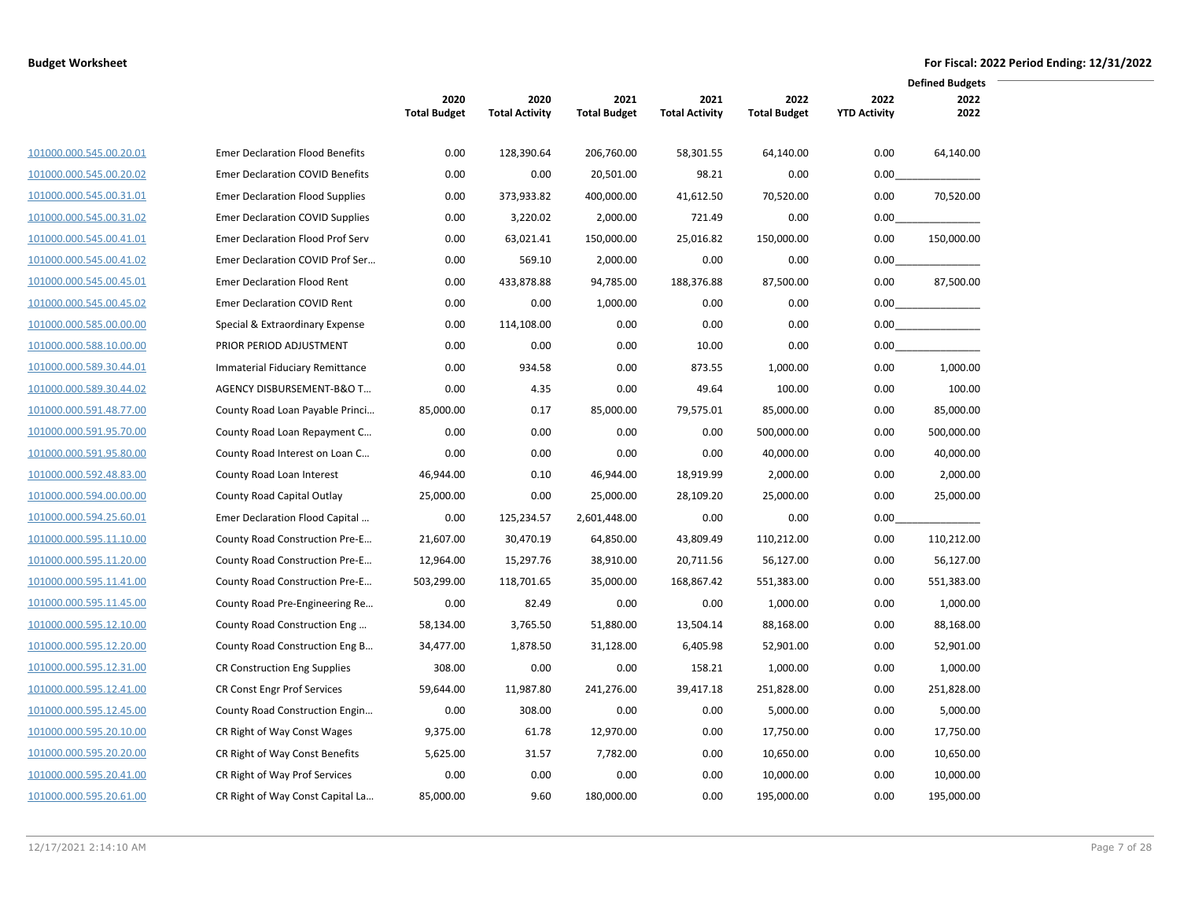**Budget Worksheet** | **For Fiscal: 2022 Period Ending: 12/31/2022**

| | | 2020 Total Budget | 2020 Total Activity | 2021 Total Budget | 2021 Total Activity | 2022 Total Budget | 2022 YTD Activity | Defined Budgets 2022 2022 |
|---|---|---|---|---|---|---|---|---|
| 101000.000.545.00.20.01 | Emer Declaration Flood Benefits | 0.00 | 128,390.64 | 206,760.00 | 58,301.55 | 64,140.00 | 0.00 | 64,140.00 |
| 101000.000.545.00.20.02 | Emer Declaration COVID Benefits | 0.00 | 0.00 | 20,501.00 | 98.21 | 0.00 | 0.00 | |
| 101000.000.545.00.31.01 | Emer Declaration Flood Supplies | 0.00 | 373,933.82 | 400,000.00 | 41,612.50 | 70,520.00 | 0.00 | 70,520.00 |
| 101000.000.545.00.31.02 | Emer Declaration COVID Supplies | 0.00 | 3,220.02 | 2,000.00 | 721.49 | 0.00 | 0.00 | |
| 101000.000.545.00.41.01 | Emer Declaration Flood Prof Serv | 0.00 | 63,021.41 | 150,000.00 | 25,016.82 | 150,000.00 | 0.00 | 150,000.00 |
| 101000.000.545.00.41.02 | Emer Declaration COVID Prof Ser… | 0.00 | 569.10 | 2,000.00 | 0.00 | 0.00 | 0.00 | |
| 101000.000.545.00.45.01 | Emer Declaration Flood Rent | 0.00 | 433,878.88 | 94,785.00 | 188,376.88 | 87,500.00 | 0.00 | 87,500.00 |
| 101000.000.545.00.45.02 | Emer Declaration COVID Rent | 0.00 | 0.00 | 1,000.00 | 0.00 | 0.00 | 0.00 | |
| 101000.000.585.00.00.00 | Special & Extraordinary Expense | 0.00 | 114,108.00 | 0.00 | 0.00 | 0.00 | 0.00 | |
| 101000.000.588.10.00.00 | PRIOR PERIOD ADJUSTMENT | 0.00 | 0.00 | 0.00 | 10.00 | 0.00 | 0.00 | |
| 101000.000.589.30.44.01 | Immaterial Fiduciary Remittance | 0.00 | 934.58 | 0.00 | 873.55 | 1,000.00 | 0.00 | 1,000.00 |
| 101000.000.589.30.44.02 | AGENCY DISBURSEMENT-B&O T… | 0.00 | 4.35 | 0.00 | 49.64 | 100.00 | 0.00 | 100.00 |
| 101000.000.591.48.77.00 | County Road Loan Payable Princi… | 85,000.00 | 0.17 | 85,000.00 | 79,575.01 | 85,000.00 | 0.00 | 85,000.00 |
| 101000.000.591.95.70.00 | County Road Loan Repayment C… | 0.00 | 0.00 | 0.00 | 0.00 | 500,000.00 | 0.00 | 500,000.00 |
| 101000.000.591.95.80.00 | County Road Interest on Loan C… | 0.00 | 0.00 | 0.00 | 0.00 | 40,000.00 | 0.00 | 40,000.00 |
| 101000.000.592.48.83.00 | County Road Loan Interest | 46,944.00 | 0.10 | 46,944.00 | 18,919.99 | 2,000.00 | 0.00 | 2,000.00 |
| 101000.000.594.00.00.00 | County Road Capital Outlay | 25,000.00 | 0.00 | 25,000.00 | 28,109.20 | 25,000.00 | 0.00 | 25,000.00 |
| 101000.000.594.25.60.01 | Emer Declaration Flood Capital … | 0.00 | 125,234.57 | 2,601,448.00 | 0.00 | 0.00 | 0.00 | |
| 101000.000.595.11.10.00 | County Road Construction Pre-E… | 21,607.00 | 30,470.19 | 64,850.00 | 43,809.49 | 110,212.00 | 0.00 | 110,212.00 |
| 101000.000.595.11.20.00 | County Road Construction Pre-E… | 12,964.00 | 15,297.76 | 38,910.00 | 20,711.56 | 56,127.00 | 0.00 | 56,127.00 |
| 101000.000.595.11.41.00 | County Road Construction Pre-E… | 503,299.00 | 118,701.65 | 35,000.00 | 168,867.42 | 551,383.00 | 0.00 | 551,383.00 |
| 101000.000.595.11.45.00 | County Road Pre-Engineering Re… | 0.00 | 82.49 | 0.00 | 0.00 | 1,000.00 | 0.00 | 1,000.00 |
| 101000.000.595.12.10.00 | County Road Construction Eng … | 58,134.00 | 3,765.50 | 51,880.00 | 13,504.14 | 88,168.00 | 0.00 | 88,168.00 |
| 101000.000.595.12.20.00 | County Road Construction Eng B… | 34,477.00 | 1,878.50 | 31,128.00 | 6,405.98 | 52,901.00 | 0.00 | 52,901.00 |
| 101000.000.595.12.31.00 | CR Construction Eng Supplies | 308.00 | 0.00 | 0.00 | 158.21 | 1,000.00 | 0.00 | 1,000.00 |
| 101000.000.595.12.41.00 | CR Const Engr Prof Services | 59,644.00 | 11,987.80 | 241,276.00 | 39,417.18 | 251,828.00 | 0.00 | 251,828.00 |
| 101000.000.595.12.45.00 | County Road Construction Engin… | 0.00 | 308.00 | 0.00 | 0.00 | 5,000.00 | 0.00 | 5,000.00 |
| 101000.000.595.20.10.00 | CR Right of Way Const Wages | 9,375.00 | 61.78 | 12,970.00 | 0.00 | 17,750.00 | 0.00 | 17,750.00 |
| 101000.000.595.20.20.00 | CR Right of Way Const Benefits | 5,625.00 | 31.57 | 7,782.00 | 0.00 | 10,650.00 | 0.00 | 10,650.00 |
| 101000.000.595.20.41.00 | CR Right of Way Prof Services | 0.00 | 0.00 | 0.00 | 0.00 | 10,000.00 | 0.00 | 10,000.00 |
| 101000.000.595.20.61.00 | CR Right of Way Const Capital La… | 85,000.00 | 9.60 | 180,000.00 | 0.00 | 195,000.00 | 0.00 | 195,000.00 |

12/17/2021 2:14:10 AM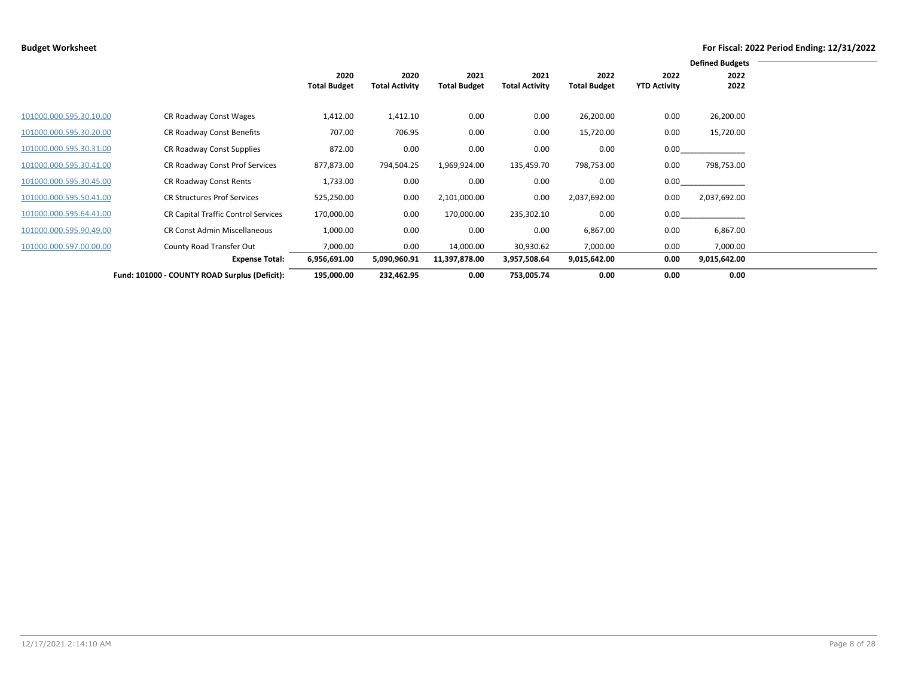**Budget Worksheet** **For Fiscal: 2022 Period Ending: 12/31/2022**

| | | 2020 Total Budget | 2020 Total Activity | 2021 Total Budget | 2021 Total Activity | 2022 Total Budget | 2022 YTD Activity | Defined Budgets 2022 2022 |
|---|---|---|---|---|---|---|---|---|
| 101000.000.595.30.10.00 | CR Roadway Const Wages | 1,412.00 | 1,412.10 | 0.00 | 0.00 | 26,200.00 | 0.00 | 26,200.00 |
| 101000.000.595.30.20.00 | CR Roadway Const Benefits | 707.00 | 706.95 | 0.00 | 0.00 | 15,720.00 | 0.00 | 15,720.00 |
| 101000.000.595.30.31.00 | CR Roadway Const Supplies | 872.00 | 0.00 | 0.00 | 0.00 | 0.00 | 0.00 | |
| 101000.000.595.30.41.00 | CR Roadway Const Prof Services | 877,873.00 | 794,504.25 | 1,969,924.00 | 135,459.70 | 798,753.00 | 0.00 | 798,753.00 |
| 101000.000.595.30.45.00 | CR Roadway Const Rents | 1,733.00 | 0.00 | 0.00 | 0.00 | 0.00 | 0.00 | |
| 101000.000.595.50.41.00 | CR Structures Prof Services | 525,250.00 | 0.00 | 2,101,000.00 | 0.00 | 2,037,692.00 | 0.00 | 2,037,692.00 |
| 101000.000.595.64.41.00 | CR Capital Traffic Control Services | 170,000.00 | 0.00 | 170,000.00 | 235,302.10 | 0.00 | 0.00 | |
| 101000.000.595.90.49.00 | CR Const Admin Miscellaneous | 1,000.00 | 0.00 | 0.00 | 0.00 | 6,867.00 | 0.00 | 6,867.00 |
| 101000.000.597.00.00.00 | County Road Transfer Out | 7,000.00 | 0.00 | 14,000.00 | 30,930.62 | 7,000.00 | 0.00 | 7,000.00 |
| | **Expense Total:** | **6,956,691.00** | **5,090,960.91** | **11,397,878.00** | **3,957,508.64** | **9,015,642.00** | **0.00** | **9,015,642.00** |
| | **Fund: 101000 - COUNTY ROAD Surplus (Deficit):** | **195,000.00** | **232,462.95** | **0.00** | **753,005.74** | **0.00** | **0.00** | **0.00** |

12/17/2021 2:14:10 AM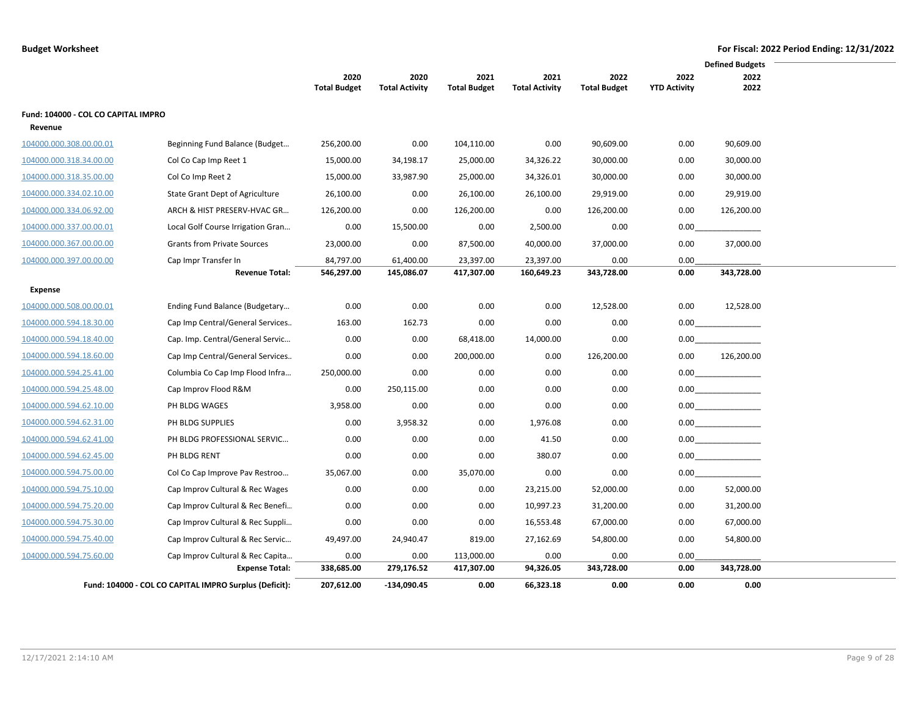**Budget Worksheet**

**For Fiscal: 2022 Period Ending: 12/31/2022**

| | | 2020 Total Budget | 2020 Total Activity | 2021 Total Budget | 2021 Total Activity | 2022 Total Budget | 2022 YTD Activity | Defined Budgets 2022 2022 |
|---|---|---|---|---|---|---|---|---|
| **Fund: 104000 - COL CO CAPITAL IMPRO** | | | | | | | | |
| **Revenue** | | | | | | | | |
| 104000.000.308.00.00.01 | Beginning Fund Balance (Budget… | 256,200.00 | 0.00 | 104,110.00 | 0.00 | 90,609.00 | 0.00 | 90,609.00 |
| 104000.000.318.34.00.00 | Col Co Cap Imp Reet 1 | 15,000.00 | 34,198.17 | 25,000.00 | 34,326.22 | 30,000.00 | 0.00 | 30,000.00 |
| 104000.000.318.35.00.00 | Col Co Imp Reet 2 | 15,000.00 | 33,987.90 | 25,000.00 | 34,326.01 | 30,000.00 | 0.00 | 30,000.00 |
| 104000.000.334.02.10.00 | State Grant Dept of Agriculture | 26,100.00 | 0.00 | 26,100.00 | 26,100.00 | 29,919.00 | 0.00 | 29,919.00 |
| 104000.000.334.06.92.00 | ARCH & HIST PRESERV-HVAC GR… | 126,200.00 | 0.00 | 126,200.00 | 0.00 | 126,200.00 | 0.00 | 126,200.00 |
| 104000.000.337.00.00.01 | Local Golf Course Irrigation Gran… | 0.00 | 15,500.00 | 0.00 | 2,500.00 | 0.00 | 0.00 | |
| 104000.000.367.00.00.00 | Grants from Private Sources | 23,000.00 | 0.00 | 87,500.00 | 40,000.00 | 37,000.00 | 0.00 | 37,000.00 |
| 104000.000.397.00.00.00 | Cap Impr Transfer In | 84,797.00 | 61,400.00 | 23,397.00 | 23,397.00 | 0.00 | 0.00 | |
| | **Revenue Total:** | **546,297.00** | **145,086.07** | **417,307.00** | **160,649.23** | **343,728.00** | **0.00** | **343,728.00** |
| **Expense** | | | | | | | | |
| 104000.000.508.00.00.01 | Ending Fund Balance (Budgetary… | 0.00 | 0.00 | 0.00 | 0.00 | 12,528.00 | 0.00 | 12,528.00 |
| 104000.000.594.18.30.00 | Cap Imp Central/General Services.. | 163.00 | 162.73 | 0.00 | 0.00 | 0.00 | 0.00 | |
| 104000.000.594.18.40.00 | Cap. Imp. Central/General Servic… | 0.00 | 0.00 | 68,418.00 | 14,000.00 | 0.00 | 0.00 | |
| 104000.000.594.18.60.00 | Cap Imp Central/General Services.. | 0.00 | 0.00 | 200,000.00 | 0.00 | 126,200.00 | 0.00 | 126,200.00 |
| 104000.000.594.25.41.00 | Columbia Co Cap Imp Flood Infra… | 250,000.00 | 0.00 | 0.00 | 0.00 | 0.00 | 0.00 | |
| 104000.000.594.25.48.00 | Cap Improv Flood R&M | 0.00 | 250,115.00 | 0.00 | 0.00 | 0.00 | 0.00 | |
| 104000.000.594.62.10.00 | PH BLDG WAGES | 3,958.00 | 0.00 | 0.00 | 0.00 | 0.00 | 0.00 | |
| 104000.000.594.62.31.00 | PH BLDG SUPPLIES | 0.00 | 3,958.32 | 0.00 | 1,976.08 | 0.00 | 0.00 | |
| 104000.000.594.62.41.00 | PH BLDG PROFESSIONAL SERVIC… | 0.00 | 0.00 | 0.00 | 41.50 | 0.00 | 0.00 | |
| 104000.000.594.62.45.00 | PH BLDG RENT | 0.00 | 0.00 | 0.00 | 380.07 | 0.00 | 0.00 | |
| 104000.000.594.75.00.00 | Col Co Cap Improve Pav Restroo… | 35,067.00 | 0.00 | 35,070.00 | 0.00 | 0.00 | 0.00 | |
| 104000.000.594.75.10.00 | Cap Improv Cultural & Rec Wages | 0.00 | 0.00 | 0.00 | 23,215.00 | 52,000.00 | 0.00 | 52,000.00 |
| 104000.000.594.75.20.00 | Cap Improv Cultural & Rec Benefi… | 0.00 | 0.00 | 0.00 | 10,997.23 | 31,200.00 | 0.00 | 31,200.00 |
| 104000.000.594.75.30.00 | Cap Improv Cultural & Rec Suppli… | 0.00 | 0.00 | 0.00 | 16,553.48 | 67,000.00 | 0.00 | 67,000.00 |
| 104000.000.594.75.40.00 | Cap Improv Cultural & Rec Servic… | 49,497.00 | 24,940.47 | 819.00 | 27,162.69 | 54,800.00 | 0.00 | 54,800.00 |
| 104000.000.594.75.60.00 | Cap Improv Cultural & Rec Capita… | 0.00 | 0.00 | 113,000.00 | 0.00 | 0.00 | 0.00 | |
| | **Expense Total:** | **338,685.00** | **279,176.52** | **417,307.00** | **94,326.05** | **343,728.00** | **0.00** | **343,728.00** |
| | **Fund: 104000 - COL CO CAPITAL IMPRO Surplus (Deficit):** | **207,612.00** | **-134,090.45** | **0.00** | **66,323.18** | **0.00** | **0.00** | **0.00** |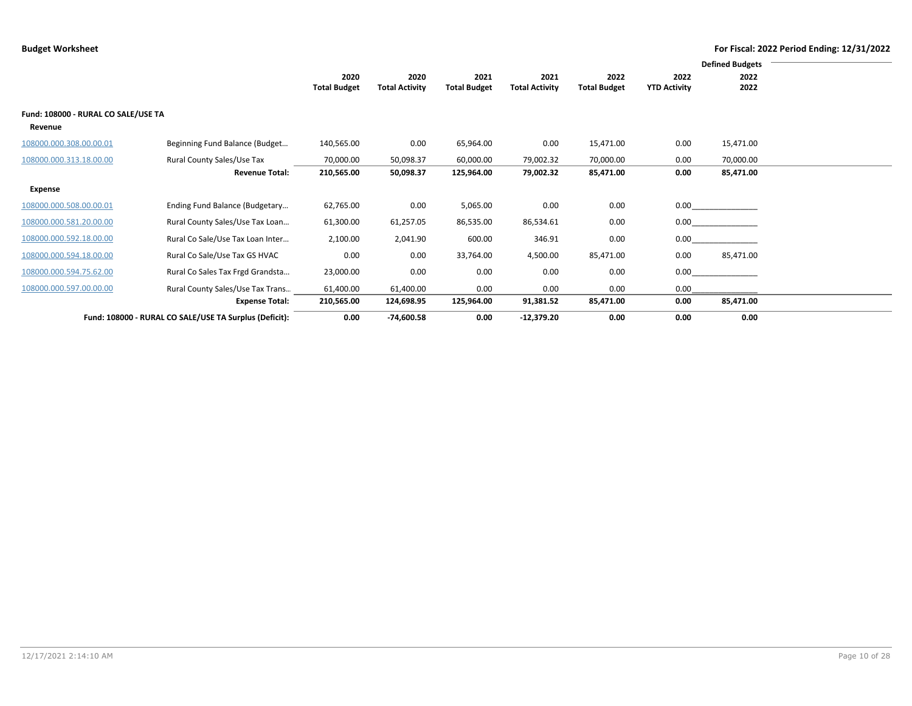**Budget Worksheet** — **For Fiscal: 2022 Period Ending: 12/31/2022**

| | | 2020 Total Budget | 2020 Total Activity | 2021 Total Budget | 2021 Total Activity | 2022 Total Budget | 2022 YTD Activity | Defined Budgets 2022 2022 |
|---|---|---|---|---|---|---|---|---|
| **Fund: 108000 - RURAL CO SALE/USE TA** | | | | | | | | |
| **Revenue** | | | | | | | | |
| 108000.000.308.00.00.01 | Beginning Fund Balance (Budget… | 140,565.00 | 0.00 | 65,964.00 | 0.00 | 15,471.00 | 0.00 | 15,471.00 |
| 108000.000.313.18.00.00 | Rural County Sales/Use Tax | 70,000.00 | 50,098.37 | 60,000.00 | 79,002.32 | 70,000.00 | 0.00 | 70,000.00 |
| | **Revenue Total:** | **210,565.00** | **50,098.37** | **125,964.00** | **79,002.32** | **85,471.00** | **0.00** | **85,471.00** |
| **Expense** | | | | | | | | |
| 108000.000.508.00.00.01 | Ending Fund Balance (Budgetary… | 62,765.00 | 0.00 | 5,065.00 | 0.00 | 0.00 | 0.00 | |
| 108000.000.581.20.00.00 | Rural County Sales/Use Tax Loan… | 61,300.00 | 61,257.05 | 86,535.00 | 86,534.61 | 0.00 | 0.00 | |
| 108000.000.592.18.00.00 | Rural Co Sale/Use Tax Loan Inter… | 2,100.00 | 2,041.90 | 600.00 | 346.91 | 0.00 | 0.00 | |
| 108000.000.594.18.00.00 | Rural Co Sale/Use Tax GS HVAC | 0.00 | 0.00 | 33,764.00 | 4,500.00 | 85,471.00 | 0.00 | 85,471.00 |
| 108000.000.594.75.62.00 | Rural Co Sales Tax Frgd Grandsta… | 23,000.00 | 0.00 | 0.00 | 0.00 | 0.00 | 0.00 | |
| 108000.000.597.00.00.00 | Rural County Sales/Use Tax Trans… | 61,400.00 | 61,400.00 | 0.00 | 0.00 | 0.00 | 0.00 | |
| | **Expense Total:** | **210,565.00** | **124,698.95** | **125,964.00** | **91,381.52** | **85,471.00** | **0.00** | **85,471.00** |
| | **Fund: 108000 - RURAL CO SALE/USE TA Surplus (Deficit):** | **0.00** | **-74,600.58** | **0.00** | **-12,379.20** | **0.00** | **0.00** | **0.00** |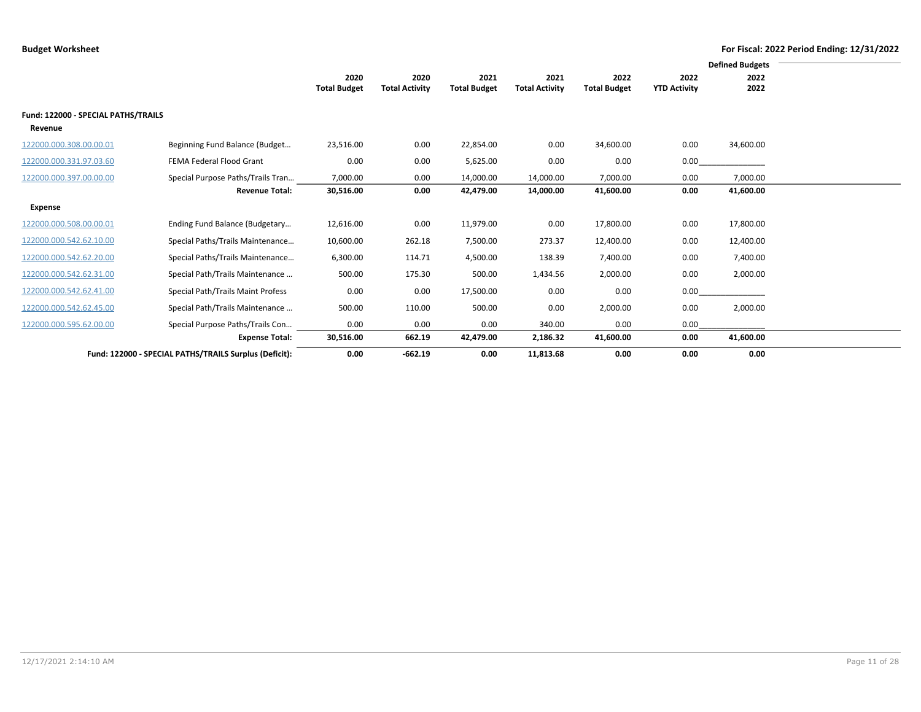**Budget Worksheet** — For Fiscal: 2022 Period Ending: 12/31/2022

| | | 2020 Total Budget | 2020 Total Activity | 2021 Total Budget | 2021 Total Activity | 2022 Total Budget | 2022 YTD Activity | Defined Budgets 2022 2022 |
|---|---|---|---|---|---|---|---|---|
| **Fund: 122000 - SPECIAL PATHS/TRAILS** | | | | | | | | |
| **Revenue** | | | | | | | | |
| 122000.000.308.00.00.01 | Beginning Fund Balance (Budget… | 23,516.00 | 0.00 | 22,854.00 | 0.00 | 34,600.00 | 0.00 | 34,600.00 |
| 122000.000.331.97.03.60 | FEMA Federal Flood Grant | 0.00 | 0.00 | 5,625.00 | 0.00 | 0.00 | 0.00 | |
| 122000.000.397.00.00.00 | Special Purpose Paths/Trails Tran… | 7,000.00 | 0.00 | 14,000.00 | 14,000.00 | 7,000.00 | 0.00 | 7,000.00 |
| | **Revenue Total:** | **30,516.00** | **0.00** | **42,479.00** | **14,000.00** | **41,600.00** | **0.00** | **41,600.00** |
| **Expense** | | | | | | | | |
| 122000.000.508.00.00.01 | Ending Fund Balance (Budgetary… | 12,616.00 | 0.00 | 11,979.00 | 0.00 | 17,800.00 | 0.00 | 17,800.00 |
| 122000.000.542.62.10.00 | Special Paths/Trails Maintenance… | 10,600.00 | 262.18 | 7,500.00 | 273.37 | 12,400.00 | 0.00 | 12,400.00 |
| 122000.000.542.62.20.00 | Special Paths/Trails Maintenance… | 6,300.00 | 114.71 | 4,500.00 | 138.39 | 7,400.00 | 0.00 | 7,400.00 |
| 122000.000.542.62.31.00 | Special Path/Trails Maintenance … | 500.00 | 175.30 | 500.00 | 1,434.56 | 2,000.00 | 0.00 | 2,000.00 |
| 122000.000.542.62.41.00 | Special Path/Trails Maint Profess | 0.00 | 0.00 | 17,500.00 | 0.00 | 0.00 | 0.00 | |
| 122000.000.542.62.45.00 | Special Path/Trails Maintenance … | 500.00 | 110.00 | 500.00 | 0.00 | 2,000.00 | 0.00 | 2,000.00 |
| 122000.000.595.62.00.00 | Special Purpose Paths/Trails Con… | 0.00 | 0.00 | 0.00 | 340.00 | 0.00 | 0.00 | |
| | **Expense Total:** | **30,516.00** | **662.19** | **42,479.00** | **2,186.32** | **41,600.00** | **0.00** | **41,600.00** |
| | **Fund: 122000 - SPECIAL PATHS/TRAILS Surplus (Deficit):** | **0.00** | **-662.19** | **0.00** | **11,813.68** | **0.00** | **0.00** | **0.00** |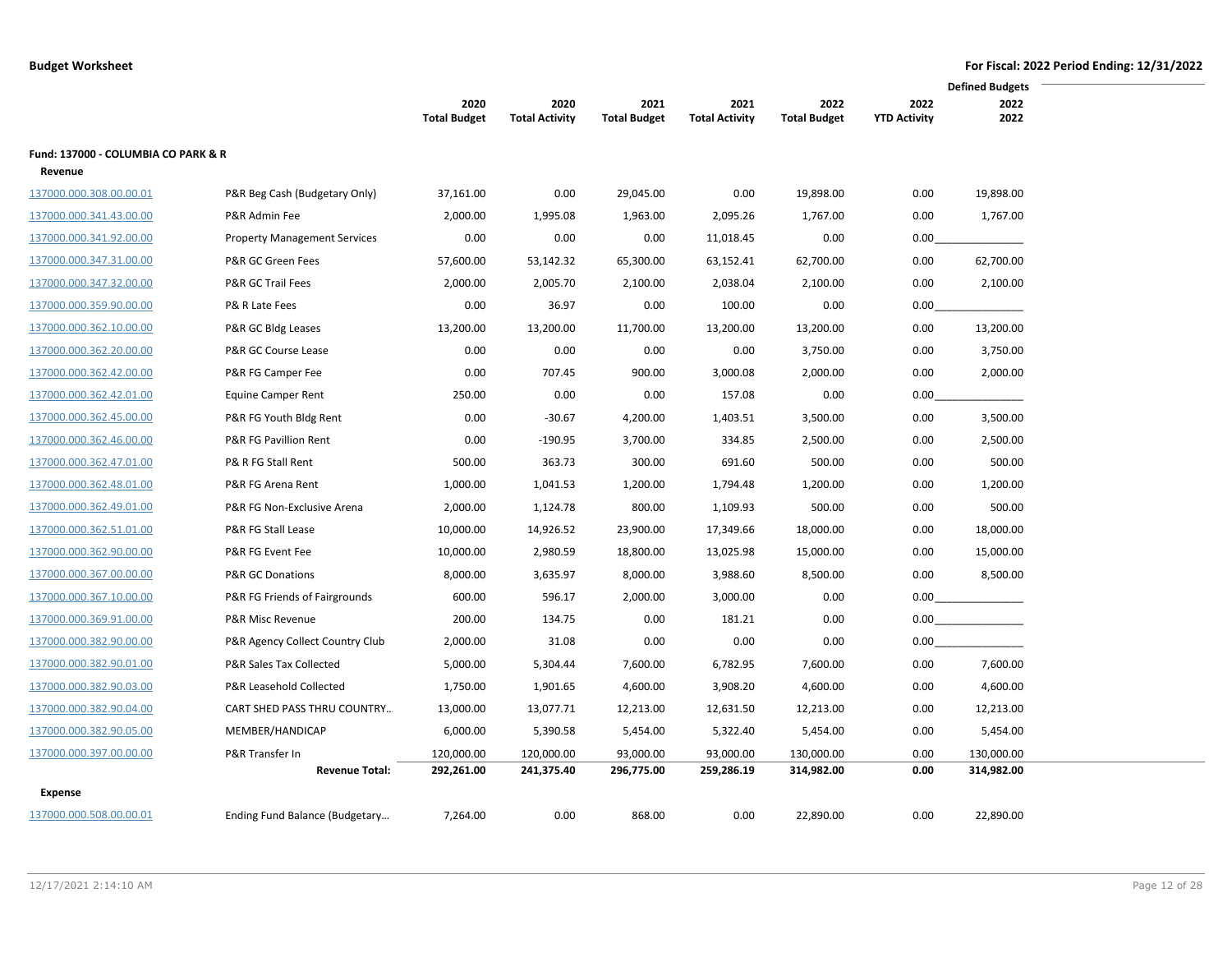**Budget Worksheet**

**For Fiscal: 2022 Period Ending: 12/31/2022**

| | | 2020 Total Budget | 2020 Total Activity | 2021 Total Budget | 2021 Total Activity | 2022 Total Budget | 2022 YTD Activity | Defined Budgets 2022 2022 |
|---|---|---|---|---|---|---|---|---|
| **Fund: 137000 - COLUMBIA CO PARK & R** | | | | | | | | |
| **Revenue** | | | | | | | | |
| 137000.000.308.00.00.01 | P&R Beg Cash (Budgetary Only) | 37,161.00 | 0.00 | 29,045.00 | 0.00 | 19,898.00 | 0.00 | 19,898.00 |
| 137000.000.341.43.00.00 | P&R Admin Fee | 2,000.00 | 1,995.08 | 1,963.00 | 2,095.26 | 1,767.00 | 0.00 | 1,767.00 |
| 137000.000.341.92.00.00 | Property Management Services | 0.00 | 0.00 | 0.00 | 11,018.45 | 0.00 | 0.00 | |
| 137000.000.347.31.00.00 | P&R GC Green Fees | 57,600.00 | 53,142.32 | 65,300.00 | 63,152.41 | 62,700.00 | 0.00 | 62,700.00 |
| 137000.000.347.32.00.00 | P&R GC Trail Fees | 2,000.00 | 2,005.70 | 2,100.00 | 2,038.04 | 2,100.00 | 0.00 | 2,100.00 |
| 137000.000.359.90.00.00 | P& R Late Fees | 0.00 | 36.97 | 0.00 | 100.00 | 0.00 | 0.00 | |
| 137000.000.362.10.00.00 | P&R GC Bldg Leases | 13,200.00 | 13,200.00 | 11,700.00 | 13,200.00 | 13,200.00 | 0.00 | 13,200.00 |
| 137000.000.362.20.00.00 | P&R GC Course Lease | 0.00 | 0.00 | 0.00 | 0.00 | 3,750.00 | 0.00 | 3,750.00 |
| 137000.000.362.42.00.00 | P&R FG Camper Fee | 0.00 | 707.45 | 900.00 | 3,000.08 | 2,000.00 | 0.00 | 2,000.00 |
| 137000.000.362.42.01.00 | Equine Camper Rent | 250.00 | 0.00 | 0.00 | 157.08 | 0.00 | 0.00 | |
| 137000.000.362.45.00.00 | P&R FG Youth Bldg Rent | 0.00 | -30.67 | 4,200.00 | 1,403.51 | 3,500.00 | 0.00 | 3,500.00 |
| 137000.000.362.46.00.00 | P&R FG Pavillion Rent | 0.00 | -190.95 | 3,700.00 | 334.85 | 2,500.00 | 0.00 | 2,500.00 |
| 137000.000.362.47.01.00 | P& R FG Stall Rent | 500.00 | 363.73 | 300.00 | 691.60 | 500.00 | 0.00 | 500.00 |
| 137000.000.362.48.01.00 | P&R FG Arena Rent | 1,000.00 | 1,041.53 | 1,200.00 | 1,794.48 | 1,200.00 | 0.00 | 1,200.00 |
| 137000.000.362.49.01.00 | P&R FG Non-Exclusive Arena | 2,000.00 | 1,124.78 | 800.00 | 1,109.93 | 500.00 | 0.00 | 500.00 |
| 137000.000.362.51.01.00 | P&R FG Stall Lease | 10,000.00 | 14,926.52 | 23,900.00 | 17,349.66 | 18,000.00 | 0.00 | 18,000.00 |
| 137000.000.362.90.00.00 | P&R FG Event Fee | 10,000.00 | 2,980.59 | 18,800.00 | 13,025.98 | 15,000.00 | 0.00 | 15,000.00 |
| 137000.000.367.00.00.00 | P&R GC Donations | 8,000.00 | 3,635.97 | 8,000.00 | 3,988.60 | 8,500.00 | 0.00 | 8,500.00 |
| 137000.000.367.10.00.00 | P&R FG Friends of Fairgrounds | 600.00 | 596.17 | 2,000.00 | 3,000.00 | 0.00 | 0.00 | |
| 137000.000.369.91.00.00 | P&R Misc Revenue | 200.00 | 134.75 | 0.00 | 181.21 | 0.00 | 0.00 | |
| 137000.000.382.90.00.00 | P&R Agency Collect Country Club | 2,000.00 | 31.08 | 0.00 | 0.00 | 0.00 | 0.00 | |
| 137000.000.382.90.01.00 | P&R Sales Tax Collected | 5,000.00 | 5,304.44 | 7,600.00 | 6,782.95 | 7,600.00 | 0.00 | 7,600.00 |
| 137000.000.382.90.03.00 | P&R Leasehold Collected | 1,750.00 | 1,901.65 | 4,600.00 | 3,908.20 | 4,600.00 | 0.00 | 4,600.00 |
| 137000.000.382.90.04.00 | CART SHED PASS THRU COUNTRY... | 13,000.00 | 13,077.71 | 12,213.00 | 12,631.50 | 12,213.00 | 0.00 | 12,213.00 |
| 137000.000.382.90.05.00 | MEMBER/HANDICAP | 6,000.00 | 5,390.58 | 5,454.00 | 5,322.40 | 5,454.00 | 0.00 | 5,454.00 |
| 137000.000.397.00.00.00 | P&R Transfer In | 120,000.00 | 120,000.00 | 93,000.00 | 93,000.00 | 130,000.00 | 0.00 | 130,000.00 |
| | **Revenue Total:** | **292,261.00** | **241,375.40** | **296,775.00** | **259,286.19** | **314,982.00** | **0.00** | **314,982.00** |
| **Expense** | | | | | | | | |
| 137000.000.508.00.00.01 | Ending Fund Balance (Budgetary... | 7,264.00 | 0.00 | 868.00 | 0.00 | 22,890.00 | 0.00 | 22,890.00 |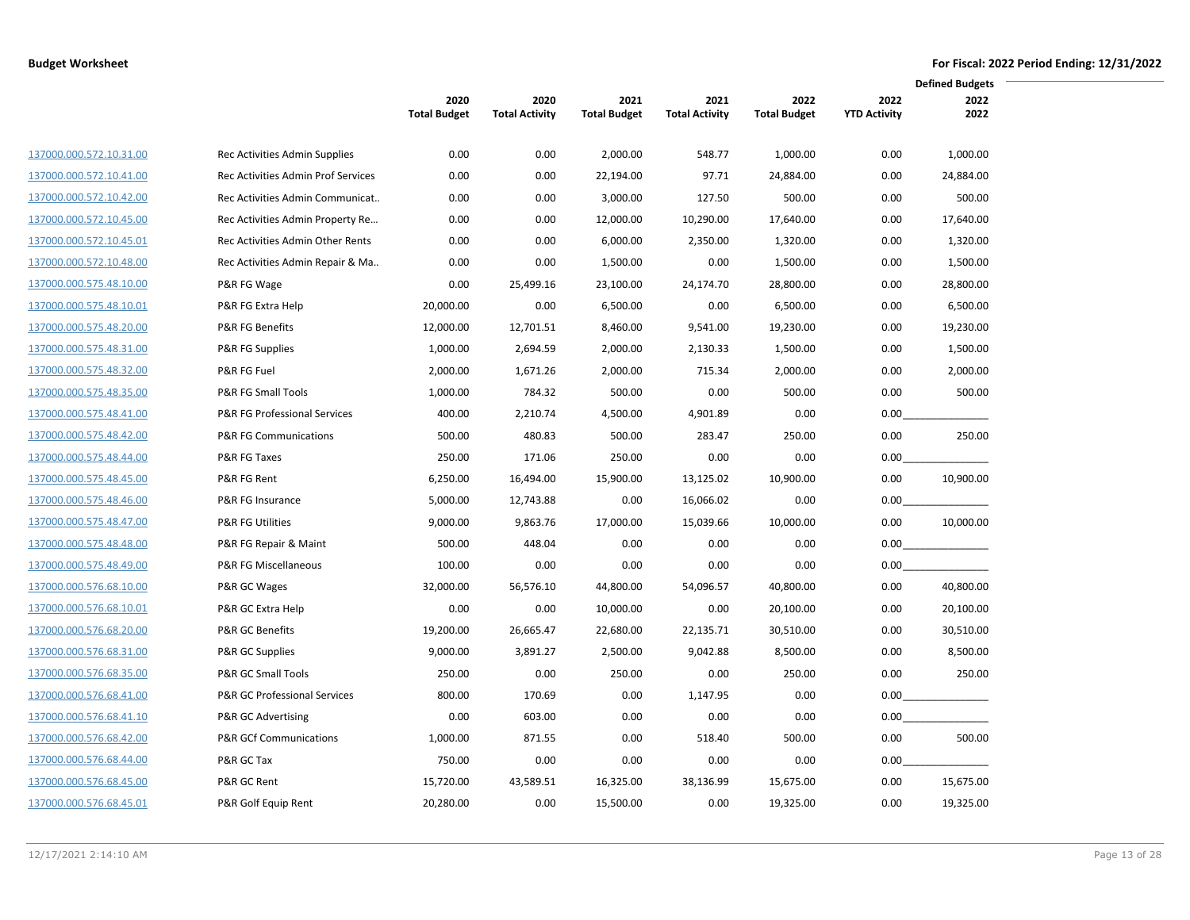## Budget Worksheet

**For Fiscal: 2022 Period Ending: 12/31/2022**

| | | 2020 Total Budget | 2020 Total Activity | 2021 Total Budget | 2021 Total Activity | 2022 Total Budget | 2022 YTD Activity | Defined Budgets 2022 2022 |
|---|---|---|---|---|---|---|---|---|
| 137000.000.572.10.31.00 | Rec Activities Admin Supplies | 0.00 | 0.00 | 2,000.00 | 548.77 | 1,000.00 | 0.00 | 1,000.00 |
| 137000.000.572.10.41.00 | Rec Activities Admin Prof Services | 0.00 | 0.00 | 22,194.00 | 97.71 | 24,884.00 | 0.00 | 24,884.00 |
| 137000.000.572.10.42.00 | Rec Activities Admin Communicat.. | 0.00 | 0.00 | 3,000.00 | 127.50 | 500.00 | 0.00 | 500.00 |
| 137000.000.572.10.45.00 | Rec Activities Admin Property Re... | 0.00 | 0.00 | 12,000.00 | 10,290.00 | 17,640.00 | 0.00 | 17,640.00 |
| 137000.000.572.10.45.01 | Rec Activities Admin Other Rents | 0.00 | 0.00 | 6,000.00 | 2,350.00 | 1,320.00 | 0.00 | 1,320.00 |
| 137000.000.572.10.48.00 | Rec Activities Admin Repair & Ma.. | 0.00 | 0.00 | 1,500.00 | 0.00 | 1,500.00 | 0.00 | 1,500.00 |
| 137000.000.575.48.10.00 | P&R FG Wage | 0.00 | 25,499.16 | 23,100.00 | 24,174.70 | 28,800.00 | 0.00 | 28,800.00 |
| 137000.000.575.48.10.01 | P&R FG Extra Help | 20,000.00 | 0.00 | 6,500.00 | 0.00 | 6,500.00 | 0.00 | 6,500.00 |
| 137000.000.575.48.20.00 | P&R FG Benefits | 12,000.00 | 12,701.51 | 8,460.00 | 9,541.00 | 19,230.00 | 0.00 | 19,230.00 |
| 137000.000.575.48.31.00 | P&R FG Supplies | 1,000.00 | 2,694.59 | 2,000.00 | 2,130.33 | 1,500.00 | 0.00 | 1,500.00 |
| 137000.000.575.48.32.00 | P&R FG Fuel | 2,000.00 | 1,671.26 | 2,000.00 | 715.34 | 2,000.00 | 0.00 | 2,000.00 |
| 137000.000.575.48.35.00 | P&R FG Small Tools | 1,000.00 | 784.32 | 500.00 | 0.00 | 500.00 | 0.00 | 500.00 |
| 137000.000.575.48.41.00 | P&R FG Professional Services | 400.00 | 2,210.74 | 4,500.00 | 4,901.89 | 0.00 | 0.00 | |
| 137000.000.575.48.42.00 | P&R FG Communications | 500.00 | 480.83 | 500.00 | 283.47 | 250.00 | 0.00 | 250.00 |
| 137000.000.575.48.44.00 | P&R FG Taxes | 250.00 | 171.06 | 250.00 | 0.00 | 0.00 | 0.00 | |
| 137000.000.575.48.45.00 | P&R FG Rent | 6,250.00 | 16,494.00 | 15,900.00 | 13,125.02 | 10,900.00 | 0.00 | 10,900.00 |
| 137000.000.575.48.46.00 | P&R FG Insurance | 5,000.00 | 12,743.88 | 0.00 | 16,066.02 | 0.00 | 0.00 | |
| 137000.000.575.48.47.00 | P&R FG Utilities | 9,000.00 | 9,863.76 | 17,000.00 | 15,039.66 | 10,000.00 | 0.00 | 10,000.00 |
| 137000.000.575.48.48.00 | P&R FG Repair & Maint | 500.00 | 448.04 | 0.00 | 0.00 | 0.00 | 0.00 | |
| 137000.000.575.48.49.00 | P&R FG Miscellaneous | 100.00 | 0.00 | 0.00 | 0.00 | 0.00 | 0.00 | |
| 137000.000.576.68.10.00 | P&R GC Wages | 32,000.00 | 56,576.10 | 44,800.00 | 54,096.57 | 40,800.00 | 0.00 | 40,800.00 |
| 137000.000.576.68.10.01 | P&R GC Extra Help | 0.00 | 0.00 | 10,000.00 | 0.00 | 20,100.00 | 0.00 | 20,100.00 |
| 137000.000.576.68.20.00 | P&R GC Benefits | 19,200.00 | 26,665.47 | 22,680.00 | 22,135.71 | 30,510.00 | 0.00 | 30,510.00 |
| 137000.000.576.68.31.00 | P&R GC Supplies | 9,000.00 | 3,891.27 | 2,500.00 | 9,042.88 | 8,500.00 | 0.00 | 8,500.00 |
| 137000.000.576.68.35.00 | P&R GC Small Tools | 250.00 | 0.00 | 250.00 | 0.00 | 250.00 | 0.00 | 250.00 |
| 137000.000.576.68.41.00 | P&R GC Professional Services | 800.00 | 170.69 | 0.00 | 1,147.95 | 0.00 | 0.00 | |
| 137000.000.576.68.41.10 | P&R GC Advertising | 0.00 | 603.00 | 0.00 | 0.00 | 0.00 | 0.00 | |
| 137000.000.576.68.42.00 | P&R GCf Communications | 1,000.00 | 871.55 | 0.00 | 518.40 | 500.00 | 0.00 | 500.00 |
| 137000.000.576.68.44.00 | P&R GC Tax | 750.00 | 0.00 | 0.00 | 0.00 | 0.00 | 0.00 | |
| 137000.000.576.68.45.00 | P&R GC Rent | 15,720.00 | 43,589.51 | 16,325.00 | 38,136.99 | 15,675.00 | 0.00 | 15,675.00 |
| 137000.000.576.68.45.01 | P&R Golf Equip Rent | 20,280.00 | 0.00 | 15,500.00 | 0.00 | 19,325.00 | 0.00 | 19,325.00 |

12/17/2021 2:14:10 AM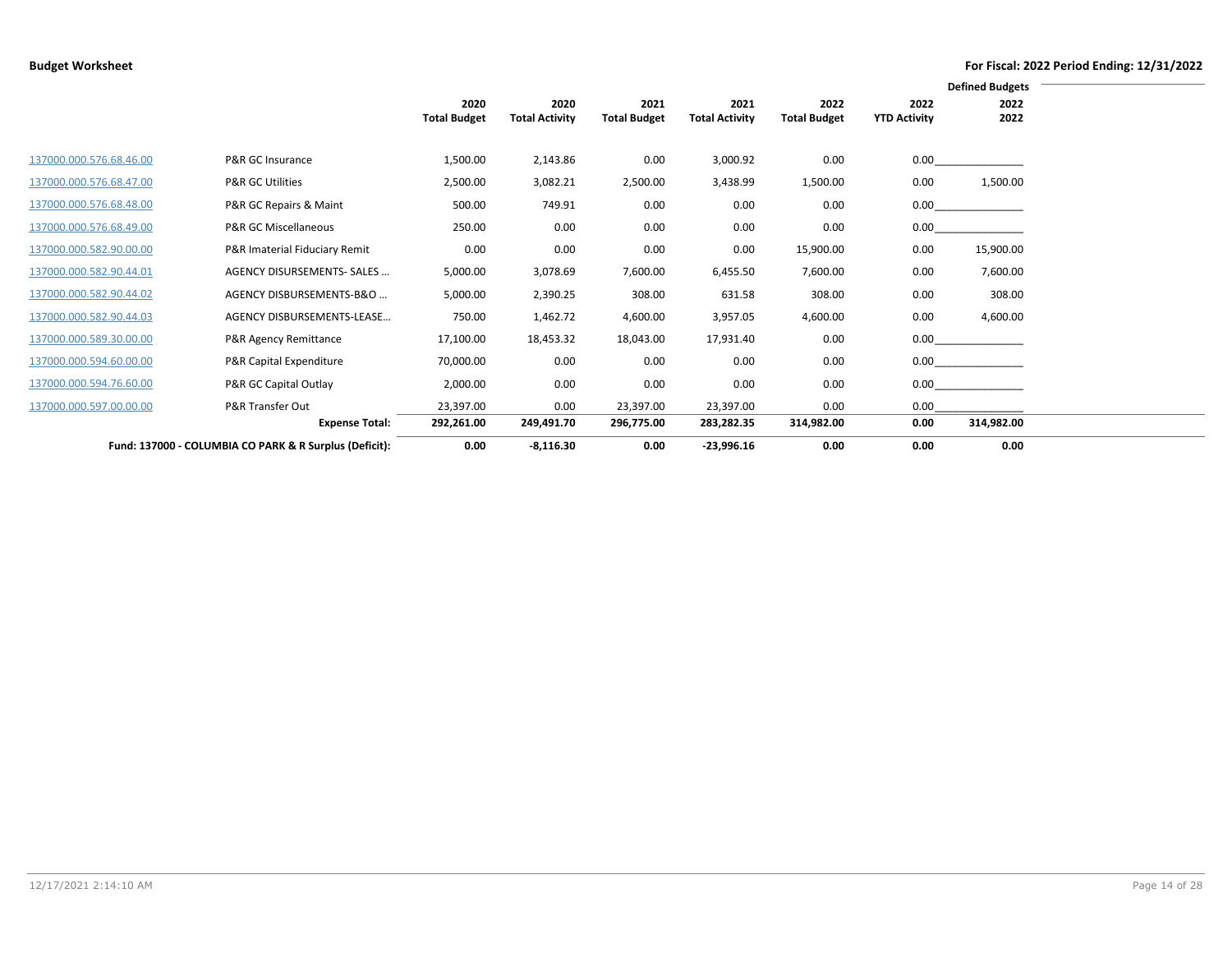**Budget Worksheet**

**For Fiscal: 2022 Period Ending: 12/31/2022**

| | | 2020 Total Budget | 2020 Total Activity | 2021 Total Budget | 2021 Total Activity | 2022 Total Budget | 2022 YTD Activity | Defined Budgets 2022 2022 |
|---|---|---|---|---|---|---|---|---|
| 137000.000.576.68.46.00 | P&R GC Insurance | 1,500.00 | 2,143.86 | 0.00 | 3,000.92 | 0.00 | 0.00 | |
| 137000.000.576.68.47.00 | P&R GC Utilities | 2,500.00 | 3,082.21 | 2,500.00 | 3,438.99 | 1,500.00 | 0.00 | 1,500.00 |
| 137000.000.576.68.48.00 | P&R GC Repairs & Maint | 500.00 | 749.91 | 0.00 | 0.00 | 0.00 | 0.00 | |
| 137000.000.576.68.49.00 | P&R GC Miscellaneous | 250.00 | 0.00 | 0.00 | 0.00 | 0.00 | 0.00 | |
| 137000.000.582.90.00.00 | P&R Imaterial Fiduciary Remit | 0.00 | 0.00 | 0.00 | 0.00 | 15,900.00 | 0.00 | 15,900.00 |
| 137000.000.582.90.44.01 | AGENCY DISURSEMENTS- SALES ... | 5,000.00 | 3,078.69 | 7,600.00 | 6,455.50 | 7,600.00 | 0.00 | 7,600.00 |
| 137000.000.582.90.44.02 | AGENCY DISBURSEMENTS-B&O ... | 5,000.00 | 2,390.25 | 308.00 | 631.58 | 308.00 | 0.00 | 308.00 |
| 137000.000.582.90.44.03 | AGENCY DISBURSEMENTS-LEASE... | 750.00 | 1,462.72 | 4,600.00 | 3,957.05 | 4,600.00 | 0.00 | 4,600.00 |
| 137000.000.589.30.00.00 | P&R Agency Remittance | 17,100.00 | 18,453.32 | 18,043.00 | 17,931.40 | 0.00 | 0.00 | |
| 137000.000.594.60.00.00 | P&R Capital Expenditure | 70,000.00 | 0.00 | 0.00 | 0.00 | 0.00 | 0.00 | |
| 137000.000.594.76.60.00 | P&R GC Capital Outlay | 2,000.00 | 0.00 | 0.00 | 0.00 | 0.00 | 0.00 | |
| 137000.000.597.00.00.00 | P&R Transfer Out | 23,397.00 | 0.00 | 23,397.00 | 23,397.00 | 0.00 | 0.00 | |
| | **Expense Total:** | **292,261.00** | **249,491.70** | **296,775.00** | **283,282.35** | **314,982.00** | **0.00** | **314,982.00** |
| | **Fund: 137000 - COLUMBIA CO PARK & R Surplus (Deficit):** | **0.00** | **-8,116.30** | **0.00** | **-23,996.16** | **0.00** | **0.00** | **0.00** |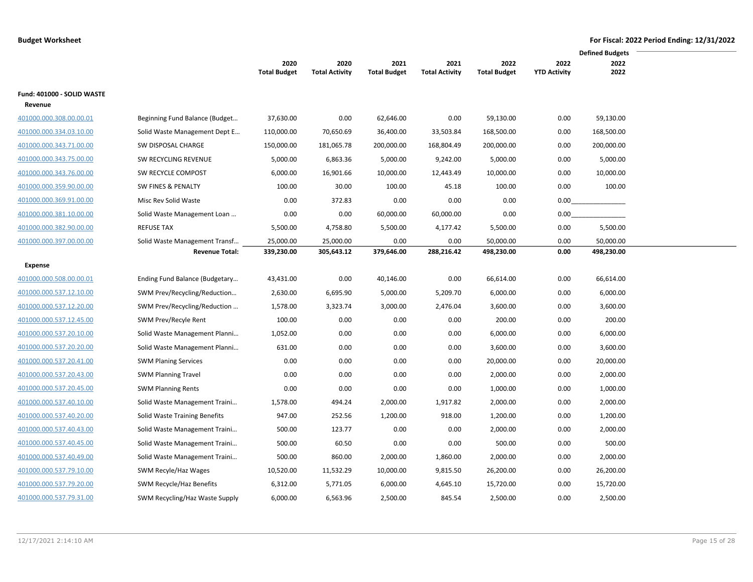**Budget Worksheet**

**For Fiscal: 2022 Period Ending: 12/31/2022**

| | | 2020 Total Budget | 2020 Total Activity | 2021 Total Budget | 2021 Total Activity | 2022 Total Budget | 2022 YTD Activity | Defined Budgets 2022 2022 |
|---|---|---|---|---|---|---|---|---|
| **Fund: 401000 - SOLID WASTE** | | | | | | | | |
| **Revenue** | | | | | | | | |
| 401000.000.308.00.00.01 | Beginning Fund Balance (Budget… | 37,630.00 | 0.00 | 62,646.00 | 0.00 | 59,130.00 | 0.00 | 59,130.00 |
| 401000.000.334.03.10.00 | Solid Waste Management Dept E… | 110,000.00 | 70,650.69 | 36,400.00 | 33,503.84 | 168,500.00 | 0.00 | 168,500.00 |
| 401000.000.343.71.00.00 | SW DISPOSAL CHARGE | 150,000.00 | 181,065.78 | 200,000.00 | 168,804.49 | 200,000.00 | 0.00 | 200,000.00 |
| 401000.000.343.75.00.00 | SW RECYCLING REVENUE | 5,000.00 | 6,863.36 | 5,000.00 | 9,242.00 | 5,000.00 | 0.00 | 5,000.00 |
| 401000.000.343.76.00.00 | SW RECYCLE COMPOST | 6,000.00 | 16,901.66 | 10,000.00 | 12,443.49 | 10,000.00 | 0.00 | 10,000.00 |
| 401000.000.359.90.00.00 | SW FINES & PENALTY | 100.00 | 30.00 | 100.00 | 45.18 | 100.00 | 0.00 | 100.00 |
| 401000.000.369.91.00.00 | Misc Rev Solid Waste | 0.00 | 372.83 | 0.00 | 0.00 | 0.00 | 0.00 | |
| 401000.000.381.10.00.00 | Solid Waste Management Loan … | 0.00 | 0.00 | 60,000.00 | 60,000.00 | 0.00 | 0.00 | |
| 401000.000.382.90.00.00 | REFUSE TAX | 5,500.00 | 4,758.80 | 5,500.00 | 4,177.42 | 5,500.00 | 0.00 | 5,500.00 |
| 401000.000.397.00.00.00 | Solid Waste Management Transf… | 25,000.00 | 25,000.00 | 0.00 | 0.00 | 50,000.00 | 0.00 | 50,000.00 |
| | **Revenue Total:** | **339,230.00** | **305,643.12** | **379,646.00** | **288,216.42** | **498,230.00** | **0.00** | **498,230.00** |
| **Expense** | | | | | | | | |
| 401000.000.508.00.00.01 | Ending Fund Balance (Budgetary… | 43,431.00 | 0.00 | 40,146.00 | 0.00 | 66,614.00 | 0.00 | 66,614.00 |
| 401000.000.537.12.10.00 | SWM Prev/Recycling/Reduction… | 2,630.00 | 6,695.90 | 5,000.00 | 5,209.70 | 6,000.00 | 0.00 | 6,000.00 |
| 401000.000.537.12.20.00 | SWM Prev/Recycling/Reduction … | 1,578.00 | 3,323.74 | 3,000.00 | 2,476.04 | 3,600.00 | 0.00 | 3,600.00 |
| 401000.000.537.12.45.00 | SWM Prev/Recyle Rent | 100.00 | 0.00 | 0.00 | 0.00 | 200.00 | 0.00 | 200.00 |
| 401000.000.537.20.10.00 | Solid Waste Management Planni… | 1,052.00 | 0.00 | 0.00 | 0.00 | 6,000.00 | 0.00 | 6,000.00 |
| 401000.000.537.20.20.00 | Solid Waste Management Planni… | 631.00 | 0.00 | 0.00 | 0.00 | 3,600.00 | 0.00 | 3,600.00 |
| 401000.000.537.20.41.00 | SWM Planing Services | 0.00 | 0.00 | 0.00 | 0.00 | 20,000.00 | 0.00 | 20,000.00 |
| 401000.000.537.20.43.00 | SWM Planning Travel | 0.00 | 0.00 | 0.00 | 0.00 | 2,000.00 | 0.00 | 2,000.00 |
| 401000.000.537.20.45.00 | SWM Planning Rents | 0.00 | 0.00 | 0.00 | 0.00 | 1,000.00 | 0.00 | 1,000.00 |
| 401000.000.537.40.10.00 | Solid Waste Management Traini… | 1,578.00 | 494.24 | 2,000.00 | 1,917.82 | 2,000.00 | 0.00 | 2,000.00 |
| 401000.000.537.40.20.00 | Solid Waste Training Benefits | 947.00 | 252.56 | 1,200.00 | 918.00 | 1,200.00 | 0.00 | 1,200.00 |
| 401000.000.537.40.43.00 | Solid Waste Management Traini… | 500.00 | 123.77 | 0.00 | 0.00 | 2,000.00 | 0.00 | 2,000.00 |
| 401000.000.537.40.45.00 | Solid Waste Management Traini… | 500.00 | 60.50 | 0.00 | 0.00 | 500.00 | 0.00 | 500.00 |
| 401000.000.537.40.49.00 | Solid Waste Management Traini… | 500.00 | 860.00 | 2,000.00 | 1,860.00 | 2,000.00 | 0.00 | 2,000.00 |
| 401000.000.537.79.10.00 | SWM Recyle/Haz Wages | 10,520.00 | 11,532.29 | 10,000.00 | 9,815.50 | 26,200.00 | 0.00 | 26,200.00 |
| 401000.000.537.79.20.00 | SWM Recyle/Haz Benefits | 6,312.00 | 5,771.05 | 6,000.00 | 4,645.10 | 15,720.00 | 0.00 | 15,720.00 |
| 401000.000.537.79.31.00 | SWM Recycling/Haz Waste Supply | 6,000.00 | 6,563.96 | 2,500.00 | 845.54 | 2,500.00 | 0.00 | 2,500.00 |

12/17/2021 2:14:10 AM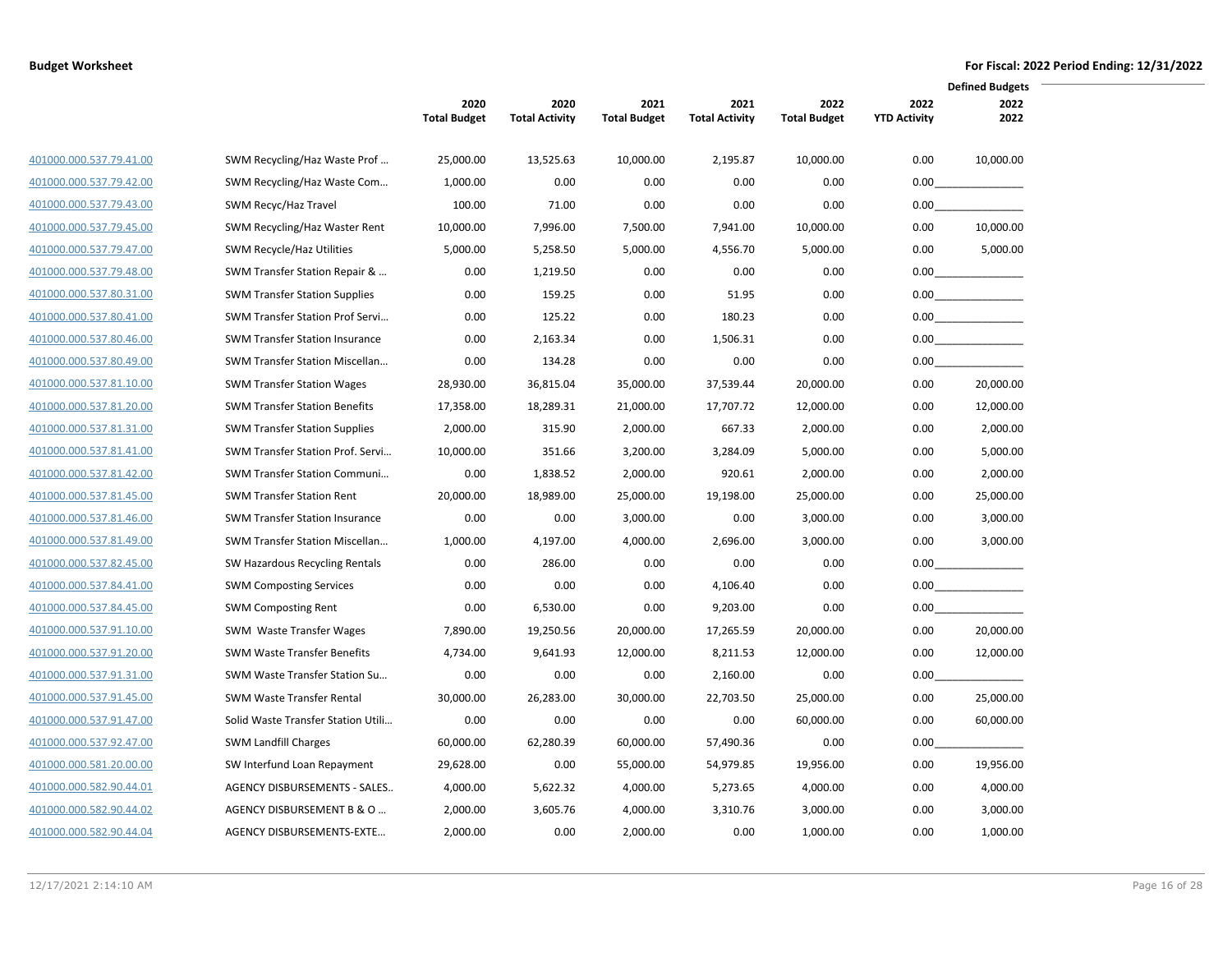**Budget Worksheet**

**For Fiscal: 2022 Period Ending: 12/31/2022**

| | | 2020 Total Budget | 2020 Total Activity | 2021 Total Budget | 2021 Total Activity | 2022 Total Budget | 2022 YTD Activity | Defined Budgets 2022 2022 |
|---|---|---|---|---|---|---|---|---|
| 401000.000.537.79.41.00 | SWM Recycling/Haz Waste Prof … | 25,000.00 | 13,525.63 | 10,000.00 | 2,195.87 | 10,000.00 | 0.00 | 10,000.00 |
| 401000.000.537.79.42.00 | SWM Recycling/Haz Waste Com… | 1,000.00 | 0.00 | 0.00 | 0.00 | 0.00 | 0.00 | |
| 401000.000.537.79.43.00 | SWM Recyc/Haz Travel | 100.00 | 71.00 | 0.00 | 0.00 | 0.00 | 0.00 | |
| 401000.000.537.79.45.00 | SWM Recycling/Haz Waster Rent | 10,000.00 | 7,996.00 | 7,500.00 | 7,941.00 | 10,000.00 | 0.00 | 10,000.00 |
| 401000.000.537.79.47.00 | SWM Recycle/Haz Utilities | 5,000.00 | 5,258.50 | 5,000.00 | 4,556.70 | 5,000.00 | 0.00 | 5,000.00 |
| 401000.000.537.79.48.00 | SWM Transfer Station Repair & … | 0.00 | 1,219.50 | 0.00 | 0.00 | 0.00 | 0.00 | |
| 401000.000.537.80.31.00 | SWM Transfer Station Supplies | 0.00 | 159.25 | 0.00 | 51.95 | 0.00 | 0.00 | |
| 401000.000.537.80.41.00 | SWM Transfer Station Prof Servi… | 0.00 | 125.22 | 0.00 | 180.23 | 0.00 | 0.00 | |
| 401000.000.537.80.46.00 | SWM Transfer Station Insurance | 0.00 | 2,163.34 | 0.00 | 1,506.31 | 0.00 | 0.00 | |
| 401000.000.537.80.49.00 | SWM Transfer Station Miscellan… | 0.00 | 134.28 | 0.00 | 0.00 | 0.00 | 0.00 | |
| 401000.000.537.81.10.00 | SWM Transfer Station Wages | 28,930.00 | 36,815.04 | 35,000.00 | 37,539.44 | 20,000.00 | 0.00 | 20,000.00 |
| 401000.000.537.81.20.00 | SWM Transfer Station Benefits | 17,358.00 | 18,289.31 | 21,000.00 | 17,707.72 | 12,000.00 | 0.00 | 12,000.00 |
| 401000.000.537.81.31.00 | SWM Transfer Station Supplies | 2,000.00 | 315.90 | 2,000.00 | 667.33 | 2,000.00 | 0.00 | 2,000.00 |
| 401000.000.537.81.41.00 | SWM Transfer Station Prof. Servi… | 10,000.00 | 351.66 | 3,200.00 | 3,284.09 | 5,000.00 | 0.00 | 5,000.00 |
| 401000.000.537.81.42.00 | SWM Transfer Station Communi… | 0.00 | 1,838.52 | 2,000.00 | 920.61 | 2,000.00 | 0.00 | 2,000.00 |
| 401000.000.537.81.45.00 | SWM Transfer Station Rent | 20,000.00 | 18,989.00 | 25,000.00 | 19,198.00 | 25,000.00 | 0.00 | 25,000.00 |
| 401000.000.537.81.46.00 | SWM Transfer Station Insurance | 0.00 | 0.00 | 3,000.00 | 0.00 | 3,000.00 | 0.00 | 3,000.00 |
| 401000.000.537.81.49.00 | SWM Transfer Station Miscellan… | 1,000.00 | 4,197.00 | 4,000.00 | 2,696.00 | 3,000.00 | 0.00 | 3,000.00 |
| 401000.000.537.82.45.00 | SW Hazardous Recycling Rentals | 0.00 | 286.00 | 0.00 | 0.00 | 0.00 | 0.00 | |
| 401000.000.537.84.41.00 | SWM Composting Services | 0.00 | 0.00 | 0.00 | 4,106.40 | 0.00 | 0.00 | |
| 401000.000.537.84.45.00 | SWM Composting Rent | 0.00 | 6,530.00 | 0.00 | 9,203.00 | 0.00 | 0.00 | |
| 401000.000.537.91.10.00 | SWM Waste Transfer Wages | 7,890.00 | 19,250.56 | 20,000.00 | 17,265.59 | 20,000.00 | 0.00 | 20,000.00 |
| 401000.000.537.91.20.00 | SWM Waste Transfer Benefits | 4,734.00 | 9,641.93 | 12,000.00 | 8,211.53 | 12,000.00 | 0.00 | 12,000.00 |
| 401000.000.537.91.31.00 | SWM Waste Transfer Station Su… | 0.00 | 0.00 | 0.00 | 2,160.00 | 0.00 | 0.00 | |
| 401000.000.537.91.45.00 | SWM Waste Transfer Rental | 30,000.00 | 26,283.00 | 30,000.00 | 22,703.50 | 25,000.00 | 0.00 | 25,000.00 |
| 401000.000.537.91.47.00 | Solid Waste Transfer Station Utili… | 0.00 | 0.00 | 0.00 | 0.00 | 60,000.00 | 0.00 | 60,000.00 |
| 401000.000.537.92.47.00 | SWM Landfill Charges | 60,000.00 | 62,280.39 | 60,000.00 | 57,490.36 | 0.00 | 0.00 | |
| 401000.000.581.20.00.00 | SW Interfund Loan Repayment | 29,628.00 | 0.00 | 55,000.00 | 54,979.85 | 19,956.00 | 0.00 | 19,956.00 |
| 401000.000.582.90.44.01 | AGENCY DISBURSEMENTS - SALES.. | 4,000.00 | 5,622.32 | 4,000.00 | 5,273.65 | 4,000.00 | 0.00 | 4,000.00 |
| 401000.000.582.90.44.02 | AGENCY DISBURSEMENT B & O … | 2,000.00 | 3,605.76 | 4,000.00 | 3,310.76 | 3,000.00 | 0.00 | 3,000.00 |
| 401000.000.582.90.44.04 | AGENCY DISBURSEMENTS-EXTE… | 2,000.00 | 0.00 | 2,000.00 | 0.00 | 1,000.00 | 0.00 | 1,000.00 |

12/17/2021 2:14:10 AM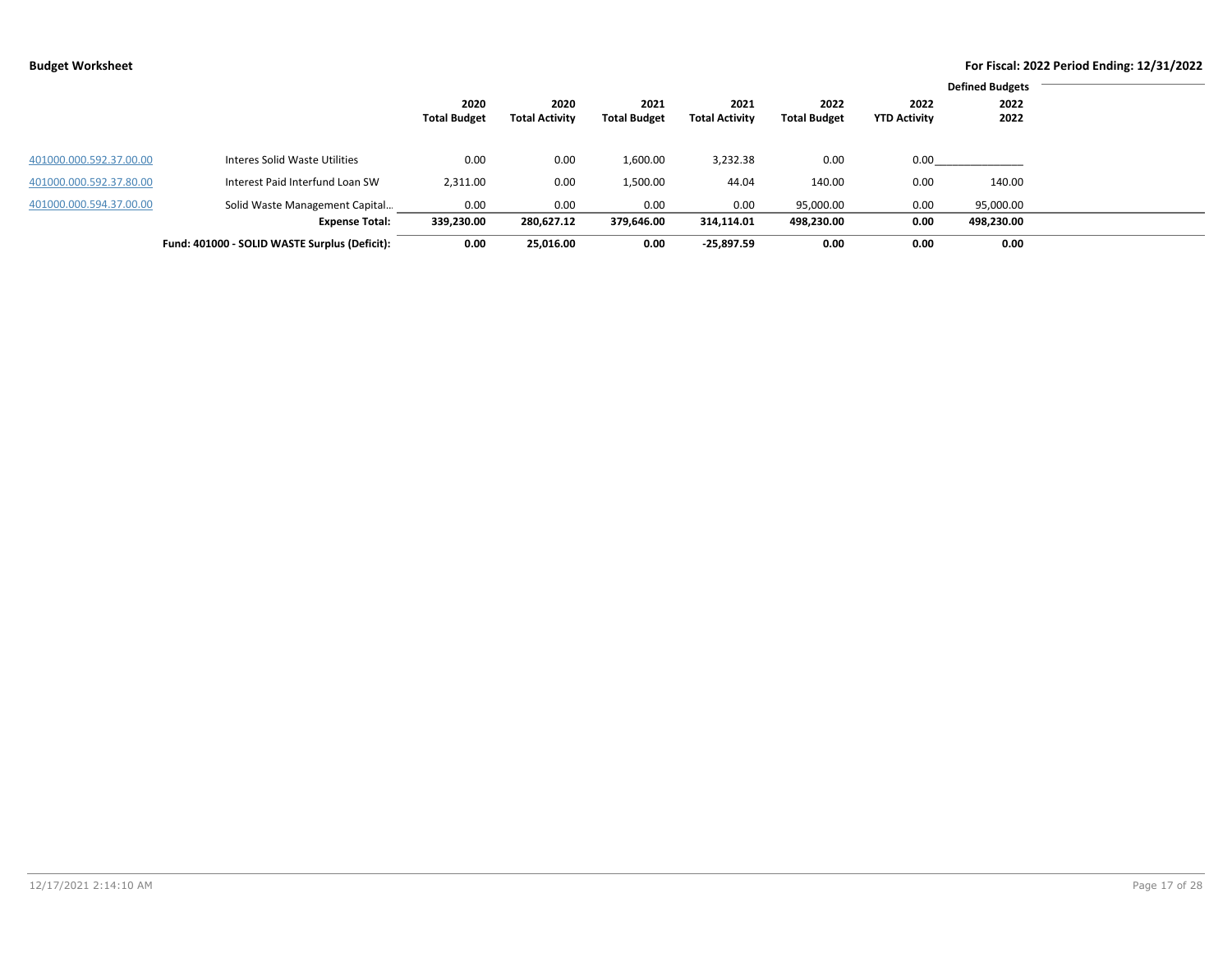**Budget Worksheet**

**For Fiscal: 2022 Period Ending: 12/31/2022**

| | | 2020 Total Budget | 2020 Total Activity | 2021 Total Budget | 2021 Total Activity | 2022 Total Budget | 2022 YTD Activity | Defined Budgets 2022 2022 |
|---|---|---|---|---|---|---|---|---|
| 401000.000.592.37.00.00 | Interes Solid Waste Utilities | 0.00 | 0.00 | 1,600.00 | 3,232.38 | 0.00 | 0.00 | |
| 401000.000.592.37.80.00 | Interest Paid Interfund Loan SW | 2,311.00 | 0.00 | 1,500.00 | 44.04 | 140.00 | 0.00 | 140.00 |
| 401000.000.594.37.00.00 | Solid Waste Management Capital... | 0.00 | 0.00 | 0.00 | 0.00 | 95,000.00 | 0.00 | 95,000.00 |
| | **Expense Total:** | **339,230.00** | **280,627.12** | **379,646.00** | **314,114.01** | **498,230.00** | **0.00** | **498,230.00** |
| | **Fund: 401000 - SOLID WASTE Surplus (Deficit):** | **0.00** | **25,016.00** | **0.00** | **-25,897.59** | **0.00** | **0.00** | **0.00** |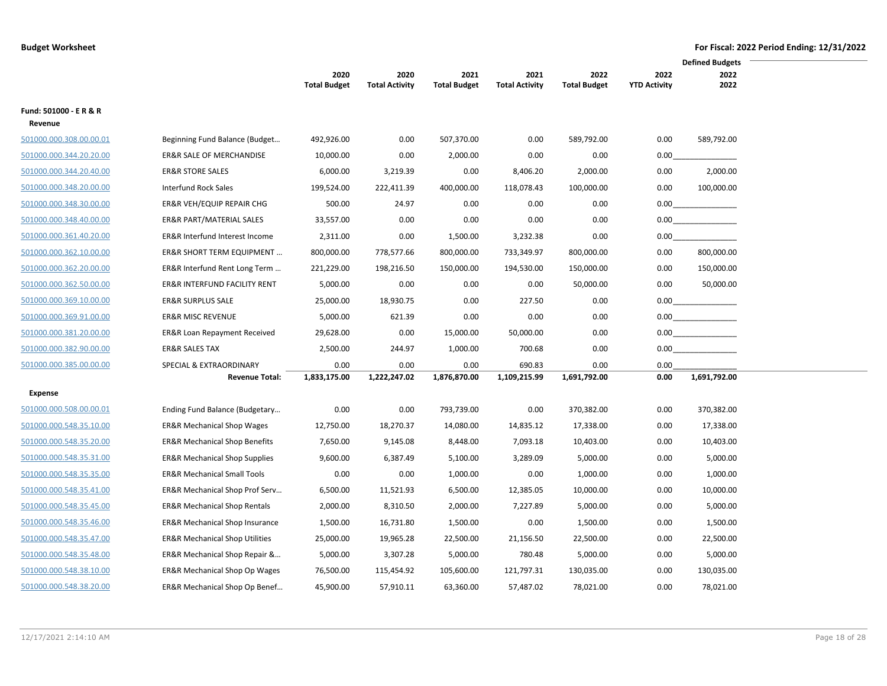**Budget Worksheet** — For Fiscal: 2022 Period Ending: 12/31/2022

| | | 2020 Total Budget | 2020 Total Activity | 2021 Total Budget | 2021 Total Activity | 2022 Total Budget | 2022 YTD Activity | Defined Budgets 2022 2022 |
|---|---|---|---|---|---|---|---|---|
| **Fund: 501000 - E R & R** | | | | | | | | |
| **Revenue** | | | | | | | | |
| 501000.000.308.00.00.01 | Beginning Fund Balance (Budget… | 492,926.00 | 0.00 | 507,370.00 | 0.00 | 589,792.00 | 0.00 | 589,792.00 |
| 501000.000.344.20.20.00 | ER&R SALE OF MERCHANDISE | 10,000.00 | 0.00 | 2,000.00 | 0.00 | 0.00 | 0.00 | |
| 501000.000.344.20.40.00 | ER&R STORE SALES | 6,000.00 | 3,219.39 | 0.00 | 8,406.20 | 2,000.00 | 0.00 | 2,000.00 |
| 501000.000.348.20.00.00 | Interfund Rock Sales | 199,524.00 | 222,411.39 | 400,000.00 | 118,078.43 | 100,000.00 | 0.00 | 100,000.00 |
| 501000.000.348.30.00.00 | ER&R VEH/EQUIP REPAIR CHG | 500.00 | 24.97 | 0.00 | 0.00 | 0.00 | 0.00 | |
| 501000.000.348.40.00.00 | ER&R PART/MATERIAL SALES | 33,557.00 | 0.00 | 0.00 | 0.00 | 0.00 | 0.00 | |
| 501000.000.361.40.20.00 | ER&R Interfund Interest Income | 2,311.00 | 0.00 | 1,500.00 | 3,232.38 | 0.00 | 0.00 | |
| 501000.000.362.10.00.00 | ER&R SHORT TERM EQUIPMENT … | 800,000.00 | 778,577.66 | 800,000.00 | 733,349.97 | 800,000.00 | 0.00 | 800,000.00 |
| 501000.000.362.20.00.00 | ER&R Interfund Rent Long Term … | 221,229.00 | 198,216.50 | 150,000.00 | 194,530.00 | 150,000.00 | 0.00 | 150,000.00 |
| 501000.000.362.50.00.00 | ER&R INTERFUND FACILITY RENT | 5,000.00 | 0.00 | 0.00 | 0.00 | 50,000.00 | 0.00 | 50,000.00 |
| 501000.000.369.10.00.00 | ER&R SURPLUS SALE | 25,000.00 | 18,930.75 | 0.00 | 227.50 | 0.00 | 0.00 | |
| 501000.000.369.91.00.00 | ER&R MISC REVENUE | 5,000.00 | 621.39 | 0.00 | 0.00 | 0.00 | 0.00 | |
| 501000.000.381.20.00.00 | ER&R Loan Repayment Received | 29,628.00 | 0.00 | 15,000.00 | 50,000.00 | 0.00 | 0.00 | |
| 501000.000.382.90.00.00 | ER&R SALES TAX | 2,500.00 | 244.97 | 1,000.00 | 700.68 | 0.00 | 0.00 | |
| 501000.000.385.00.00.00 | SPECIAL & EXTRAORDINARY | 0.00 | 0.00 | 0.00 | 690.83 | 0.00 | 0.00 | |
| | **Revenue Total:** | **1,833,175.00** | **1,222,247.02** | **1,876,870.00** | **1,109,215.99** | **1,691,792.00** | **0.00** | **1,691,792.00** |
| **Expense** | | | | | | | | |
| 501000.000.508.00.00.01 | Ending Fund Balance (Budgetary… | 0.00 | 0.00 | 793,739.00 | 0.00 | 370,382.00 | 0.00 | 370,382.00 |
| 501000.000.548.35.10.00 | ER&R Mechanical Shop Wages | 12,750.00 | 18,270.37 | 14,080.00 | 14,835.12 | 17,338.00 | 0.00 | 17,338.00 |
| 501000.000.548.35.20.00 | ER&R Mechanical Shop Benefits | 7,650.00 | 9,145.08 | 8,448.00 | 7,093.18 | 10,403.00 | 0.00 | 10,403.00 |
| 501000.000.548.35.31.00 | ER&R Mechanical Shop Supplies | 9,600.00 | 6,387.49 | 5,100.00 | 3,289.09 | 5,000.00 | 0.00 | 5,000.00 |
| 501000.000.548.35.35.00 | ER&R Mechanical Small Tools | 0.00 | 0.00 | 1,000.00 | 0.00 | 1,000.00 | 0.00 | 1,000.00 |
| 501000.000.548.35.41.00 | ER&R Mechanical Shop Prof Serv… | 6,500.00 | 11,521.93 | 6,500.00 | 12,385.05 | 10,000.00 | 0.00 | 10,000.00 |
| 501000.000.548.35.45.00 | ER&R Mechanical Shop Rentals | 2,000.00 | 8,310.50 | 2,000.00 | 7,227.89 | 5,000.00 | 0.00 | 5,000.00 |
| 501000.000.548.35.46.00 | ER&R Mechanical Shop Insurance | 1,500.00 | 16,731.80 | 1,500.00 | 0.00 | 1,500.00 | 0.00 | 1,500.00 |
| 501000.000.548.35.47.00 | ER&R Mechanical Shop Utilities | 25,000.00 | 19,965.28 | 22,500.00 | 21,156.50 | 22,500.00 | 0.00 | 22,500.00 |
| 501000.000.548.35.48.00 | ER&R Mechanical Shop Repair &… | 5,000.00 | 3,307.28 | 5,000.00 | 780.48 | 5,000.00 | 0.00 | 5,000.00 |
| 501000.000.548.38.10.00 | ER&R Mechanical Shop Op Wages | 76,500.00 | 115,454.92 | 105,600.00 | 121,797.31 | 130,035.00 | 0.00 | 130,035.00 |
| 501000.000.548.38.20.00 | ER&R Mechanical Shop Op Benef… | 45,900.00 | 57,910.11 | 63,360.00 | 57,487.02 | 78,021.00 | 0.00 | 78,021.00 |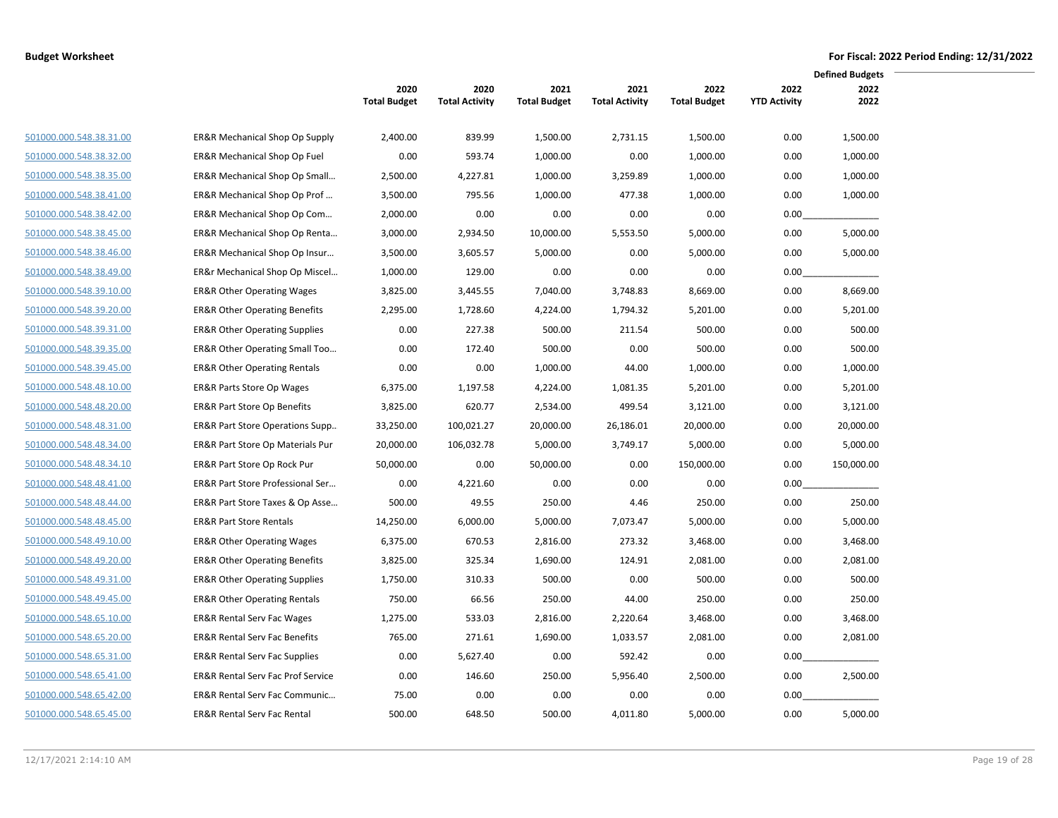**Budget Worksheet** — **For Fiscal: 2022 Period Ending: 12/31/2022**

| | | 2020 Total Budget | 2020 Total Activity | 2021 Total Budget | 2021 Total Activity | 2022 Total Budget | 2022 YTD Activity | Defined Budgets 2022 2022 |
|---|---|---|---|---|---|---|---|---|
| 501000.000.548.38.31.00 | ER&R Mechanical Shop Op Supply | 2,400.00 | 839.99 | 1,500.00 | 2,731.15 | 1,500.00 | 0.00 | 1,500.00 |
| 501000.000.548.38.32.00 | ER&R Mechanical Shop Op Fuel | 0.00 | 593.74 | 1,000.00 | 0.00 | 1,000.00 | 0.00 | 1,000.00 |
| 501000.000.548.38.35.00 | ER&R Mechanical Shop Op Small… | 2,500.00 | 4,227.81 | 1,000.00 | 3,259.89 | 1,000.00 | 0.00 | 1,000.00 |
| 501000.000.548.38.41.00 | ER&R Mechanical Shop Op Prof … | 3,500.00 | 795.56 | 1,000.00 | 477.38 | 1,000.00 | 0.00 | 1,000.00 |
| 501000.000.548.38.42.00 | ER&R Mechanical Shop Op Com… | 2,000.00 | 0.00 | 0.00 | 0.00 | 0.00 | 0.00 | |
| 501000.000.548.38.45.00 | ER&R Mechanical Shop Op Renta… | 3,000.00 | 2,934.50 | 10,000.00 | 5,553.50 | 5,000.00 | 0.00 | 5,000.00 |
| 501000.000.548.38.46.00 | ER&R Mechanical Shop Op Insur… | 3,500.00 | 3,605.57 | 5,000.00 | 0.00 | 5,000.00 | 0.00 | 5,000.00 |
| 501000.000.548.38.49.00 | ER&r Mechanical Shop Op Miscel… | 1,000.00 | 129.00 | 0.00 | 0.00 | 0.00 | 0.00 | |
| 501000.000.548.39.10.00 | ER&R Other Operating Wages | 3,825.00 | 3,445.55 | 7,040.00 | 3,748.83 | 8,669.00 | 0.00 | 8,669.00 |
| 501000.000.548.39.20.00 | ER&R Other Operating Benefits | 2,295.00 | 1,728.60 | 4,224.00 | 1,794.32 | 5,201.00 | 0.00 | 5,201.00 |
| 501000.000.548.39.31.00 | ER&R Other Operating Supplies | 0.00 | 227.38 | 500.00 | 211.54 | 500.00 | 0.00 | 500.00 |
| 501000.000.548.39.35.00 | ER&R Other Operating Small Too… | 0.00 | 172.40 | 500.00 | 0.00 | 500.00 | 0.00 | 500.00 |
| 501000.000.548.39.45.00 | ER&R Other Operating Rentals | 0.00 | 0.00 | 1,000.00 | 44.00 | 1,000.00 | 0.00 | 1,000.00 |
| 501000.000.548.48.10.00 | ER&R Parts Store Op Wages | 6,375.00 | 1,197.58 | 4,224.00 | 1,081.35 | 5,201.00 | 0.00 | 5,201.00 |
| 501000.000.548.48.20.00 | ER&R Part Store Op Benefits | 3,825.00 | 620.77 | 2,534.00 | 499.54 | 3,121.00 | 0.00 | 3,121.00 |
| 501000.000.548.48.31.00 | ER&R Part Store Operations Supp.. | 33,250.00 | 100,021.27 | 20,000.00 | 26,186.01 | 20,000.00 | 0.00 | 20,000.00 |
| 501000.000.548.48.34.00 | ER&R Part Store Op Materials Pur | 20,000.00 | 106,032.78 | 5,000.00 | 3,749.17 | 5,000.00 | 0.00 | 5,000.00 |
| 501000.000.548.48.34.10 | ER&R Part Store Op Rock Pur | 50,000.00 | 0.00 | 50,000.00 | 0.00 | 150,000.00 | 0.00 | 150,000.00 |
| 501000.000.548.48.41.00 | ER&R Part Store Professional Ser… | 0.00 | 4,221.60 | 0.00 | 0.00 | 0.00 | 0.00 | |
| 501000.000.548.48.44.00 | ER&R Part Store Taxes & Op Asse… | 500.00 | 49.55 | 250.00 | 4.46 | 250.00 | 0.00 | 250.00 |
| 501000.000.548.48.45.00 | ER&R Part Store Rentals | 14,250.00 | 6,000.00 | 5,000.00 | 7,073.47 | 5,000.00 | 0.00 | 5,000.00 |
| 501000.000.548.49.10.00 | ER&R Other Operating Wages | 6,375.00 | 670.53 | 2,816.00 | 273.32 | 3,468.00 | 0.00 | 3,468.00 |
| 501000.000.548.49.20.00 | ER&R Other Operating Benefits | 3,825.00 | 325.34 | 1,690.00 | 124.91 | 2,081.00 | 0.00 | 2,081.00 |
| 501000.000.548.49.31.00 | ER&R Other Operating Supplies | 1,750.00 | 310.33 | 500.00 | 0.00 | 500.00 | 0.00 | 500.00 |
| 501000.000.548.49.45.00 | ER&R Other Operating Rentals | 750.00 | 66.56 | 250.00 | 44.00 | 250.00 | 0.00 | 250.00 |
| 501000.000.548.65.10.00 | ER&R Rental Serv Fac Wages | 1,275.00 | 533.03 | 2,816.00 | 2,220.64 | 3,468.00 | 0.00 | 3,468.00 |
| 501000.000.548.65.20.00 | ER&R Rental Serv Fac Benefits | 765.00 | 271.61 | 1,690.00 | 1,033.57 | 2,081.00 | 0.00 | 2,081.00 |
| 501000.000.548.65.31.00 | ER&R Rental Serv Fac Supplies | 0.00 | 5,627.40 | 0.00 | 592.42 | 0.00 | 0.00 | |
| 501000.000.548.65.41.00 | ER&R Rental Serv Fac Prof Service | 0.00 | 146.60 | 250.00 | 5,956.40 | 2,500.00 | 0.00 | 2,500.00 |
| 501000.000.548.65.42.00 | ER&R Rental Serv Fac Communic… | 75.00 | 0.00 | 0.00 | 0.00 | 0.00 | 0.00 | |
| 501000.000.548.65.45.00 | ER&R Rental Serv Fac Rental | 500.00 | 648.50 | 500.00 | 4,011.80 | 5,000.00 | 0.00 | 5,000.00 |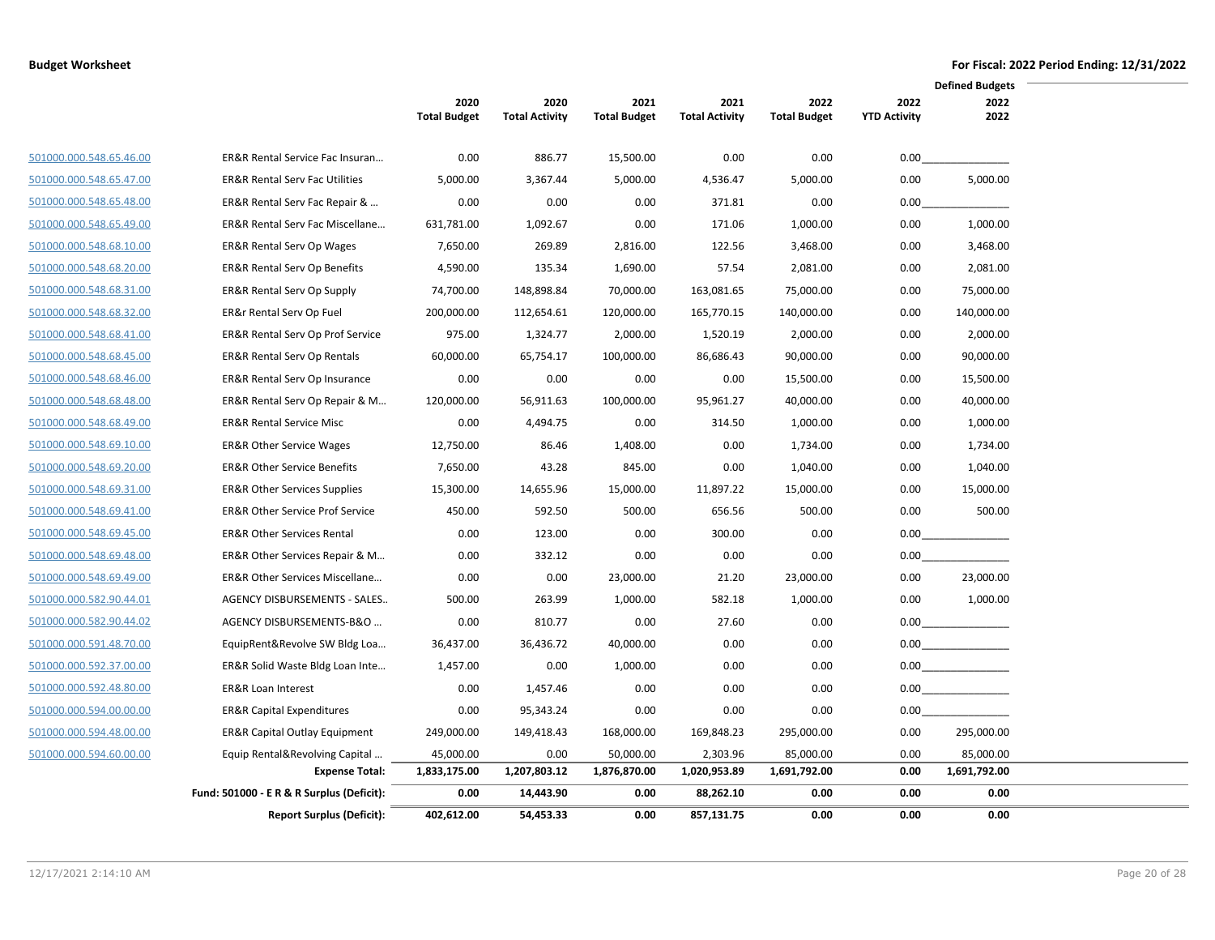**Budget Worksheet**

**For Fiscal: 2022 Period Ending: 12/31/2022**

| | | 2020 Total Budget | 2020 Total Activity | 2021 Total Budget | 2021 Total Activity | 2022 Total Budget | 2022 YTD Activity | Defined Budgets 2022 2022 |
|---|---|---|---|---|---|---|---|---|
| 501000.000.548.65.46.00 | ER&R Rental Service Fac Insuran… | 0.00 | 886.77 | 15,500.00 | 0.00 | 0.00 | 0.00 | |
| 501000.000.548.65.47.00 | ER&R Rental Serv Fac Utilities | 5,000.00 | 3,367.44 | 5,000.00 | 4,536.47 | 5,000.00 | 0.00 | 5,000.00 |
| 501000.000.548.65.48.00 | ER&R Rental Serv Fac Repair & … | 0.00 | 0.00 | 0.00 | 371.81 | 0.00 | 0.00 | |
| 501000.000.548.65.49.00 | ER&R Rental Serv Fac Miscellane… | 631,781.00 | 1,092.67 | 0.00 | 171.06 | 1,000.00 | 0.00 | 1,000.00 |
| 501000.000.548.68.10.00 | ER&R Rental Serv Op Wages | 7,650.00 | 269.89 | 2,816.00 | 122.56 | 3,468.00 | 0.00 | 3,468.00 |
| 501000.000.548.68.20.00 | ER&R Rental Serv Op Benefits | 4,590.00 | 135.34 | 1,690.00 | 57.54 | 2,081.00 | 0.00 | 2,081.00 |
| 501000.000.548.68.31.00 | ER&R Rental Serv Op Supply | 74,700.00 | 148,898.84 | 70,000.00 | 163,081.65 | 75,000.00 | 0.00 | 75,000.00 |
| 501000.000.548.68.32.00 | ER&r Rental Serv Op Fuel | 200,000.00 | 112,654.61 | 120,000.00 | 165,770.15 | 140,000.00 | 0.00 | 140,000.00 |
| 501000.000.548.68.41.00 | ER&R Rental Serv Op Prof Service | 975.00 | 1,324.77 | 2,000.00 | 1,520.19 | 2,000.00 | 0.00 | 2,000.00 |
| 501000.000.548.68.45.00 | ER&R Rental Serv Op Rentals | 60,000.00 | 65,754.17 | 100,000.00 | 86,686.43 | 90,000.00 | 0.00 | 90,000.00 |
| 501000.000.548.68.46.00 | ER&R Rental Serv Op Insurance | 0.00 | 0.00 | 0.00 | 0.00 | 15,500.00 | 0.00 | 15,500.00 |
| 501000.000.548.68.48.00 | ER&R Rental Serv Op Repair & M… | 120,000.00 | 56,911.63 | 100,000.00 | 95,961.27 | 40,000.00 | 0.00 | 40,000.00 |
| 501000.000.548.68.49.00 | ER&R Rental Service Misc | 0.00 | 4,494.75 | 0.00 | 314.50 | 1,000.00 | 0.00 | 1,000.00 |
| 501000.000.548.69.10.00 | ER&R Other Service Wages | 12,750.00 | 86.46 | 1,408.00 | 0.00 | 1,734.00 | 0.00 | 1,734.00 |
| 501000.000.548.69.20.00 | ER&R Other Service Benefits | 7,650.00 | 43.28 | 845.00 | 0.00 | 1,040.00 | 0.00 | 1,040.00 |
| 501000.000.548.69.31.00 | ER&R Other Services Supplies | 15,300.00 | 14,655.96 | 15,000.00 | 11,897.22 | 15,000.00 | 0.00 | 15,000.00 |
| 501000.000.548.69.41.00 | ER&R Other Service Prof Service | 450.00 | 592.50 | 500.00 | 656.56 | 500.00 | 0.00 | 500.00 |
| 501000.000.548.69.45.00 | ER&R Other Services Rental | 0.00 | 123.00 | 0.00 | 300.00 | 0.00 | 0.00 | |
| 501000.000.548.69.48.00 | ER&R Other Services Repair & M… | 0.00 | 332.12 | 0.00 | 0.00 | 0.00 | 0.00 | |
| 501000.000.548.69.49.00 | ER&R Other Services Miscellane… | 0.00 | 0.00 | 23,000.00 | 21.20 | 23,000.00 | 0.00 | 23,000.00 |
| 501000.000.582.90.44.01 | AGENCY DISBURSEMENTS - SALES.. | 500.00 | 263.99 | 1,000.00 | 582.18 | 1,000.00 | 0.00 | 1,000.00 |
| 501000.000.582.90.44.02 | AGENCY DISBURSEMENTS-B&O … | 0.00 | 810.77 | 0.00 | 27.60 | 0.00 | 0.00 | |
| 501000.000.591.48.70.00 | EquipRent&Revolve SW Bldg Loa… | 36,437.00 | 36,436.72 | 40,000.00 | 0.00 | 0.00 | 0.00 | |
| 501000.000.592.37.00.00 | ER&R Solid Waste Bldg Loan Inte… | 1,457.00 | 0.00 | 1,000.00 | 0.00 | 0.00 | 0.00 | |
| 501000.000.592.48.80.00 | ER&R Loan Interest | 0.00 | 1,457.46 | 0.00 | 0.00 | 0.00 | 0.00 | |
| 501000.000.594.00.00.00 | ER&R Capital Expenditures | 0.00 | 95,343.24 | 0.00 | 0.00 | 0.00 | 0.00 | |
| 501000.000.594.48.00.00 | ER&R Capital Outlay Equipment | 249,000.00 | 149,418.43 | 168,000.00 | 169,848.23 | 295,000.00 | 0.00 | 295,000.00 |
| 501000.000.594.60.00.00 | Equip Rental&Revolving Capital … | 45,000.00 | 0.00 | 50,000.00 | 2,303.96 | 85,000.00 | 0.00 | 85,000.00 |
| | **Expense Total:** | **1,833,175.00** | **1,207,803.12** | **1,876,870.00** | **1,020,953.89** | **1,691,792.00** | **0.00** | **1,691,792.00** |
| | **Fund: 501000 - E R & R Surplus (Deficit):** | **0.00** | **14,443.90** | **0.00** | **88,262.10** | **0.00** | **0.00** | **0.00** |
| | **Report Surplus (Deficit):** | **402,612.00** | **54,453.33** | **0.00** | **857,131.75** | **0.00** | **0.00** | **0.00** |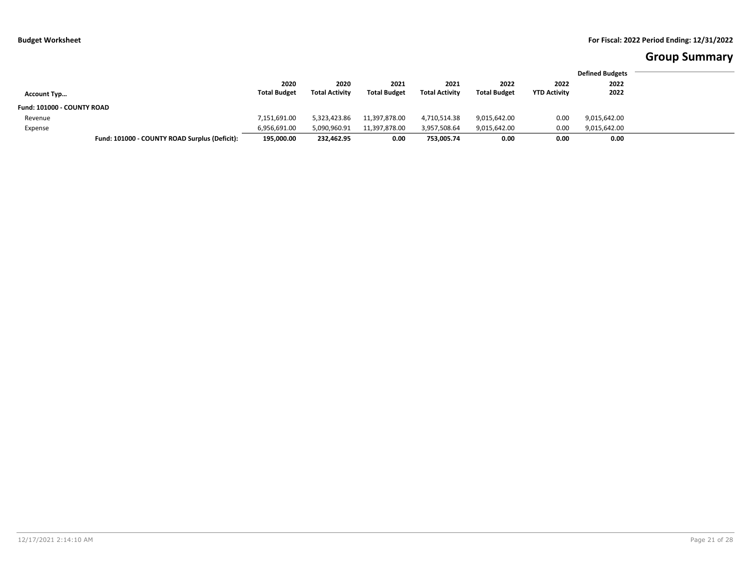**Budget Worksheet**

**For Fiscal: 2022 Period Ending: 12/31/2022**

# Group Summary

| Account Typ… | 2020 Total Budget | 2020 Total Activity | 2021 Total Budget | 2021 Total Activity | 2022 Total Budget | 2022 YTD Activity | Defined Budgets 2022 2022 |
|---|---|---|---|---|---|---|---|
| **Fund: 101000 - COUNTY ROAD** | | | | | | | |
| Revenue | 7,151,691.00 | 5,323,423.86 | 11,397,878.00 | 4,710,514.38 | 9,015,642.00 | 0.00 | 9,015,642.00 |
| Expense | 6,956,691.00 | 5,090,960.91 | 11,397,878.00 | 3,957,508.64 | 9,015,642.00 | 0.00 | 9,015,642.00 |
| **Fund: 101000 - COUNTY ROAD Surplus (Deficit):** | **195,000.00** | **232,462.95** | **0.00** | **753,005.74** | **0.00** | **0.00** | **0.00** |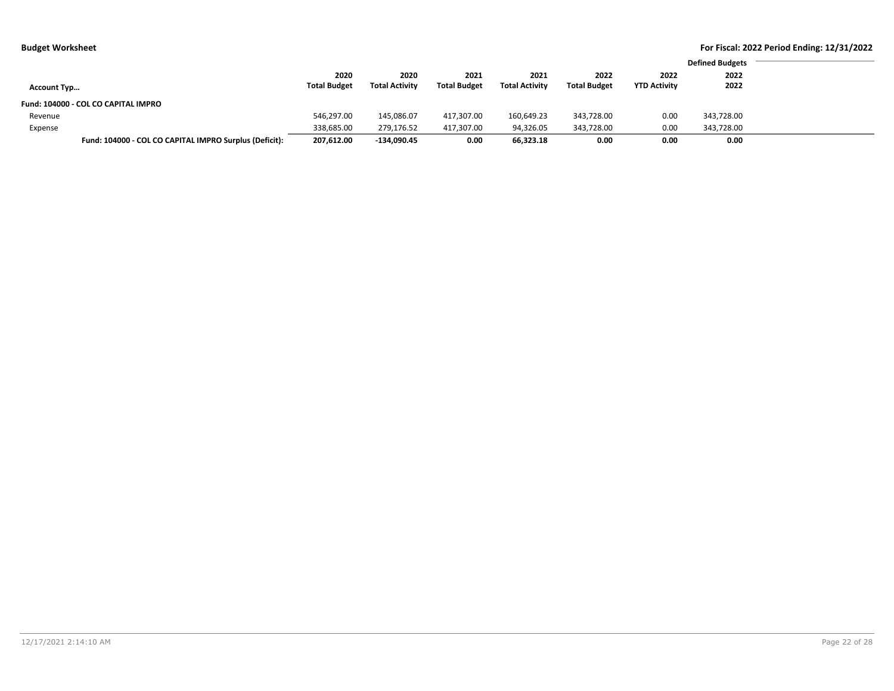**Budget Worksheet** — **For Fiscal: 2022 Period Ending: 12/31/2022**

| Account Typ… | 2020 Total Budget | 2020 Total Activity | 2021 Total Budget | 2021 Total Activity | 2022 Total Budget | 2022 YTD Activity | Defined Budgets 2022 2022 |
|---|---|---|---|---|---|---|---|
| **Fund: 104000 - COL CO CAPITAL IMPRO** | | | | | | | |
| Revenue | 546,297.00 | 145,086.07 | 417,307.00 | 160,649.23 | 343,728.00 | 0.00 | 343,728.00 |
| Expense | 338,685.00 | 279,176.52 | 417,307.00 | 94,326.05 | 343,728.00 | 0.00 | 343,728.00 |
| **Fund: 104000 - COL CO CAPITAL IMPRO Surplus (Deficit):** | **207,612.00** | **-134,090.45** | **0.00** | **66,323.18** | **0.00** | **0.00** | **0.00** |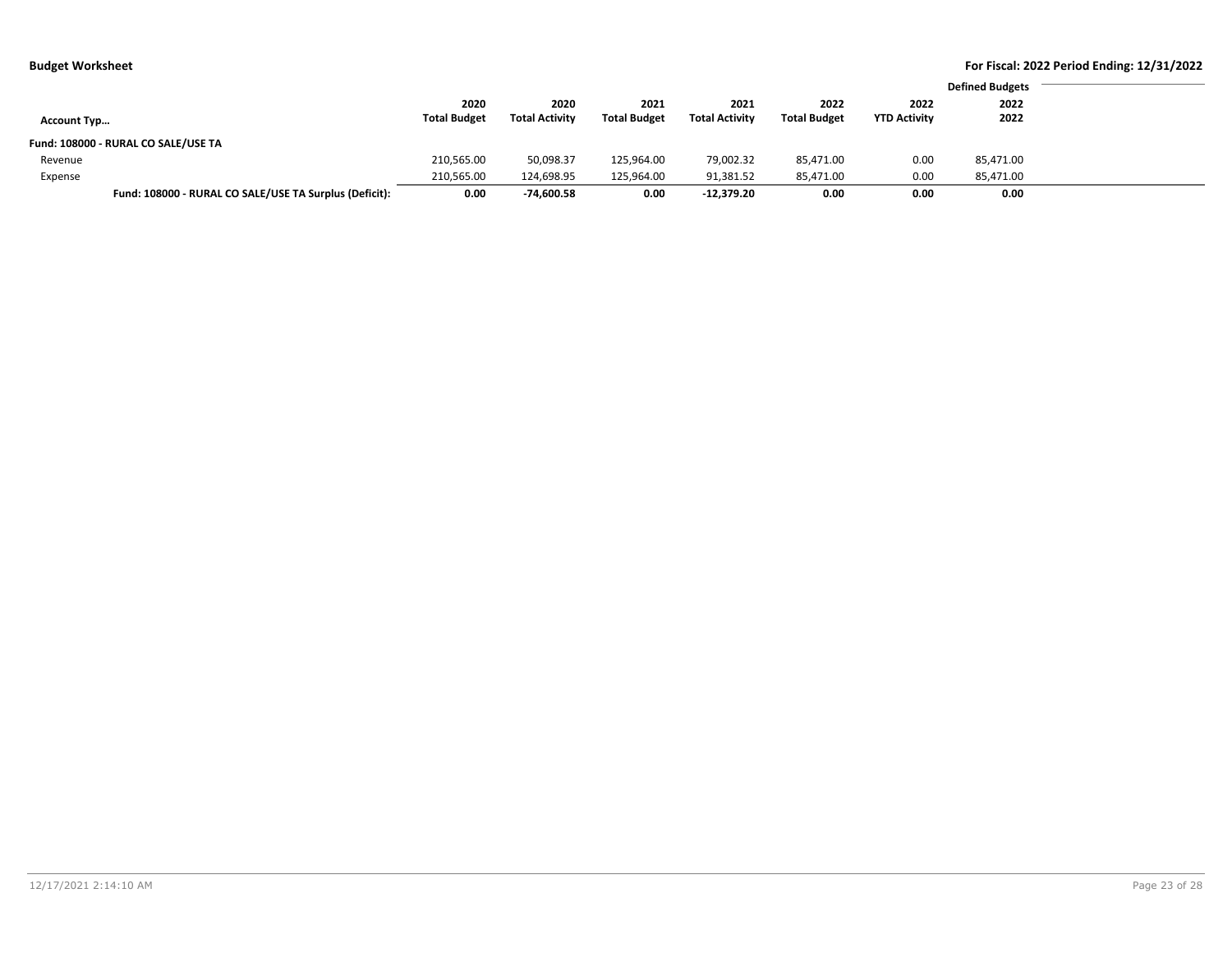**Budget Worksheet**

**For Fiscal: 2022 Period Ending: 12/31/2022**

| Account Typ… | 2020 Total Budget | 2020 Total Activity | 2021 Total Budget | 2021 Total Activity | 2022 Total Budget | 2022 YTD Activity | Defined Budgets 2022 2022 |
|---|---|---|---|---|---|---|---|
| **Fund: 108000 - RURAL CO SALE/USE TA** | | | | | | | |
| Revenue | 210,565.00 | 50,098.37 | 125,964.00 | 79,002.32 | 85,471.00 | 0.00 | 85,471.00 |
| Expense | 210,565.00 | 124,698.95 | 125,964.00 | 91,381.52 | 85,471.00 | 0.00 | 85,471.00 |
| **Fund: 108000 - RURAL CO SALE/USE TA Surplus (Deficit):** | **0.00** | **-74,600.58** | **0.00** | **-12,379.20** | **0.00** | **0.00** | **0.00** |

12/17/2021 2:14:10 AM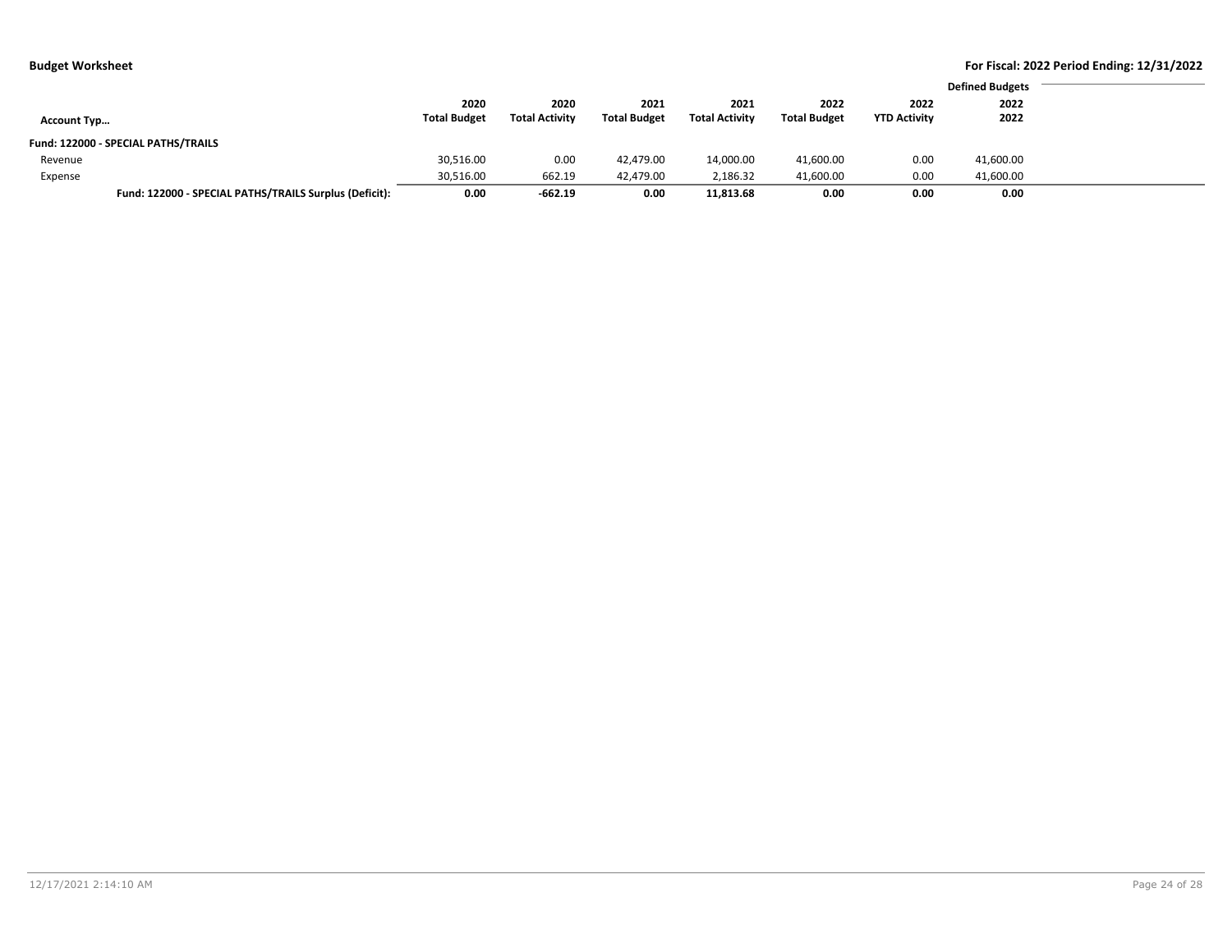**Budget Worksheet**

**For Fiscal: 2022 Period Ending: 12/31/2022**

| Account Typ… | 2020 Total Budget | 2020 Total Activity | 2021 Total Budget | 2021 Total Activity | 2022 Total Budget | 2022 YTD Activity | Defined Budgets 2022 2022 |
|---|---|---|---|---|---|---|---|
| **Fund: 122000 - SPECIAL PATHS/TRAILS** | | | | | | | |
| Revenue | 30,516.00 | 0.00 | 42,479.00 | 14,000.00 | 41,600.00 | 0.00 | 41,600.00 |
| Expense | 30,516.00 | 662.19 | 42,479.00 | 2,186.32 | 41,600.00 | 0.00 | 41,600.00 |
| **Fund: 122000 - SPECIAL PATHS/TRAILS Surplus (Deficit):** | **0.00** | **-662.19** | **0.00** | **11,813.68** | **0.00** | **0.00** | **0.00** |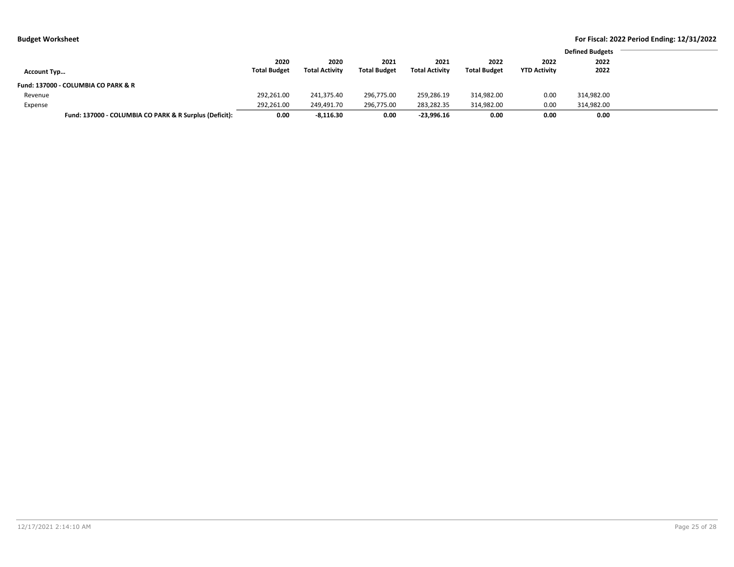**Budget Worksheet** — **For Fiscal: 2022 Period Ending: 12/31/2022**

| Account Typ… | 2020 Total Budget | 2020 Total Activity | 2021 Total Budget | 2021 Total Activity | 2022 Total Budget | 2022 YTD Activity | Defined Budgets 2022 2022 |
|---|---|---|---|---|---|---|---|
| **Fund: 137000 - COLUMBIA CO PARK & R** | | | | | | | |
| Revenue | 292,261.00 | 241,375.40 | 296,775.00 | 259,286.19 | 314,982.00 | 0.00 | 314,982.00 |
| Expense | 292,261.00 | 249,491.70 | 296,775.00 | 283,282.35 | 314,982.00 | 0.00 | 314,982.00 |
| **Fund: 137000 - COLUMBIA CO PARK & R Surplus (Deficit):** | **0.00** | **-8,116.30** | **0.00** | **-23,996.16** | **0.00** | **0.00** | **0.00** |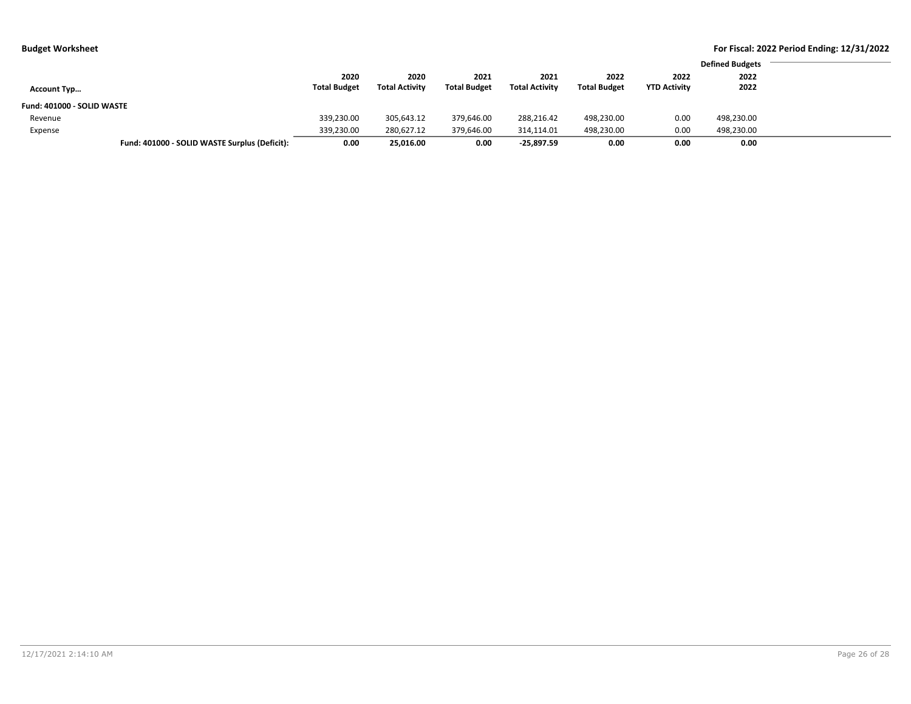**Budget Worksheet**

**For Fiscal: 2022 Period Ending: 12/31/2022**

| Account Typ… | 2020 Total Budget | 2020 Total Activity | 2021 Total Budget | 2021 Total Activity | 2022 Total Budget | 2022 YTD Activity | Defined Budgets 2022 2022 |
|---|---|---|---|---|---|---|---|
| **Fund: 401000 - SOLID WASTE** | | | | | | | |
| Revenue | 339,230.00 | 305,643.12 | 379,646.00 | 288,216.42 | 498,230.00 | 0.00 | 498,230.00 |
| Expense | 339,230.00 | 280,627.12 | 379,646.00 | 314,114.01 | 498,230.00 | 0.00 | 498,230.00 |
| **Fund: 401000 - SOLID WASTE Surplus (Deficit):** | **0.00** | **25,016.00** | **0.00** | **-25,897.59** | **0.00** | **0.00** | **0.00** |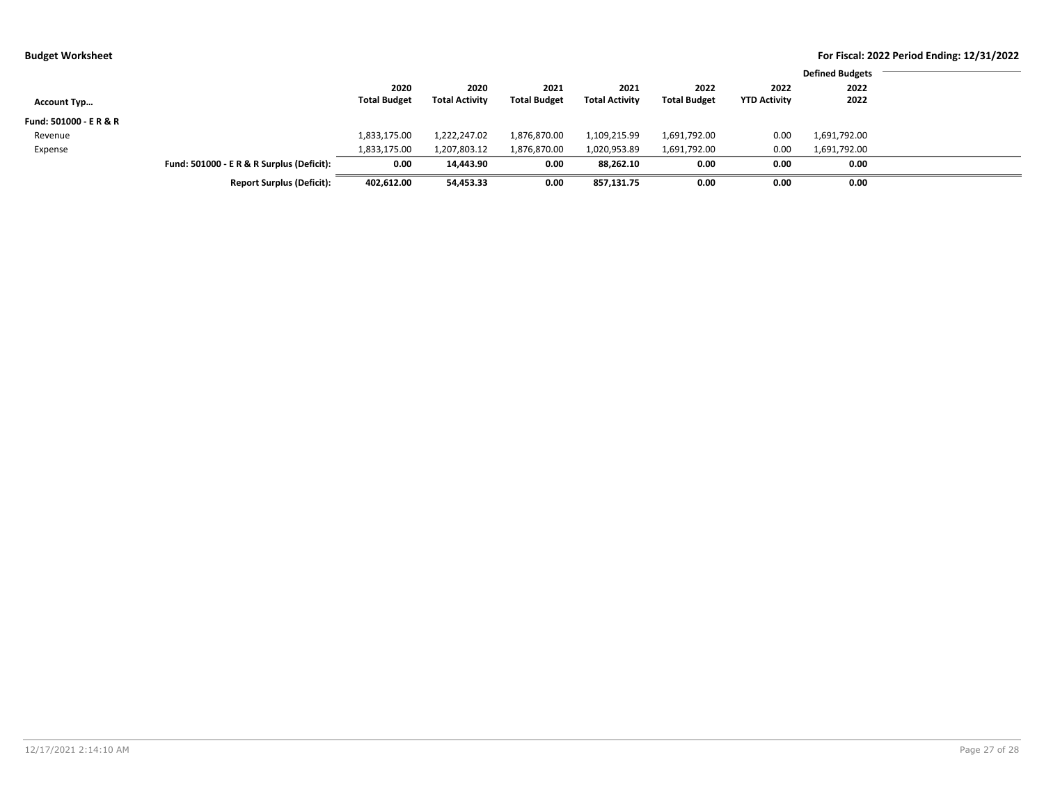**Budget Worksheet**

**For Fiscal: 2022 Period Ending: 12/31/2022**

| Account Typ… | | 2020 Total Budget | 2020 Total Activity | 2021 Total Budget | 2021 Total Activity | 2022 Total Budget | 2022 YTD Activity | Defined Budgets 2022 2022 |
|---|---|---|---|---|---|---|---|---|
| **Fund: 501000 - E R & R** | | | | | | | | |
| Revenue | | 1,833,175.00 | 1,222,247.02 | 1,876,870.00 | 1,109,215.99 | 1,691,792.00 | 0.00 | 1,691,792.00 |
| Expense | | 1,833,175.00 | 1,207,803.12 | 1,876,870.00 | 1,020,953.89 | 1,691,792.00 | 0.00 | 1,691,792.00 |
| | **Fund: 501000 - E R & R Surplus (Deficit):** | **0.00** | **14,443.90** | **0.00** | **88,262.10** | **0.00** | **0.00** | **0.00** |
| | **Report Surplus (Deficit):** | **402,612.00** | **54,453.33** | **0.00** | **857,131.75** | **0.00** | **0.00** | **0.00** |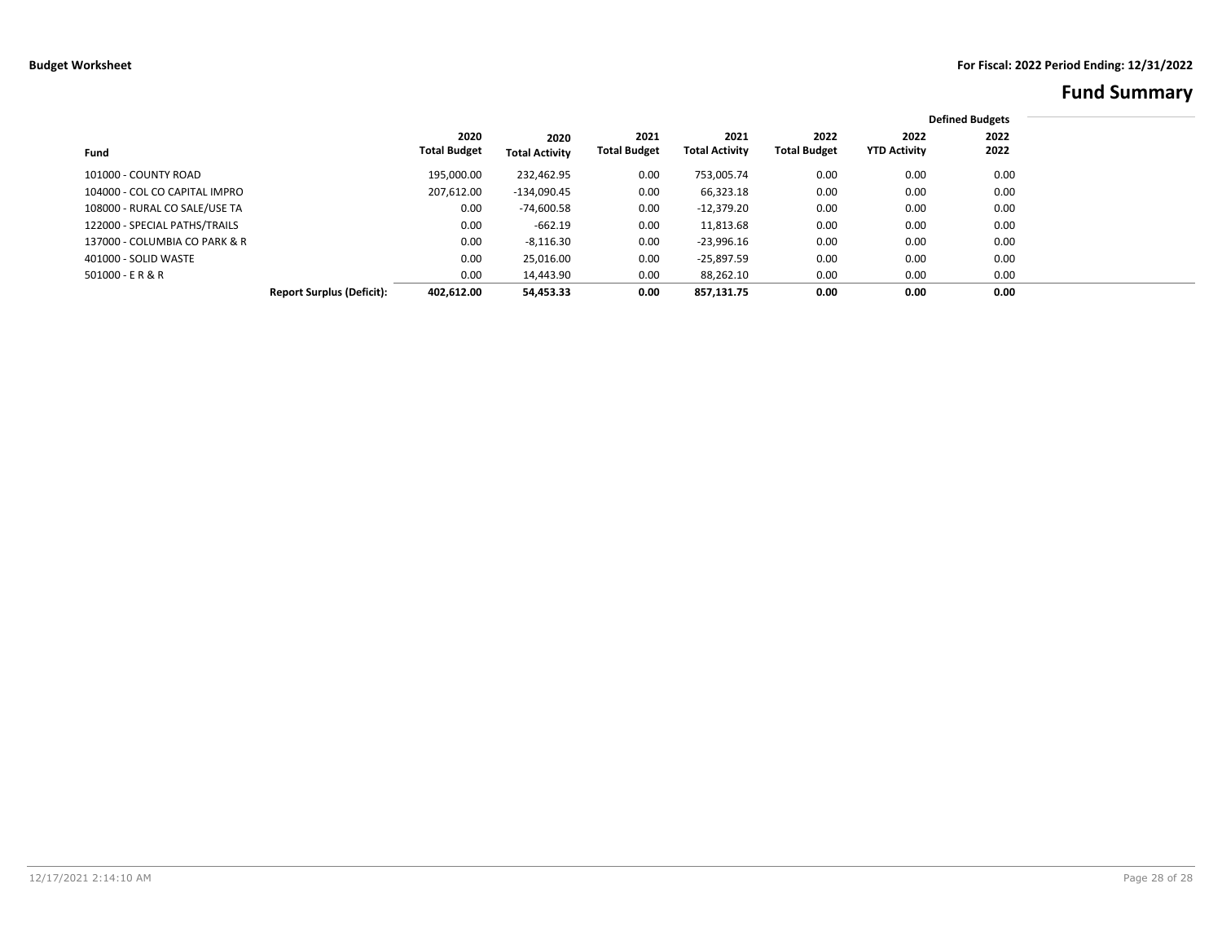# Fund Summary

| Fund | 2020 Total Budget | 2020 Total Activity | 2021 Total Budget | 2021 Total Activity | 2022 Total Budget | 2022 YTD Activity | Defined Budgets 2022 2022 |
|---|---|---|---|---|---|---|---|
| 101000 - COUNTY ROAD | 195,000.00 | 232,462.95 | 0.00 | 753,005.74 | 0.00 | 0.00 | 0.00 |
| 104000 - COL CO CAPITAL IMPRO | 207,612.00 | -134,090.45 | 0.00 | 66,323.18 | 0.00 | 0.00 | 0.00 |
| 108000 - RURAL CO SALE/USE TA | 0.00 | -74,600.58 | 0.00 | -12,379.20 | 0.00 | 0.00 | 0.00 |
| 122000 - SPECIAL PATHS/TRAILS | 0.00 | -662.19 | 0.00 | 11,813.68 | 0.00 | 0.00 | 0.00 |
| 137000 - COLUMBIA CO PARK & R | 0.00 | -8,116.30 | 0.00 | -23,996.16 | 0.00 | 0.00 | 0.00 |
| 401000 - SOLID WASTE | 0.00 | 25,016.00 | 0.00 | -25,897.59 | 0.00 | 0.00 | 0.00 |
| 501000 - E R & R | 0.00 | 14,443.90 | 0.00 | 88,262.10 | 0.00 | 0.00 | 0.00 |
| **Report Surplus (Deficit):** | **402,612.00** | **54,453.33** | **0.00** | **857,131.75** | **0.00** | **0.00** | **0.00** |